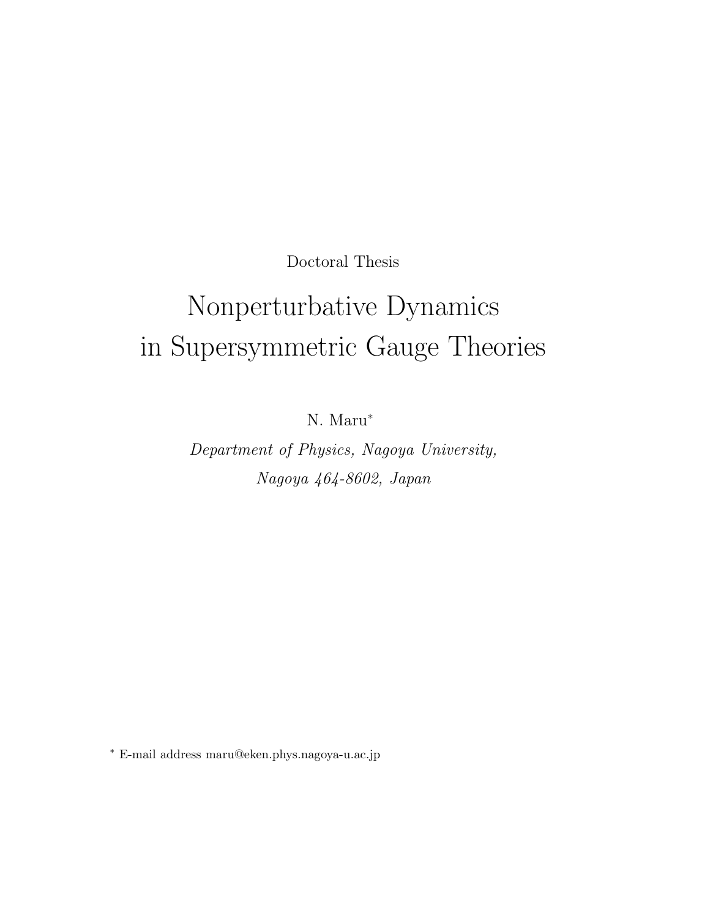Doctoral Thesis

# Nonperturbative Dynamics in Supersymmetric Gauge Theories

N. Maru*

*Department of Physics, Nagoya University,*
*Nagoya 464-8602, Japan*

\* E-mail address maru@eken.phys.nagoya-u.ac.jp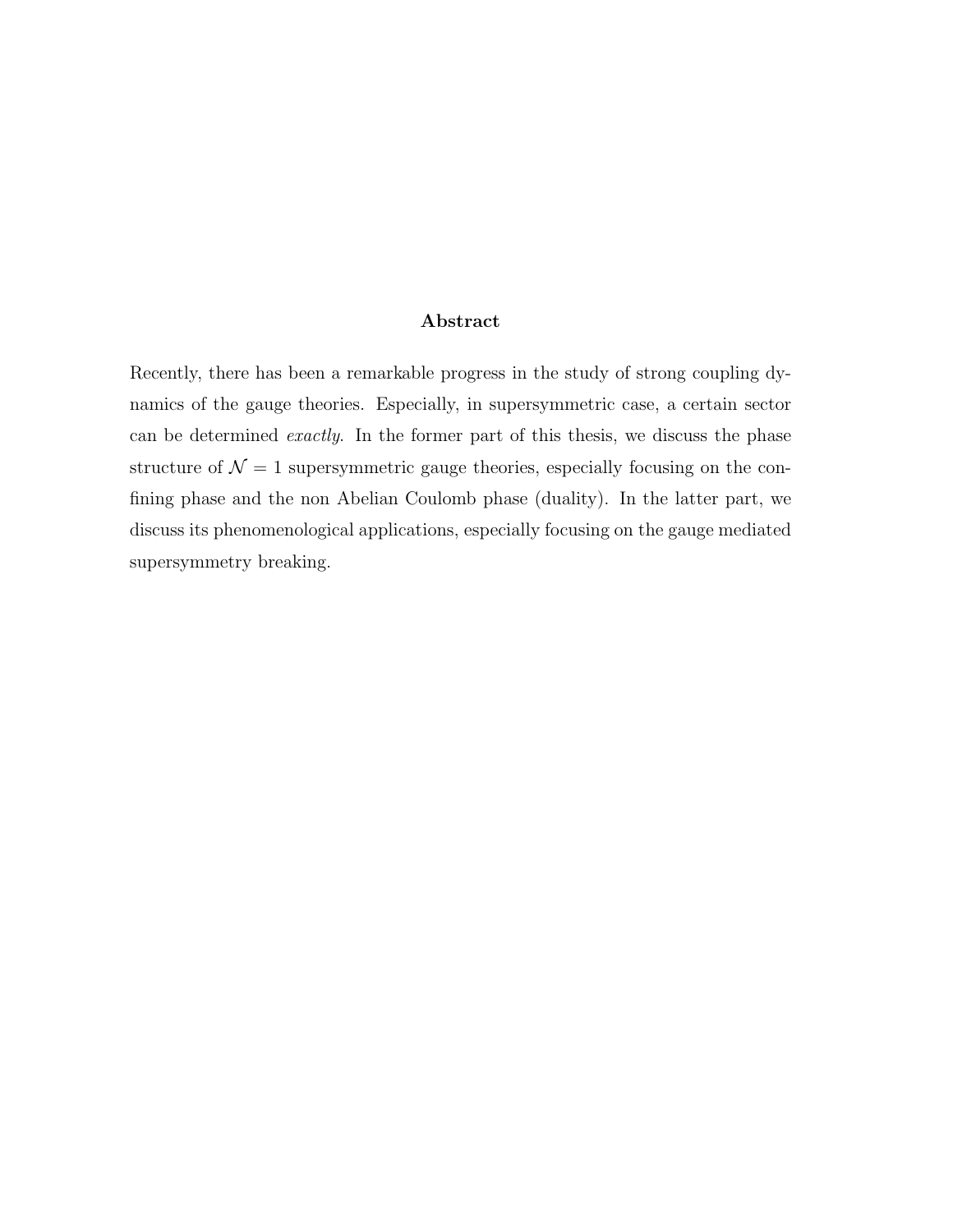## Abstract

Recently, there has been a remarkable progress in the study of strong coupling dynamics of the gauge theories. Especially, in supersymmetric case, a certain sector can be determined *exactly*. In the former part of this thesis, we discuss the phase structure of $\mathcal{N} = 1$ supersymmetric gauge theories, especially focusing on the confining phase and the non Abelian Coulomb phase (duality). In the latter part, we discuss its phenomenological applications, especially focusing on the gauge mediated supersymmetry breaking.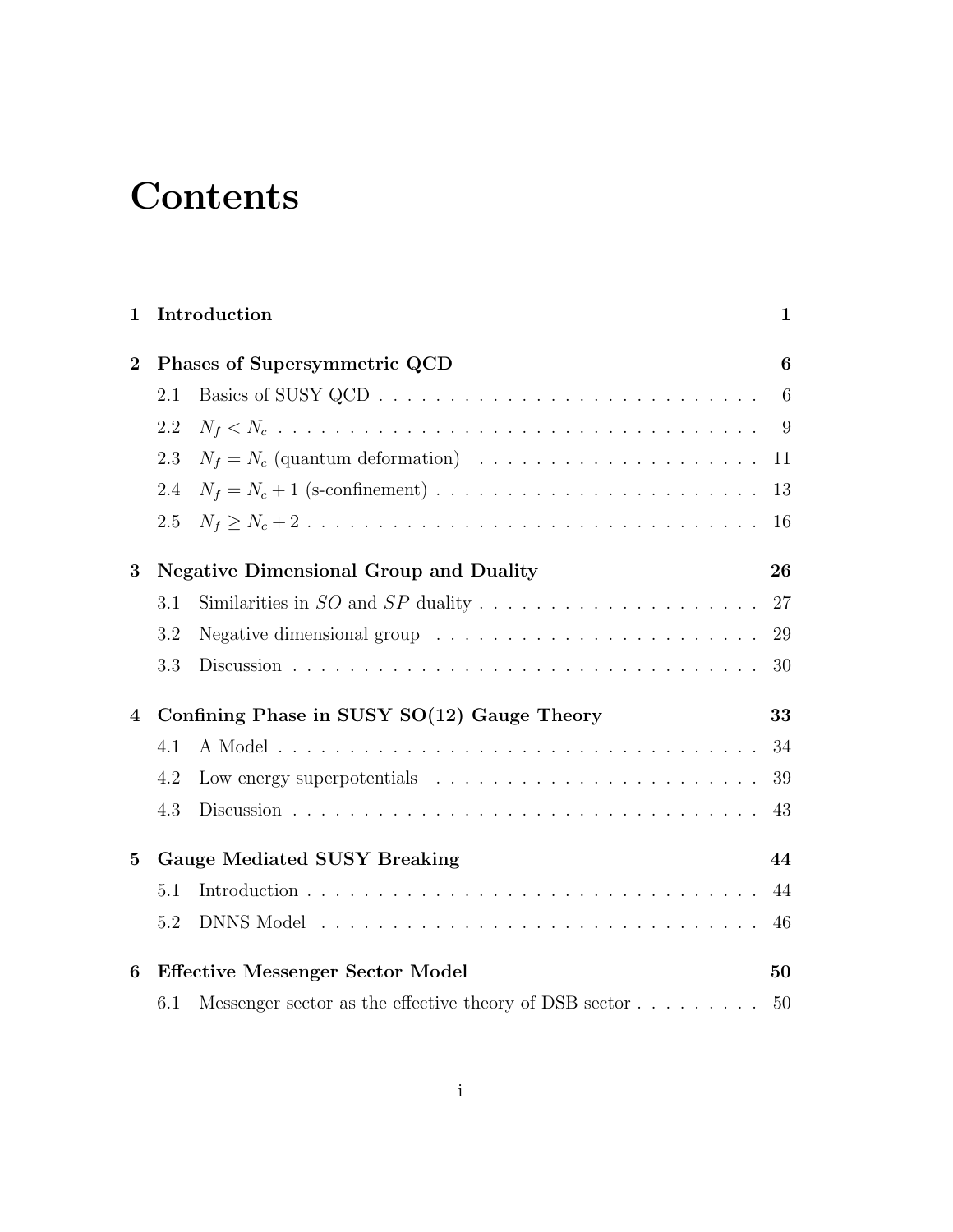# Contents

**1 Introduction** **1**

**2 Phases of Supersymmetric QCD** **6**

2.1 Basics of SUSY QCD . . . . . . . . . . . . . . . . . . . . . . . . . . . 6

2.2 $N_f < N_c$ . . . . . . . . . . . . . . . . . . . . . . . . . . . . . . . . 9

2.3 $N_f = N_c$ (quantum deformation) . . . . . . . . . . . . . . . . . . . . 11

2.4 $N_f = N_c + 1$ (s-confinement) . . . . . . . . . . . . . . . . . . . . . . 13

2.5 $N_f \geq N_c + 2$ . . . . . . . . . . . . . . . . . . . . . . . . . . . . . . 16

**3 Negative Dimensional Group and Duality** **26**

3.1 Similarities in $SO$ and $SP$ duality . . . . . . . . . . . . . . . . . . . . 27

3.2 Negative dimensional group . . . . . . . . . . . . . . . . . . . . . . . 29

3.3 Discussion . . . . . . . . . . . . . . . . . . . . . . . . . . . . . . . . 30

**4 Confining Phase in SUSY SO(12) Gauge Theory** **33**

4.1 A Model . . . . . . . . . . . . . . . . . . . . . . . . . . . . . . . . . 34

4.2 Low energy superpotentials . . . . . . . . . . . . . . . . . . . . . . . 39

4.3 Discussion . . . . . . . . . . . . . . . . . . . . . . . . . . . . . . . . 43

**5 Gauge Mediated SUSY Breaking** **44**

5.1 Introduction . . . . . . . . . . . . . . . . . . . . . . . . . . . . . . . 44

5.2 DNNS Model . . . . . . . . . . . . . . . . . . . . . . . . . . . . . . . 46

**6 Effective Messenger Sector Model** **50**

6.1 Messenger sector as the effective theory of DSB sector . . . . . . . . . 50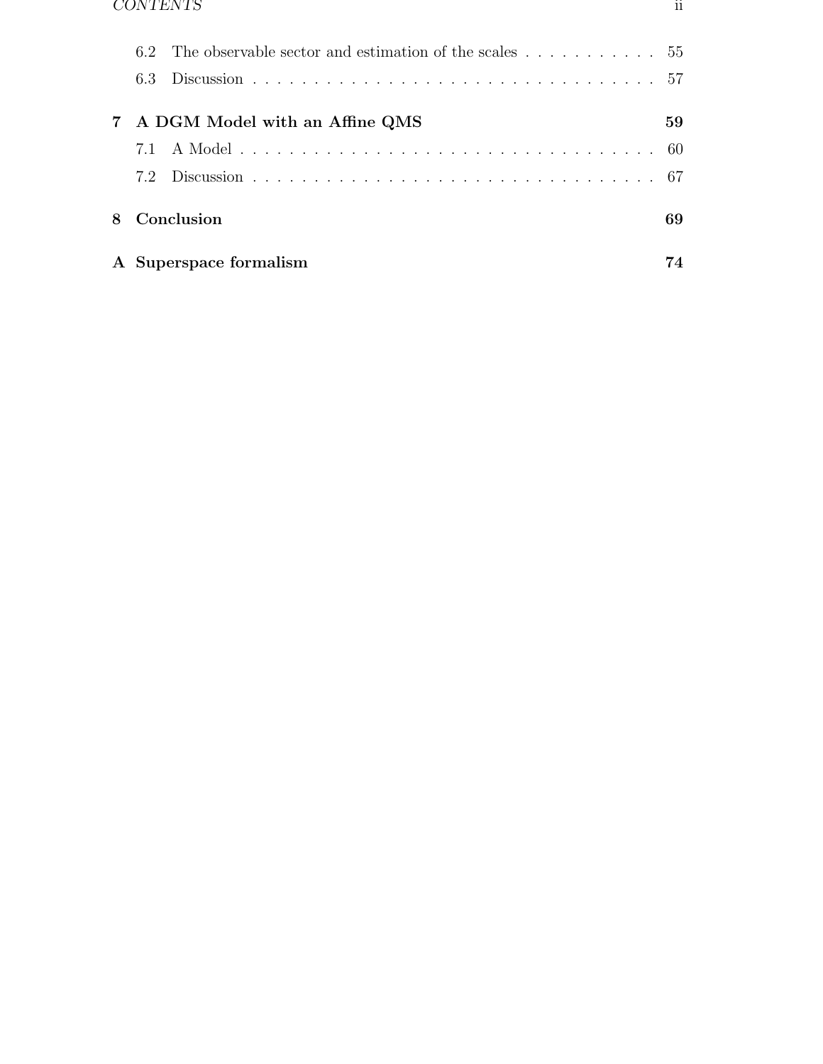- 6.2 The observable sector and estimation of the scales . . . . . . . . . . . . 55
- 6.3 Discussion . . . . . . . . . . . . . . . . . . . . . . . . . . . . . . . . . . 57

**7 A DGM Model with an Affine QMS** **59**

- 7.1 A Model . . . . . . . . . . . . . . . . . . . . . . . . . . . . . . . . . . 60
- 7.2 Discussion . . . . . . . . . . . . . . . . . . . . . . . . . . . . . . . . . . 67

**8 Conclusion** **69**

**A Superspace formalism** **74**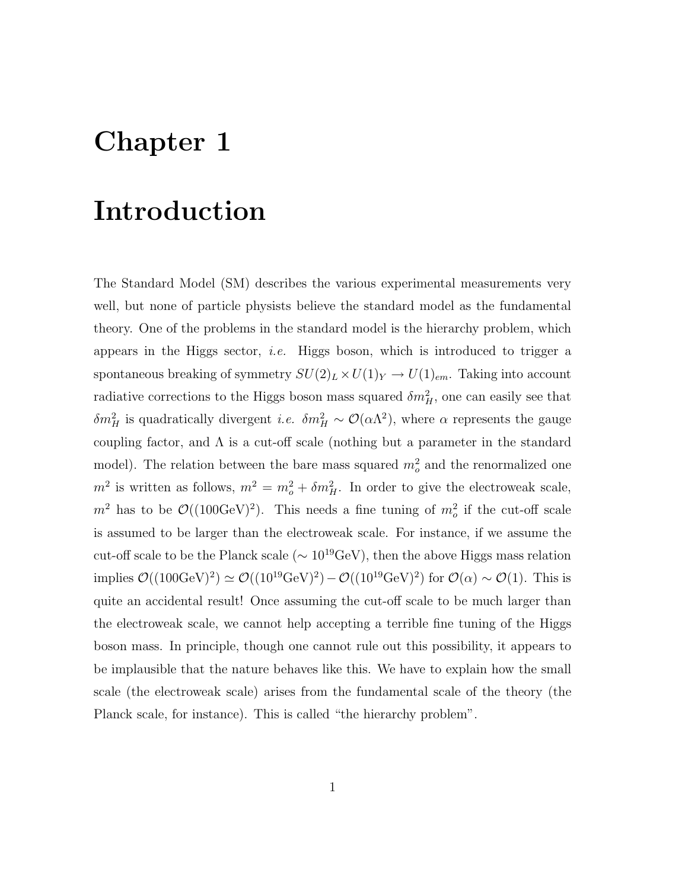# Chapter 1

# Introduction

The Standard Model (SM) describes the various experimental measurements very well, but none of particle physists believe the standard model as the fundamental theory. One of the problems in the standard model is the hierarchy problem, which appears in the Higgs sector, *i.e.* Higgs boson, which is introduced to trigger a spontaneous breaking of symmetry $SU(2)_L \times U(1)_Y \to U(1)_{em}$. Taking into account radiative corrections to the Higgs boson mass squared $\delta m_H^2$, one can easily see that $\delta m_H^2$ is quadratically divergent *i.e.* $\delta m_H^2 \sim \mathcal{O}(\alpha\Lambda^2)$, where $\alpha$ represents the gauge coupling factor, and $\Lambda$ is a cut-off scale (nothing but a parameter in the standard model). The relation between the bare mass squared $m_o^2$ and the renormalized one $m^2$ is written as follows, $m^2 = m_o^2 + \delta m_H^2$. In order to give the electroweak scale, $m^2$ has to be $\mathcal{O}((100\text{GeV})^2)$. This needs a fine tuning of $m_o^2$ if the cut-off scale is assumed to be larger than the electroweak scale. For instance, if we assume the cut-off scale to be the Planck scale ($\sim 10^{19}$GeV), then the above Higgs mass relation implies $\mathcal{O}((100\text{GeV})^2) \simeq \mathcal{O}((10^{19}\text{GeV})^2) - \mathcal{O}((10^{19}\text{GeV})^2)$ for $\mathcal{O}(\alpha) \sim \mathcal{O}(1)$. This is quite an accidental result! Once assuming the cut-off scale to be much larger than the electroweak scale, we cannot help accepting a terrible fine tuning of the Higgs boson mass. In principle, though one cannot rule out this possibility, it appears to be implausible that the nature behaves like this. We have to explain how the small scale (the electroweak scale) arises from the fundamental scale of the theory (the Planck scale, for instance). This is called "the hierarchy problem".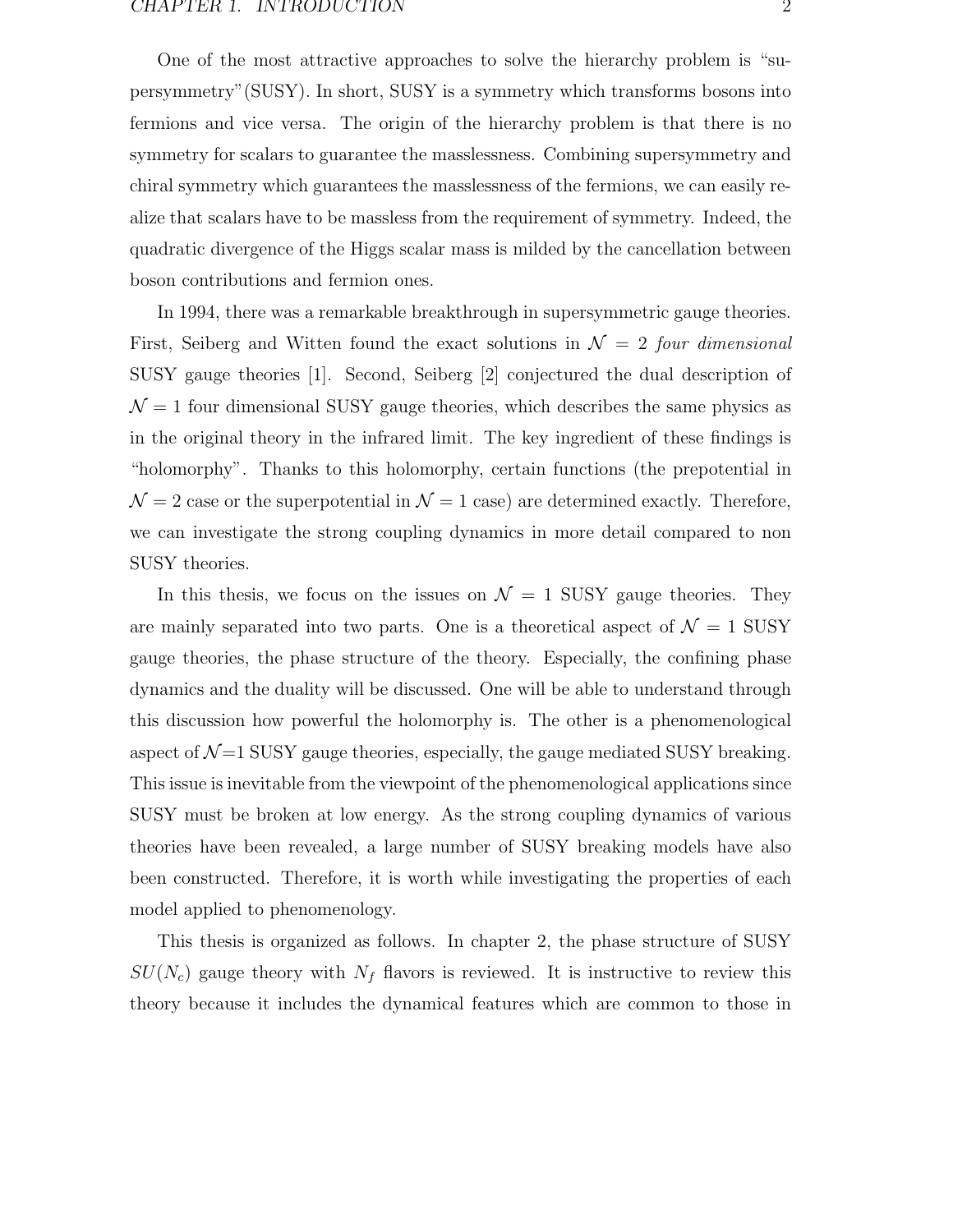One of the most attractive approaches to solve the hierarchy problem is "supersymmetry"(SUSY). In short, SUSY is a symmetry which transforms bosons into fermions and vice versa. The origin of the hierarchy problem is that there is no symmetry for scalars to guarantee the masslessness. Combining supersymmetry and chiral symmetry which guarantees the masslessness of the fermions, we can easily realize that scalars have to be massless from the requirement of symmetry. Indeed, the quadratic divergence of the Higgs scalar mass is milded by the cancellation between boson contributions and fermion ones.

In 1994, there was a remarkable breakthrough in supersymmetric gauge theories. First, Seiberg and Witten found the exact solutions in $\mathcal{N} = 2$ *four dimensional* SUSY gauge theories [1]. Second, Seiberg [2] conjectured the dual description of $\mathcal{N} = 1$ four dimensional SUSY gauge theories, which describes the same physics as in the original theory in the infrared limit. The key ingredient of these findings is "holomorphy". Thanks to this holomorphy, certain functions (the prepotential in $\mathcal{N} = 2$ case or the superpotential in $\mathcal{N} = 1$ case) are determined exactly. Therefore, we can investigate the strong coupling dynamics in more detail compared to non SUSY theories.

In this thesis, we focus on the issues on $\mathcal{N} = 1$ SUSY gauge theories. They are mainly separated into two parts. One is a theoretical aspect of $\mathcal{N} = 1$ SUSY gauge theories, the phase structure of the theory. Especially, the confining phase dynamics and the duality will be discussed. One will be able to understand through this discussion how powerful the holomorphy is. The other is a phenomenological aspect of $\mathcal{N}$=1 SUSY gauge theories, especially, the gauge mediated SUSY breaking. This issue is inevitable from the viewpoint of the phenomenological applications since SUSY must be broken at low energy. As the strong coupling dynamics of various theories have been revealed, a large number of SUSY breaking models have also been constructed. Therefore, it is worth while investigating the properties of each model applied to phenomenology.

This thesis is organized as follows. In chapter 2, the phase structure of SUSY $SU(N_c)$ gauge theory with $N_f$ flavors is reviewed. It is instructive to review this theory because it includes the dynamical features which are common to those in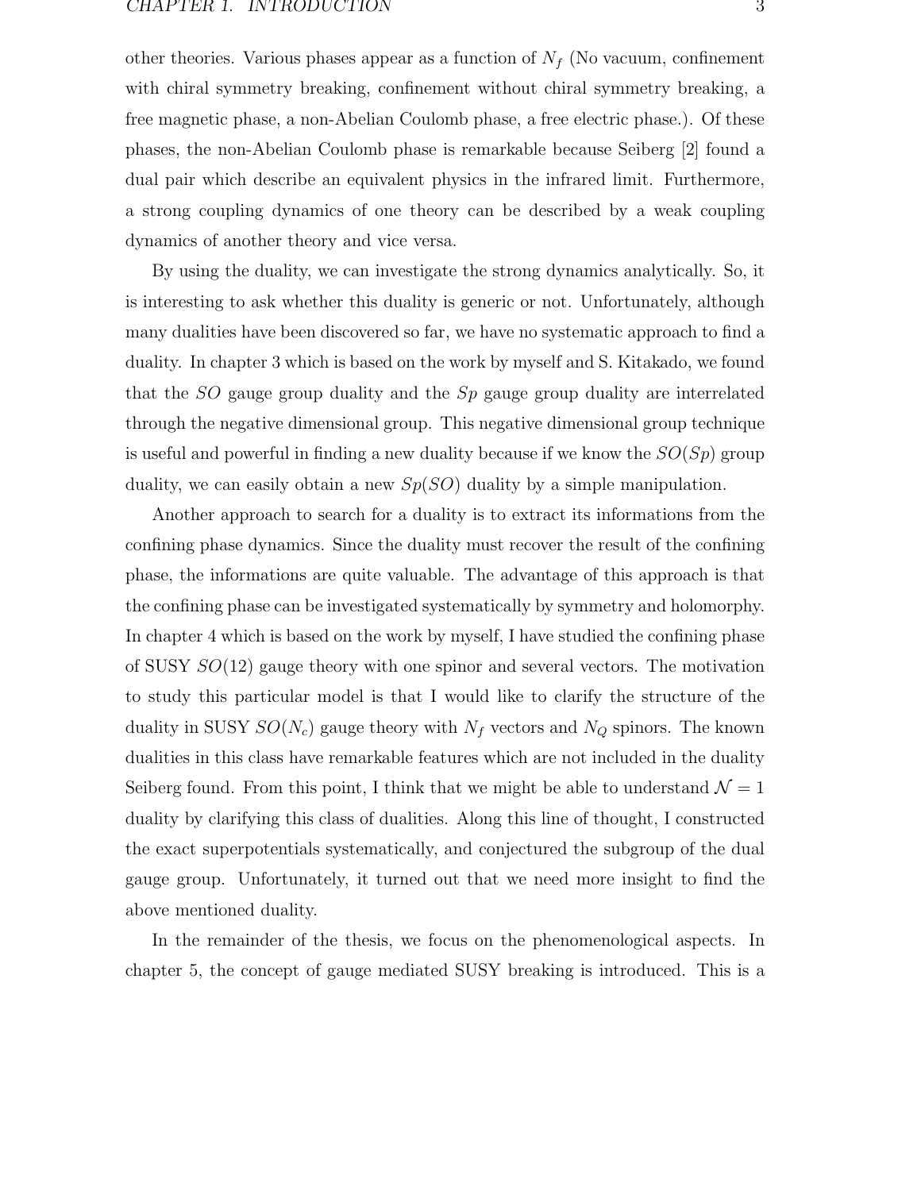other theories. Various phases appear as a function of $N_f$ (No vacuum, confinement with chiral symmetry breaking, confinement without chiral symmetry breaking, a free magnetic phase, a non-Abelian Coulomb phase, a free electric phase.). Of these phases, the non-Abelian Coulomb phase is remarkable because Seiberg [2] found a dual pair which describe an equivalent physics in the infrared limit. Furthermore, a strong coupling dynamics of one theory can be described by a weak coupling dynamics of another theory and vice versa.

By using the duality, we can investigate the strong dynamics analytically. So, it is interesting to ask whether this duality is generic or not. Unfortunately, although many dualities have been discovered so far, we have no systematic approach to find a duality. In chapter 3 which is based on the work by myself and S. Kitakado, we found that the $SO$ gauge group duality and the $Sp$ gauge group duality are interrelated through the negative dimensional group. This negative dimensional group technique is useful and powerful in finding a new duality because if we know the $SO(Sp)$ group duality, we can easily obtain a new $Sp(SO)$ duality by a simple manipulation.

Another approach to search for a duality is to extract its informations from the confining phase dynamics. Since the duality must recover the result of the confining phase, the informations are quite valuable. The advantage of this approach is that the confining phase can be investigated systematically by symmetry and holomorphy. In chapter 4 which is based on the work by myself, I have studied the confining phase of SUSY $SO(12)$ gauge theory with one spinor and several vectors. The motivation to study this particular model is that I would like to clarify the structure of the duality in SUSY $SO(N_c)$ gauge theory with $N_f$ vectors and $N_Q$ spinors. The known dualities in this class have remarkable features which are not included in the duality Seiberg found. From this point, I think that we might be able to understand $\mathcal{N} = 1$ duality by clarifying this class of dualities. Along this line of thought, I constructed the exact superpotentials systematically, and conjectured the subgroup of the dual gauge group. Unfortunately, it turned out that we need more insight to find the above mentioned duality.

In the remainder of the thesis, we focus on the phenomenological aspects. In chapter 5, the concept of gauge mediated SUSY breaking is introduced. This is a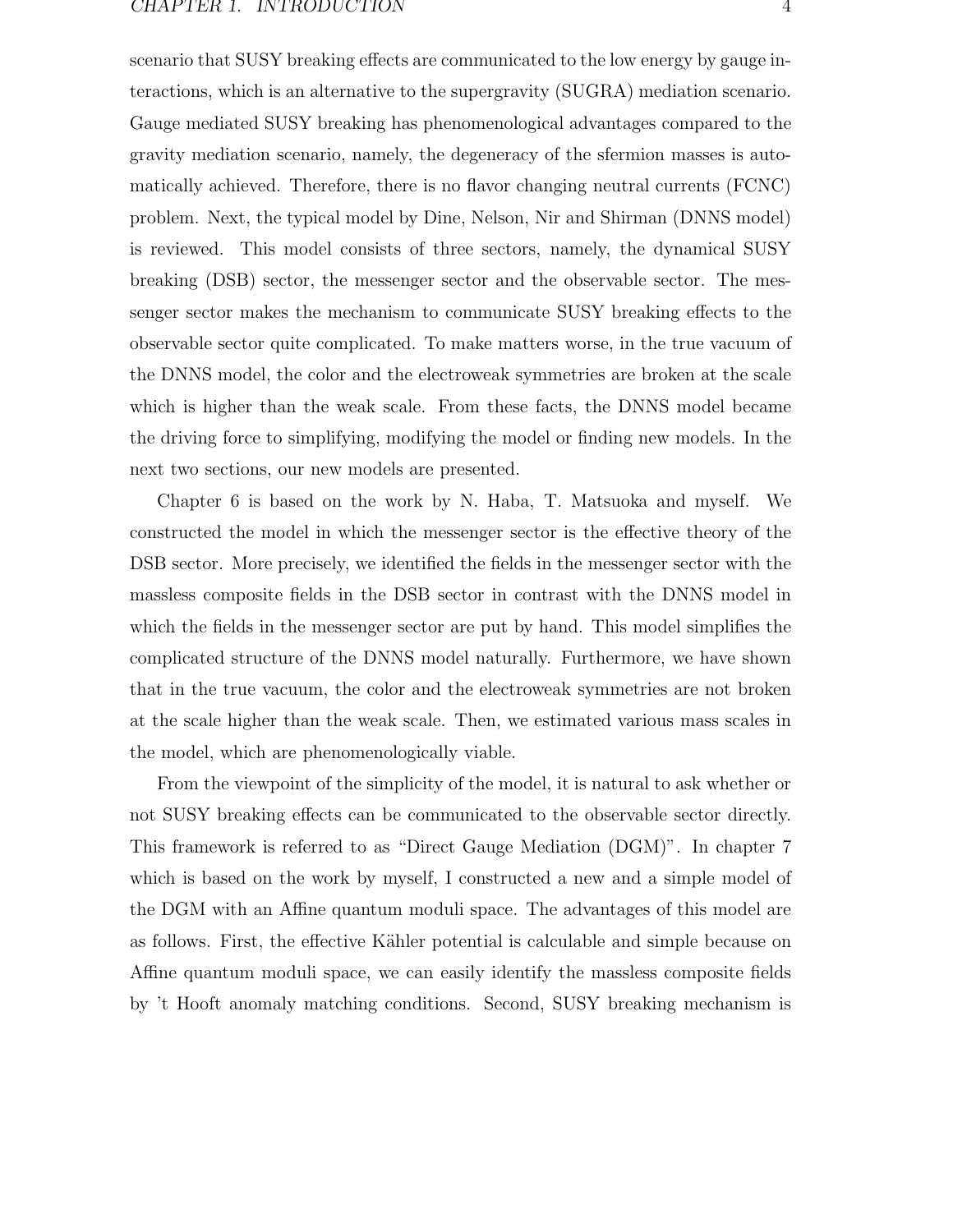scenario that SUSY breaking effects are communicated to the low energy by gauge interactions, which is an alternative to the supergravity (SUGRA) mediation scenario. Gauge mediated SUSY breaking has phenomenological advantages compared to the gravity mediation scenario, namely, the degeneracy of the sfermion masses is automatically achieved. Therefore, there is no flavor changing neutral currents (FCNC) problem. Next, the typical model by Dine, Nelson, Nir and Shirman (DNNS model) is reviewed. This model consists of three sectors, namely, the dynamical SUSY breaking (DSB) sector, the messenger sector and the observable sector. The messenger sector makes the mechanism to communicate SUSY breaking effects to the observable sector quite complicated. To make matters worse, in the true vacuum of the DNNS model, the color and the electroweak symmetries are broken at the scale which is higher than the weak scale. From these facts, the DNNS model became the driving force to simplifying, modifying the model or finding new models. In the next two sections, our new models are presented.

Chapter 6 is based on the work by N. Haba, T. Matsuoka and myself. We constructed the model in which the messenger sector is the effective theory of the DSB sector. More precisely, we identified the fields in the messenger sector with the massless composite fields in the DSB sector in contrast with the DNNS model in which the fields in the messenger sector are put by hand. This model simplifies the complicated structure of the DNNS model naturally. Furthermore, we have shown that in the true vacuum, the color and the electroweak symmetries are not broken at the scale higher than the weak scale. Then, we estimated various mass scales in the model, which are phenomenologically viable.

From the viewpoint of the simplicity of the model, it is natural to ask whether or not SUSY breaking effects can be communicated to the observable sector directly. This framework is referred to as "Direct Gauge Mediation (DGM)". In chapter 7 which is based on the work by myself, I constructed a new and a simple model of the DGM with an Affine quantum moduli space. The advantages of this model are as follows. First, the effective Kähler potential is calculable and simple because on Affine quantum moduli space, we can easily identify the massless composite fields by 't Hooft anomaly matching conditions. Second, SUSY breaking mechanism is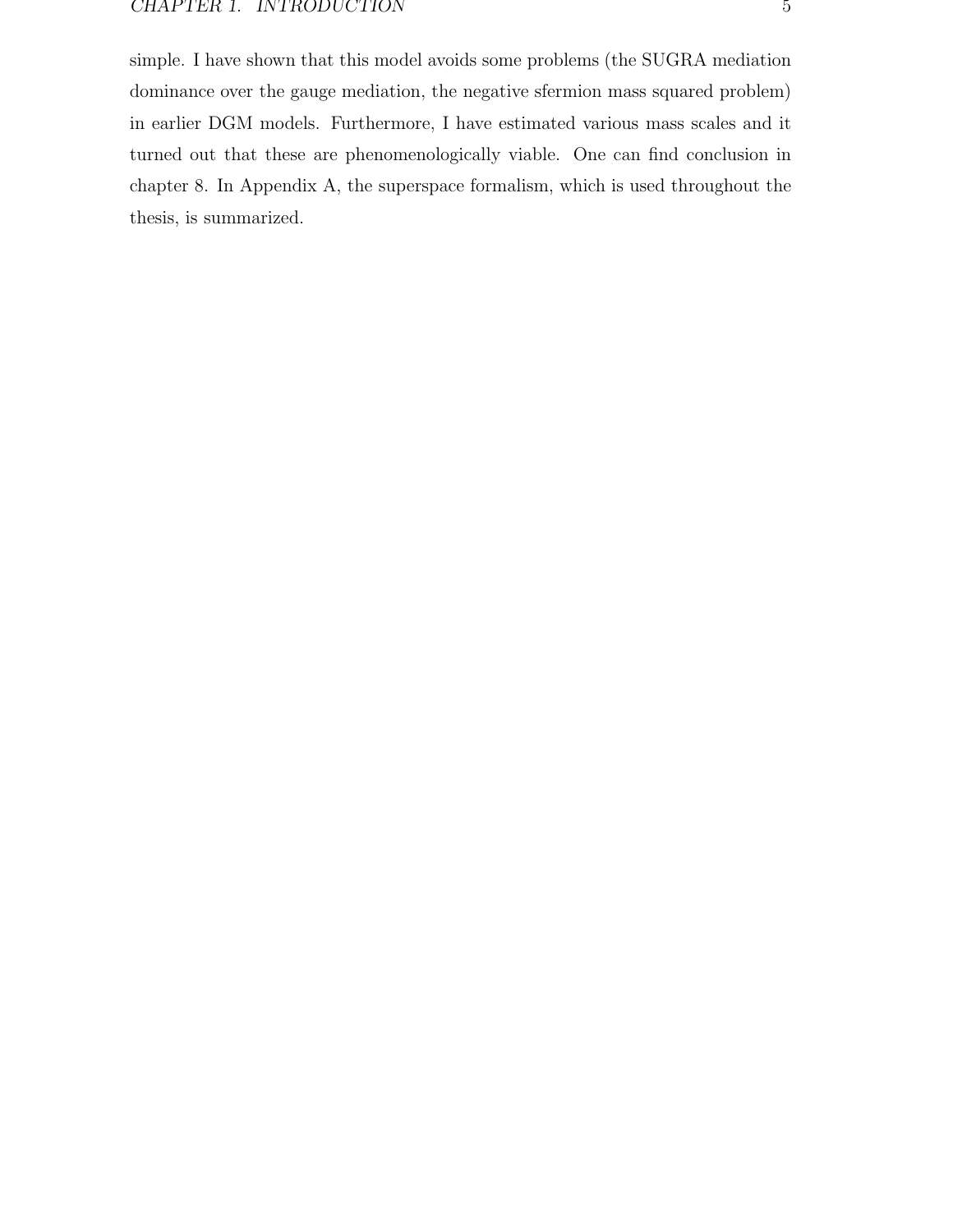simple. I have shown that this model avoids some problems (the SUGRA mediation dominance over the gauge mediation, the negative sfermion mass squared problem) in earlier DGM models. Furthermore, I have estimated various mass scales and it turned out that these are phenomenologically viable. One can find conclusion in chapter 8. In Appendix A, the superspace formalism, which is used throughout the thesis, is summarized.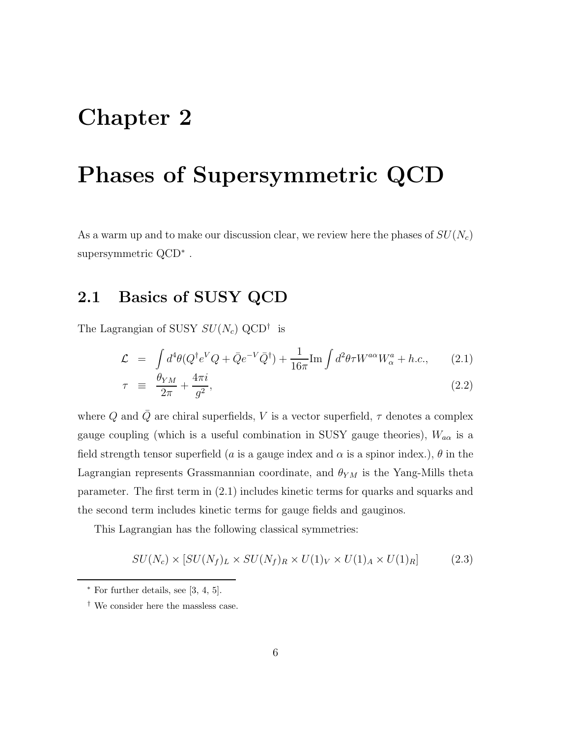# Chapter 2

# Phases of Supersymmetric QCD

As a warm up and to make our discussion clear, we review here the phases of $SU(N_c)$ supersymmetric QCD* .

## 2.1 Basics of SUSY QCD

The Lagrangian of SUSY $SU(N_c)$ QCD† is

$$\mathcal{L} = \int d^4\theta (Q^\dagger e^V Q + \bar{Q} e^{-V} \bar{Q}^\dagger) + \frac{1}{16\pi} \text{Im} \int d^2\theta \tau W^{a\alpha} W^a_\alpha + h.c., \tag{2.1}$$

$$\tau \equiv \frac{\theta_{YM}}{2\pi} + \frac{4\pi i}{g^2}, \tag{2.2}$$

where $Q$ and $\bar{Q}$ are chiral superfields, $V$ is a vector superfield, $\tau$ denotes a complex gauge coupling (which is a useful combination in SUSY gauge theories), $W_{a\alpha}$ is a field strength tensor superfield ($a$ is a gauge index and $\alpha$ is a spinor index.), $\theta$ in the Lagrangian represents Grassmannian coordinate, and $\theta_{YM}$ is the Yang-Mills theta parameter. The first term in (2.1) includes kinetic terms for quarks and squarks and the second term includes kinetic terms for gauge fields and gauginos.

This Lagrangian has the following classical symmetries:

$$SU(N_c) \times [SU(N_f)_L \times SU(N_f)_R \times U(1)_V \times U(1)_A \times U(1)_R] \tag{2.3}$$

---

* For further details, see [3, 4, 5].

† We consider here the massless case.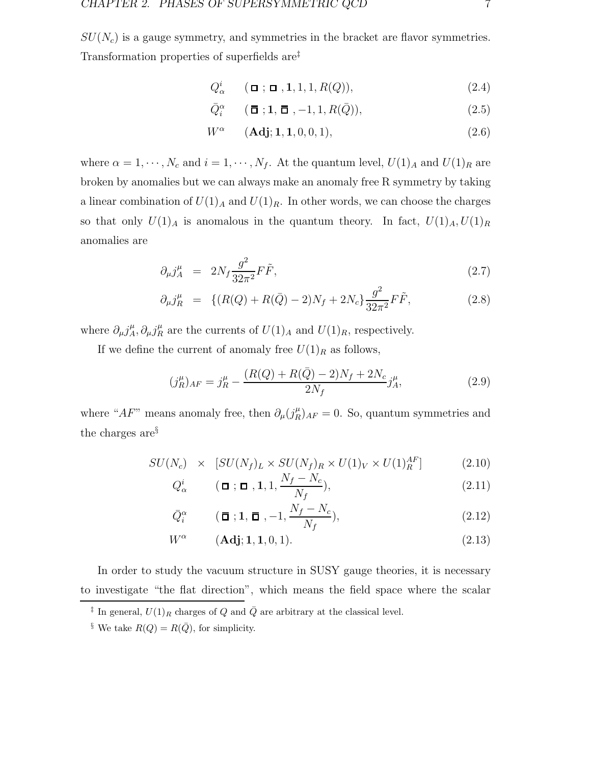$SU(N_c)$ is a gauge symmetry, and symmetries in the bracket are flavor symmetries. Transformation properties of superfields are[‡]

$$Q^i_\alpha \qquad (\square\,;\,\square\,,\mathbf{1},1,1,R(Q)), \tag{2.4}$$

$$\bar{Q}^\alpha_i \qquad (\bar{\square}\,;\mathbf{1},\,\bar{\square}\,,-1,1,R(\bar{Q})), \tag{2.5}$$

$$W^\alpha \qquad (\mathbf{Adj};\mathbf{1},\mathbf{1},0,0,1), \tag{2.6}$$

where $\alpha = 1, \cdots, N_c$ and $i = 1, \cdots, N_f$. At the quantum level, $U(1)_A$ and $U(1)_R$ are broken by anomalies but we can always make an anomaly free R symmetry by taking a linear combination of $U(1)_A$ and $U(1)_R$. In other words, we can choose the charges so that only $U(1)_A$ is anomalous in the quantum theory. In fact, $U(1)_A, U(1)_R$ anomalies are

$$\partial_\mu j^\mu_A = 2N_f \frac{g^2}{32\pi^2} F\tilde{F}, \tag{2.7}$$

$$\partial_\mu j^\mu_R = \{(R(Q) + R(\bar{Q}) - 2)N_f + 2N_c\} \frac{g^2}{32\pi^2} F\tilde{F}, \tag{2.8}$$

where $\partial_\mu j^\mu_A, \partial_\mu j^\mu_R$ are the currents of $U(1)_A$ and $U(1)_R$, respectively.

If we define the current of anomaly free $U(1)_R$ as follows,

$$(j^\mu_R)_{AF} = j^\mu_R - \frac{(R(Q) + R(\bar{Q}) - 2)N_f + 2N_c}{2N_f} j^\mu_A, \tag{2.9}$$

where "$AF$" means anomaly free, then $\partial_\mu (j^\mu_R)_{AF} = 0$. So, quantum symmetries and the charges are[§]

$$SU(N_c) \quad \times \quad [SU(N_f)_L \times SU(N_f)_R \times U(1)_V \times U(1)^{AF}_R] \tag{2.10}$$

$$Q^i_\alpha \qquad (\square\,;\,\square\,,\mathbf{1},1,\frac{N_f - N_c}{N_f}), \tag{2.11}$$

$$\bar{Q}^\alpha_i \qquad (\bar{\square}\,;\mathbf{1},\,\bar{\square}\,,-1,\frac{N_f - N_c}{N_f}), \tag{2.12}$$

$$W^\alpha \qquad (\mathbf{Adj};\mathbf{1},\mathbf{1},0,1). \tag{2.13}$$

In order to study the vacuum structure in SUSY gauge theories, it is necessary to investigate "the flat direction", which means the field space where the scalar

---

[‡] In general, $U(1)_R$ charges of $Q$ and $\bar{Q}$ are arbitrary at the classical level.

[§] We take $R(Q) = R(\bar{Q})$, for simplicity.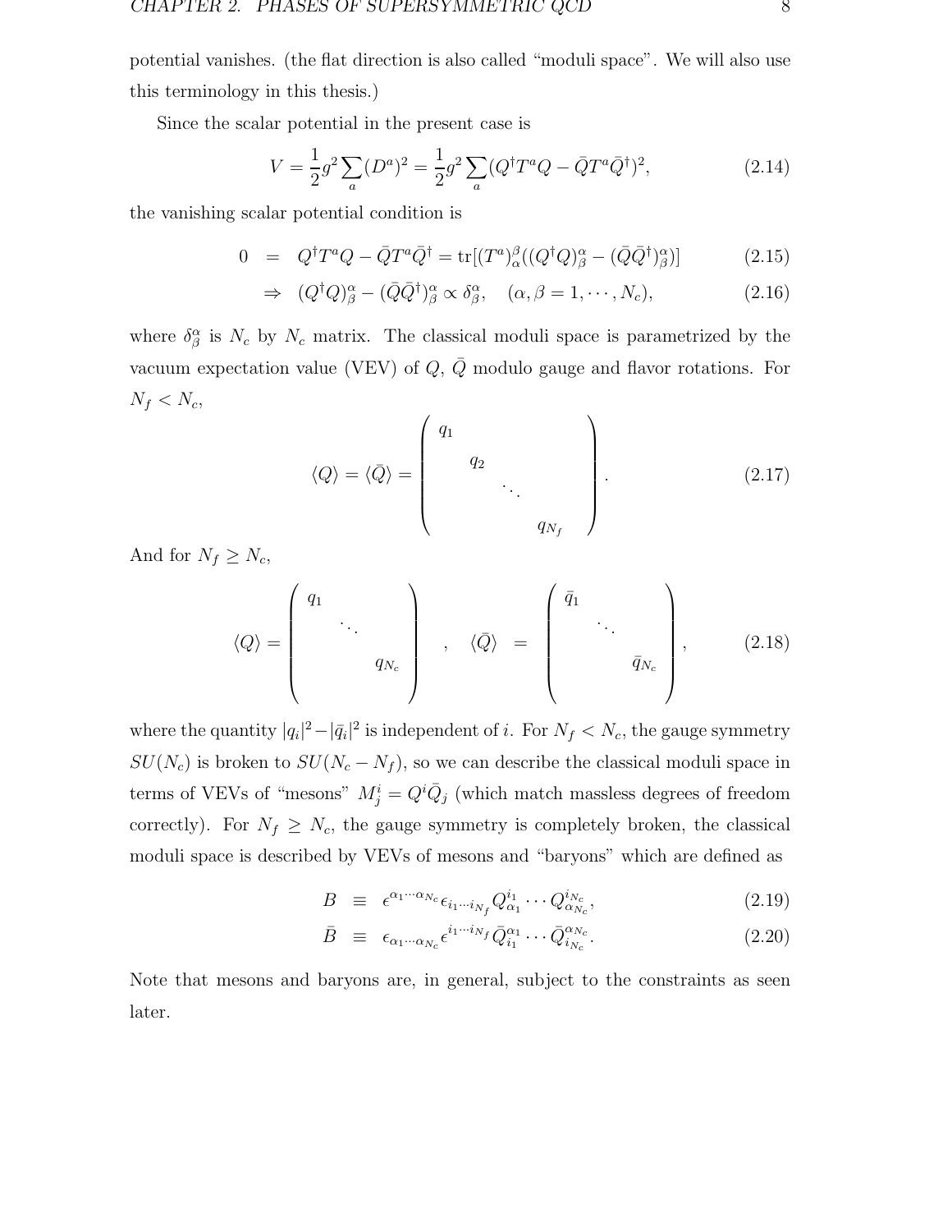potential vanishes. (the flat direction is also called "moduli space". We will also use this terminology in this thesis.)

Since the scalar potential in the present case is

$$V = \frac{1}{2}g^2 \sum_a (D^a)^2 = \frac{1}{2}g^2 \sum_a (Q^\dagger T^a Q - \bar{Q} T^a \bar{Q}^\dagger)^2, \tag{2.14}$$

the vanishing scalar potential condition is

$$\begin{aligned} 0 &= Q^\dagger T^a Q - \bar{Q} T^a \bar{Q}^\dagger = \mathrm{tr}[(T^a)^\beta_\alpha ((Q^\dagger Q)^\alpha_\beta - (\bar{Q}\bar{Q}^\dagger)^\alpha_\beta)] & (2.15) \\ &\Rightarrow (Q^\dagger Q)^\alpha_\beta - (\bar{Q}\bar{Q}^\dagger)^\alpha_\beta \propto \delta^\alpha_\beta, \quad (\alpha, \beta = 1, \cdots, N_c), & (2.16) \end{aligned}$$

where $\delta^\alpha_\beta$ is $N_c$ by $N_c$ matrix. The classical moduli space is parametrized by the vacuum expectation value (VEV) of $Q$, $\bar{Q}$ modulo gauge and flavor rotations. For $N_f < N_c$,

$$\langle Q \rangle = \langle \bar{Q} \rangle = \begin{pmatrix} q_1 & & & \\ & q_2 & & \\ & & \ddots & \\ & & & q_{N_f} \\ & & & \end{pmatrix}. \tag{2.17}$$

And for $N_f \geq N_c$,

$$\langle Q \rangle = \begin{pmatrix} q_1 & & \\ & \ddots & \\ & & q_{N_c} \\ & & \end{pmatrix}, \quad \langle \bar{Q} \rangle = \begin{pmatrix} \bar{q}_1 & & \\ & \ddots & \\ & & \bar{q}_{N_c} \\ & & \end{pmatrix}, \tag{2.18}$$

where the quantity $|q_i|^2 - |\bar{q}_i|^2$ is independent of $i$. For $N_f < N_c$, the gauge symmetry $SU(N_c)$ is broken to $SU(N_c - N_f)$, so we can describe the classical moduli space in terms of VEVs of "mesons" $M^i_j = Q^i \bar{Q}_j$ (which match massless degrees of freedom correctly). For $N_f \geq N_c$, the gauge symmetry is completely broken, the classical moduli space is described by VEVs of mesons and "baryons" which are defined as

$$\begin{aligned} B &\equiv \epsilon^{\alpha_1 \cdots \alpha_{N_c}} \epsilon_{i_1 \cdots i_{N_f}} Q^{i_1}_{\alpha_1} \cdots Q^{i_{N_c}}_{\alpha_{N_c}}, & (2.19) \\ \bar{B} &\equiv \epsilon_{\alpha_1 \cdots \alpha_{N_c}} \epsilon^{i_1 \cdots i_{N_f}} \bar{Q}^{\alpha_1}_{i_1} \cdots \bar{Q}^{\alpha_{N_c}}_{i_{N_c}}. & (2.20) \end{aligned}$$

Note that mesons and baryons are, in general, subject to the constraints as seen later.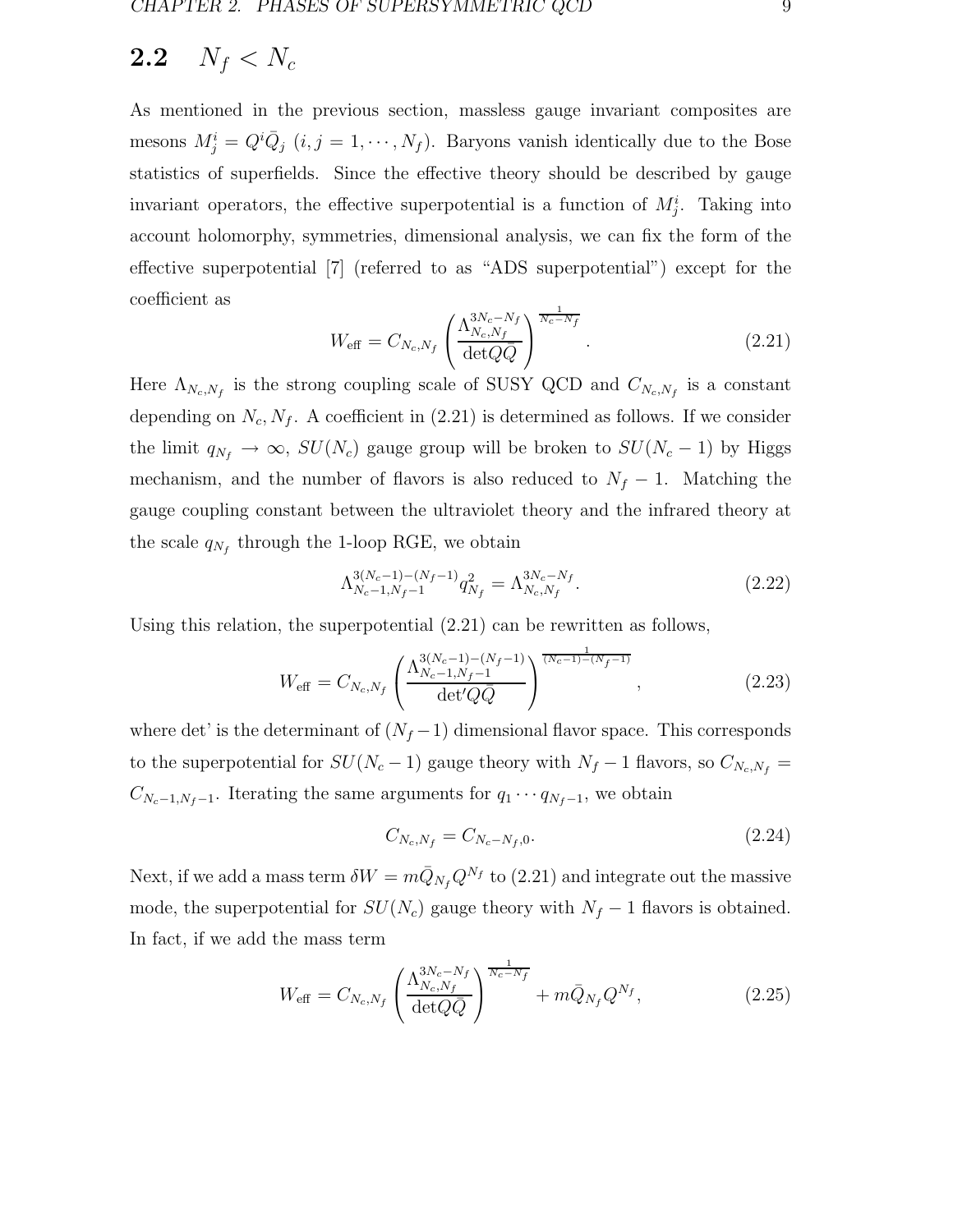## 2.2 $N_f < N_c$

As mentioned in the previous section, massless gauge invariant composites are mesons $M^i_j = Q^i \bar{Q}_j$ $(i, j = 1, \cdots, N_f)$. Baryons vanish identically due to the Bose statistics of superfields. Since the effective theory should be described by gauge invariant operators, the effective superpotential is a function of $M^i_j$. Taking into account holomorphy, symmetries, dimensional analysis, we can fix the form of the effective superpotential [7] (referred to as "ADS superpotential") except for the coefficient as

$$W_{\text{eff}} = C_{N_c,N_f} \left( \frac{\Lambda_{N_c,N_f}^{3N_c - N_f}}{\det Q\bar{Q}} \right)^{\frac{1}{N_c - N_f}}. \tag{2.21}$$

Here $\Lambda_{N_c,N_f}$ is the strong coupling scale of SUSY QCD and $C_{N_c,N_f}$ is a constant depending on $N_c, N_f$. A coefficient in (2.21) is determined as follows. If we consider the limit $q_{N_f} \to \infty$, $SU(N_c)$ gauge group will be broken to $SU(N_c - 1)$ by Higgs mechanism, and the number of flavors is also reduced to $N_f - 1$. Matching the gauge coupling constant between the ultraviolet theory and the infrared theory at the scale $q_{N_f}$ through the 1-loop RGE, we obtain

$$\Lambda_{N_c-1,N_f-1}^{3(N_c-1)-(N_f-1)} q_{N_f}^2 = \Lambda_{N_c,N_f}^{3N_c - N_f}. \tag{2.22}$$

Using this relation, the superpotential (2.21) can be rewritten as follows,

$$W_{\text{eff}} = C_{N_c,N_f} \left( \frac{\Lambda_{N_c-1,N_f-1}^{3(N_c-1)-(N_f-1)}}{\det' Q\bar{Q}} \right)^{\frac{1}{(N_c-1)-(N_f-1)}}, \tag{2.23}$$

where det' is the determinant of $(N_f - 1)$ dimensional flavor space. This corresponds to the superpotential for $SU(N_c - 1)$ gauge theory with $N_f - 1$ flavors, so $C_{N_c,N_f} = C_{N_c-1,N_f-1}$. Iterating the same arguments for $q_1 \cdots q_{N_f-1}$, we obtain

$$C_{N_c,N_f} = C_{N_c - N_f, 0}. \tag{2.24}$$

Next, if we add a mass term $\delta W = m\bar{Q}_{N_f} Q^{N_f}$ to (2.21) and integrate out the massive mode, the superpotential for $SU(N_c)$ gauge theory with $N_f - 1$ flavors is obtained. In fact, if we add the mass term

$$W_{\text{eff}} = C_{N_c,N_f} \left( \frac{\Lambda_{N_c,N_f}^{3N_c - N_f}}{\det Q\bar{Q}} \right)^{\frac{1}{N_c - N_f}} + m\bar{Q}_{N_f} Q^{N_f}, \tag{2.25}$$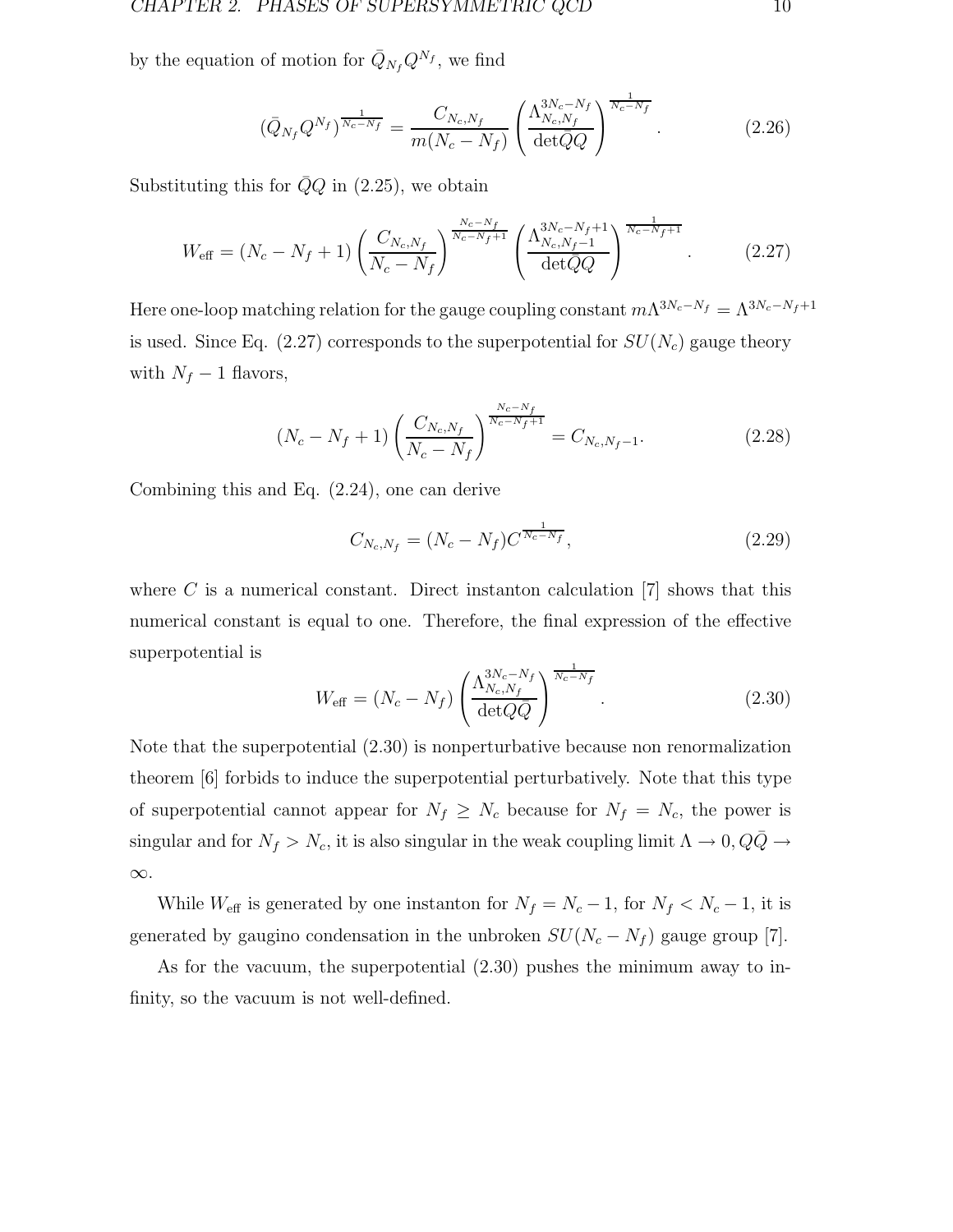by the equation of motion for $\bar{Q}_{N_f} Q^{N_f}$, we find

$$(\bar{Q}_{N_f} Q^{N_f})^{\frac{1}{N_c - N_f}} = \frac{C_{N_c,N_f}}{m(N_c - N_f)} \left( \frac{\Lambda_{N_c,N_f}^{3N_c - N_f}}{\det \bar{Q} Q} \right)^{\frac{1}{N_c - N_f}}. \tag{2.26}$$

Substituting this for $\bar{Q}Q$ in (2.25), we obtain

$$W_{\text{eff}} = (N_c - N_f + 1) \left( \frac{C_{N_c,N_f}}{N_c - N_f} \right)^{\frac{N_c - N_f}{N_c - N_f + 1}} \left( \frac{\Lambda_{N_c,N_f-1}^{3N_c - N_f + 1}}{\det \bar{Q} Q} \right)^{\frac{1}{N_c - N_f + 1}}. \tag{2.27}$$

Here one-loop matching relation for the gauge coupling constant $m\Lambda^{3N_c - N_f} = \Lambda^{3N_c - N_f + 1}$ is used. Since Eq. (2.27) corresponds to the superpotential for $SU(N_c)$ gauge theory with $N_f - 1$ flavors,

$$(N_c - N_f + 1) \left( \frac{C_{N_c,N_f}}{N_c - N_f} \right)^{\frac{N_c - N_f}{N_c - N_f + 1}} = C_{N_c, N_f - 1}. \tag{2.28}$$

Combining this and Eq. (2.24), one can derive

$$C_{N_c,N_f} = (N_c - N_f) C^{\frac{1}{N_c - N_f}}, \tag{2.29}$$

where $C$ is a numerical constant. Direct instanton calculation [7] shows that this numerical constant is equal to one. Therefore, the final expression of the effective superpotential is

$$W_{\text{eff}} = (N_c - N_f) \left( \frac{\Lambda_{N_c,N_f}^{3N_c - N_f}}{\det Q \bar{Q}} \right)^{\frac{1}{N_c - N_f}}. \tag{2.30}$$

Note that the superpotential (2.30) is nonperturbative because non renormalization theorem [6] forbids to induce the superpotential perturbatively. Note that this type of superpotential cannot appear for $N_f \geq N_c$ because for $N_f = N_c$, the power is singular and for $N_f > N_c$, it is also singular in the weak coupling limit $\Lambda \to 0, Q\bar{Q} \to \infty$.

While $W_{\text{eff}}$ is generated by one instanton for $N_f = N_c - 1$, for $N_f < N_c - 1$, it is generated by gaugino condensation in the unbroken $SU(N_c - N_f)$ gauge group [7].

As for the vacuum, the superpotential (2.30) pushes the minimum away to infinity, so the vacuum is not well-defined.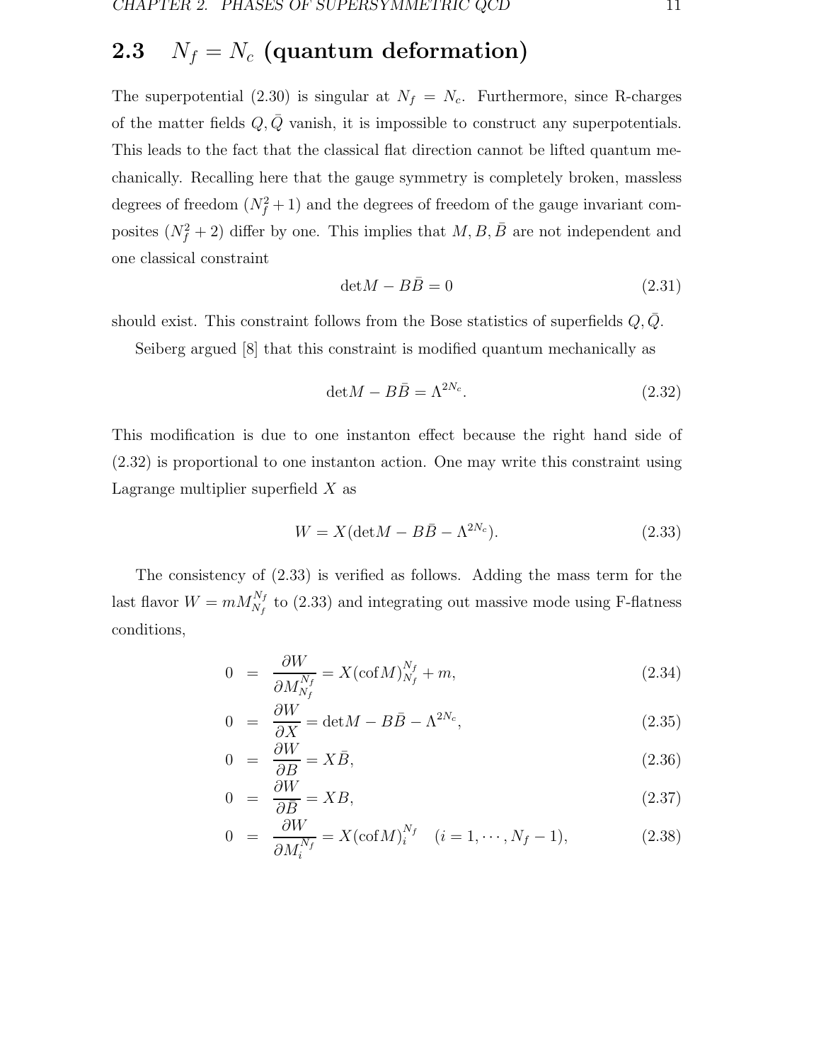## 2.3 $N_f = N_c$ (quantum deformation)

The superpotential (2.30) is singular at $N_f = N_c$. Furthermore, since R-charges of the matter fields $Q, \bar{Q}$ vanish, it is impossible to construct any superpotentials. This leads to the fact that the classical flat direction cannot be lifted quantum mechanically. Recalling here that the gauge symmetry is completely broken, massless degrees of freedom ($N_f^2 + 1$) and the degrees of freedom of the gauge invariant composites ($N_f^2 + 2$) differ by one. This implies that $M, B, \bar{B}$ are not independent and one classical constraint

$$\det M - B\bar{B} = 0 \tag{2.31}$$

should exist. This constraint follows from the Bose statistics of superfields $Q, \bar{Q}$.

Seiberg argued [8] that this constraint is modified quantum mechanically as

$$\det M - B\bar{B} = \Lambda^{2N_c}. \tag{2.32}$$

This modification is due to one instanton effect because the right hand side of (2.32) is proportional to one instanton action. One may write this constraint using Lagrange multiplier superfield $X$ as

$$W = X(\det M - B\bar{B} - \Lambda^{2N_c}). \tag{2.33}$$

The consistency of (2.33) is verified as follows. Adding the mass term for the last flavor $W = mM_{N_f}^{N_f}$ to (2.33) and integrating out massive mode using F-flatness conditions,

$$0 = \frac{\partial W}{\partial M_{N_f}^{N_f}} = X(\mathrm{cof}M)_{N_f}^{N_f} + m, \tag{2.34}$$

$$0 = \frac{\partial W}{\partial X} = \det M - B\bar{B} - \Lambda^{2N_c}, \tag{2.35}$$

$$0 = \frac{\partial W}{\partial B} = X\bar{B}, \tag{2.36}$$

$$0 = \frac{\partial W}{\partial \bar{B}} = XB, \tag{2.37}$$

$$0 = \frac{\partial W}{\partial M_i^{N_f}} = X(\mathrm{cof}M)_i^{N_f} \quad (i = 1, \cdots, N_f - 1), \tag{2.38}$$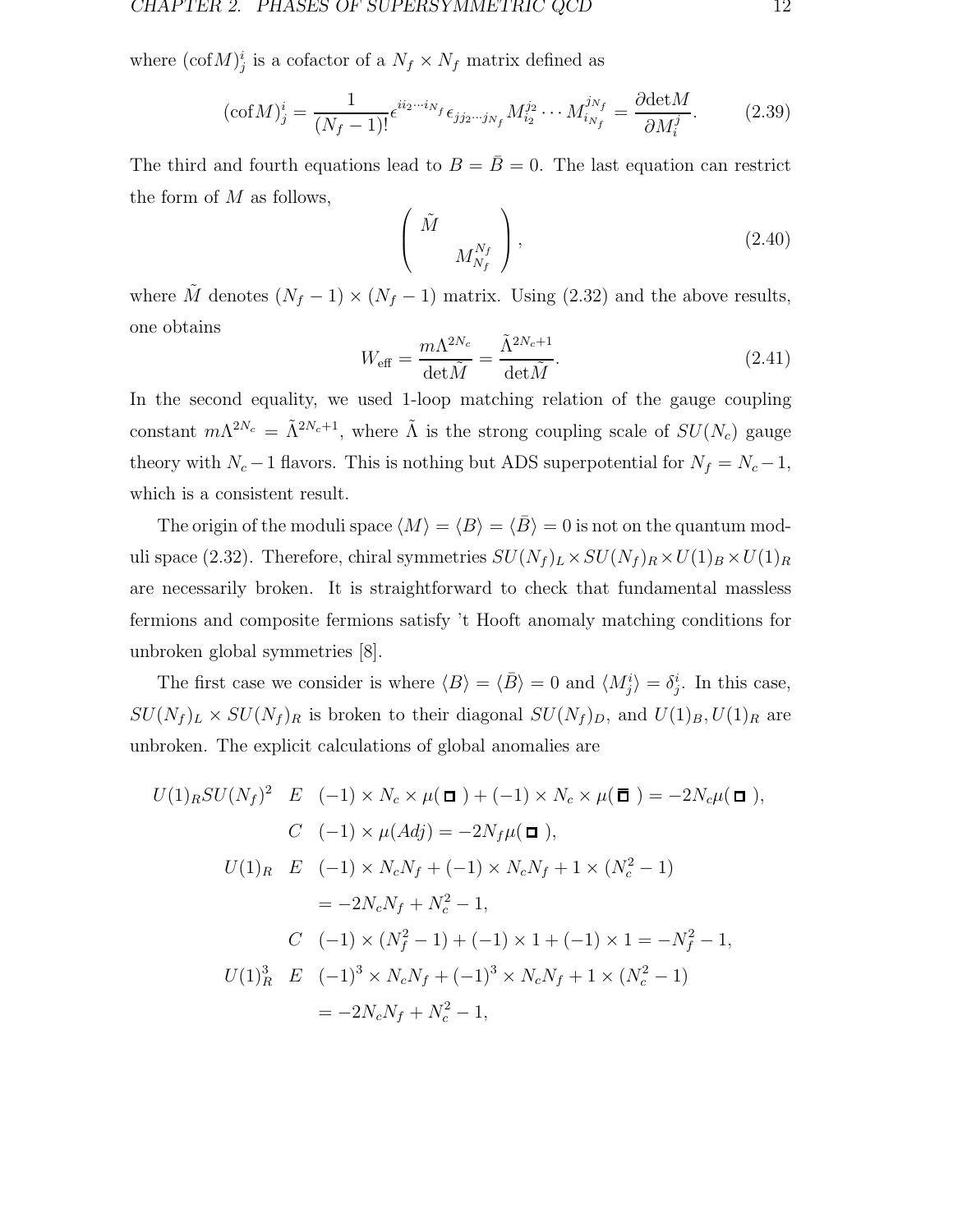where $(\mathrm{cof}M)^i_j$ is a cofactor of a $N_f \times N_f$ matrix defined as

$$(\mathrm{cof}M)^i_j = \frac{1}{(N_f-1)!}\epsilon^{ii_2\cdots i_{N_f}}\epsilon_{jj_2\cdots j_{N_f}} M^{j_2}_{i_2}\cdots M^{j_{N_f}}_{i_{N_f}} = \frac{\partial \mathrm{det}M}{\partial M^j_i}. \tag{2.39}$$

The third and fourth equations lead to $B = \bar{B} = 0$. The last equation can restrict the form of $M$ as follows,

$$\begin{pmatrix} \tilde{M} & \\ & M^{N_f}_{N_f} \end{pmatrix}, \tag{2.40}$$

where $\tilde{M}$ denotes $(N_f-1)\times(N_f-1)$ matrix. Using (2.32) and the above results, one obtains

$$W_{\mathrm{eff}} = \frac{m\Lambda^{2N_c}}{\mathrm{det}\tilde{M}} = \frac{\tilde{\Lambda}^{2N_c+1}}{\mathrm{det}\tilde{M}}. \tag{2.41}$$

In the second equality, we used 1-loop matching relation of the gauge coupling constant $m\Lambda^{2N_c} = \tilde{\Lambda}^{2N_c+1}$, where $\tilde{\Lambda}$ is the strong coupling scale of $SU(N_c)$ gauge theory with $N_c-1$ flavors. This is nothing but ADS superpotential for $N_f = N_c - 1$, which is a consistent result.

The origin of the moduli space $\langle M\rangle = \langle B\rangle = \langle\bar{B}\rangle = 0$ is not on the quantum moduli space (2.32). Therefore, chiral symmetries $SU(N_f)_L\times SU(N_f)_R\times U(1)_B\times U(1)_R$ are necessarily broken. It is straightforward to check that fundamental massless fermions and composite fermions satisfy 't Hooft anomaly matching conditions for unbroken global symmetries [8].

The first case we consider is where $\langle B\rangle = \langle\bar{B}\rangle = 0$ and $\langle M^i_j\rangle = \delta^i_j$. In this case, $SU(N_f)_L\times SU(N_f)_R$ is broken to their diagonal $SU(N_f)_D$, and $U(1)_B, U(1)_R$ are unbroken. The explicit calculations of global anomalies are

$$\begin{aligned}
U(1)_R SU(N_f)^2 \quad & E \quad (-1)\times N_c\times\mu(\square) + (-1)\times N_c\times\mu(\bar{\square}) = -2N_c\mu(\square), \\
& C \quad (-1)\times\mu(Adj) = -2N_f\mu(\square), \\
U(1)_R \quad & E \quad (-1)\times N_cN_f + (-1)\times N_cN_f + 1\times(N_c^2-1) \\
& \quad\;\; = -2N_cN_f + N_c^2 - 1, \\
& C \quad (-1)\times(N_f^2-1) + (-1)\times 1 + (-1)\times 1 = -N_f^2 - 1, \\
U(1)_R^3 \quad & E \quad (-1)^3\times N_cN_f + (-1)^3\times N_cN_f + 1\times(N_c^2-1) \\
& \quad\;\; = -2N_cN_f + N_c^2 - 1,
\end{aligned}$$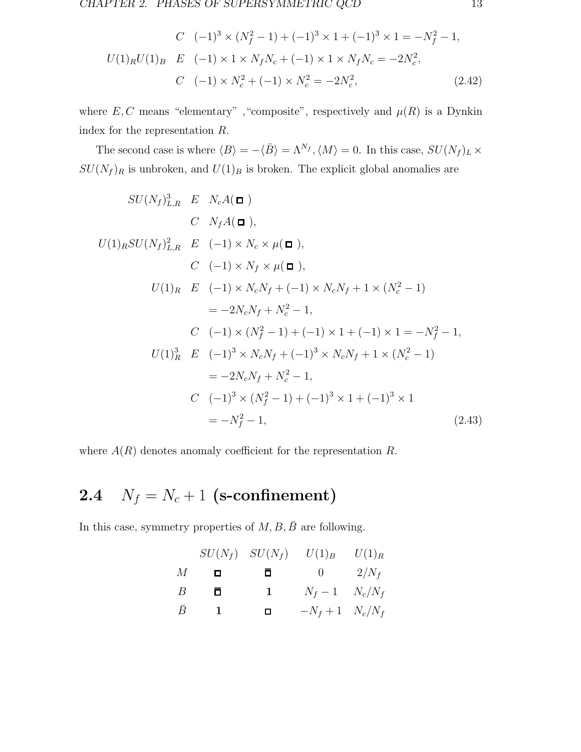$$
\begin{array}{lll}
 & C & (-1)^3 \times (N_f^2-1) + (-1)^3 \times 1 + (-1)^3 \times 1 = -N_f^2 - 1, \\
U(1)_R U(1)_B & E & (-1) \times 1 \times N_f N_c + (-1) \times 1 \times N_f N_c = -2N_c^2, \\
 & C & (-1) \times N_c^2 + (-1) \times N_c^2 = -2N_c^2,
\end{array} \tag{2.42}
$$

where $E, C$ means "elementary" ,"composite", respectively and $\mu(R)$ is a Dynkin index for the representation $R$.

The second case is where $\langle B \rangle = -\langle \bar{B} \rangle = \Lambda^{N_f}, \langle M \rangle = 0$. In this case, $SU(N_f)_L \times SU(N_f)_R$ is unbroken, and $U(1)_B$ is broken. The explicit global anomalies are

$$
\begin{array}{rll}
SU(N_f)^3_{L,R} & E & N_c A(\square) \\
 & C & N_f A(\square), \\
U(1)_R SU(N_f)^2_{L,R} & E & (-1) \times N_c \times \mu(\square), \\
 & C & (-1) \times N_f \times \mu(\square), \\
U(1)_R & E & (-1) \times N_c N_f + (-1) \times N_c N_f + 1 \times (N_c^2 - 1) \\
 & & = -2N_c N_f + N_c^2 - 1, \\
 & C & (-1) \times (N_f^2 - 1) + (-1) \times 1 + (-1) \times 1 = -N_f^2 - 1, \\
U(1)_R^3 & E & (-1)^3 \times N_c N_f + (-1)^3 \times N_c N_f + 1 \times (N_c^2 - 1) \\
 & & = -2N_c N_f + N_c^2 - 1, \\
 & C & (-1)^3 \times (N_f^2 - 1) + (-1)^3 \times 1 + (-1)^3 \times 1 \\
 & & = -N_f^2 - 1,
\end{array} \tag{2.43}
$$

where $A(R)$ denotes anomaly coefficient for the representation $R$.

## 2.4 $N_f = N_c + 1$ (s-confinement)

In this case, symmetry properties of $M, B, \bar{B}$ are following.

| | $SU(N_f)$ | $SU(N_f)$ | $U(1)_B$ | $U(1)_R$ |
|---|---|---|---|---|
| $M$ | $\square$ | $\bar{\square}$ | $0$ | $2/N_f$ |
| $B$ | $\bar{\square}$ | $\mathbf{1}$ | $N_f - 1$ | $N_c/N_f$ |
| $\bar{B}$ | $\mathbf{1}$ | $\square$ | $-N_f + 1$ | $N_c/N_f$ |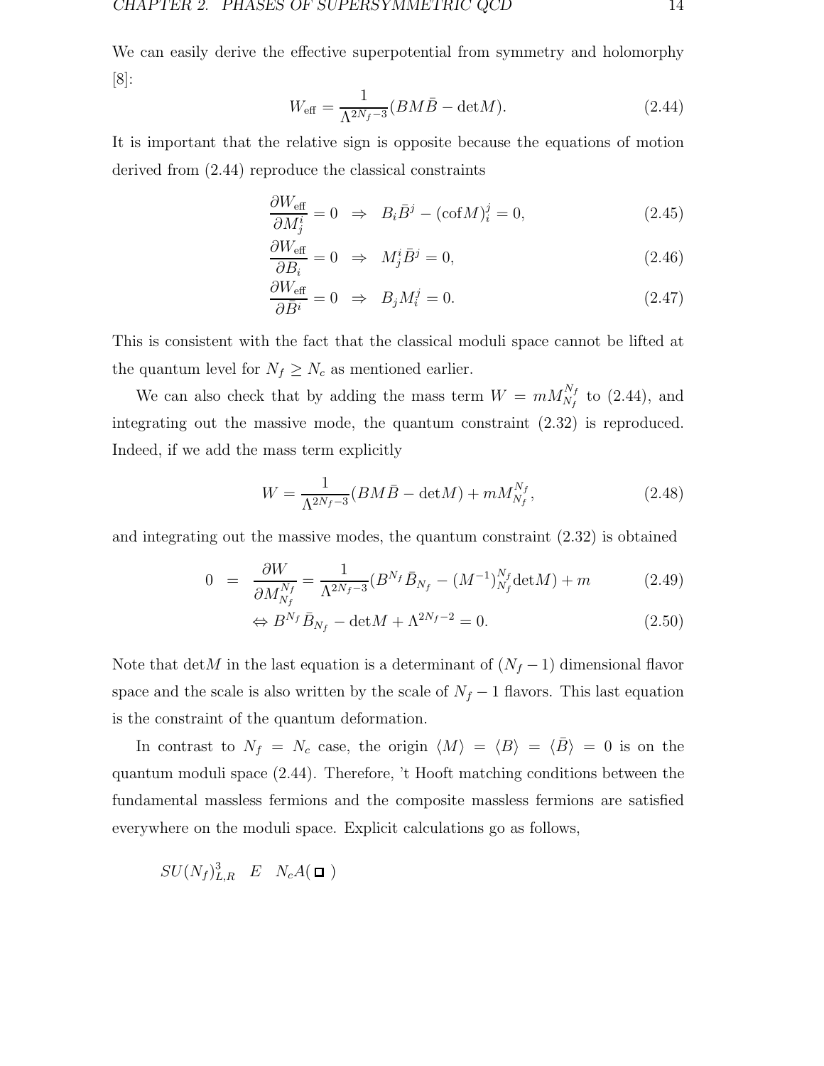We can easily derive the effective superpotential from symmetry and holomorphy [8]:

$$W_{\rm eff} = \frac{1}{\Lambda^{2N_f-3}}(BM\bar{B} - {\rm det}M). \tag{2.44}$$

It is important that the relative sign is opposite because the equations of motion derived from (2.44) reproduce the classical constraints

$$\frac{\partial W_{\rm eff}}{\partial M^i_j} = 0 \;\; \Rightarrow \;\; B_i \bar{B}^j - ({\rm cof}M)^j_i = 0, \tag{2.45}$$

$$\frac{\partial W_{\rm eff}}{\partial B_i} = 0 \;\; \Rightarrow \;\; M^i_j \bar{B}^j = 0, \tag{2.46}$$

$$\frac{\partial W_{\rm eff}}{\partial \bar{B}^i} = 0 \;\; \Rightarrow \;\; B_j M^j_i = 0. \tag{2.47}$$

This is consistent with the fact that the classical moduli space cannot be lifted at the quantum level for $N_f \geq N_c$ as mentioned earlier.

We can also check that by adding the mass term $W = mM^{N_f}_{N_f}$ to (2.44), and integrating out the massive mode, the quantum constraint (2.32) is reproduced. Indeed, if we add the mass term explicitly

$$W = \frac{1}{\Lambda^{2N_f-3}}(BM\bar{B} - {\rm det}M) + mM^{N_f}_{N_f}, \tag{2.48}$$

and integrating out the massive modes, the quantum constraint (2.32) is obtained

$$\begin{aligned} 0 \;\; &= \;\; \frac{\partial W}{\partial M^{N_f}_{N_f}} = \frac{1}{\Lambda^{2N_f-3}}(B^{N_f}\bar{B}_{N_f} - (M^{-1})^{N_f}_{N_f}{\rm det}M) + m & (2.49) \\ &\Leftrightarrow B^{N_f}\bar{B}_{N_f} - {\rm det}M + \Lambda^{2N_f-2} = 0. & (2.50) \end{aligned}$$

Note that $\det M$ in the last equation is a determinant of $(N_f - 1)$ dimensional flavor space and the scale is also written by the scale of $N_f - 1$ flavors. This last equation is the constraint of the quantum deformation.

In contrast to $N_f = N_c$ case, the origin $\langle M \rangle = \langle B \rangle = \langle \bar{B} \rangle = 0$ is on the quantum moduli space (2.44). Therefore, 't Hooft matching conditions between the fundamental massless fermions and the composite massless fermions are satisfied everywhere on the moduli space. Explicit calculations go as follows,

$SU(N_f)^3_{L,R}$ $\;\;E\;\;$ $N_c A(\square)$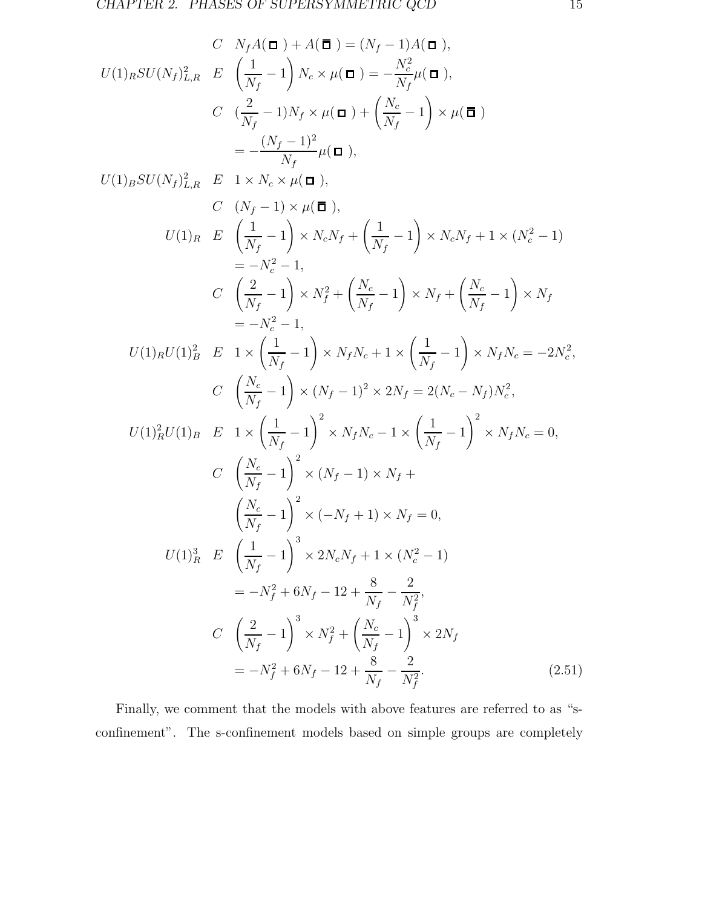$$
\begin{aligned}
& C \quad N_f A(\Box) + A(\overline{\Box}) = (N_f - 1) A(\Box), \\
U(1)_R SU(N_f)^2_{L,R} \quad & E \quad \left(\frac{1}{N_f} - 1\right) N_c \times \mu(\Box) = -\frac{N_c^2}{N_f}\mu(\Box), \\
& C \quad (\frac{2}{N_f} - 1) N_f \times \mu(\Box) + \left(\frac{N_c}{N_f} - 1\right) \times \mu(\overline{\Box}) \\
& \quad = -\frac{(N_f-1)^2}{N_f}\mu(\Box), \\
U(1)_B SU(N_f)^2_{L,R} \quad & E \quad 1 \times N_c \times \mu(\Box), \\
& C \quad (N_f - 1) \times \mu(\overline{\Box}), \\
U(1)_R \quad & E \quad \left(\frac{1}{N_f} - 1\right) \times N_c N_f + \left(\frac{1}{N_f} - 1\right) \times N_c N_f + 1 \times (N_c^2 - 1) \\
& \quad = -N_c^2 - 1, \\
& C \quad \left(\frac{2}{N_f} - 1\right) \times N_f^2 + \left(\frac{N_c}{N_f} - 1\right) \times N_f + \left(\frac{N_c}{N_f} - 1\right) \times N_f \\
& \quad = -N_c^2 - 1, \\
U(1)_R U(1)_B^2 \quad & E \quad 1 \times \left(\frac{1}{N_f} - 1\right) \times N_f N_c + 1 \times \left(\frac{1}{N_f} - 1\right) \times N_f N_c = -2N_c^2, \\
& C \quad \left(\frac{N_c}{N_f} - 1\right) \times (N_f - 1)^2 \times 2N_f = 2(N_c - N_f)N_c^2, \\
U(1)_R^2 U(1)_B \quad & E \quad 1 \times \left(\frac{1}{N_f} - 1\right)^2 \times N_f N_c - 1 \times \left(\frac{1}{N_f} - 1\right)^2 \times N_f N_c = 0, \\
& C \quad \left(\frac{N_c}{N_f} - 1\right)^2 \times (N_f - 1) \times N_f + \\
& \quad \left(\frac{N_c}{N_f} - 1\right)^2 \times (-N_f + 1) \times N_f = 0, \\
U(1)_R^3 \quad & E \quad \left(\frac{1}{N_f} - 1\right)^3 \times 2N_c N_f + 1 \times (N_c^2 - 1) \\
& \quad = -N_f^2 + 6N_f - 12 + \frac{8}{N_f} - \frac{2}{N_f^2}, \\
& C \quad \left(\frac{2}{N_f} - 1\right)^3 \times N_f^2 + \left(\frac{N_c}{N_f} - 1\right)^3 \times 2N_f \\
& \quad = -N_f^2 + 6N_f - 12 + \frac{8}{N_f} - \frac{2}{N_f^2}.
\end{aligned} \tag{2.51}
$$

Finally, we comment that the models with above features are referred to as "s-confinement". The s-confinement models based on simple groups are completely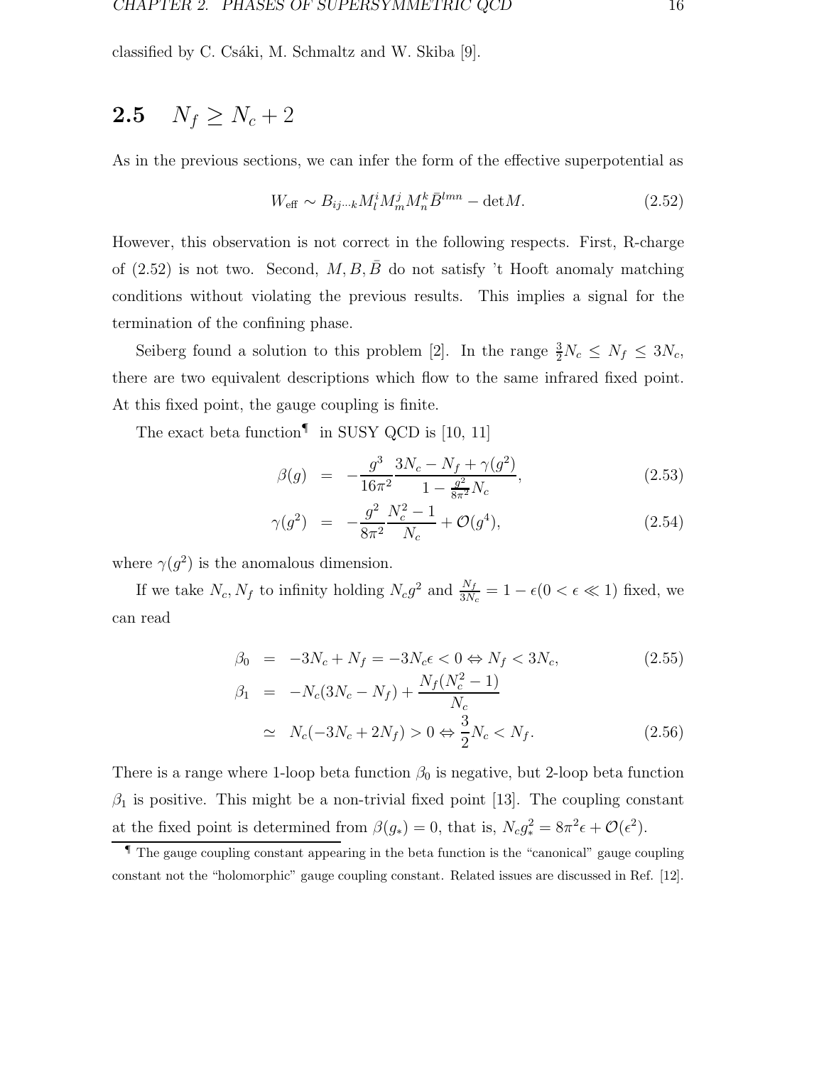classified by C. Csáki, M. Schmaltz and W. Skiba [9].

## 2.5 $N_f \geq N_c + 2$

As in the previous sections, we can infer the form of the effective superpotential as

$$W_{\text{eff}} \sim B_{ij\cdots k} M^i_l M^j_m M^k_n \bar{B}^{lmn} - \det M. \tag{2.52}$$

However, this observation is not correct in the following respects. First, R-charge of (2.52) is not two. Second, $M, B, \bar{B}$ do not satisfy 't Hooft anomaly matching conditions without violating the previous results. This implies a signal for the termination of the confining phase.

Seiberg found a solution to this problem [2]. In the range $\frac{3}{2}N_c \leq N_f \leq 3N_c$, there are two equivalent descriptions which flow to the same infrared fixed point. At this fixed point, the gauge coupling is finite.

The exact beta function[¶] in SUSY QCD is [10, 11]

$$\beta(g) = -\frac{g^3}{16\pi^2} \frac{3N_c - N_f + \gamma(g^2)}{1 - \frac{g^2}{8\pi^2} N_c}, \tag{2.53}$$

$$\gamma(g^2) = -\frac{g^2}{8\pi^2} \frac{N_c^2 - 1}{N_c} + \mathcal{O}(g^4), \tag{2.54}$$

where $\gamma(g^2)$ is the anomalous dimension.

If we take $N_c, N_f$ to infinity holding $N_c g^2$ and $\frac{N_f}{3N_c} = 1 - \epsilon (0 < \epsilon \ll 1)$ fixed, we can read

$$\beta_0 = -3N_c + N_f = -3N_c\epsilon < 0 \Leftrightarrow N_f < 3N_c, \tag{2.55}$$

$$\begin{aligned} \beta_1 &= -N_c(3N_c - N_f) + \frac{N_f(N_c^2 - 1)}{N_c} \\ &\simeq N_c(-3N_c + 2N_f) > 0 \Leftrightarrow \frac{3}{2}N_c < N_f. \end{aligned} \tag{2.56}$$

There is a range where 1-loop beta function $\beta_0$ is negative, but 2-loop beta function $\beta_1$ is positive. This might be a non-trivial fixed point [13]. The coupling constant at the fixed point is determined from $\beta(g_*) = 0$, that is, $N_c g_*^2 = 8\pi^2\epsilon + \mathcal{O}(\epsilon^2)$.

[¶] The gauge coupling constant appearing in the beta function is the "canonical" gauge coupling constant not the "holomorphic" gauge coupling constant. Related issues are discussed in Ref. [12].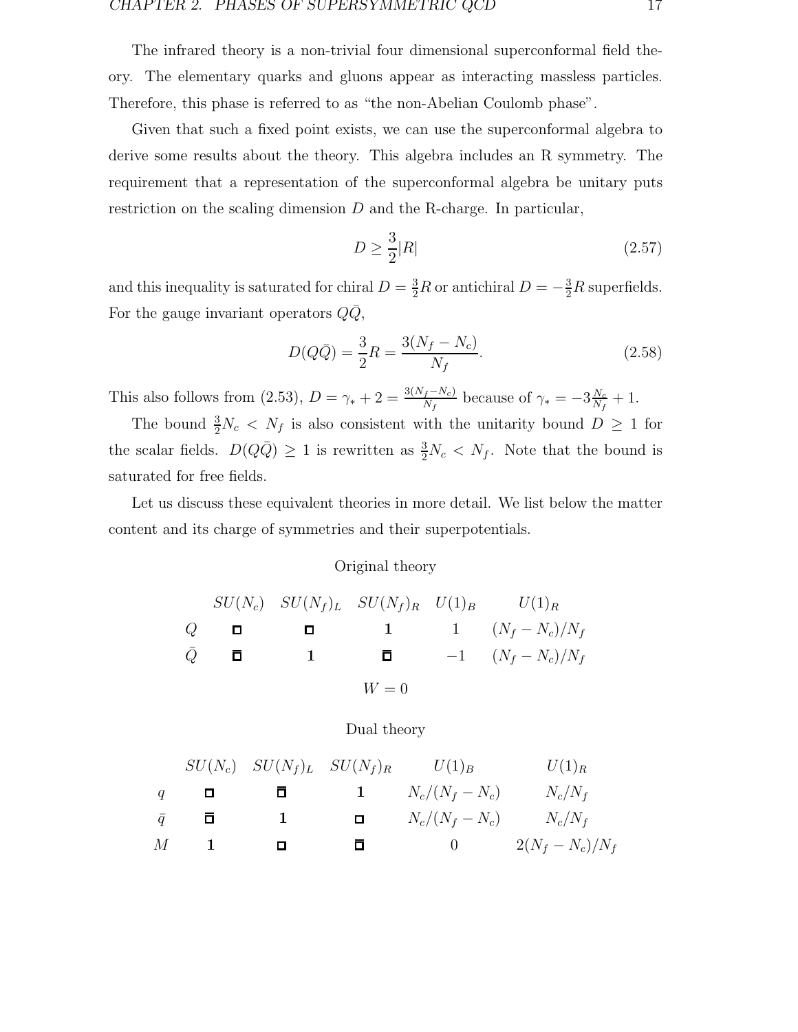The infrared theory is a non-trivial four dimensional superconformal field theory. The elementary quarks and gluons appear as interacting massless particles. Therefore, this phase is referred to as "the non-Abelian Coulomb phase".

Given that such a fixed point exists, we can use the superconformal algebra to derive some results about the theory. This algebra includes an R symmetry. The requirement that a representation of the superconformal algebra be unitary puts restriction on the scaling dimension $D$ and the R-charge. In particular,

$$D \geq \frac{3}{2}|R| \tag{2.57}$$

and this inequality is saturated for chiral $D = \frac{3}{2}R$ or antichiral $D = -\frac{3}{2}R$ superfields. For the gauge invariant operators $Q\bar{Q}$,

$$D(Q\bar{Q}) = \frac{3}{2}R = \frac{3(N_f - N_c)}{N_f}. \tag{2.58}$$

This also follows from (2.53), $D = \gamma_* + 2 = \frac{3(N_f - N_c)}{N_f}$ because of $\gamma_* = -3\frac{N_c}{N_f} + 1$.

The bound $\frac{3}{2}N_c < N_f$ is also consistent with the unitarity bound $D \geq 1$ for the scalar fields. $D(Q\bar{Q}) \geq 1$ is rewritten as $\frac{3}{2}N_c < N_f$. Note that the bound is saturated for free fields.

Let us discuss these equivalent theories in more detail. We list below the matter content and its charge of symmetries and their superpotentials.

Original theory

| | $SU(N_c)$ | $SU(N_f)_L$ | $SU(N_f)_R$ | $U(1)_B$ | $U(1)_R$ |
|---|---|---|---|---|---|
| $Q$ | $\square$ | $\square$ | $\mathbf{1}$ | $1$ | $(N_f - N_c)/N_f$ |
| $\bar{Q}$ | $\bar{\square}$ | $\mathbf{1}$ | $\bar{\square}$ | $-1$ | $(N_f - N_c)/N_f$ |

$$W = 0$$

Dual theory

| | $SU(N_c)$ | $SU(N_f)_L$ | $SU(N_f)_R$ | $U(1)_B$ | $U(1)_R$ |
|---|---|---|---|---|---|
| $q$ | $\square$ | $\bar{\square}$ | $\mathbf{1}$ | $N_c/(N_f - N_c)$ | $N_c/N_f$ |
| $\bar{q}$ | $\bar{\square}$ | $\mathbf{1}$ | $\square$ | $N_c/(N_f - N_c)$ | $N_c/N_f$ |
| $M$ | $\mathbf{1}$ | $\square$ | $\bar{\square}$ | $0$ | $2(N_f - N_c)/N_f$ |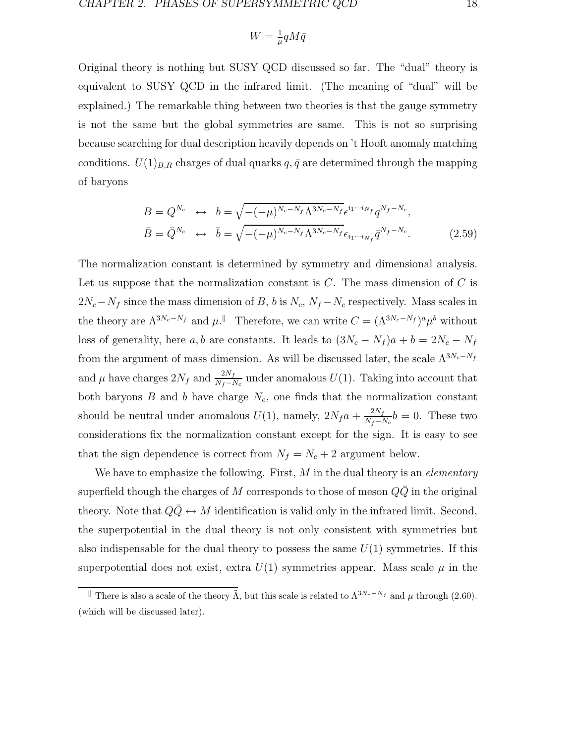$$W = \frac{1}{\mu} q M \bar{q}$$

Original theory is nothing but SUSY QCD discussed so far. The "dual" theory is equivalent to SUSY QCD in the infrared limit. (The meaning of "dual" will be explained.) The remarkable thing between two theories is that the gauge symmetry is not the same but the global symmetries are same. This is not so surprising because searching for dual description heavily depends on 't Hooft anomaly matching conditions. $U(1)_{B,R}$ charges of dual quarks $q, \bar{q}$ are determined through the mapping of baryons

$$\begin{aligned}
B = Q^{N_c} \quad &\leftrightarrow \quad b = \sqrt{-(-\mu)^{N_c - N_f} \Lambda^{3N_c - N_f}} \epsilon^{i_1 \cdots i_{N_f}} q^{N_f - N_c}, \\
\bar{B} = \bar{Q}^{N_c} \quad &\leftrightarrow \quad \bar{b} = \sqrt{-(-\mu)^{N_c - N_f} \Lambda^{3N_c - N_f}} \epsilon_{i_1 \cdots i_{N_f}} \bar{q}^{N_f - N_c}.
\end{aligned} \tag{2.59}$$

The normalization constant is determined by symmetry and dimensional analysis. Let us suppose that the normalization constant is $C$. The mass dimension of $C$ is $2N_c - N_f$ since the mass dimension of $B$, $b$ is $N_c$, $N_f - N_c$ respectively. Mass scales in the theory are $\Lambda^{3N_c - N_f}$ and $\mu$.[‖] Therefore, we can write $C = (\Lambda^{3N_c - N_f})^a \mu^b$ without loss of generality, here $a, b$ are constants. It leads to $(3N_c - N_f)a + b = 2N_c - N_f$ from the argument of mass dimension. As will be discussed later, the scale $\Lambda^{3N_c - N_f}$ and $\mu$ have charges $2N_f$ and $\frac{2N_f}{N_f - N_c}$ under anomalous $U(1)$. Taking into account that both baryons $B$ and $b$ have charge $N_c$, one finds that the normalization constant should be neutral under anomalous $U(1)$, namely, $2N_f a + \frac{2N_f}{N_f - N_c} b = 0$. These two considerations fix the normalization constant except for the sign. It is easy to see that the sign dependence is correct from $N_f = N_c + 2$ argument below.

We have to emphasize the following. First, $M$ in the dual theory is an *elementary* superfield though the charges of $M$ corresponds to those of meson $Q\bar{Q}$ in the original theory. Note that $Q\bar{Q} \leftrightarrow M$ identification is valid only in the infrared limit. Second, the superpotential in the dual theory is not only consistent with symmetries but also indispensable for the dual theory to possess the same $U(1)$ symmetries. If this superpotential does not exist, extra $U(1)$ symmetries appear. Mass scale $\mu$ in the

[‖] There is also a scale of the theory $\tilde{\Lambda}$, but this scale is related to $\Lambda^{3N_c - N_f}$ and $\mu$ through (2.60). (which will be discussed later).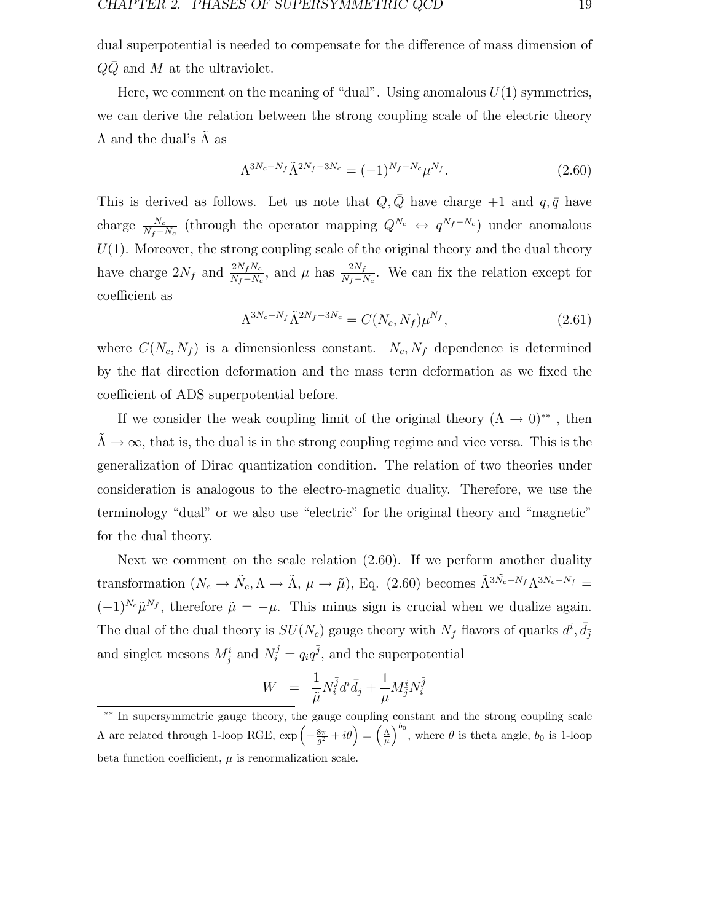dual superpotential is needed to compensate for the difference of mass dimension of $Q\bar{Q}$ and $M$ at the ultraviolet.

Here, we comment on the meaning of "dual". Using anomalous $U(1)$ symmetries, we can derive the relation between the strong coupling scale of the electric theory $\Lambda$ and the dual's $\tilde{\Lambda}$ as

$$\Lambda^{3N_c-N_f}\tilde{\Lambda}^{2N_f-3N_c} = (-1)^{N_f-N_c}\mu^{N_f}. \tag{2.60}$$

This is derived as follows. Let us note that $Q, \bar{Q}$ have charge $+1$ and $q, \bar{q}$ have charge $\frac{N_c}{N_f-N_c}$ (through the operator mapping $Q^{N_c} \leftrightarrow q^{N_f-N_c}$) under anomalous $U(1)$. Moreover, the strong coupling scale of the original theory and the dual theory have charge $2N_f$ and $\frac{2N_fN_c}{N_f-N_c}$, and $\mu$ has $\frac{2N_f}{N_f-N_c}$. We can fix the relation except for coefficient as

$$\Lambda^{3N_c-N_f}\tilde{\Lambda}^{2N_f-3N_c} = C(N_c, N_f)\mu^{N_f}, \tag{2.61}$$

where $C(N_c, N_f)$ is a dimensionless constant. $N_c, N_f$ dependence is determined by the flat direction deformation and the mass term deformation as we fixed the coefficient of ADS superpotential before.

If we consider the weak coupling limit of the original theory ($\Lambda \to 0$)** , then $\tilde{\Lambda} \to \infty$, that is, the dual is in the strong coupling regime and vice versa. This is the generalization of Dirac quantization condition. The relation of two theories under consideration is analogous to the electro-magnetic duality. Therefore, we use the terminology "dual" or we also use "electric" for the original theory and "magnetic" for the dual theory.

Next we comment on the scale relation (2.60). If we perform another duality transformation ($N_c \to \tilde{N}_c, \Lambda \to \tilde{\Lambda}$, $\mu \to \tilde{\mu}$), Eq. (2.60) becomes $\tilde{\Lambda}^{3\tilde{N}_c-N_f}\Lambda^{3N_c-N_f} = (-1)^{N_c}\tilde{\mu}^{N_f}$, therefore $\tilde{\mu} = -\mu$. This minus sign is crucial when we dualize again. The dual of the dual theory is $SU(N_c)$ gauge theory with $N_f$ flavors of quarks $d^i, \bar{d}_{\bar{j}}$ and singlet mesons $M^i_{\bar{j}}$ and $N^{\bar{j}}_i = q_i q^{\bar{j}}$, and the superpotential

$$W = \frac{1}{\tilde{\mu}}N^{\bar{j}}_i d^i \bar{d}_{\bar{j}} + \frac{1}{\mu}M^i_{\bar{j}}N^{\bar{j}}_i$$

** In supersymmetric gauge theory, the gauge coupling constant and the strong coupling scale $\Lambda$ are related through 1-loop RGE, $\exp\left(-\frac{8\pi}{g^2} + i\theta\right) = \left(\frac{\Lambda}{\mu}\right)^{b_0}$, where $\theta$ is theta angle, $b_0$ is 1-loop beta function coefficient, $\mu$ is renormalization scale.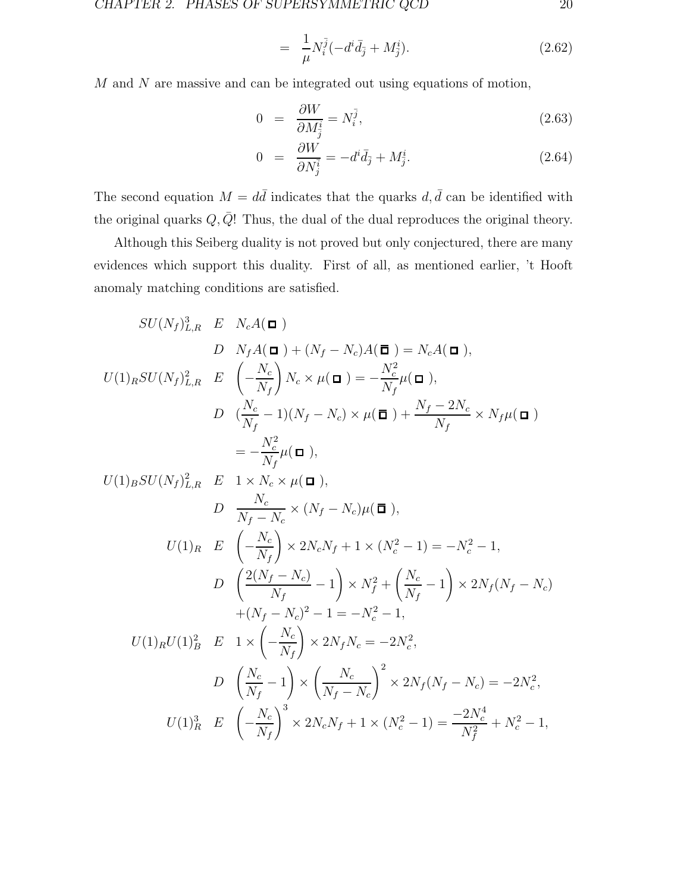$$= \frac{1}{\mu} N_i^{\bar{j}} (-d^i \bar{d}_{\bar{j}} + M_{\bar{j}}^i). \tag{2.62}$$

$M$ and $N$ are massive and can be integrated out using equations of motion,

$$0 = \frac{\partial W}{\partial M_{\bar{j}}^i} = N_i^{\bar{j}}, \tag{2.63}$$

$$0 = \frac{\partial W}{\partial N_{\bar{j}}^i} = -d^i \bar{d}_{\bar{j}} + M_{\bar{j}}^i. \tag{2.64}$$

The second equation $M = d\bar{d}$ indicates that the quarks $d, \bar{d}$ can be identified with the original quarks $Q, \bar{Q}$! Thus, the dual of the dual reproduces the original theory.

Although this Seiberg duality is not proved but only conjectured, there are many evidences which support this duality. First of all, as mentioned earlier, 't Hooft anomaly matching conditions are satisfied.

$$
\begin{array}{rll}
SU(N_f)^3_{L,R} & E & N_c A(\square) \\
& D & N_f A(\square) + (N_f - N_c) A(\bar{\square}) = N_c A(\square), \\
U(1)_R SU(N_f)^2_{L,R} & E & \left(-\frac{N_c}{N_f}\right) N_c \times \mu(\square) = -\frac{N_c^2}{N_f} \mu(\square), \\
& D & (\frac{N_c}{N_f} - 1)(N_f - N_c) \times \mu(\bar{\square}) + \frac{N_f - 2N_c}{N_f} \times N_f \mu(\square) \\
& & = -\frac{N_c^2}{N_f} \mu(\square), \\
U(1)_B SU(N_f)^2_{L,R} & E & 1 \times N_c \times \mu(\square), \\
& D & \frac{N_c}{N_f - N_c} \times (N_f - N_c) \mu(\bar{\square}), \\
U(1)_R & E & \left(-\frac{N_c}{N_f}\right) \times 2N_c N_f + 1 \times (N_c^2 - 1) = -N_c^2 - 1, \\
& D & \left(\frac{2(N_f - N_c)}{N_f} - 1\right) \times N_f^2 + \left(\frac{N_c}{N_f} - 1\right) \times 2N_f(N_f - N_c) \\
& & + (N_f - N_c)^2 - 1 = -N_c^2 - 1, \\
U(1)_R U(1)_B^2 & E & 1 \times \left(-\frac{N_c}{N_f}\right) \times 2N_f N_c = -2N_c^2, \\
& D & \left(\frac{N_c}{N_f} - 1\right) \times \left(\frac{N_c}{N_f - N_c}\right)^2 \times 2N_f(N_f - N_c) = -2N_c^2, \\
U(1)_R^3 & E & \left(-\frac{N_c}{N_f}\right)^3 \times 2N_c N_f + 1 \times (N_c^2 - 1) = \frac{-2N_c^4}{N_f^2} + N_c^2 - 1,
\end{array}
$$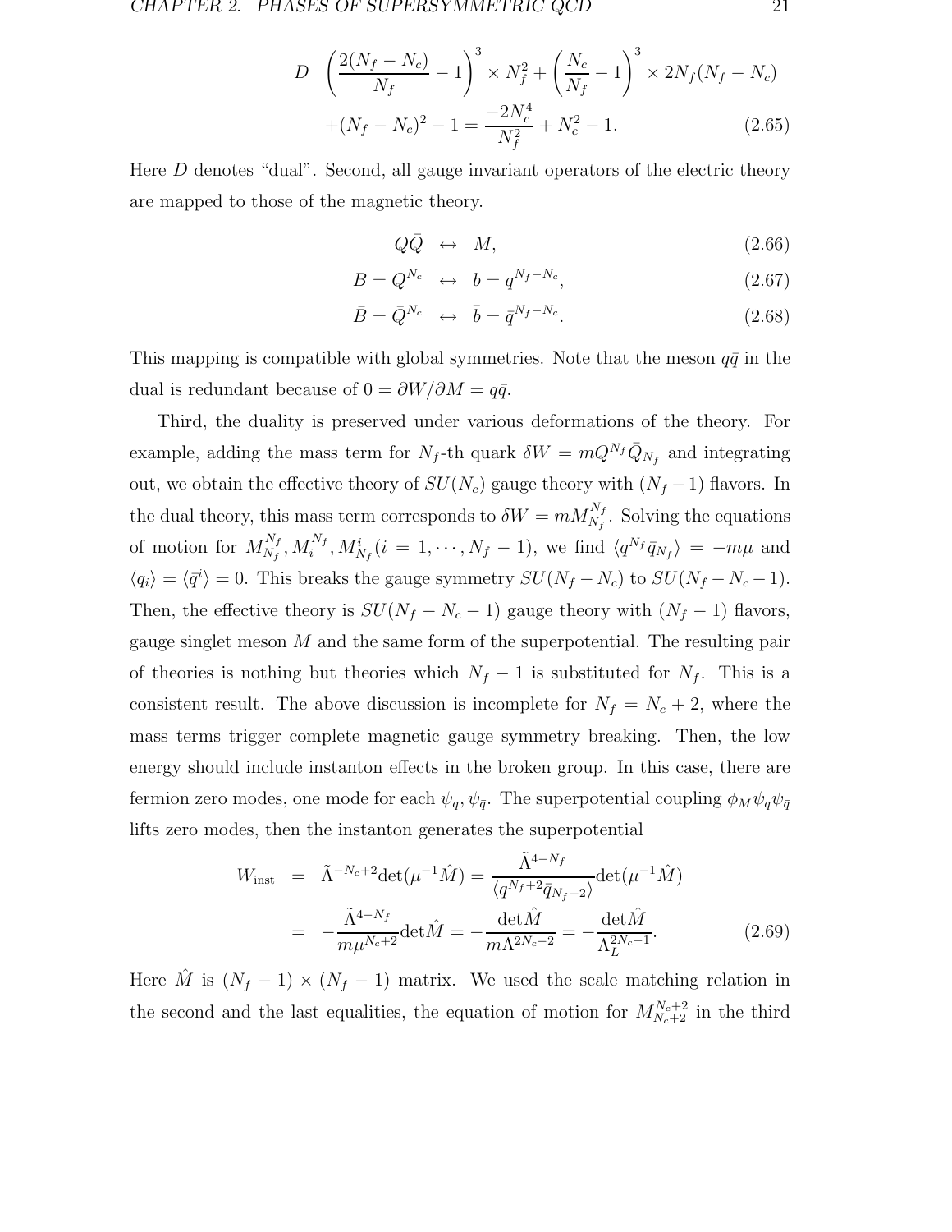$$
\begin{aligned}
D \quad & \left(\frac{2(N_f - N_c)}{N_f} - 1\right)^3 \times N_f^2 + \left(\frac{N_c}{N_f} - 1\right)^3 \times 2N_f(N_f - N_c) \\
& + (N_f - N_c)^2 - 1 = \frac{-2N_c^4}{N_f^2} + N_c^2 - 1. \qquad (2.65)
\end{aligned}
$$

Here $D$ denotes "dual". Second, all gauge invariant operators of the electric theory are mapped to those of the magnetic theory.

$$
\begin{aligned}
Q\bar{Q} \quad & \leftrightarrow \quad M, & (2.66) \\
B = Q^{N_c} \quad & \leftrightarrow \quad b = q^{N_f - N_c}, & (2.67) \\
\bar{B} = \bar{Q}^{N_c} \quad & \leftrightarrow \quad \bar{b} = \bar{q}^{N_f - N_c}. & (2.68)
\end{aligned}
$$

This mapping is compatible with global symmetries. Note that the meson $q\bar{q}$ in the dual is redundant because of $0 = \partial W / \partial M = q\bar{q}$.

Third, the duality is preserved under various deformations of the theory. For example, adding the mass term for $N_f$-th quark $\delta W = m Q^{N_f} \bar{Q}_{N_f}$ and integrating out, we obtain the effective theory of $SU(N_c)$ gauge theory with $(N_f - 1)$ flavors. In the dual theory, this mass term corresponds to $\delta W = m M_{N_f}^{N_f}$. Solving the equations of motion for $M_{N_f}^{N_f}, M_i^{N_f}, M_{N_f}^i (i = 1, \cdots, N_f - 1)$, we find $\langle q^{N_f} \bar{q}_{N_f} \rangle = -m\mu$ and $\langle q_i \rangle = \langle \bar{q}^i \rangle = 0$. This breaks the gauge symmetry $SU(N_f - N_c)$ to $SU(N_f - N_c - 1)$. Then, the effective theory is $SU(N_f - N_c - 1)$ gauge theory with $(N_f - 1)$ flavors, gauge singlet meson $M$ and the same form of the superpotential. The resulting pair of theories is nothing but theories which $N_f - 1$ is substituted for $N_f$. This is a consistent result. The above discussion is incomplete for $N_f = N_c + 2$, where the mass terms trigger complete magnetic gauge symmetry breaking. Then, the low energy should include instanton effects in the broken group. In this case, there are fermion zero modes, one mode for each $\psi_q, \psi_{\bar{q}}$. The superpotential coupling $\phi_M \psi_q \psi_{\bar{q}}$ lifts zero modes, then the instanton generates the superpotential

$$
\begin{aligned}
W_{\text{inst}} &= \tilde{\Lambda}^{-N_c+2} \det(\mu^{-1} \hat{M}) = \frac{\tilde{\Lambda}^{4-N_f}}{\langle q^{N_f+2} \bar{q}_{N_f+2} \rangle} \det(\mu^{-1} \hat{M}) \\
&= -\frac{\tilde{\Lambda}^{4-N_f}}{m \mu^{N_c+2}} \det \hat{M} = -\frac{\det \hat{M}}{m \Lambda^{2N_c-2}} = -\frac{\det \hat{M}}{\Lambda_L^{2N_c-1}}. \qquad (2.69)
\end{aligned}
$$

Here $\hat{M}$ is $(N_f - 1) \times (N_f - 1)$ matrix. We used the scale matching relation in the second and the last equalities, the equation of motion for $M_{N_c+2}^{N_c+2}$ in the third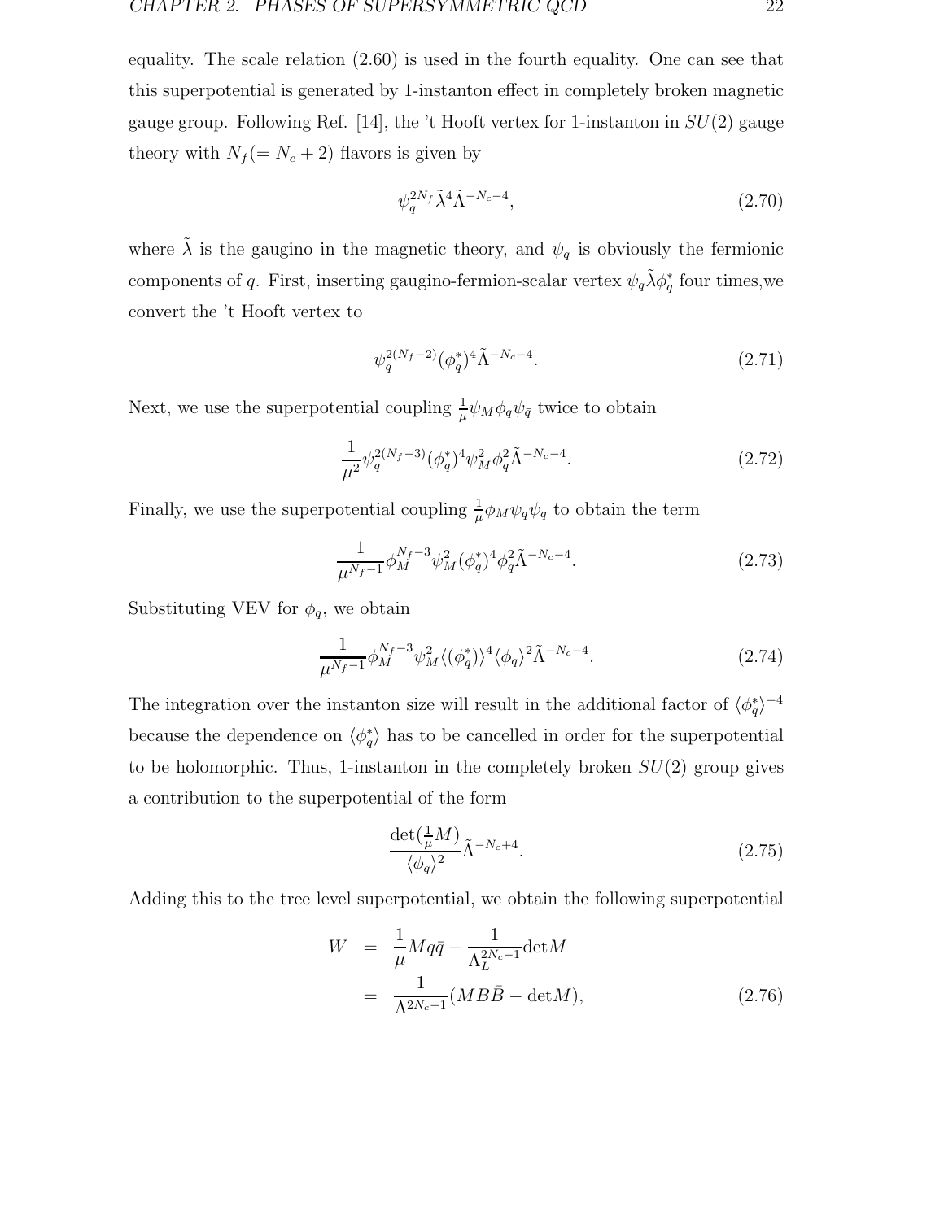equality. The scale relation (2.60) is used in the fourth equality. One can see that this superpotential is generated by 1-instanton effect in completely broken magnetic gauge group. Following Ref. [14], the 't Hooft vertex for 1-instanton in $SU(2)$ gauge theory with $N_f(= N_c + 2)$ flavors is given by

$$\psi_q^{2N_f} \tilde{\lambda}^4 \tilde{\Lambda}^{-N_c-4}, \tag{2.70}$$

where $\tilde{\lambda}$ is the gaugino in the magnetic theory, and $\psi_q$ is obviously the fermionic components of $q$. First, inserting gaugino-fermion-scalar vertex $\psi_q \tilde{\lambda} \phi_q^*$ four times,we convert the 't Hooft vertex to

$$\psi_q^{2(N_f-2)} (\phi_q^*)^4 \tilde{\Lambda}^{-N_c-4}. \tag{2.71}$$

Next, we use the superpotential coupling $\frac{1}{\mu}\psi_M \phi_q \psi_{\bar{q}}$ twice to obtain

$$\frac{1}{\mu^2} \psi_q^{2(N_f-3)} (\phi_q^*)^4 \psi_M^2 \phi_q^2 \tilde{\Lambda}^{-N_c-4}. \tag{2.72}$$

Finally, we use the superpotential coupling $\frac{1}{\mu}\phi_M \psi_q \psi_q$ to obtain the term

$$\frac{1}{\mu^{N_f-1}} \phi_M^{N_f-3} \psi_M^2 (\phi_q^*)^4 \phi_q^2 \tilde{\Lambda}^{-N_c-4}. \tag{2.73}$$

Substituting VEV for $\phi_q$, we obtain

$$\frac{1}{\mu^{N_f-1}} \phi_M^{N_f-3} \psi_M^2 \langle (\phi_q^*) \rangle^4 \langle \phi_q \rangle^2 \tilde{\Lambda}^{-N_c-4}. \tag{2.74}$$

The integration over the instanton size will result in the additional factor of $\langle \phi_q^* \rangle^{-4}$ because the dependence on $\langle \phi_q^* \rangle$ has to be cancelled in order for the superpotential to be holomorphic. Thus, 1-instanton in the completely broken $SU(2)$ group gives a contribution to the superpotential of the form

$$\frac{\det(\frac{1}{\mu}M)}{\langle \phi_q \rangle^2} \tilde{\Lambda}^{-N_c+4}. \tag{2.75}$$

Adding this to the tree level superpotential, we obtain the following superpotential

$$\begin{aligned} W &= \frac{1}{\mu} M q \bar{q} - \frac{1}{\Lambda_L^{2N_c-1}} \det M \\ &= \frac{1}{\Lambda^{2N_c-1}} (M B \bar{B} - \det M), \end{aligned} \tag{2.76}$$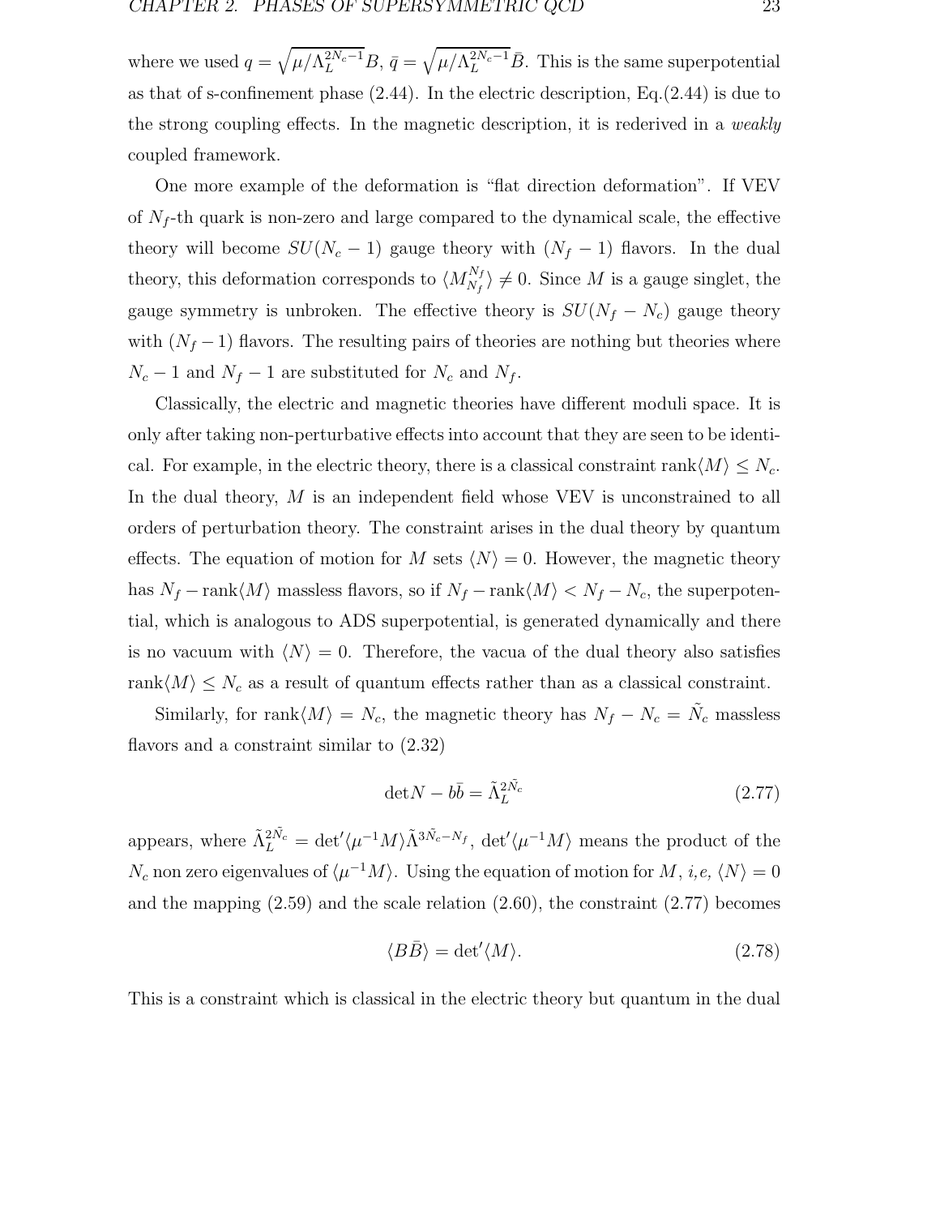where we used $q = \sqrt{\mu/\Lambda_L^{2N_c-1}}B$, $\bar{q} = \sqrt{\mu/\Lambda_L^{2N_c-1}}\bar{B}$. This is the same superpotential as that of s-confinement phase (2.44). In the electric description, Eq.(2.44) is due to the strong coupling effects. In the magnetic description, it is rederived in a *weakly* coupled framework.

One more example of the deformation is "flat direction deformation". If VEV of $N_f$-th quark is non-zero and large compared to the dynamical scale, the effective theory will become $SU(N_c-1)$ gauge theory with $(N_f-1)$ flavors. In the dual theory, this deformation corresponds to $\langle M_{N_f}^{N_f}\rangle \neq 0$. Since $M$ is a gauge singlet, the gauge symmetry is unbroken. The effective theory is $SU(N_f-N_c)$ gauge theory with $(N_f-1)$ flavors. The resulting pairs of theories are nothing but theories where $N_c-1$ and $N_f-1$ are substituted for $N_c$ and $N_f$.

Classically, the electric and magnetic theories have different moduli space. It is only after taking non-perturbative effects into account that they are seen to be identical. For example, in the electric theory, there is a classical constraint $\text{rank}\langle M\rangle \leq N_c$. In the dual theory, $M$ is an independent field whose VEV is unconstrained to all orders of perturbation theory. The constraint arises in the dual theory by quantum effects. The equation of motion for $M$ sets $\langle N\rangle = 0$. However, the magnetic theory has $N_f - \text{rank}\langle M\rangle$ massless flavors, so if $N_f - \text{rank}\langle M\rangle < N_f - N_c$, the superpotential, which is analogous to ADS superpotential, is generated dynamically and there is no vacuum with $\langle N\rangle = 0$. Therefore, the vacua of the dual theory also satisfies $\text{rank}\langle M\rangle \leq N_c$ as a result of quantum effects rather than as a classical constraint.

Similarly, for $\text{rank}\langle M\rangle = N_c$, the magnetic theory has $N_f - N_c = \tilde{N}_c$ massless flavors and a constraint similar to (2.32)

$$\det N - b\bar{b} = \tilde{\Lambda}_L^{2\tilde{N}_c} \tag{2.77}$$

appears, where $\tilde{\Lambda}_L^{2\tilde{N}_c} = \det'\langle\mu^{-1}M\rangle\tilde{\Lambda}^{3\tilde{N}_c-N_f}$, $\det'\langle\mu^{-1}M\rangle$ means the product of the $N_c$ non zero eigenvalues of $\langle\mu^{-1}M\rangle$. Using the equation of motion for $M$, *i,e,* $\langle N\rangle = 0$ and the mapping (2.59) and the scale relation (2.60), the constraint (2.77) becomes

$$\langle B\bar{B}\rangle = \det'\langle M\rangle. \tag{2.78}$$

This is a constraint which is classical in the electric theory but quantum in the dual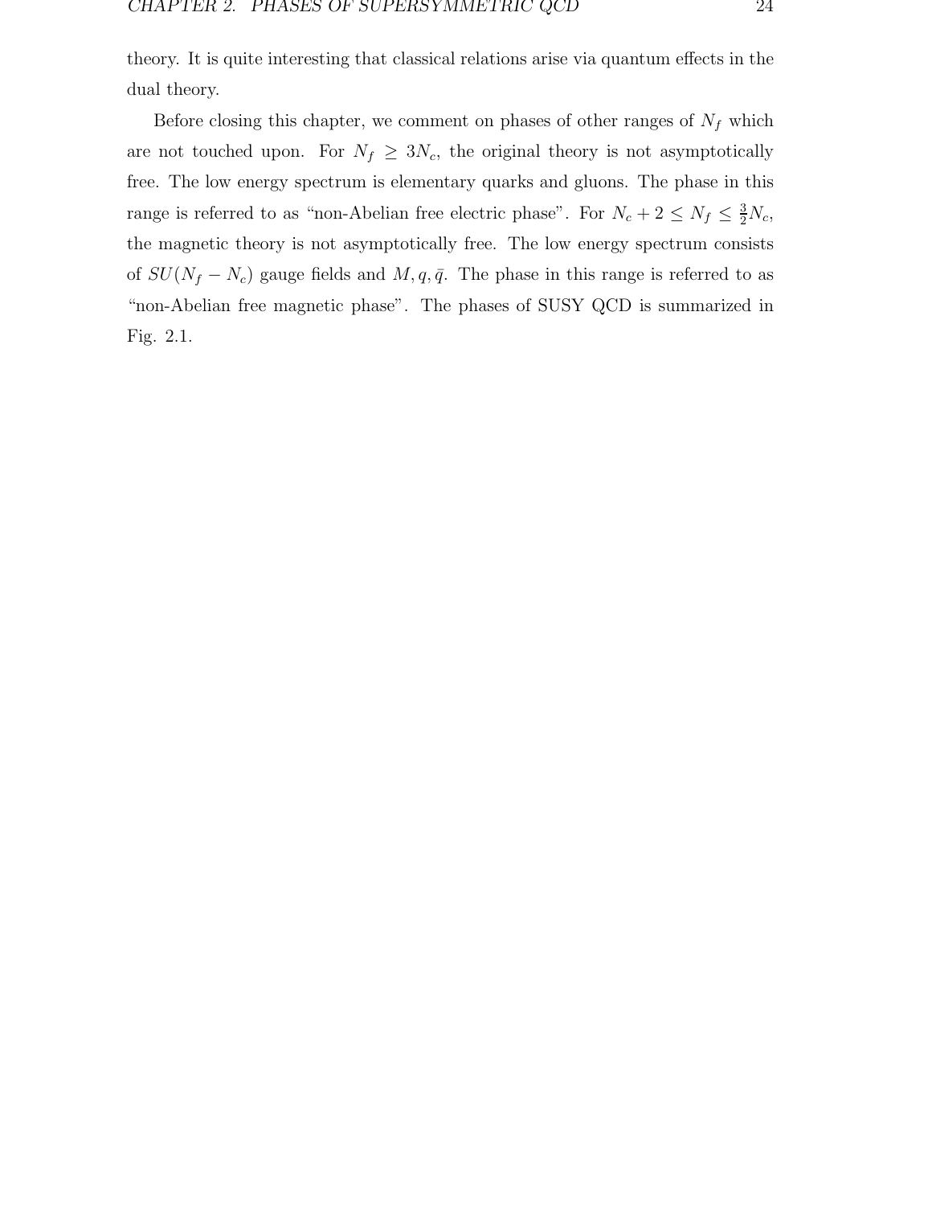theory. It is quite interesting that classical relations arise via quantum effects in the dual theory.

Before closing this chapter, we comment on phases of other ranges of $N_f$ which are not touched upon. For $N_f \geq 3N_c$, the original theory is not asymptotically free. The low energy spectrum is elementary quarks and gluons. The phase in this range is referred to as "non-Abelian free electric phase". For $N_c + 2 \leq N_f \leq \frac{3}{2}N_c$, the magnetic theory is not asymptotically free. The low energy spectrum consists of $SU(N_f - N_c)$ gauge fields and $M, q, \bar{q}$. The phase in this range is referred to as "non-Abelian free magnetic phase". The phases of SUSY QCD is summarized in Fig. 2.1.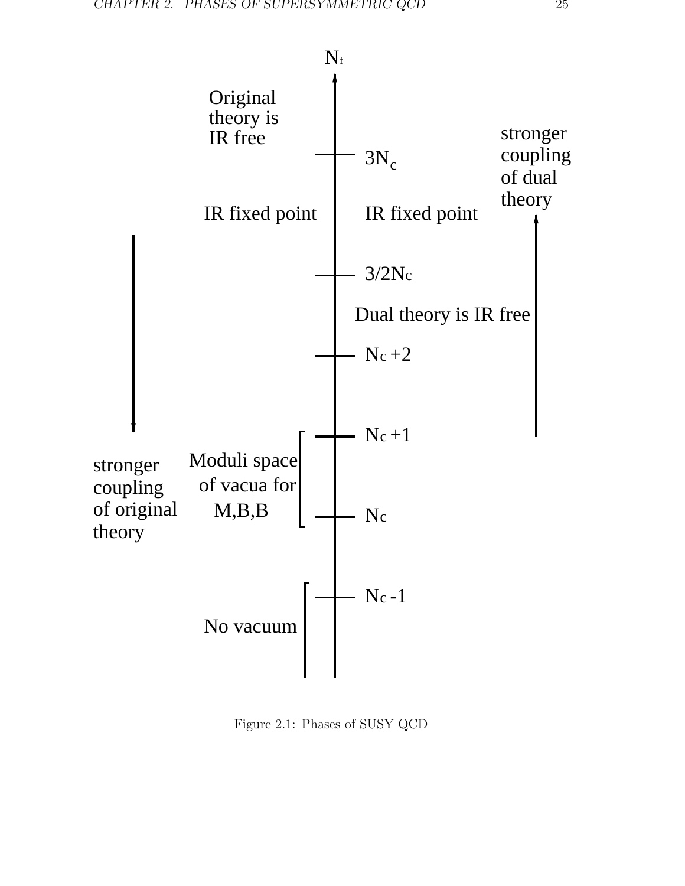$N_f$

Original theory is IR free

$3N_c$

stronger coupling of dual theory

IR fixed point IR fixed point

$3/2N_c$

Dual theory is IR free

$N_c+2$

$N_c+1$

stronger coupling of original theory

Moduli space of vacua for $M, B, \bar{B}$

$N_c$

$N_c-1$

No vacuum

Figure 2.1: Phases of SUSY QCD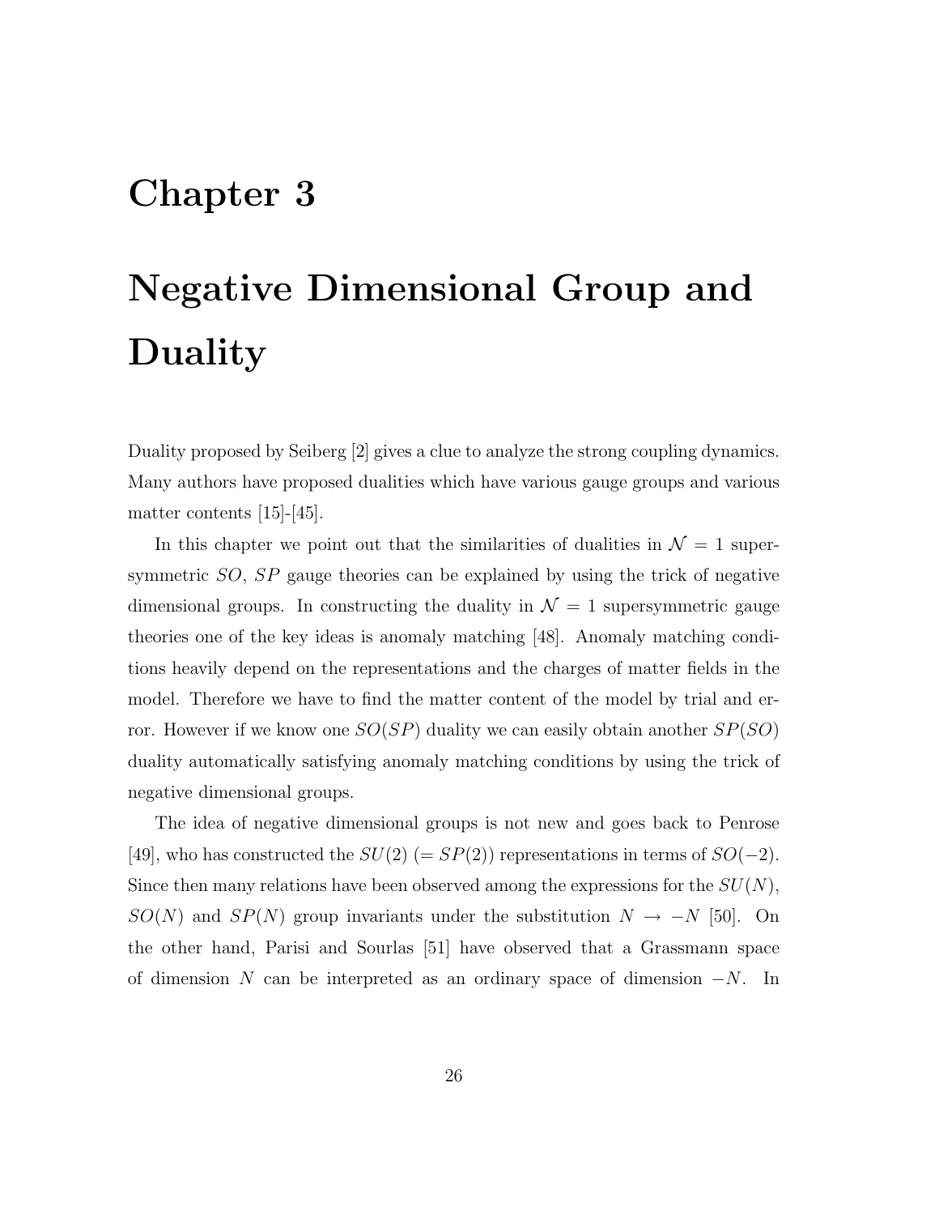# Chapter 3

# Negative Dimensional Group and Duality

Duality proposed by Seiberg [2] gives a clue to analyze the strong coupling dynamics. Many authors have proposed dualities which have various gauge groups and various matter contents [15]-[45].

In this chapter we point out that the similarities of dualities in $\mathcal{N} = 1$ supersymmetric $SO$, $SP$ gauge theories can be explained by using the trick of negative dimensional groups. In constructing the duality in $\mathcal{N} = 1$ supersymmetric gauge theories one of the key ideas is anomaly matching [48]. Anomaly matching conditions heavily depend on the representations and the charges of matter fields in the model. Therefore we have to find the matter content of the model by trial and error. However if we know one $SO(SP)$ duality we can easily obtain another $SP(SO)$ duality automatically satisfying anomaly matching conditions by using the trick of negative dimensional groups.

The idea of negative dimensional groups is not new and goes back to Penrose [49], who has constructed the $SU(2)$ $(= SP(2))$ representations in terms of $SO(-2)$. Since then many relations have been observed among the expressions for the $SU(N)$, $SO(N)$ and $SP(N)$ group invariants under the substitution $N \to -N$ [50]. On the other hand, Parisi and Sourlas [51] have observed that a Grassmann space of dimension $N$ can be interpreted as an ordinary space of dimension $-N$. In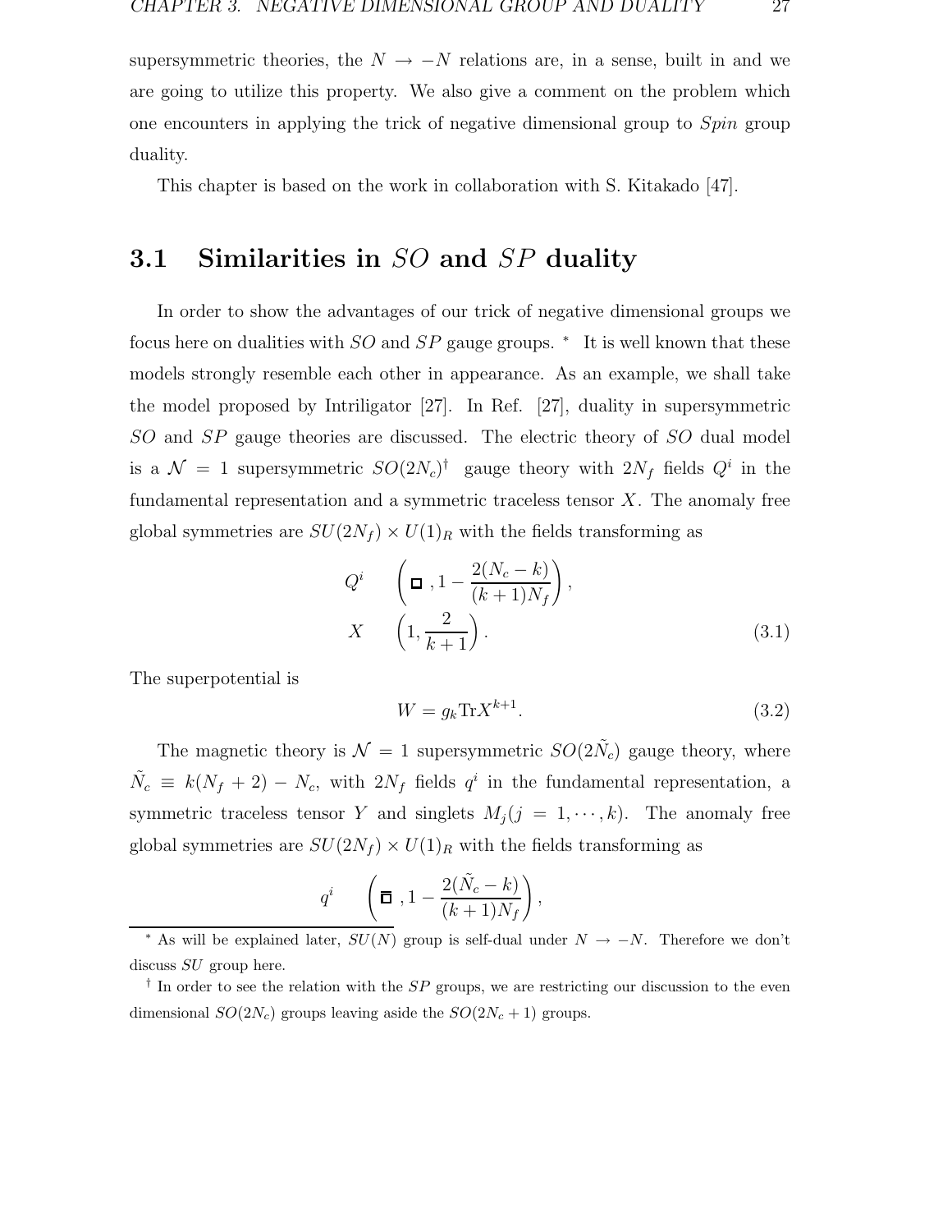supersymmetric theories, the $N \to -N$ relations are, in a sense, built in and we are going to utilize this property. We also give a comment on the problem which one encounters in applying the trick of negative dimensional group to *Spin* group duality.

This chapter is based on the work in collaboration with S. Kitakado [47].

## 3.1 Similarities in $SO$ and $SP$ duality

In order to show the advantages of our trick of negative dimensional groups we focus here on dualities with $SO$ and $SP$ gauge groups. [*] It is well known that these models strongly resemble each other in appearance. As an example, we shall take the model proposed by Intriligator [27]. In Ref. [27], duality in supersymmetric $SO$ and $SP$ gauge theories are discussed. The electric theory of $SO$ dual model is a $\mathcal{N} = 1$ supersymmetric $SO(2N_c)$[†] gauge theory with $2N_f$ fields $Q^i$ in the fundamental representation and a symmetric traceless tensor $X$. The anomaly free global symmetries are $SU(2N_f) \times U(1)_R$ with the fields transforming as

$$
\begin{aligned}
Q^i \qquad & \left( \square \,, 1 - \frac{2(N_c - k)}{(k+1)N_f} \right), \\
X \qquad & \left( 1, \frac{2}{k+1} \right).
\end{aligned}
\tag{3.1}
$$

The superpotential is

$$
W = g_k \mathrm{Tr} X^{k+1}. \tag{3.2}
$$

The magnetic theory is $\mathcal{N} = 1$ supersymmetric $SO(2\tilde{N}_c)$ gauge theory, where $\tilde{N}_c \equiv k(N_f + 2) - N_c$, with $2N_f$ fields $q^i$ in the fundamental representation, a symmetric traceless tensor $Y$ and singlets $M_j (j = 1, \cdots, k)$. The anomaly free global symmetries are $SU(2N_f) \times U(1)_R$ with the fields transforming as

$$
q^i \qquad \left( \bar{\square} \,, 1 - \frac{2(\tilde{N}_c - k)}{(k+1)N_f} \right),
$$

[*] As will be explained later, $SU(N)$ group is self-dual under $N \to -N$. Therefore we don't discuss $SU$ group here.

[†] In order to see the relation with the $SP$ groups, we are restricting our discussion to the even dimensional $SO(2N_c)$ groups leaving aside the $SO(2N_c + 1)$ groups.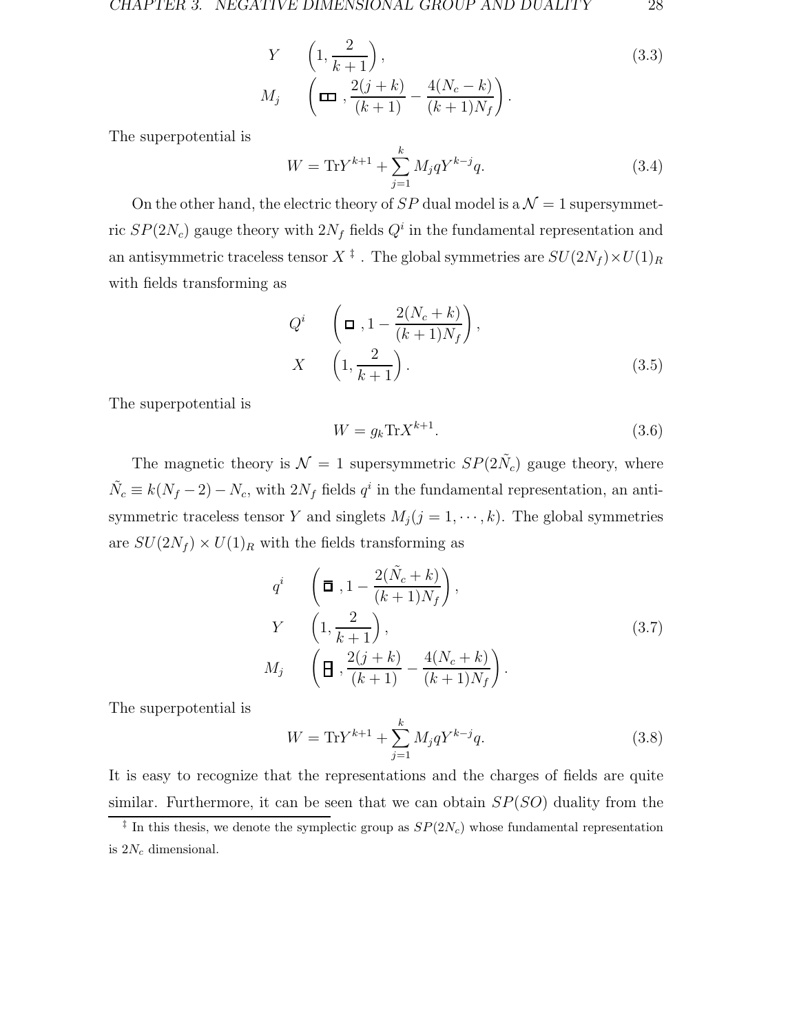$$
\begin{aligned}
&Y \qquad \left(1, \frac{2}{k+1}\right), \\
&M_j \qquad \left(\square\!\square\,, \frac{2(j+k)}{(k+1)} - \frac{4(N_c-k)}{(k+1)N_f}\right).
\end{aligned}
\tag{3.3}
$$

The superpotential is

$$
W = \mathrm{Tr} Y^{k+1} + \sum_{j=1}^{k} M_j q Y^{k-j} q. \tag{3.4}
$$

On the other hand, the electric theory of $SP$ dual model is a $\mathcal{N}=1$ supersymmetric $SP(2N_c)$ gauge theory with $2N_f$ fields $Q^i$ in the fundamental representation and an antisymmetric traceless tensor $X$ [‡]. The global symmetries are $SU(2N_f) \times U(1)_R$ with fields transforming as

$$
\begin{aligned}
&Q^i \qquad \left(\square\,, 1 - \frac{2(N_c+k)}{(k+1)N_f}\right), \\
&X \qquad \left(1, \frac{2}{k+1}\right).
\end{aligned}
\tag{3.5}
$$

The superpotential is

$$
W = g_k \mathrm{Tr} X^{k+1}. \tag{3.6}
$$

The magnetic theory is $\mathcal{N}=1$ supersymmetric $SP(2\tilde{N}_c)$ gauge theory, where $\tilde{N}_c \equiv k(N_f-2) - N_c$, with $2N_f$ fields $q^i$ in the fundamental representation, an antisymmetric traceless tensor $Y$ and singlets $M_j (j = 1, \cdots, k)$. The global symmetries are $SU(2N_f) \times U(1)_R$ with the fields transforming as

$$
\begin{aligned}
&q^i \qquad \left(\bar{\square}\,, 1 - \frac{2(\tilde{N}_c+k)}{(k+1)N_f}\right), \\
&Y \qquad \left(1, \frac{2}{k+1}\right), \\
&M_j \qquad \left(\begin{smallmatrix}\square\\\square\end{smallmatrix}\,, \frac{2(j+k)}{(k+1)} - \frac{4(N_c+k)}{(k+1)N_f}\right).
\end{aligned}
\tag{3.7}
$$

The superpotential is

$$
W = \mathrm{Tr} Y^{k+1} + \sum_{j=1}^{k} M_j q Y^{k-j} q. \tag{3.8}
$$

It is easy to recognize that the representations and the charges of fields are quite similar. Furthermore, it can be seen that we can obtain $SP(SO)$ duality from the

[‡] In this thesis, we denote the symplectic group as $SP(2N_c)$ whose fundamental representation is $2N_c$ dimensional.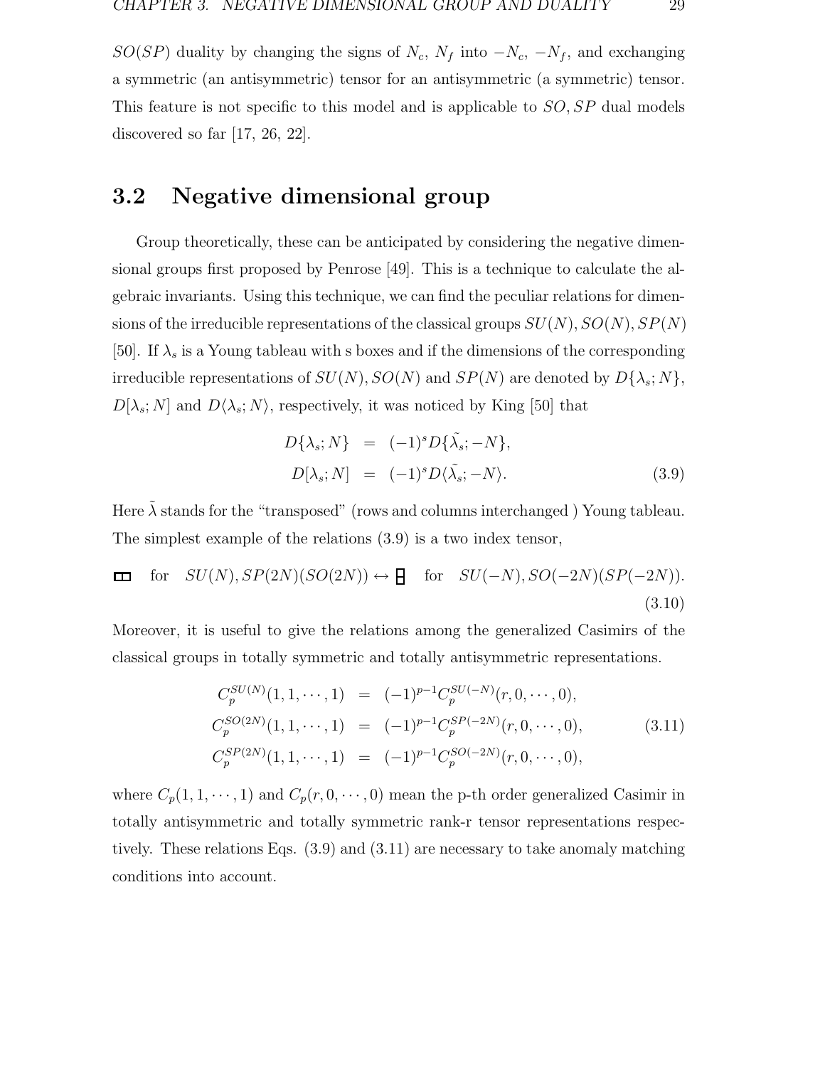$SO(SP)$ duality by changing the signs of $N_c$, $N_f$ into $-N_c$, $-N_f$, and exchanging a symmetric (an antisymmetric) tensor for an antisymmetric (a symmetric) tensor. This feature is not specific to this model and is applicable to $SO, SP$ dual models discovered so far [17, 26, 22].

## 3.2 Negative dimensional group

Group theoretically, these can be anticipated by considering the negative dimensional groups first proposed by Penrose [49]. This is a technique to calculate the algebraic invariants. Using this technique, we can find the peculiar relations for dimensions of the irreducible representations of the classical groups $SU(N), SO(N), SP(N)$ [50]. If $\lambda_s$ is a Young tableau with s boxes and if the dimensions of the corresponding irreducible representations of $SU(N), SO(N)$ and $SP(N)$ are denoted by $D\{\lambda_s; N\}$, $D[\lambda_s; N]$ and $D\langle\lambda_s; N\rangle$, respectively, it was noticed by King [50] that

$$
\begin{aligned}
D\{\lambda_s; N\} &= (-1)^s D\{\tilde{\lambda}_s; -N\}, \\
D[\lambda_s; N] &= (-1)^s D\langle\tilde{\lambda}_s; -N\rangle.
\end{aligned}
\tag{3.9}
$$

Here $\tilde{\lambda}$ stands for the "transposed" (rows and columns interchanged ) Young tableau. The simplest example of the relations (3.9) is a two index tensor,

$$
\square\!\square \quad \text{for} \quad SU(N), SP(2N)(SO(2N)) \leftrightarrow \begin{smallmatrix}\square\\\square\end{smallmatrix} \quad \text{for} \quad SU(-N), SO(-2N)(SP(-2N)). \tag{3.10}
$$

Moreover, it is useful to give the relations among the generalized Casimirs of the classical groups in totally symmetric and totally antisymmetric representations.

$$
\begin{aligned}
C_p^{SU(N)}(1, 1, \cdots, 1) &= (-1)^{p-1} C_p^{SU(-N)}(r, 0, \cdots, 0), \\
C_p^{SO(2N)}(1, 1, \cdots, 1) &= (-1)^{p-1} C_p^{SP(-2N)}(r, 0, \cdots, 0), \\
C_p^{SP(2N)}(1, 1, \cdots, 1) &= (-1)^{p-1} C_p^{SO(-2N)}(r, 0, \cdots, 0),
\end{aligned}
\tag{3.11}
$$

where $C_p(1, 1, \cdots, 1)$ and $C_p(r, 0, \cdots, 0)$ mean the p-th order generalized Casimir in totally antisymmetric and totally symmetric rank-r tensor representations respectively. These relations Eqs. (3.9) and (3.11) are necessary to take anomaly matching conditions into account.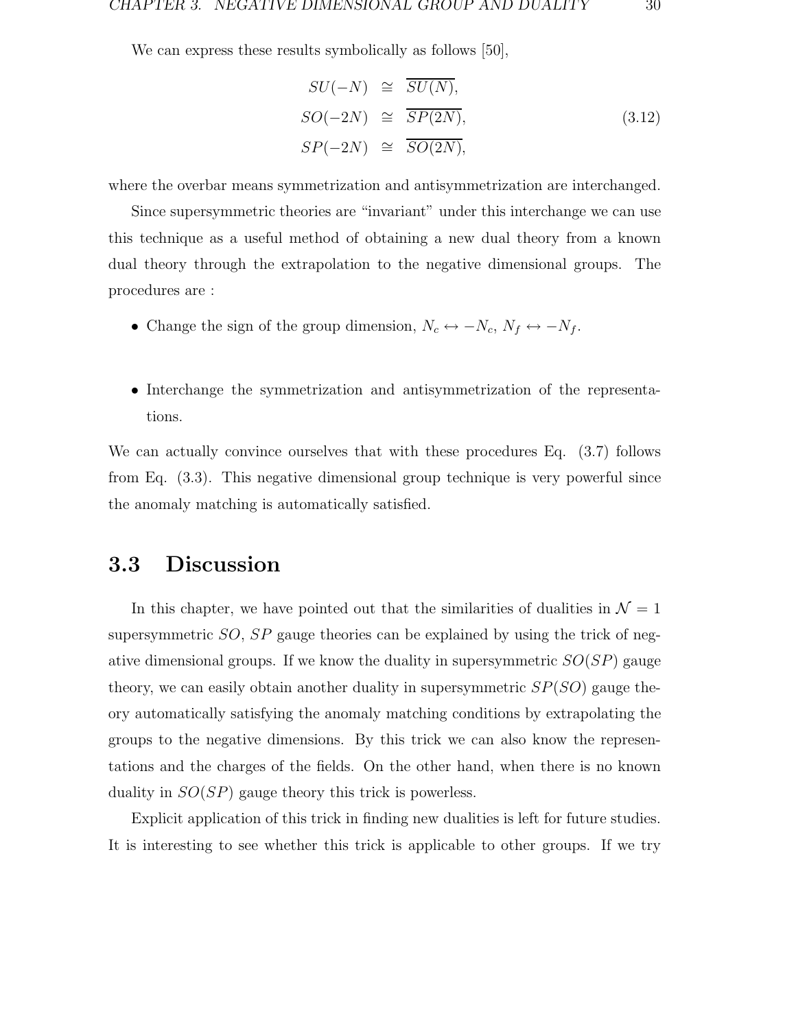We can express these results symbolically as follows [50],

$$
\begin{aligned}
SU(-N) &\cong \overline{SU(N)}, \\
SO(-2N) &\cong \overline{SP(2N)}, \\
SP(-2N) &\cong \overline{SO(2N)},
\end{aligned}
\tag{3.12}
$$

where the overbar means symmetrization and antisymmetrization are interchanged.

Since supersymmetric theories are "invariant" under this interchange we can use this technique as a useful method of obtaining a new dual theory from a known dual theory through the extrapolation to the negative dimensional groups. The procedures are :

- Change the sign of the group dimension, $N_c \leftrightarrow -N_c$, $N_f \leftrightarrow -N_f$.
- Interchange the symmetrization and antisymmetrization of the representations.

We can actually convince ourselves that with these procedures Eq. (3.7) follows from Eq. (3.3). This negative dimensional group technique is very powerful since the anomaly matching is automatically satisfied.

## 3.3 Discussion

In this chapter, we have pointed out that the similarities of dualities in $\mathcal{N} = 1$ supersymmetric $SO$, $SP$ gauge theories can be explained by using the trick of negative dimensional groups. If we know the duality in supersymmetric $SO(SP)$ gauge theory, we can easily obtain another duality in supersymmetric $SP(SO)$ gauge theory automatically satisfying the anomaly matching conditions by extrapolating the groups to the negative dimensions. By this trick we can also know the representations and the charges of the fields. On the other hand, when there is no known duality in $SO(SP)$ gauge theory this trick is powerless.

Explicit application of this trick in finding new dualities is left for future studies. It is interesting to see whether this trick is applicable to other groups. If we try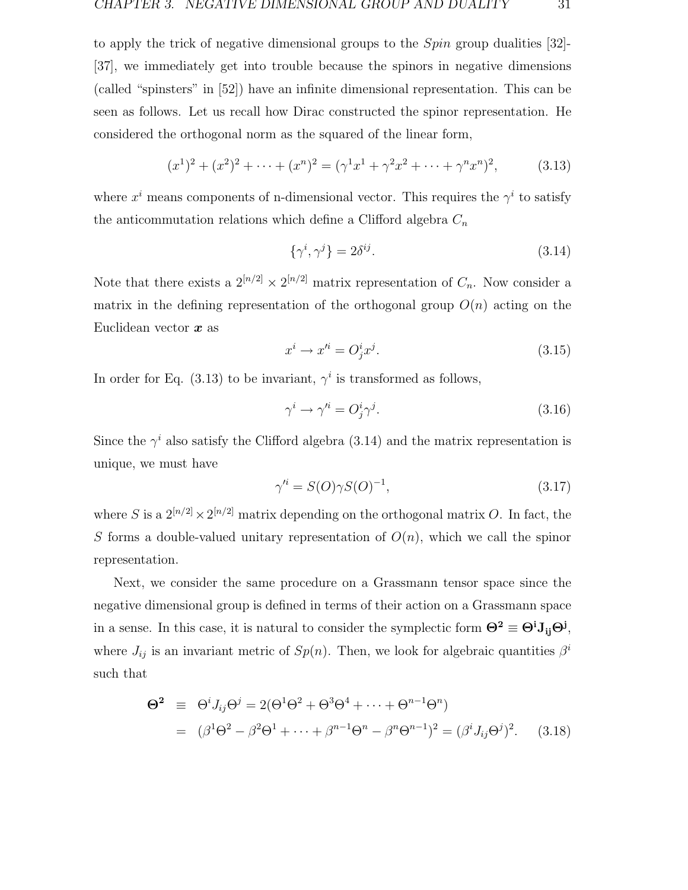to apply the trick of negative dimensional groups to the *Spin* group dualities [32]-[37], we immediately get into trouble because the spinors in negative dimensions (called "spinsters" in [52]) have an infinite dimensional representation. This can be seen as follows. Let us recall how Dirac constructed the spinor representation. He considered the orthogonal norm as the squared of the linear form,

$$(x^1)^2 + (x^2)^2 + \cdots + (x^n)^2 = (\gamma^1 x^1 + \gamma^2 x^2 + \cdots + \gamma^n x^n)^2, \tag{3.13}$$

where $x^i$ means components of n-dimensional vector. This requires the $\gamma^i$ to satisfy the anticommutation relations which define a Clifford algebra $C_n$

$$\{\gamma^i, \gamma^j\} = 2\delta^{ij}. \tag{3.14}$$

Note that there exists a $2^{[n/2]} \times 2^{[n/2]}$ matrix representation of $C_n$. Now consider a matrix in the defining representation of the orthogonal group $O(n)$ acting on the Euclidean vector $\boldsymbol{x}$ as

$$x^i \to x'^i = O^i_j x^j. \tag{3.15}$$

In order for Eq. (3.13) to be invariant, $\gamma^i$ is transformed as follows,

$$\gamma^i \to \gamma'^i = O^i_j \gamma^j. \tag{3.16}$$

Since the $\gamma^i$ also satisfy the Clifford algebra (3.14) and the matrix representation is unique, we must have

$$\gamma'^i = S(O)\gamma S(O)^{-1}, \tag{3.17}$$

where $S$ is a $2^{[n/2]} \times 2^{[n/2]}$ matrix depending on the orthogonal matrix $O$. In fact, the $S$ forms a double-valued unitary representation of $O(n)$, which we call the spinor representation.

Next, we consider the same procedure on a Grassmann tensor space since the negative dimensional group is defined in terms of their action on a Grassmann space in a sense. In this case, it is natural to consider the symplectic form $\mathbf{\Theta^2} \equiv \mathbf{\Theta^i J_{ij} \Theta^j}$, where $J_{ij}$ is an invariant metric of $Sp(n)$. Then, we look for algebraic quantities $\beta^i$ such that

$$\begin{aligned}
\mathbf{\Theta^2} &\equiv \Theta^i J_{ij} \Theta^j = 2(\Theta^1\Theta^2 + \Theta^3\Theta^4 + \cdots + \Theta^{n-1}\Theta^n) \\
&= (\beta^1\Theta^2 - \beta^2\Theta^1 + \cdots + \beta^{n-1}\Theta^n - \beta^n\Theta^{n-1})^2 = (\beta^i J_{ij} \Theta^j)^2.
\end{aligned} \tag{3.18}$$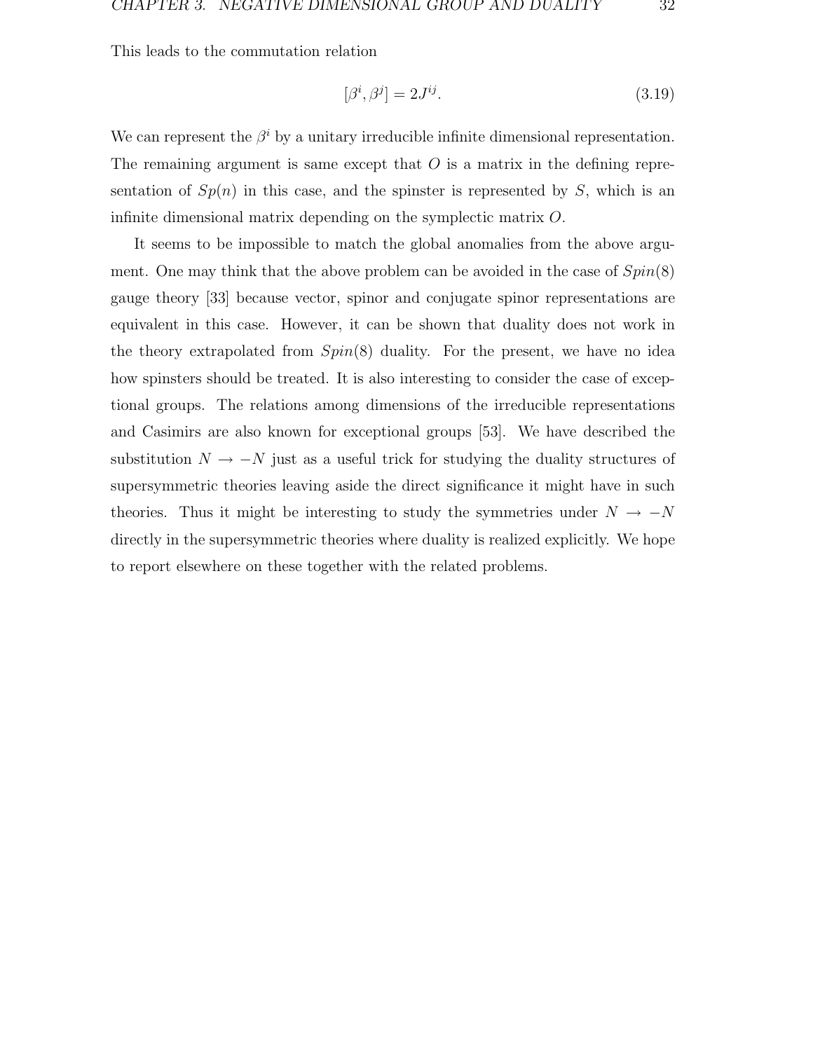This leads to the commutation relation

$$[\beta^i, \beta^j] = 2J^{ij}. \tag{3.19}$$

We can represent the $\beta^i$ by a unitary irreducible infinite dimensional representation. The remaining argument is same except that $O$ is a matrix in the defining representation of $Sp(n)$ in this case, and the spinster is represented by $S$, which is an infinite dimensional matrix depending on the symplectic matrix $O$.

It seems to be impossible to match the global anomalies from the above argument. One may think that the above problem can be avoided in the case of $Spin(8)$ gauge theory [33] because vector, spinor and conjugate spinor representations are equivalent in this case. However, it can be shown that duality does not work in the theory extrapolated from $Spin(8)$ duality. For the present, we have no idea how spinsters should be treated. It is also interesting to consider the case of exceptional groups. The relations among dimensions of the irreducible representations and Casimirs are also known for exceptional groups [53]. We have described the substitution $N \to -N$ just as a useful trick for studying the duality structures of supersymmetric theories leaving aside the direct significance it might have in such theories. Thus it might be interesting to study the symmetries under $N \to -N$ directly in the supersymmetric theories where duality is realized explicitly. We hope to report elsewhere on these together with the related problems.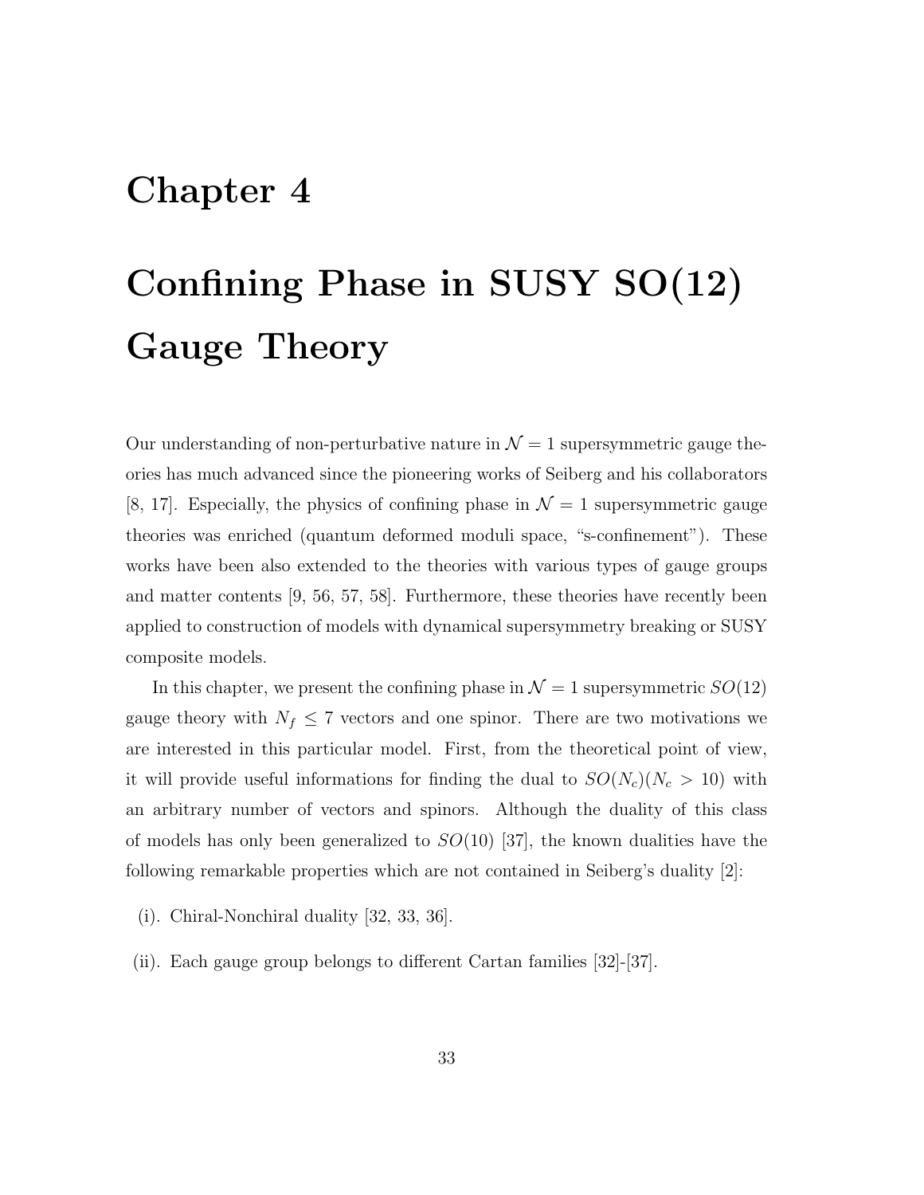# Chapter 4

# Confining Phase in SUSY SO(12) Gauge Theory

Our understanding of non-perturbative nature in $\mathcal{N}=1$ supersymmetric gauge theories has much advanced since the pioneering works of Seiberg and his collaborators [8, 17]. Especially, the physics of confining phase in $\mathcal{N}=1$ supersymmetric gauge theories was enriched (quantum deformed moduli space, "s-confinement"). These works have been also extended to the theories with various types of gauge groups and matter contents [9, 56, 57, 58]. Furthermore, these theories have recently been applied to construction of models with dynamical supersymmetry breaking or SUSY composite models.

In this chapter, we present the confining phase in $\mathcal{N}=1$ supersymmetric $SO(12)$ gauge theory with $N_f \leq 7$ vectors and one spinor. There are two motivations we are interested in this particular model. First, from the theoretical point of view, it will provide useful informations for finding the dual to $SO(N_c)(N_c > 10)$ with an arbitrary number of vectors and spinors. Although the duality of this class of models has only been generalized to $SO(10)$ [37], the known dualities have the following remarkable properties which are not contained in Seiberg's duality [2]:

(i). Chiral-Nonchiral duality [32, 33, 36].

(ii). Each gauge group belongs to different Cartan families [32]-[37].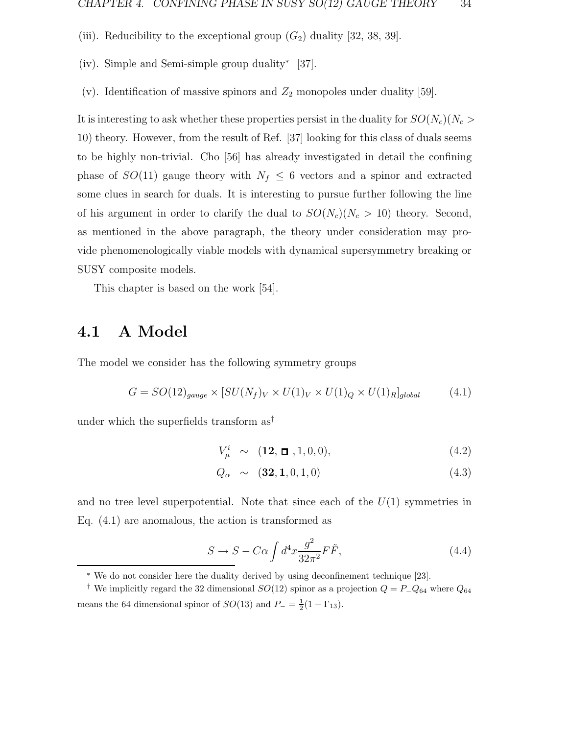(iii). Reducibility to the exceptional group ($G_2$) duality [32, 38, 39].

(iv). Simple and Semi-simple group duality* [37].

(v). Identification of massive spinors and $Z_2$ monopoles under duality [59].

It is interesting to ask whether these properties persist in the duality for $SO(N_c)(N_c > 10)$ theory. However, from the result of Ref. [37] looking for this class of duals seems to be highly non-trivial. Cho [56] has already investigated in detail the confining phase of $SO(11)$ gauge theory with $N_f \leq 6$ vectors and a spinor and extracted some clues in search for duals. It is interesting to pursue further following the line of his argument in order to clarify the dual to $SO(N_c)(N_c > 10)$ theory. Second, as mentioned in the above paragraph, the theory under consideration may provide phenomenologically viable models with dynamical supersymmetry breaking or SUSY composite models.

This chapter is based on the work [54].

## 4.1 A Model

The model we consider has the following symmetry groups

$$G = SO(12)_{gauge} \times [SU(N_f)_V \times U(1)_V \times U(1)_Q \times U(1)_R]_{global} \tag{4.1}$$

under which the superfields transform as†

$$V^i_\mu \sim (\mathbf{12}, \square, 1, 0, 0), \tag{4.2}$$

$$Q_\alpha \sim (\mathbf{32}, \mathbf{1}, 0, 1, 0) \tag{4.3}$$

and no tree level superpotential. Note that since each of the $U(1)$ symmetries in Eq. (4.1) are anomalous, the action is transformed as

$$S \to S - C\alpha \int d^4x \frac{g^2}{32\pi^2} F\tilde{F}, \tag{4.4}$$

* We do not consider here the duality derived by using deconfinement technique [23].

† We implicitly regard the 32 dimensional $SO(12)$ spinor as a projection $Q = P_- Q_{64}$ where $Q_{64}$ means the 64 dimensional spinor of $SO(13)$ and $P_- = \frac{1}{2}(1 - \Gamma_{13})$.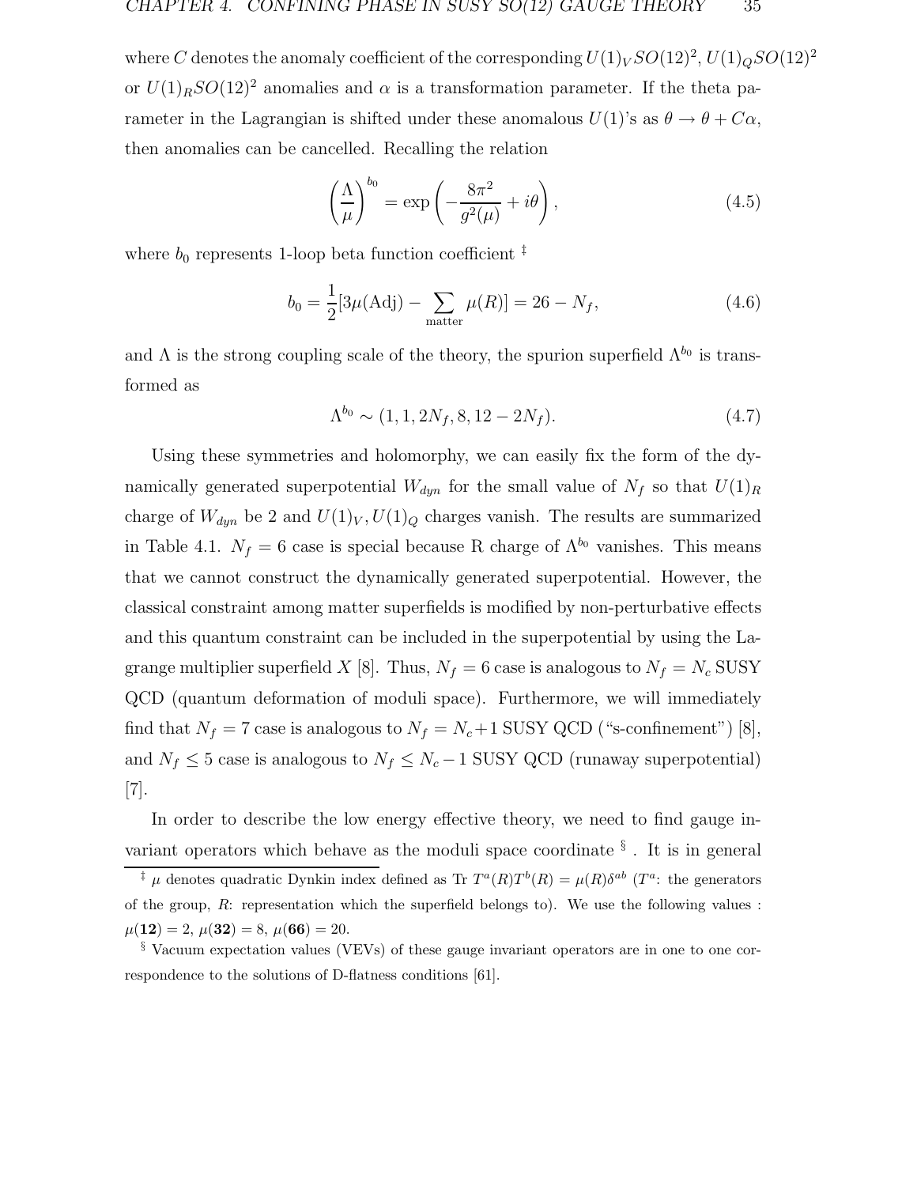where $C$ denotes the anomaly coefficient of the corresponding $U(1)_V SO(12)^2$, $U(1)_Q SO(12)^2$ or $U(1)_R SO(12)^2$ anomalies and $\alpha$ is a transformation parameter. If the theta parameter in the Lagrangian is shifted under these anomalous $U(1)$'s as $\theta \to \theta + C\alpha$, then anomalies can be cancelled. Recalling the relation

$$\left(\frac{\Lambda}{\mu}\right)^{b_0} = \exp\left(-\frac{8\pi^2}{g^2(\mu)} + i\theta\right), \tag{4.5}$$

where $b_0$ represents 1-loop beta function coefficient ‡

$$b_0 = \frac{1}{2}[3\mu(\mathrm{Adj}) - \sum_{\mathrm{matter}} \mu(R)] = 26 - N_f, \tag{4.6}$$

and $\Lambda$ is the strong coupling scale of the theory, the spurion superfield $\Lambda^{b_0}$ is transformed as

$$\Lambda^{b_0} \sim (1, 1, 2N_f, 8, 12 - 2N_f). \tag{4.7}$$

Using these symmetries and holomorphy, we can easily fix the form of the dynamically generated superpotential $W_{dyn}$ for the small value of $N_f$ so that $U(1)_R$ charge of $W_{dyn}$ be 2 and $U(1)_V, U(1)_Q$ charges vanish. The results are summarized in Table 4.1. $N_f = 6$ case is special because R charge of $\Lambda^{b_0}$ vanishes. This means that we cannot construct the dynamically generated superpotential. However, the classical constraint among matter superfields is modified by non-perturbative effects and this quantum constraint can be included in the superpotential by using the Lagrange multiplier superfield $X$ [8]. Thus, $N_f = 6$ case is analogous to $N_f = N_c$ SUSY QCD (quantum deformation of moduli space). Furthermore, we will immediately find that $N_f = 7$ case is analogous to $N_f = N_c + 1$ SUSY QCD ("s-confinement") [8], and $N_f \leq 5$ case is analogous to $N_f \leq N_c - 1$ SUSY QCD (runaway superpotential) [7].

In order to describe the low energy effective theory, we need to find gauge invariant operators which behave as the moduli space coordinate § . It is in general

‡ $\mu$ denotes quadratic Dynkin index defined as Tr $T^a(R)T^b(R) = \mu(R)\delta^{ab}$ ($T^a$: the generators of the group, $R$: representation which the superfield belongs to). We use the following values : $\mu(\mathbf{12}) = 2$, $\mu(\mathbf{32}) = 8$, $\mu(\mathbf{66}) = 20$.

§ Vacuum expectation values (VEVs) of these gauge invariant operators are in one to one correspondence to the solutions of D-flatness conditions [61].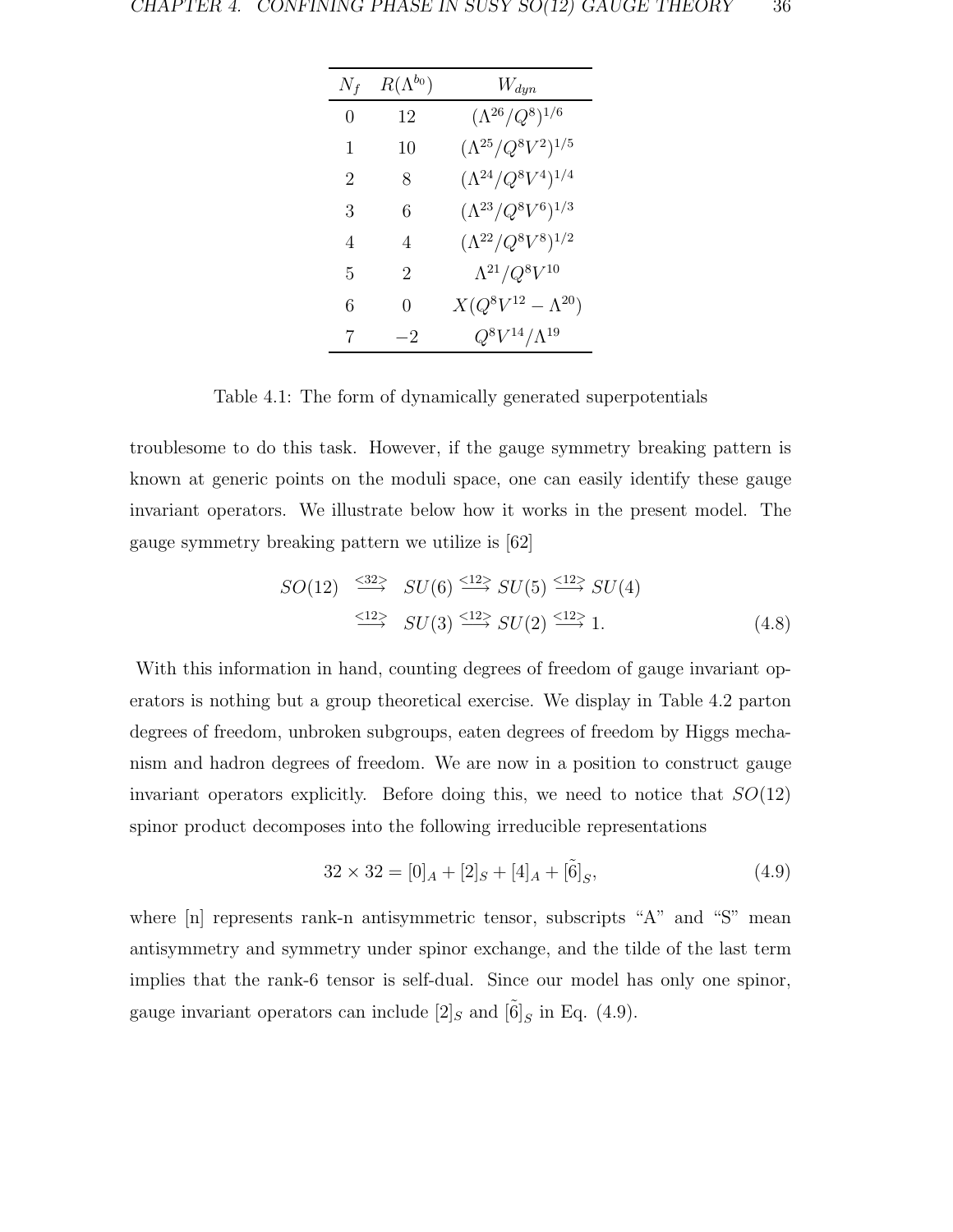| $N_f$ | $R(\Lambda^{b_0})$ | $W_{dyn}$ |
|---|---|---|
| 0 | 12 | $(\Lambda^{26}/Q^8)^{1/6}$ |
| 1 | 10 | $(\Lambda^{25}/Q^8V^2)^{1/5}$ |
| 2 | 8 | $(\Lambda^{24}/Q^8V^4)^{1/4}$ |
| 3 | 6 | $(\Lambda^{23}/Q^8V^6)^{1/3}$ |
| 4 | 4 | $(\Lambda^{22}/Q^8V^8)^{1/2}$ |
| 5 | 2 | $\Lambda^{21}/Q^8V^{10}$ |
| 6 | 0 | $X(Q^8V^{12} - \Lambda^{20})$ |
| 7 | $-2$ | $Q^8V^{14}/\Lambda^{19}$ |

Table 4.1: The form of dynamically generated superpotentials

troublesome to do this task. However, if the gauge symmetry breaking pattern is known at generic points on the moduli space, one can easily identify these gauge invariant operators. We illustrate below how it works in the present model. The gauge symmetry breaking pattern we utilize is [62]

$$\begin{aligned} SO(12) &\stackrel{<32>}{\longrightarrow} SU(6) \stackrel{<12>}{\longrightarrow} SU(5) \stackrel{<12>}{\longrightarrow} SU(4) \\ &\stackrel{<12>}{\longrightarrow} SU(3) \stackrel{<12>}{\longrightarrow} SU(2) \stackrel{<12>}{\longrightarrow} 1. \end{aligned} \tag{4.8}$$

With this information in hand, counting degrees of freedom of gauge invariant operators is nothing but a group theoretical exercise. We display in Table 4.2 parton degrees of freedom, unbroken subgroups, eaten degrees of freedom by Higgs mechanism and hadron degrees of freedom. We are now in a position to construct gauge invariant operators explicitly. Before doing this, we need to notice that $SO(12)$ spinor product decomposes into the following irreducible representations

$$32 \times 32 = [0]_A + [2]_S + [4]_A + [\tilde{6}]_S, \tag{4.9}$$

where [n] represents rank-n antisymmetric tensor, subscripts "A" and "S" mean antisymmetry and symmetry under spinor exchange, and the tilde of the last term implies that the rank-6 tensor is self-dual. Since our model has only one spinor, gauge invariant operators can include $[2]_S$ and $[\tilde{6}]_S$ in Eq. (4.9).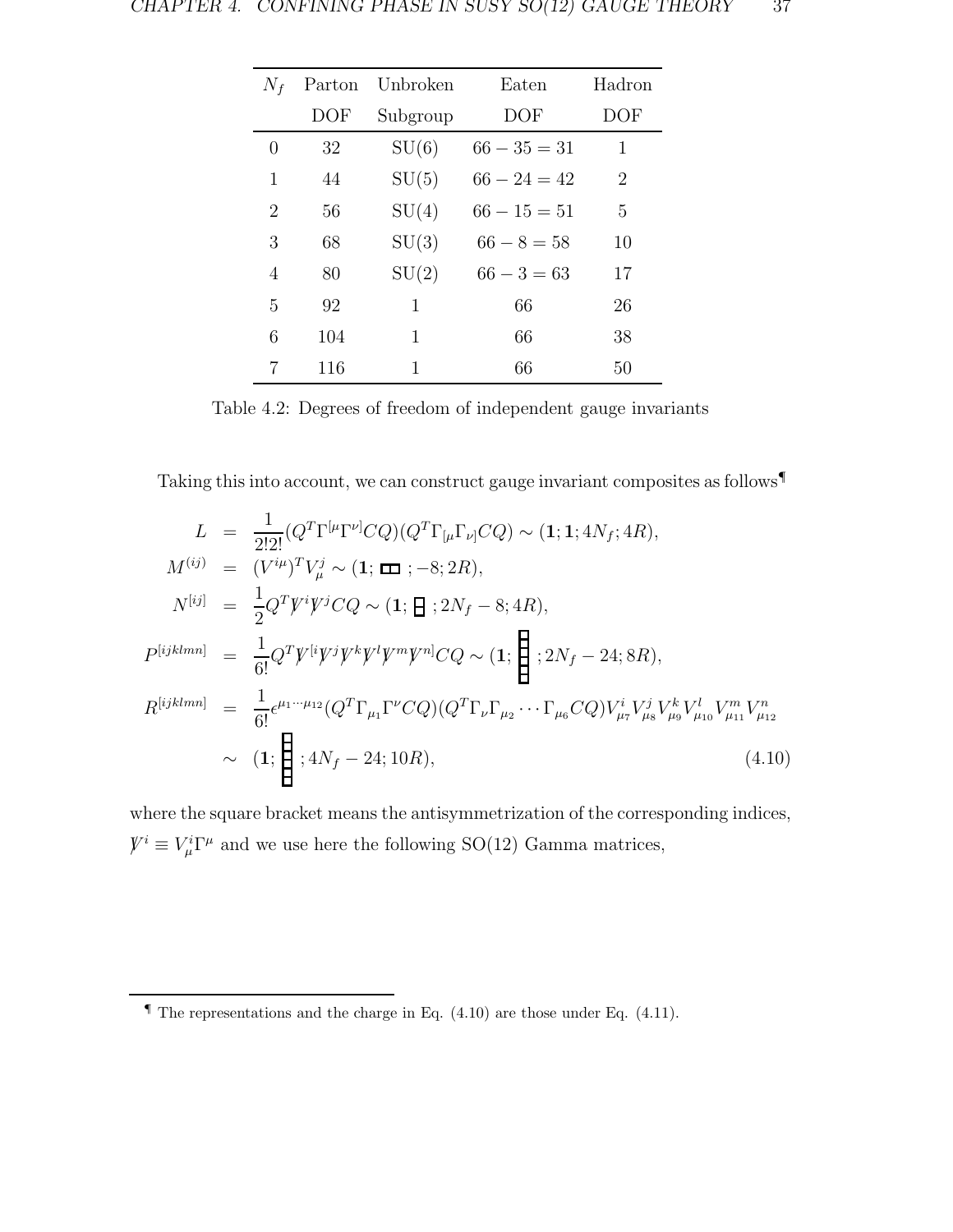| $N_f$ | Parton DOF | Unbroken Subgroup | Eaten DOF | Hadron DOF |
|---|---|---|---|---|
| 0 | 32 | SU(6) | $66-35=31$ | 1 |
| 1 | 44 | SU(5) | $66-24=42$ | 2 |
| 2 | 56 | SU(4) | $66-15=51$ | 5 |
| 3 | 68 | SU(3) | $66-8=58$ | 10 |
| 4 | 80 | SU(2) | $66-3=63$ | 17 |
| 5 | 92 | 1 | 66 | 26 |
| 6 | 104 | 1 | 66 | 38 |
| 7 | 116 | 1 | 66 | 50 |

Table 4.2: Degrees of freedom of independent gauge invariants

Taking this into account, we can construct gauge invariant composites as follows[¶]

$$
\begin{aligned}
L &= \frac{1}{2!2!}(Q^T\Gamma^{[\mu}\Gamma^{\nu]}CQ)(Q^T\Gamma_{[\mu}\Gamma_{\nu]}CQ) \sim (\mathbf{1};\mathbf{1};4N_f;4R), \\
M^{(ij)} &= (V^{i\mu})^T V^j_\mu \sim (\mathbf{1};\ \square\!\square\ ;-8;2R), \\
N^{[ij]} &= \frac{1}{2}Q^T \not{V}^i \not{V}^j CQ \sim (\mathbf{1};\ \begin{smallmatrix}\square\\\square\end{smallmatrix}\ ;2N_f-8;4R), \\
P^{[ijklmn]} &= \frac{1}{6!}Q^T \not{V}^{[i}\not{V}^j\not{V}^k\not{V}^l\not{V}^m\not{V}^{n]}CQ \sim (\mathbf{1};\ \begin{smallmatrix}\square\\\square\\\square\\\square\\\square\\\square\end{smallmatrix}\ ;2N_f-24;8R), \\
R^{[ijklmn]} &= \frac{1}{6!}\epsilon^{\mu_1\cdots\mu_{12}}(Q^T\Gamma_{\mu_1}\Gamma^\nu CQ)(Q^T\Gamma_\nu\Gamma_{\mu_2}\cdots\Gamma_{\mu_6}CQ)V^i_{\mu_7}V^j_{\mu_8}V^k_{\mu_9}V^l_{\mu_{10}}V^m_{\mu_{11}}V^n_{\mu_{12}} \\
&\sim (\mathbf{1};\ \begin{smallmatrix}\square\\\square\\\square\\\square\\\square\\\square\end{smallmatrix}\ ;4N_f-24;10R),
\end{aligned}
\tag{4.10}
$$

where the square bracket means the antisymmetrization of the corresponding indices, $\not{V}^i \equiv V^i_\mu\Gamma^\mu$ and we use here the following SO(12) Gamma matrices,

[¶] The representations and the charge in Eq. (4.10) are those under Eq. (4.11).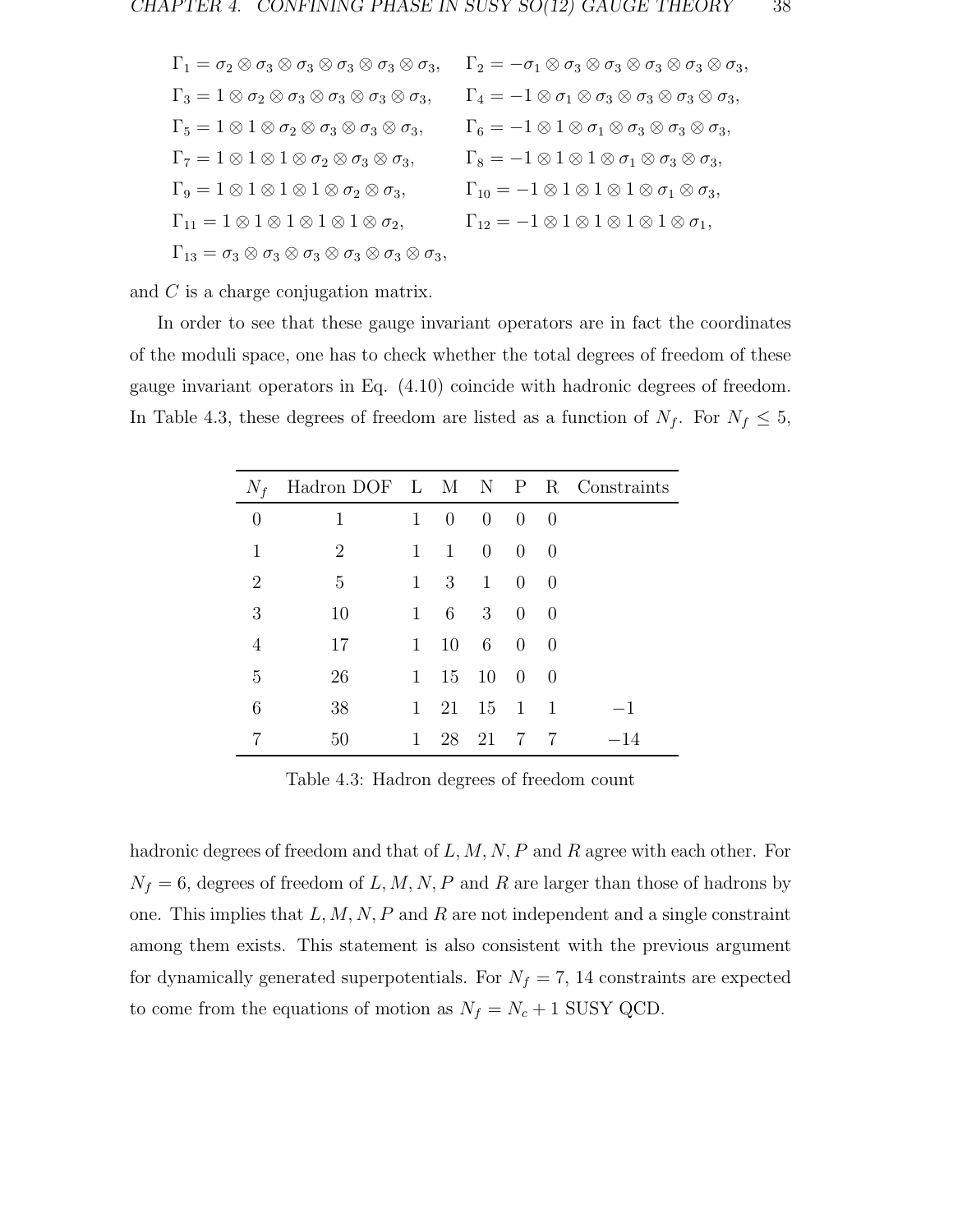$$\Gamma_1 = \sigma_2 \otimes \sigma_3 \otimes \sigma_3 \otimes \sigma_3 \otimes \sigma_3 \otimes \sigma_3, \quad \Gamma_2 = -\sigma_1 \otimes \sigma_3 \otimes \sigma_3 \otimes \sigma_3 \otimes \sigma_3 \otimes \sigma_3,$$
$$\Gamma_3 = 1 \otimes \sigma_2 \otimes \sigma_3 \otimes \sigma_3 \otimes \sigma_3 \otimes \sigma_3, \quad \Gamma_4 = -1 \otimes \sigma_1 \otimes \sigma_3 \otimes \sigma_3 \otimes \sigma_3 \otimes \sigma_3,$$
$$\Gamma_5 = 1 \otimes 1 \otimes \sigma_2 \otimes \sigma_3 \otimes \sigma_3 \otimes \sigma_3, \quad \Gamma_6 = -1 \otimes 1 \otimes \sigma_1 \otimes \sigma_3 \otimes \sigma_3 \otimes \sigma_3,$$
$$\Gamma_7 = 1 \otimes 1 \otimes 1 \otimes \sigma_2 \otimes \sigma_3 \otimes \sigma_3, \quad \Gamma_8 = -1 \otimes 1 \otimes 1 \otimes \sigma_1 \otimes \sigma_3 \otimes \sigma_3,$$
$$\Gamma_9 = 1 \otimes 1 \otimes 1 \otimes 1 \otimes \sigma_2 \otimes \sigma_3, \quad \Gamma_{10} = -1 \otimes 1 \otimes 1 \otimes 1 \otimes \sigma_1 \otimes \sigma_3,$$
$$\Gamma_{11} = 1 \otimes 1 \otimes 1 \otimes 1 \otimes 1 \otimes \sigma_2, \quad \Gamma_{12} = -1 \otimes 1 \otimes 1 \otimes 1 \otimes 1 \otimes \sigma_1,$$
$$\Gamma_{13} = \sigma_3 \otimes \sigma_3 \otimes \sigma_3 \otimes \sigma_3 \otimes \sigma_3 \otimes \sigma_3,$$

and $C$ is a charge conjugation matrix.

In order to see that these gauge invariant operators are in fact the coordinates of the moduli space, one has to check whether the total degrees of freedom of these gauge invariant operators in Eq. (4.10) coincide with hadronic degrees of freedom. In Table 4.3, these degrees of freedom are listed as a function of $N_f$. For $N_f \leq 5$,

| $N_f$ | Hadron DOF | L | M | N | P | R | Constraints |
|---|---|---|---|---|---|---|---|
| 0 | 1 | 1 | 0 | 0 | 0 | 0 | |
| 1 | 2 | 1 | 1 | 0 | 0 | 0 | |
| 2 | 5 | 1 | 3 | 1 | 0 | 0 | |
| 3 | 10 | 1 | 6 | 3 | 0 | 0 | |
| 4 | 17 | 1 | 10 | 6 | 0 | 0 | |
| 5 | 26 | 1 | 15 | 10 | 0 | 0 | |
| 6 | 38 | 1 | 21 | 15 | 1 | 1 | $-1$ |
| 7 | 50 | 1 | 28 | 21 | 7 | 7 | $-14$ |

Table 4.3: Hadron degrees of freedom count

hadronic degrees of freedom and that of $L, M, N, P$ and $R$ agree with each other. For $N_f = 6$, degrees of freedom of $L, M, N, P$ and $R$ are larger than those of hadrons by one. This implies that $L, M, N, P$ and $R$ are not independent and a single constraint among them exists. This statement is also consistent with the previous argument for dynamically generated superpotentials. For $N_f = 7$, 14 constraints are expected to come from the equations of motion as $N_f = N_c + 1$ SUSY QCD.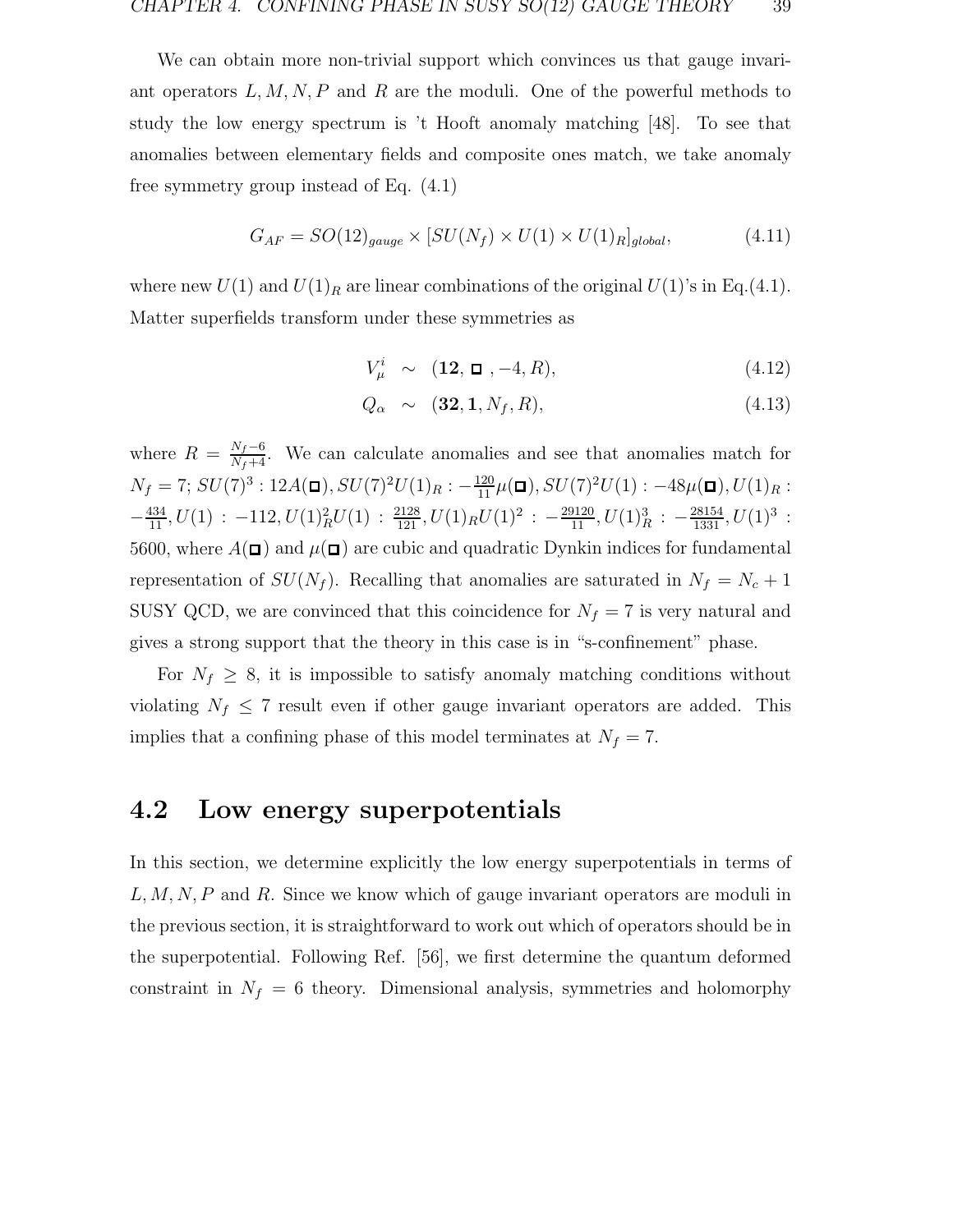We can obtain more non-trivial support which convinces us that gauge invariant operators $L, M, N, P$ and $R$ are the moduli. One of the powerful methods to study the low energy spectrum is 't Hooft anomaly matching [48]. To see that anomalies between elementary fields and composite ones match, we take anomaly free symmetry group instead of Eq. (4.1)

$$G_{AF} = SO(12)_{gauge} \times [SU(N_f) \times U(1) \times U(1)_R]_{global}, \tag{4.11}$$

where new $U(1)$ and $U(1)_R$ are linear combinations of the original $U(1)$'s in Eq.(4.1). Matter superfields transform under these symmetries as

$$V_\mu^i \sim (\mathbf{12}, \square, -4, R), \tag{4.12}$$

$$Q_\alpha \sim (\mathbf{32}, \mathbf{1}, N_f, R), \tag{4.13}$$

where $R = \frac{N_f - 6}{N_f + 4}$. We can calculate anomalies and see that anomalies match for $N_f = 7$; $SU(7)^3 : 12A(\square), SU(7)^2U(1)_R : -\frac{120}{11}\mu(\square), SU(7)^2U(1) : -48\mu(\square), U(1)_R : -\frac{434}{11}, U(1) : -112, U(1)_R^2U(1) : \frac{2128}{121}, U(1)_R U(1)^2 : -\frac{29120}{11}, U(1)_R^3 : -\frac{28154}{1331}, U(1)^3 : 5600$, where $A(\square)$ and $\mu(\square)$ are cubic and quadratic Dynkin indices for fundamental representation of $SU(N_f)$. Recalling that anomalies are saturated in $N_f = N_c + 1$ SUSY QCD, we are convinced that this coincidence for $N_f = 7$ is very natural and gives a strong support that the theory in this case is in "s-confinement" phase.

For $N_f \geq 8$, it is impossible to satisfy anomaly matching conditions without violating $N_f \leq 7$ result even if other gauge invariant operators are added. This implies that a confining phase of this model terminates at $N_f = 7$.

## 4.2 Low energy superpotentials

In this section, we determine explicitly the low energy superpotentials in terms of $L, M, N, P$ and $R$. Since we know which of gauge invariant operators are moduli in the previous section, it is straightforward to work out which operators should be in the superpotential. Following Ref. [56], we first determine the quantum deformed constraint in $N_f = 6$ theory. Dimensional analysis, symmetries and holomorphy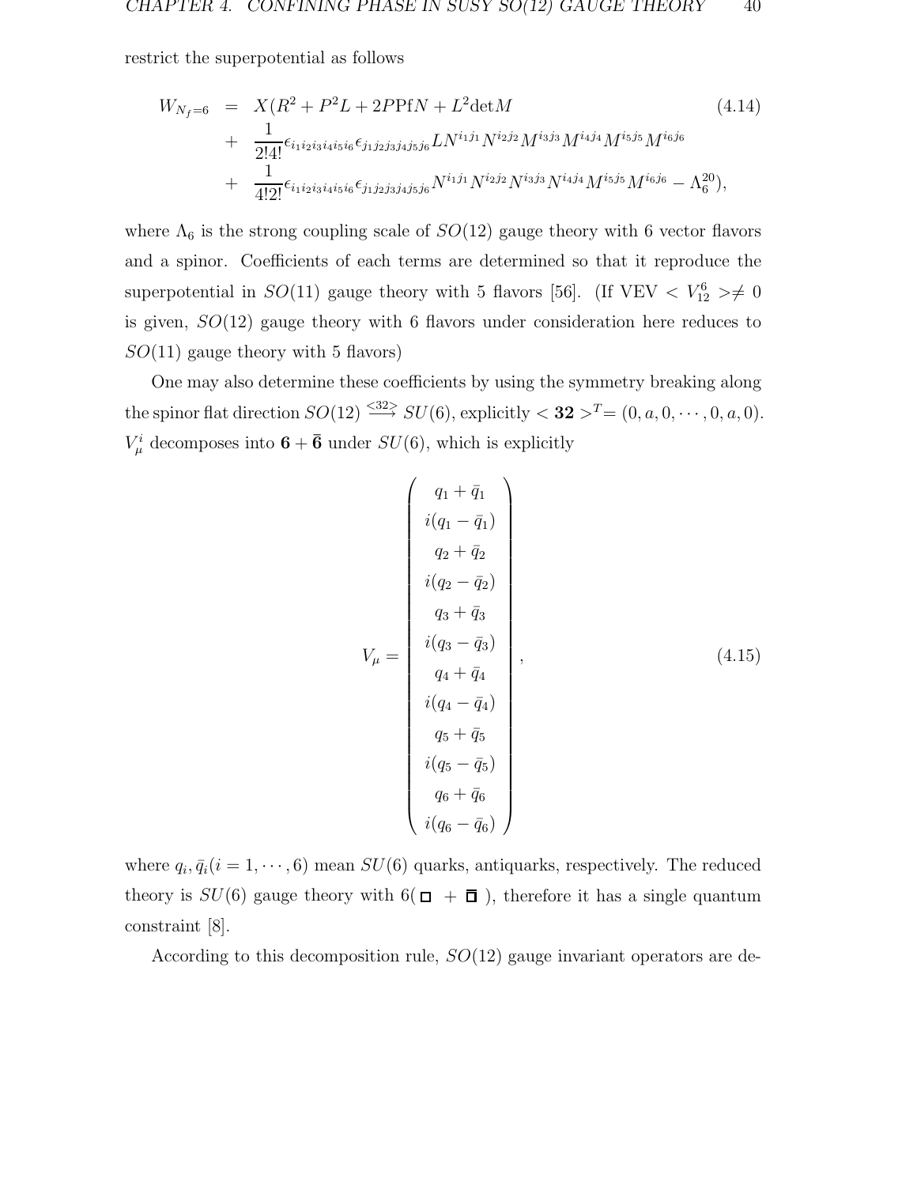restrict the superpotential as follows

$$
\begin{aligned}
W_{N_f=6} &= X(R^2 + P^2 L + 2P\mathrm{Pf}N + L^2 \det M \\
&+ \frac{1}{2!4!}\epsilon_{i_1 i_2 i_3 i_4 i_5 i_6}\epsilon_{j_1 j_2 j_3 j_4 j_5 j_6} L N^{i_1 j_1} N^{i_2 j_2} M^{i_3 j_3} M^{i_4 j_4} M^{i_5 j_5} M^{i_6 j_6} \\
&+ \frac{1}{4!2!}\epsilon_{i_1 i_2 i_3 i_4 i_5 i_6}\epsilon_{j_1 j_2 j_3 j_4 j_5 j_6} N^{i_1 j_1} N^{i_2 j_2} N^{i_3 j_3} N^{i_4 j_4} M^{i_5 j_5} M^{i_6 j_6} - \Lambda_6^{20}),
\end{aligned}
\tag{4.14}
$$

where $\Lambda_6$ is the strong coupling scale of $SO(12)$ gauge theory with 6 vector flavors and a spinor. Coefficients of each terms are determined so that it reproduce the superpotential in $SO(11)$ gauge theory with 5 flavors [56]. (If VEV $< V_{12}^6 > \neq 0$ is given, $SO(12)$ gauge theory with 6 flavors under consideration here reduces to $SO(11)$ gauge theory with 5 flavors)

One may also determine these coefficients by using the symmetry breaking along the spinor flat direction $SO(12) \stackrel{<32>}{\longrightarrow} SU(6)$, explicitly $< \mathbf{32} >^T = (0, a, 0, \cdots, 0, a, 0)$. $V_\mu^i$ decomposes into $\mathbf{6} + \bar{\mathbf{6}}$ under $SU(6)$, which is explicitly

$$
V_\mu = \begin{pmatrix} q_1 + \bar{q}_1 \\ i(q_1 - \bar{q}_1) \\ q_2 + \bar{q}_2 \\ i(q_2 - \bar{q}_2) \\ q_3 + \bar{q}_3 \\ i(q_3 - \bar{q}_3) \\ q_4 + \bar{q}_4 \\ i(q_4 - \bar{q}_4) \\ q_5 + \bar{q}_5 \\ i(q_5 - \bar{q}_5) \\ q_6 + \bar{q}_6 \\ i(q_6 - \bar{q}_6) \end{pmatrix},
\tag{4.15}
$$

where $q_i, \bar{q}_i (i = 1, \cdots, 6)$ mean $SU(6)$ quarks, antiquarks, respectively. The reduced theory is $SU(6)$ gauge theory with $6(\square + \bar{\square})$, therefore it has a single quantum constraint [8].

According to this decomposition rule, $SO(12)$ gauge invariant operators are de-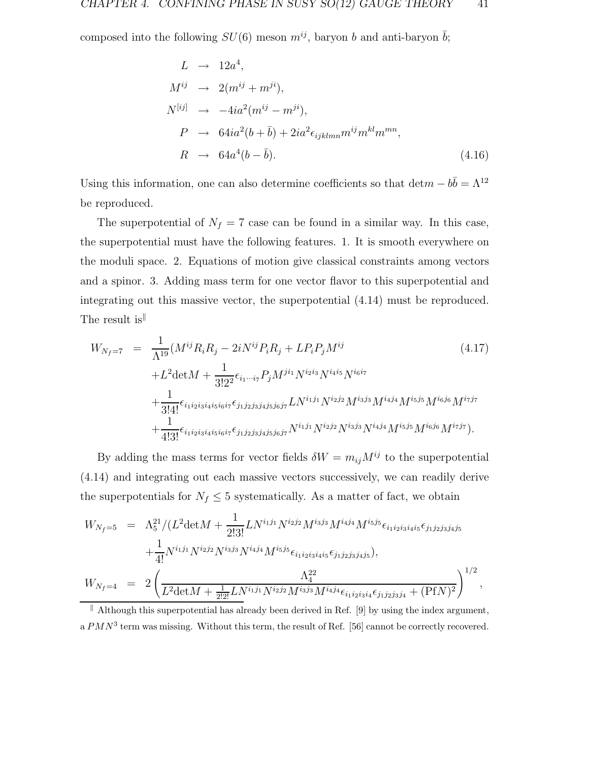composed into the following $SU(6)$ meson $m^{ij}$, baryon $b$ and anti-baryon $\bar{b}$;

$$
\begin{aligned}
L &\rightarrow 12a^4, \\
M^{ij} &\rightarrow 2(m^{ij} + m^{ji}), \\
N^{[ij]} &\rightarrow -4ia^2(m^{ij} - m^{ji}), \\
P &\rightarrow 64ia^2(b + \bar{b}) + 2ia^2\epsilon_{ijklmn}m^{ij}m^{kl}m^{mn}, \\
R &\rightarrow 64a^4(b - \bar{b}).
\end{aligned} \tag{4.16}
$$

Using this information, one can also determine coefficients so that $\det m - b\bar{b} = \Lambda^{12}$ be reproduced.

The superpotential of $N_f = 7$ case can be found in a similar way. In this case, the superpotential must have the following features. 1. It is smooth everywhere on the moduli space. 2. Equations of motion give classical constraints among vectors and a spinor. 3. Adding mass term for one vector flavor to this superpotential and integrating out this massive vector, the superpotential (4.14) must be reproduced. The result is[‖]

$$
\begin{aligned}
W_{N_f=7} = \frac{1}{\Lambda^{19}}\Big(&M^{ij}R_iR_j - 2iN^{ij}P_iR_j + LP_iP_jM^{ij} \\
&+ L^2\det M + \frac{1}{3!2^2}\epsilon_{i_1\cdots i_7}P_jM^{ji_1}N^{i_2i_3}N^{i_4i_5}N^{i_6i_7} \\
&+ \frac{1}{3!4!}\epsilon_{i_1i_2i_3i_4i_5i_6i_7}\epsilon_{j_1j_2j_3j_4j_5j_6j_7}LN^{i_1j_1}N^{i_2j_2}M^{i_3j_3}M^{i_4j_4}M^{i_5j_5}M^{i_6j_6}M^{i_7j_7} \\
&+ \frac{1}{4!3!}\epsilon_{i_1i_2i_3i_4i_5i_6i_7}\epsilon_{j_1j_2j_3j_4j_5j_6j_7}N^{i_1j_1}N^{i_2j_2}N^{i_3j_3}N^{i_4j_4}M^{i_5j_5}M^{i_6j_6}M^{i_7j_7}\Big).
\end{aligned} \tag{4.17}
$$

By adding the mass terms for vector fields $\delta W = m_{ij}M^{ij}$ to the superpotential (4.14) and integrating out each massive vectors successively, we can readily derive the superpotentials for $N_f \leq 5$ systematically. As a matter of fact, we obtain

$$
\begin{aligned}
W_{N_f=5} &= \Lambda_5^{21}/\Big(L^2\det M + \frac{1}{2!3!}LN^{i_1j_1}N^{i_2j_2}M^{i_3j_3}M^{i_4j_4}M^{i_5j_5}\epsilon_{i_1i_2i_3i_4i_5}\epsilon_{j_1j_2j_3j_4j_5} \\
&\quad + \frac{1}{4!}N^{i_1j_1}N^{i_2j_2}N^{i_3j_3}N^{i_4j_4}M^{i_5j_5}\epsilon_{i_1i_2i_3i_4i_5}\epsilon_{j_1j_2j_3j_4j_5}\Big), \\
W_{N_f=4} &= 2\left(\frac{\Lambda_4^{22}}{L^2\det M + \frac{1}{2!2!}LN^{i_1j_1}N^{i_2j_2}M^{i_3j_3}M^{i_4j_4}\epsilon_{i_1i_2i_3i_4}\epsilon_{j_1j_2j_3j_4} + (\mathrm{Pf}N)^2}\right)^{1/2},
\end{aligned}
$$

[‖] Although this superpotential has already been derived in Ref. [9] by using the index argument, a $PMN^3$ term was missing. Without this term, the result of Ref. [56] cannot be correctly recovered.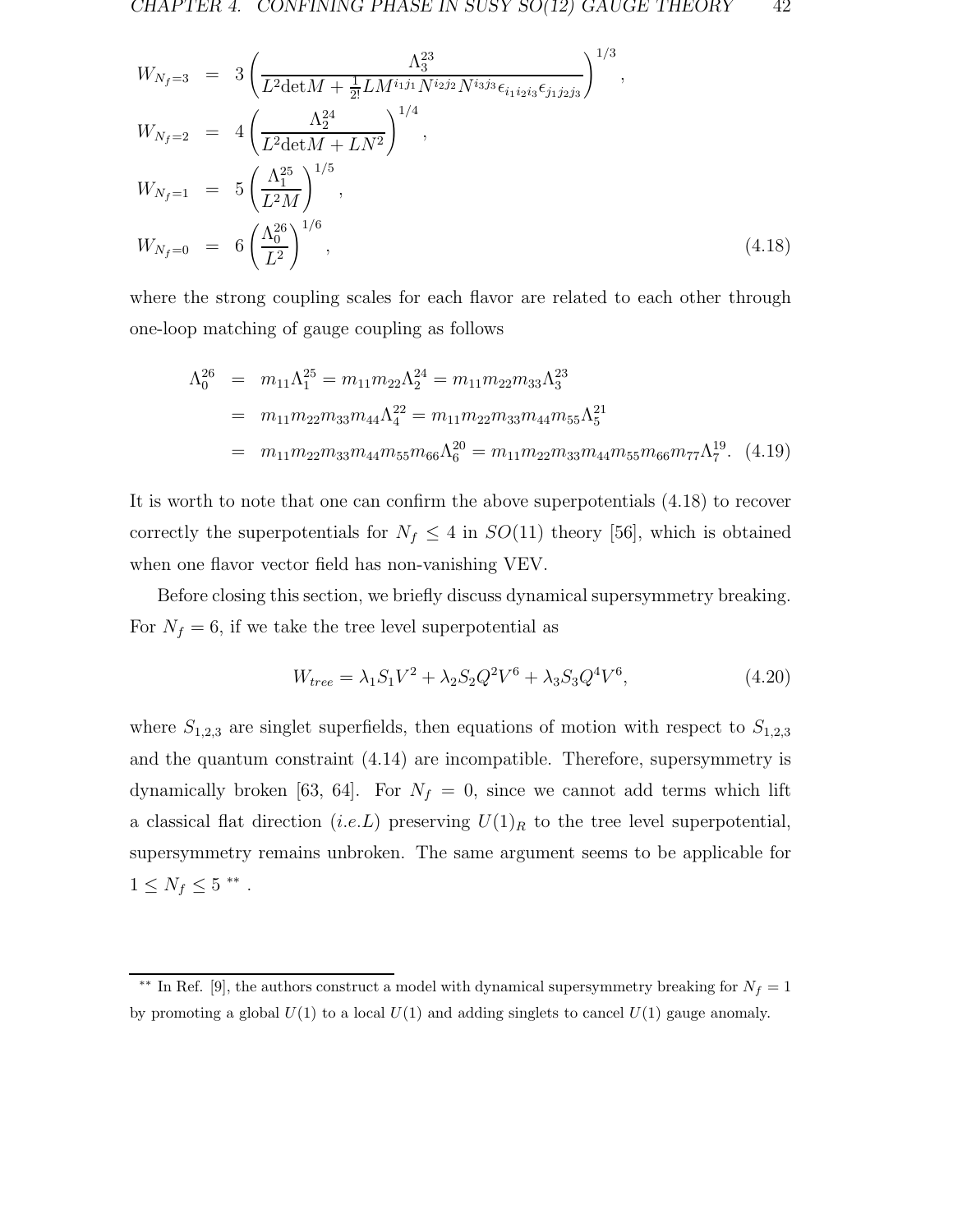$$
\begin{aligned}
W_{N_f=3} &= 3\left(\frac{\Lambda_3^{23}}{L^2 \mathrm{det} M + \frac{1}{2!} L M^{i_1 j_1} N^{i_2 j_2} N^{i_3 j_3} \epsilon_{i_1 i_2 i_3} \epsilon_{j_1 j_2 j_3}}\right)^{1/3}, \\
W_{N_f=2} &= 4\left(\frac{\Lambda_2^{24}}{L^2 \mathrm{det} M + L N^2}\right)^{1/4}, \\
W_{N_f=1} &= 5\left(\frac{\Lambda_1^{25}}{L^2 M}\right)^{1/5}, \\
W_{N_f=0} &= 6\left(\frac{\Lambda_0^{26}}{L^2}\right)^{1/6},
\end{aligned} \tag{4.18}
$$

where the strong coupling scales for each flavor are related to each other through one-loop matching of gauge coupling as follows

$$
\begin{aligned}
\Lambda_0^{26} &= m_{11}\Lambda_1^{25} = m_{11}m_{22}\Lambda_2^{24} = m_{11}m_{22}m_{33}\Lambda_3^{23} \\
&= m_{11}m_{22}m_{33}m_{44}\Lambda_4^{22} = m_{11}m_{22}m_{33}m_{44}m_{55}\Lambda_5^{21} \\
&= m_{11}m_{22}m_{33}m_{44}m_{55}m_{66}\Lambda_6^{20} = m_{11}m_{22}m_{33}m_{44}m_{55}m_{66}m_{77}\Lambda_7^{19}.
\end{aligned} \tag{4.19}
$$

It is worth to note that one can confirm the above superpotentials (4.18) to recover correctly the superpotentials for $N_f \leq 4$ in $SO(11)$ theory [56], which is obtained when one flavor vector field has non-vanishing VEV.

Before closing this section, we briefly discuss dynamical supersymmetry breaking. For $N_f = 6$, if we take the tree level superpotential as

$$
W_{tree} = \lambda_1 S_1 V^2 + \lambda_2 S_2 Q^2 V^6 + \lambda_3 S_3 Q^4 V^6, \tag{4.20}
$$

where $S_{1,2,3}$ are singlet superfields, then equations of motion with respect to $S_{1,2,3}$ and the quantum constraint (4.14) are incompatible. Therefore, supersymmetry is dynamically broken [63, 64]. For $N_f = 0$, since we cannot add terms which lift a classical flat direction ($i.e. L$) preserving $U(1)_R$ to the tree level superpotential, supersymmetry remains unbroken. The same argument seems to be applicable for $1 \leq N_f \leq 5$ ** .

---

** In Ref. [9], the authors construct a model with dynamical supersymmetry breaking for $N_f = 1$ by promoting a global $U(1)$ to a local $U(1)$ and adding singlets to cancel $U(1)$ gauge anomaly.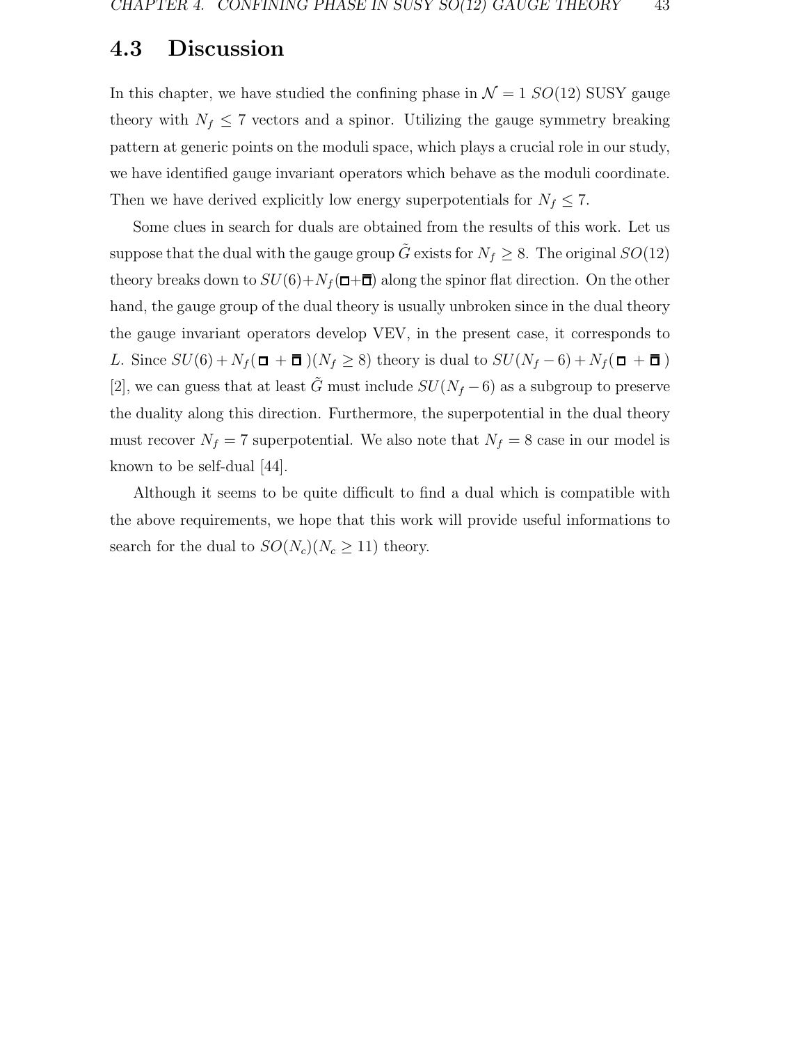## 4.3 Discussion

In this chapter, we have studied the confining phase in $\mathcal{N}=1$ $SO(12)$ SUSY gauge theory with $N_f \leq 7$ vectors and a spinor. Utilizing the gauge symmetry breaking pattern at generic points on the moduli space, which plays a crucial role in our study, we have identified gauge invariant operators which behave as the moduli coordinate. Then we have derived explicitly low energy superpotentials for $N_f \leq 7$.

Some clues in search for duals are obtained from the results of this work. Let us suppose that the dual with the gauge group $\tilde{G}$ exists for $N_f \geq 8$. The original $SO(12)$ theory breaks down to $SU(6)+N_f(\square+\bar{\square})$ along the spinor flat direction. On the other hand, the gauge group of the dual theory is usually unbroken since in the dual theory the gauge invariant operators develop VEV, in the present case, it corresponds to $L$. Since $SU(6)+N_f(\square+\bar{\square})(N_f \geq 8)$ theory is dual to $SU(N_f-6)+N_f(\square+\bar{\square})$ [2], we can guess that at least $\tilde{G}$ must include $SU(N_f-6)$ as a subgroup to preserve the duality along this direction. Furthermore, the superpotential in the dual theory must recover $N_f=7$ superpotential. We also note that $N_f=8$ case in our model is known to be self-dual [44].

Although it seems to be quite difficult to find a dual which is compatible with the above requirements, we hope that this work will provide useful informations to search for the dual to $SO(N_c)(N_c \geq 11)$ theory.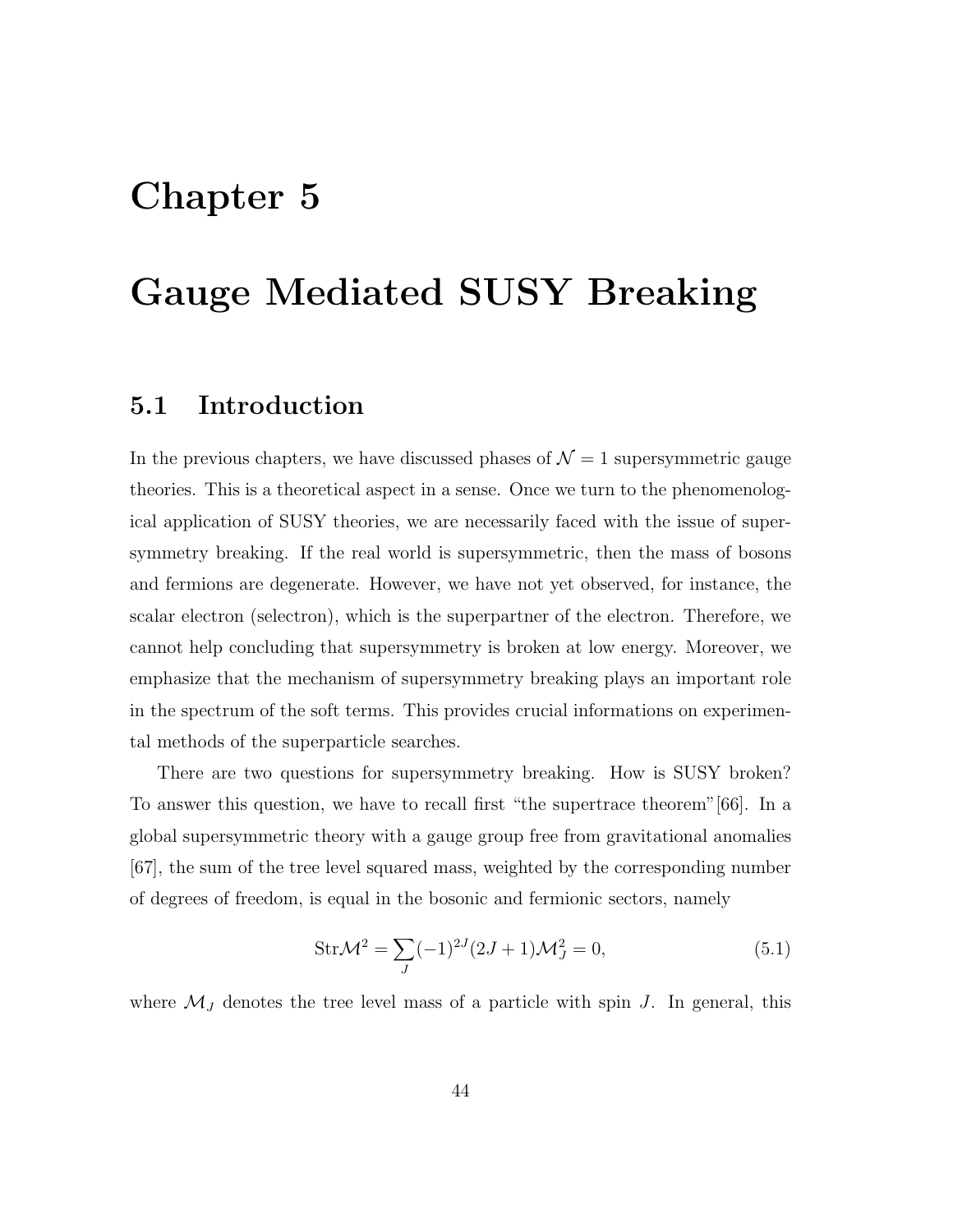# Chapter 5

# Gauge Mediated SUSY Breaking

## 5.1 Introduction

In the previous chapters, we have discussed phases of $\mathcal{N} = 1$ supersymmetric gauge theories. This is a theoretical aspect in a sense. Once we turn to the phenomenological application of SUSY theories, we are necessarily faced with the issue of supersymmetry breaking. If the real world is supersymmetric, then the mass of bosons and fermions are degenerate. However, we have not yet observed, for instance, the scalar electron (selectron), which is the superpartner of the electron. Therefore, we cannot help concluding that supersymmetry is broken at low energy. Moreover, we emphasize that the mechanism of supersymmetry breaking plays an important role in the spectrum of the soft terms. This provides crucial informations on experimental methods of the superparticle searches.

There are two questions for supersymmetry breaking. How is SUSY broken? To answer this question, we have to recall first "the supertrace theorem"[66]. In a global supersymmetric theory with a gauge group free from gravitational anomalies [67], the sum of the tree level squared mass, weighted by the corresponding number of degrees of freedom, is equal in the bosonic and fermionic sectors, namely

$$\mathrm{Str}\mathcal{M}^2 = \sum_J (-1)^{2J}(2J+1)\mathcal{M}_J^2 = 0, \tag{5.1}$$

where $\mathcal{M}_J$ denotes the tree level mass of a particle with spin $J$. In general, this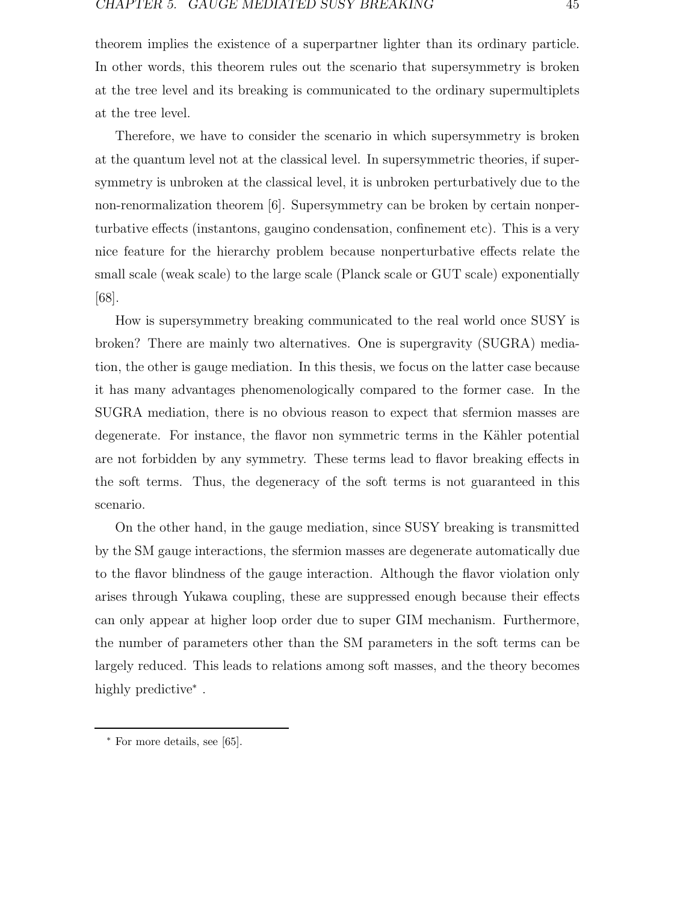theorem implies the existence of a superpartner lighter than its ordinary particle. In other words, this theorem rules out the scenario that supersymmetry is broken at the tree level and its breaking is communicated to the ordinary supermultiplets at the tree level.

Therefore, we have to consider the scenario in which supersymmetry is broken at the quantum level not at the classical level. In supersymmetric theories, if supersymmetry is unbroken at the classical level, it is unbroken perturbatively due to the non-renormalization theorem [6]. Supersymmetry can be broken by certain nonperturbative effects (instantons, gaugino condensation, confinement etc). This is a very nice feature for the hierarchy problem because nonperturbative effects relate the small scale (weak scale) to the large scale (Planck scale or GUT scale) exponentially [68].

How is supersymmetry breaking communicated to the real world once SUSY is broken? There are mainly two alternatives. One is supergravity (SUGRA) mediation, the other is gauge mediation. In this thesis, we focus on the latter case because it has many advantages phenomenologically compared to the former case. In the SUGRA mediation, there is no obvious reason to expect that sfermion masses are degenerate. For instance, the flavor non symmetric terms in the Kähler potential are not forbidden by any symmetry. These terms lead to flavor breaking effects in the soft terms. Thus, the degeneracy of the soft terms is not guaranteed in this scenario.

On the other hand, in the gauge mediation, since SUSY breaking is transmitted by the SM gauge interactions, the sfermion masses are degenerate automatically due to the flavor blindness of the gauge interaction. Although the flavor violation only arises through Yukawa coupling, these are suppressed enough because their effects can only appear at higher loop order due to super GIM mechanism. Furthermore, the number of parameters other than the SM parameters in the soft terms can be largely reduced. This leads to relations among soft masses, and the theory becomes highly predictive* .

---

* For more details, see [65].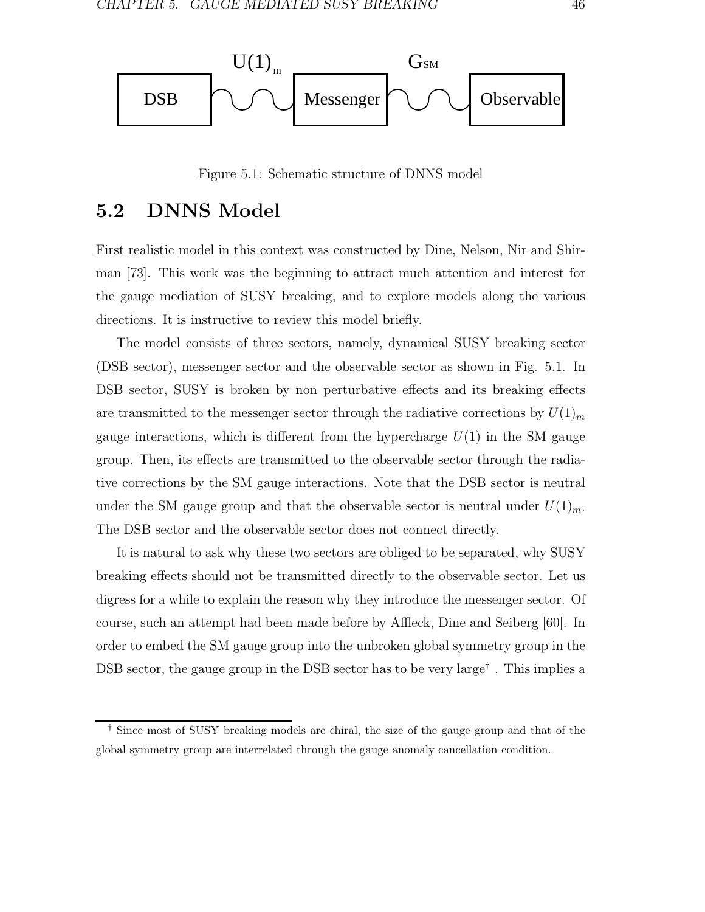Figure 5.1: Schematic structure of DNNS model

## 5.2 DNNS Model

First realistic model in this context was constructed by Dine, Nelson, Nir and Shirman [73]. This work was the beginning to attract much attention and interest for the gauge mediation of SUSY breaking, and to explore models along the various directions. It is instructive to review this model briefly.

The model consists of three sectors, namely, dynamical SUSY breaking sector (DSB sector), messenger sector and the observable sector as shown in Fig. 5.1. In DSB sector, SUSY is broken by non perturbative effects and its breaking effects are transmitted to the messenger sector through the radiative corrections by $U(1)_m$ gauge interactions, which is different from the hypercharge $U(1)$ in the SM gauge group. Then, its effects are transmitted to the observable sector through the radiative corrections by the SM gauge interactions. Note that the DSB sector is neutral under the SM gauge group and that the observable sector is neutral under $U(1)_m$. The DSB sector and the observable sector does not connect directly.

It is natural to ask why these two sectors are obliged to be separated, why SUSY breaking effects should not be transmitted directly to the observable sector. Let us digress for a while to explain the reason why they introduce the messenger sector. Of course, such an attempt had been made before by Affleck, Dine and Seiberg [60]. In order to embed the SM gauge group into the unbroken global symmetry group in the DSB sector, the gauge group in the DSB sector has to be very large[†] . This implies a

[†] Since most of SUSY breaking models are chiral, the size of the gauge group and that of the global symmetry group are interrelated through the gauge anomaly cancellation condition.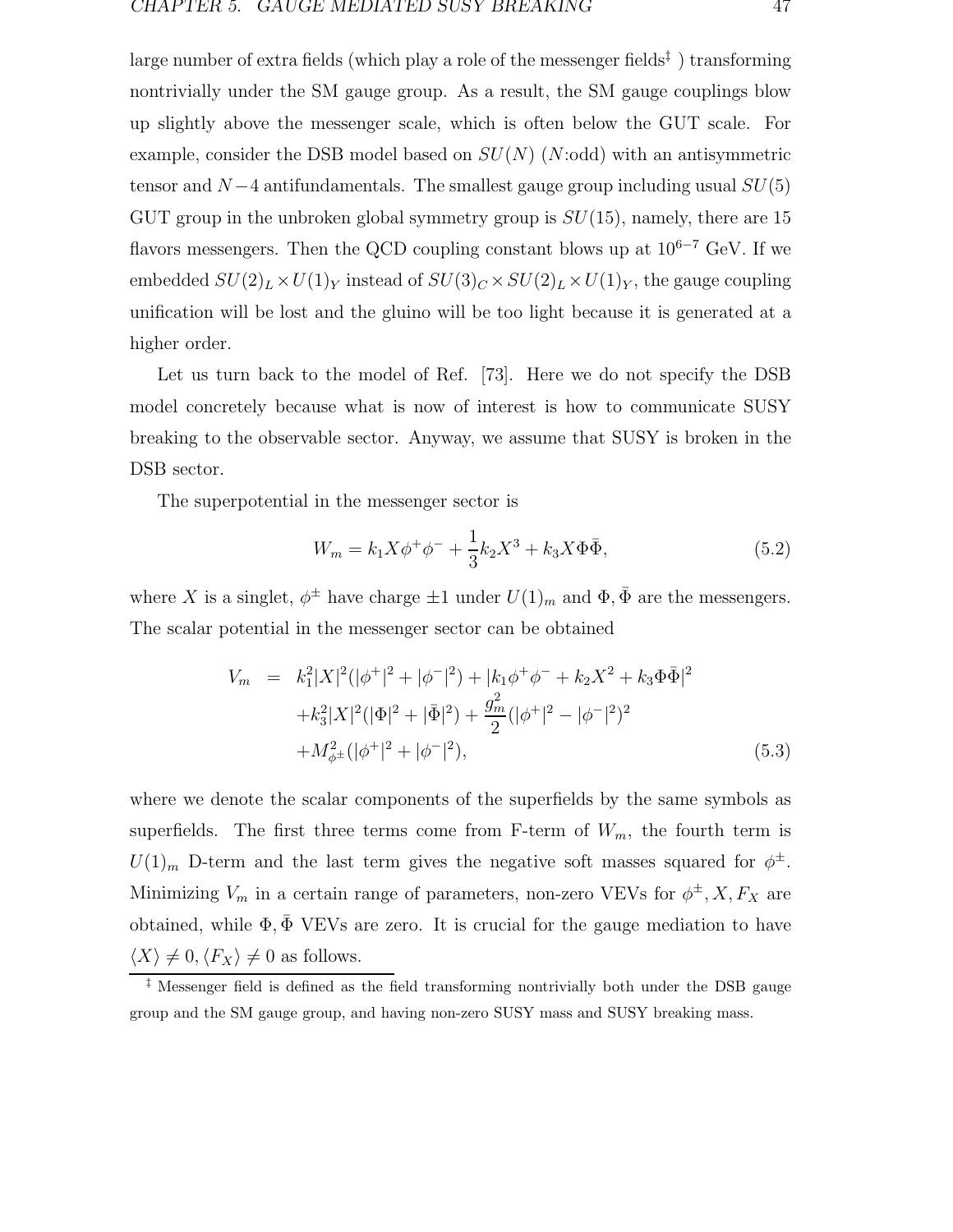large number of extra fields (which play a role of the messenger fields[‡] ) transforming nontrivially under the SM gauge group. As a result, the SM gauge couplings blow up slightly above the messenger scale, which is often below the GUT scale. For example, consider the DSB model based on $SU(N)$ ($N$:odd) with an antisymmetric tensor and $N-4$ antifundamentals. The smallest gauge group including usual $SU(5)$ GUT group in the unbroken global symmetry group is $SU(15)$, namely, there are 15 flavors messengers. Then the QCD coupling constant blows up at $10^{6-7}$ GeV. If we embedded $SU(2)_L \times U(1)_Y$ instead of $SU(3)_C \times SU(2)_L \times U(1)_Y$, the gauge coupling unification will be lost and the gluino will be too light because it is generated at a higher order.

Let us turn back to the model of Ref. [73]. Here we do not specify the DSB model concretely because what is now of interest is how to communicate SUSY breaking to the observable sector. Anyway, we assume that SUSY is broken in the DSB sector.

The superpotential in the messenger sector is

$$W_m = k_1 X \phi^+ \phi^- + \frac{1}{3} k_2 X^3 + k_3 X \Phi \bar{\Phi}, \tag{5.2}$$

where $X$ is a singlet, $\phi^\pm$ have charge $\pm 1$ under $U(1)_m$ and $\Phi, \bar{\Phi}$ are the messengers. The scalar potential in the messenger sector can be obtained

$$\begin{aligned} V_m &= k_1^2 |X|^2 (|\phi^+|^2 + |\phi^-|^2) + |k_1 \phi^+ \phi^- + k_2 X^2 + k_3 \Phi \bar{\Phi}|^2 \\ &\quad + k_3^2 |X|^2 (|\Phi|^2 + |\bar{\Phi}|^2) + \frac{g_m^2}{2} (|\phi^+|^2 - |\phi^-|^2)^2 \\ &\quad + M_{\phi^\pm}^2 (|\phi^+|^2 + |\phi^-|^2), \end{aligned} \tag{5.3}$$

where we denote the scalar components of the superfields by the same symbols as superfields. The first three terms come from F-term of $W_m$, the fourth term is $U(1)_m$ D-term and the last term gives the negative soft masses squared for $\phi^\pm$. Minimizing $V_m$ in a certain range of parameters, non-zero VEVs for $\phi^\pm, X, F_X$ are obtained, while $\Phi, \bar{\Phi}$ VEVs are zero. It is crucial for the gauge mediation to have $\langle X \rangle \neq 0, \langle F_X \rangle \neq 0$ as follows.

[‡] Messenger field is defined as the field transforming nontrivially both under the DSB gauge group and the SM gauge group, and having non-zero SUSY mass and SUSY breaking mass.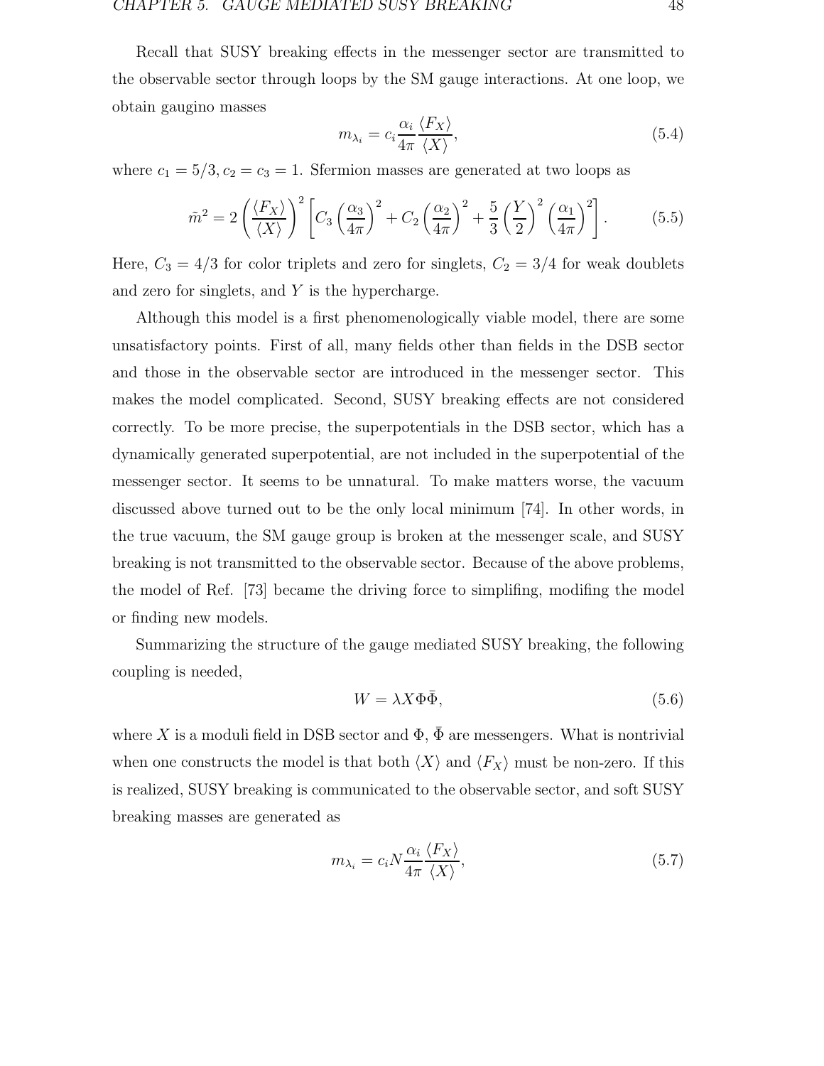Recall that SUSY breaking effects in the messenger sector are transmitted to the observable sector through loops by the SM gauge interactions. At one loop, we obtain gaugino masses

$$m_{\lambda_i} = c_i \frac{\alpha_i}{4\pi} \frac{\langle F_X \rangle}{\langle X \rangle}, \tag{5.4}$$

where $c_1 = 5/3, c_2 = c_3 = 1$. Sfermion masses are generated at two loops as

$$\tilde{m}^2 = 2 \left( \frac{\langle F_X \rangle}{\langle X \rangle} \right)^2 \left[ C_3 \left( \frac{\alpha_3}{4\pi} \right)^2 + C_2 \left( \frac{\alpha_2}{4\pi} \right)^2 + \frac{5}{3} \left( \frac{Y}{2} \right)^2 \left( \frac{\alpha_1}{4\pi} \right)^2 \right]. \tag{5.5}$$

Here, $C_3 = 4/3$ for color triplets and zero for singlets, $C_2 = 3/4$ for weak doublets and zero for singlets, and $Y$ is the hypercharge.

Although this model is a first phenomenologically viable model, there are some unsatisfactory points. First of all, many fields other than fields in the DSB sector and those in the observable sector are introduced in the messenger sector. This makes the model complicated. Second, SUSY breaking effects are not considered correctly. To be more precise, the superpotentials in the DSB sector, which has a dynamically generated superpotential, are not included in the superpotential of the messenger sector. It seems to be unnatural. To make matters worse, the vacuum discussed above turned out to be the only local minimum [74]. In other words, in the true vacuum, the SM gauge group is broken at the messenger scale, and SUSY breaking is not transmitted to the observable sector. Because of the above problems, the model of Ref. [73] became the driving force to simplifing, modifing the model or finding new models.

Summarizing the structure of the gauge mediated SUSY breaking, the following coupling is needed,

$$W = \lambda X \Phi \bar{\Phi}, \tag{5.6}$$

where $X$ is a moduli field in DSB sector and $\Phi, \bar{\Phi}$ are messengers. What is nontrivial when one constructs the model is that both $\langle X \rangle$ and $\langle F_X \rangle$ must be non-zero. If this is realized, SUSY breaking is communicated to the observable sector, and soft SUSY breaking masses are generated as

$$m_{\lambda_i} = c_i N \frac{\alpha_i}{4\pi} \frac{\langle F_X \rangle}{\langle X \rangle}, \tag{5.7}$$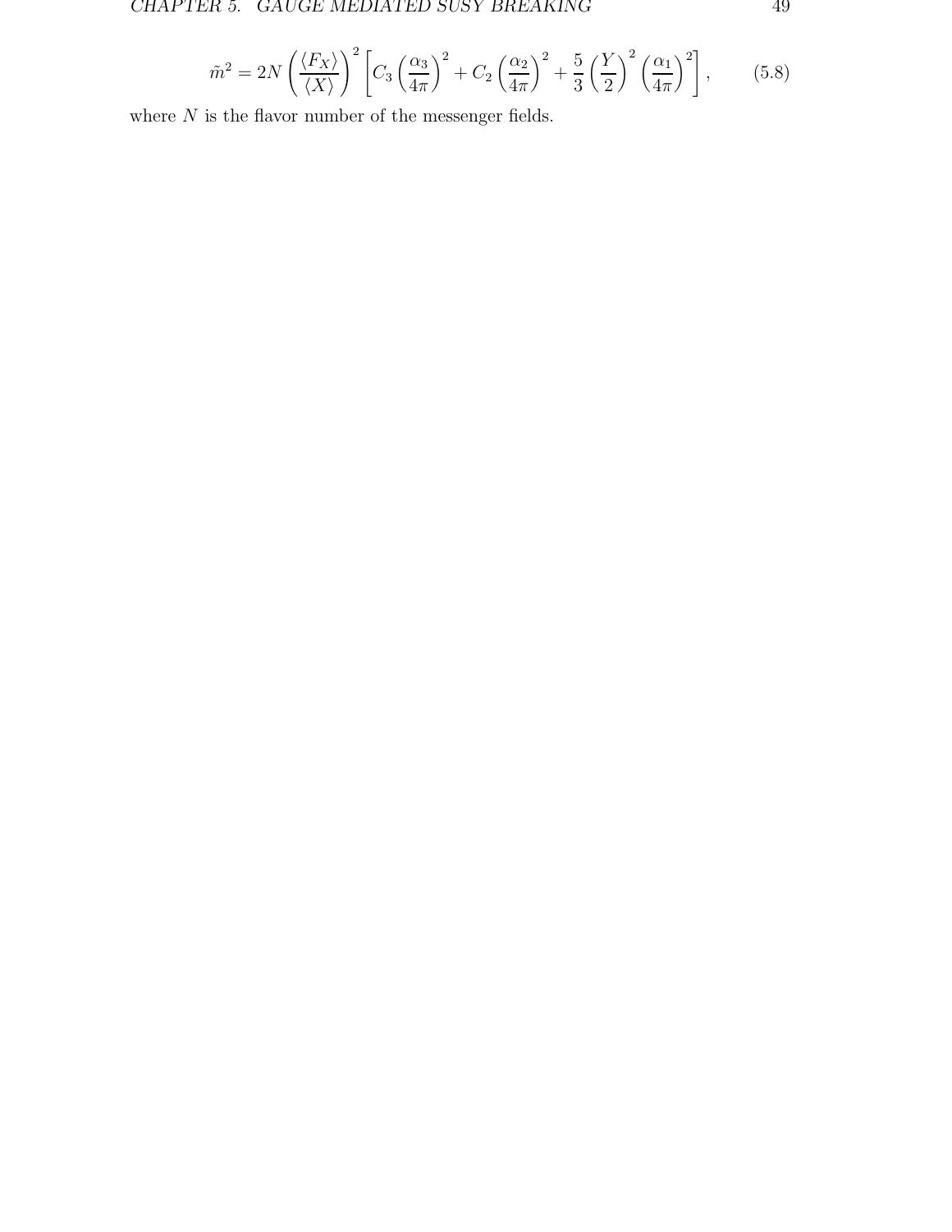$$\tilde{m}^2 = 2N \left( \frac{\langle F_X \rangle}{\langle X \rangle} \right)^2 \left[ C_3 \left( \frac{\alpha_3}{4\pi} \right)^2 + C_2 \left( \frac{\alpha_2}{4\pi} \right)^2 + \frac{5}{3} \left( \frac{Y}{2} \right)^2 \left( \frac{\alpha_1}{4\pi} \right)^2 \right], \tag{5.8}$$

where $N$ is the flavor number of the messenger fields.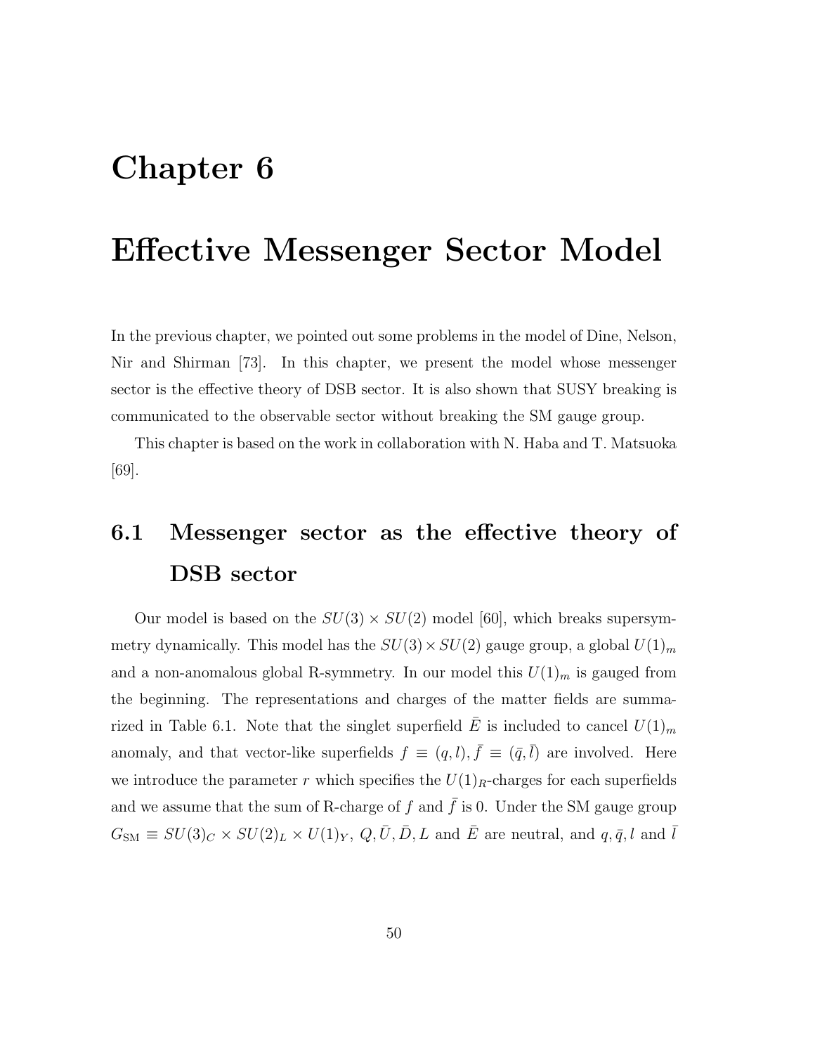# Chapter 6

# Effective Messenger Sector Model

In the previous chapter, we pointed out some problems in the model of Dine, Nelson, Nir and Shirman [73]. In this chapter, we present the model whose messenger sector is the effective theory of DSB sector. It is also shown that SUSY breaking is communicated to the observable sector without breaking the SM gauge group.

This chapter is based on the work in collaboration with N. Haba and T. Matsuoka [69].

## 6.1 Messenger sector as the effective theory of DSB sector

Our model is based on the $SU(3) \times SU(2)$ model [60], which breaks supersymmetry dynamically. This model has the $SU(3) \times SU(2)$ gauge group, a global $U(1)_m$ and a non-anomalous global R-symmetry. In our model this $U(1)_m$ is gauged from the beginning. The representations and charges of the matter fields are summarized in Table 6.1. Note that the singlet superfield $\bar{E}$ is included to cancel $U(1)_m$ anomaly, and that vector-like superfields $f \equiv (q, l), \bar{f} \equiv (\bar{q}, \bar{l})$ are involved. Here we introduce the parameter $r$ which specifies the $U(1)_R$-charges for each superfields and we assume that the sum of R-charge of $f$ and $\bar{f}$ is 0. Under the SM gauge group $G_{\rm SM} \equiv SU(3)_C \times SU(2)_L \times U(1)_Y$, $Q, \bar{U}, \bar{D}, L$ and $\bar{E}$ are neutral, and $q, \bar{q}, l$ and $\bar{l}$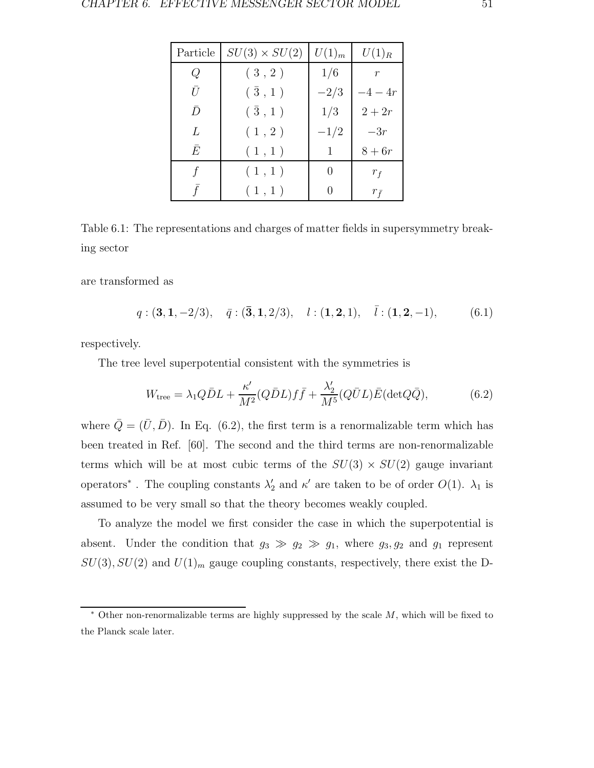| Particle | $SU(3) \times SU(2)$ | $U(1)_m$ | $U(1)_R$ |
|---|---|---|---|
| $Q$ | ( 3 , 2 ) | $1/6$ | $r$ |
| $\bar{U}$ | ( $\bar{3}$ , 1 ) | $-2/3$ | $-4-4r$ |
| $\bar{D}$ | ( $\bar{3}$ , 1 ) | $1/3$ | $2+2r$ |
| $L$ | ( 1 , 2 ) | $-1/2$ | $-3r$ |
| $\bar{E}$ | ( 1 , 1 ) | $1$ | $8+6r$ |
| $f$ | ( 1 , 1 ) | $0$ | $r_f$ |
| $\bar{f}$ | ( 1 , 1 ) | $0$ | $r_{\bar{f}}$ |

Table 6.1: The representations and charges of matter fields in supersymmetry breaking sector

are transformed as

$$q : (\mathbf{3}, \mathbf{1}, -2/3), \quad \bar{q} : (\bar{\mathbf{3}}, \mathbf{1}, 2/3), \quad l : (\mathbf{1}, \mathbf{2}, 1), \quad \bar{l} : (\mathbf{1}, \mathbf{2}, -1), \tag{6.1}$$

respectively.

The tree level superpotential consistent with the symmetries is

$$W_{\text{tree}} = \lambda_1 Q\bar{D}L + \frac{\kappa'}{M^2}(Q\bar{D}L)f\bar{f} + \frac{\lambda_2'}{M^5}(Q\bar{U}L)\bar{E}(\det Q\bar{Q}), \tag{6.2}$$

where $\bar{Q} = (\bar{U}, \bar{D})$. In Eq. (6.2), the first term is a renormalizable term which has been treated in Ref. [60]. The second and the third terms are non-renormalizable terms which will be at most cubic terms of the $SU(3) \times SU(2)$ gauge invariant operators*. The coupling constants $\lambda_2'$ and $\kappa'$ are taken to be of order $O(1)$. $\lambda_1$ is assumed to be very small so that the theory becomes weakly coupled.

To analyze the model we first consider the case in which the superpotential is absent. Under the condition that $g_3 \gg g_2 \gg g_1$, where $g_3, g_2$ and $g_1$ represent $SU(3), SU(2)$ and $U(1)_m$ gauge coupling constants, respectively, there exist the D-

* Other non-renormalizable terms are highly suppressed by the scale $M$, which will be fixed to the Planck scale later.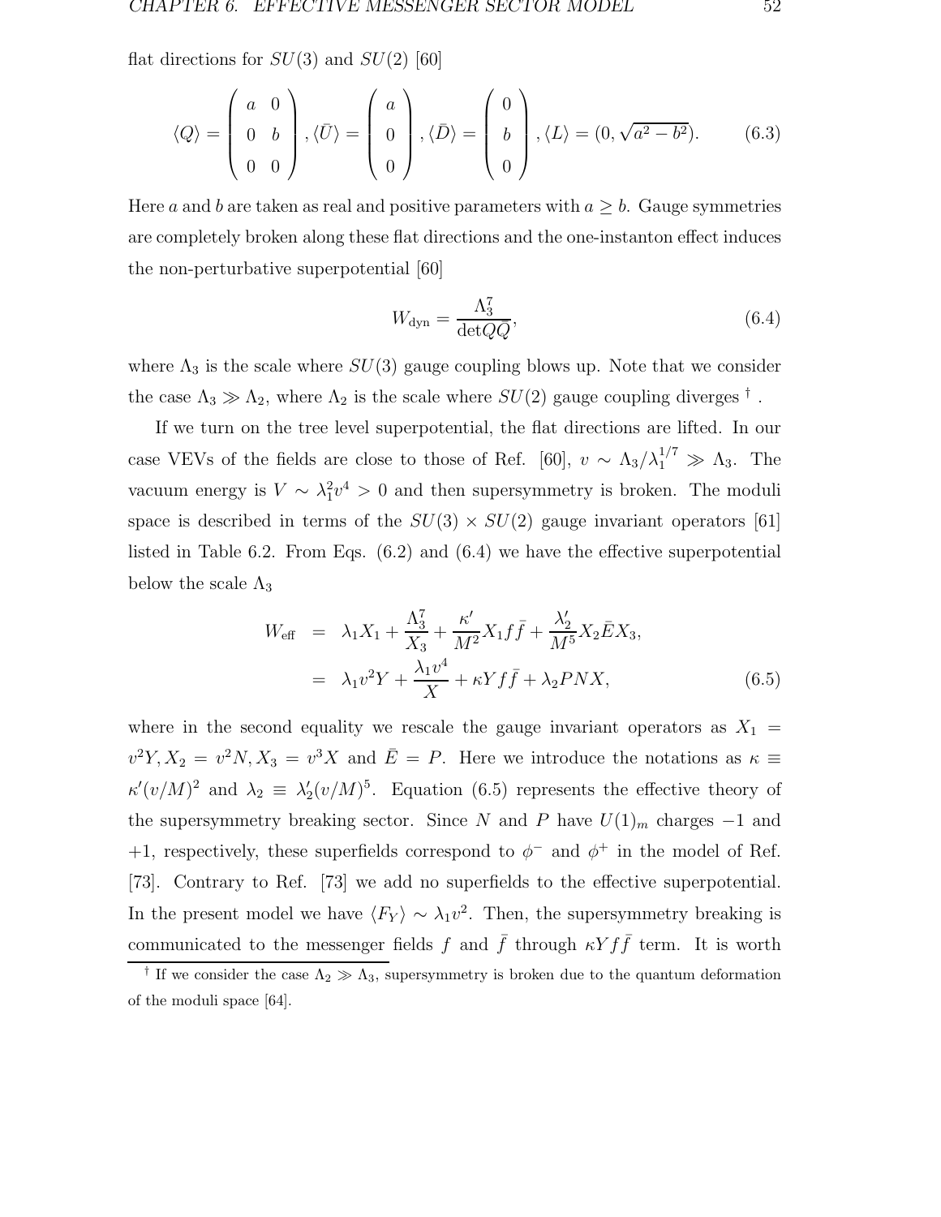flat directions for $SU(3)$ and $SU(2)$ [60]

$$\langle Q \rangle = \begin{pmatrix} a & 0 \\ 0 & b \\ 0 & 0 \end{pmatrix}, \langle \bar{U} \rangle = \begin{pmatrix} a \\ 0 \\ 0 \end{pmatrix}, \langle \bar{D} \rangle = \begin{pmatrix} 0 \\ b \\ 0 \end{pmatrix}, \langle L \rangle = (0, \sqrt{a^2 - b^2}). \tag{6.3}$$

Here $a$ and $b$ are taken as real and positive parameters with $a \geq b$. Gauge symmetries are completely broken along these flat directions and the one-instanton effect induces the non-perturbative superpotential [60]

$$W_{\rm dyn} = \frac{\Lambda_3^7}{\det Q\bar{Q}}, \tag{6.4}$$

where $\Lambda_3$ is the scale where $SU(3)$ gauge coupling blows up. Note that we consider the case $\Lambda_3 \gg \Lambda_2$, where $\Lambda_2$ is the scale where $SU(2)$ gauge coupling diverges $^\dagger$ .

If we turn on the tree level superpotential, the flat directions are lifted. In our case VEVs of the fields are close to those of Ref. [60], $v \sim \Lambda_3/\lambda_1^{1/7} \gg \Lambda_3$. The vacuum energy is $V \sim \lambda_1^2 v^4 > 0$ and then supersymmetry is broken. The moduli space is described in terms of the $SU(3) \times SU(2)$ gauge invariant operators [61] listed in Table 6.2. From Eqs. (6.2) and (6.4) we have the effective superpotential below the scale $\Lambda_3$

$$\begin{aligned} W_{\rm eff} &= \lambda_1 X_1 + \frac{\Lambda_3^7}{X_3} + \frac{\kappa'}{M^2} X_1 f \bar{f} + \frac{\lambda_2'}{M^5} X_2 \bar{E} X_3, \\ &= \lambda_1 v^2 Y + \frac{\lambda_1 v^4}{X} + \kappa Y f \bar{f} + \lambda_2 P N X, \end{aligned} \tag{6.5}$$

where in the second equality we rescale the gauge invariant operators as $X_1 = v^2 Y, X_2 = v^2 N, X_3 = v^3 X$ and $\bar{E} = P$. Here we introduce the notations as $\kappa \equiv \kappa'(v/M)^2$ and $\lambda_2 \equiv \lambda_2'(v/M)^5$. Equation (6.5) represents the effective theory of the supersymmetry breaking sector. Since $N$ and $P$ have $U(1)_m$ charges $-1$ and $+1$, respectively, these superfields correspond to $\phi^-$ and $\phi^+$ in the model of Ref. [73]. Contrary to Ref. [73] we add no superfields to the effective superpotential. In the present model we have $\langle F_Y \rangle \sim \lambda_1 v^2$. Then, the supersymmetry breaking is communicated to the messenger fields $f$ and $\bar{f}$ through $\kappa Y f \bar{f}$ term. It is worth

$^\dagger$ If we consider the case $\Lambda_2 \gg \Lambda_3$, supersymmetry is broken due to the quantum deformation of the moduli space [64].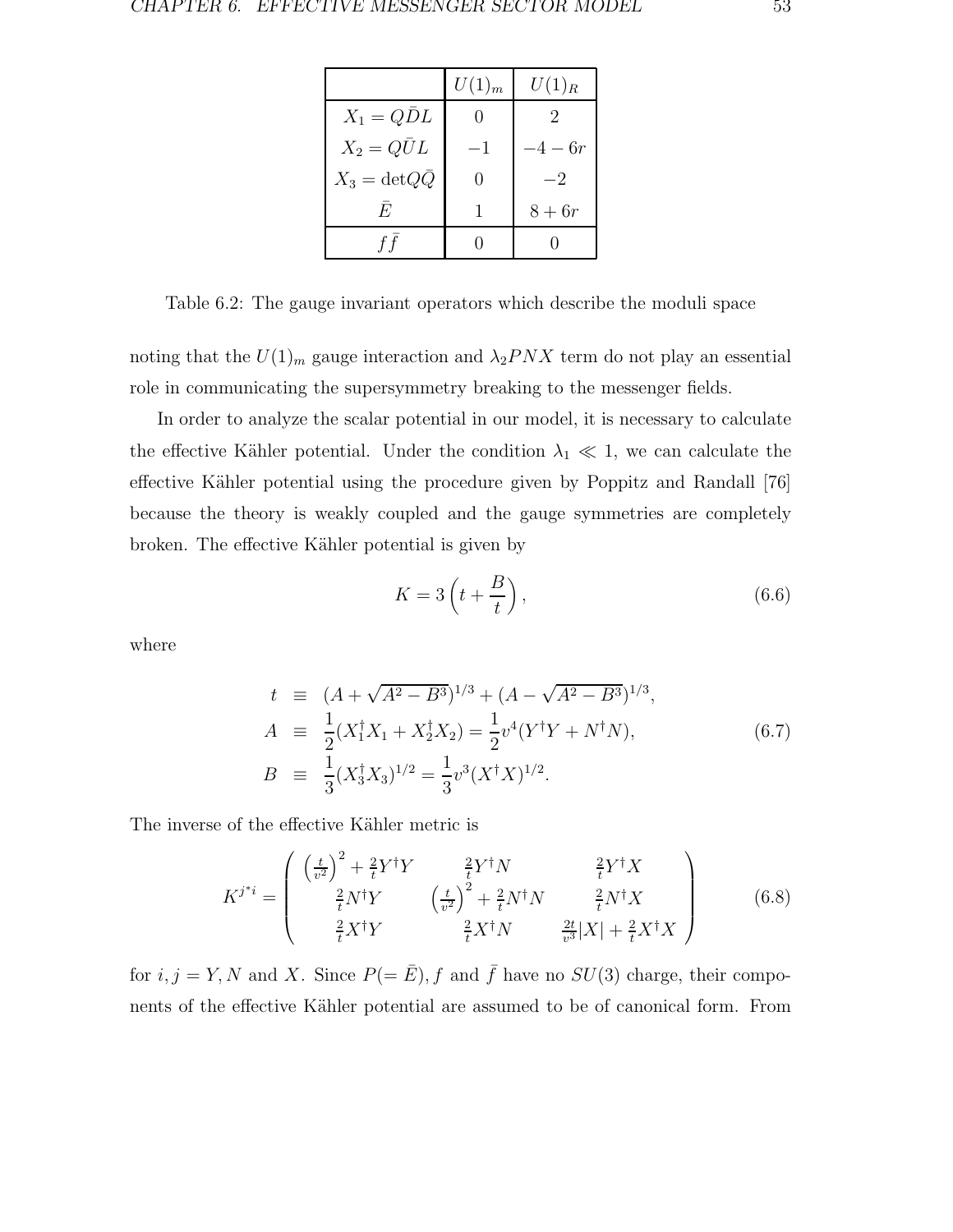|  | $U(1)_m$ | $U(1)_R$ |
|---|---|---|
| $X_1 = Q\bar{D}L$ | $0$ | $2$ |
| $X_2 = Q\bar{U}L$ | $-1$ | $-4-6r$ |
| $X_3 = \det Q\bar{Q}$ | $0$ | $-2$ |
| $\bar{E}$ | $1$ | $8+6r$ |
| $f\bar{f}$ | $0$ | $0$ |

Table 6.2: The gauge invariant operators which describe the moduli space

noting that the $U(1)_m$ gauge interaction and $\lambda_2 PNX$ term do not play an essential role in communicating the supersymmetry breaking to the messenger fields.

In order to analyze the scalar potential in our model, it is necessary to calculate the effective Kähler potential. Under the condition $\lambda_1 \ll 1$, we can calculate the effective Kähler potential using the procedure given by Poppitz and Randall [76] because the theory is weakly coupled and the gauge symmetries are completely broken. The effective Kähler potential is given by

$$K = 3\left(t + \frac{B}{t}\right), \tag{6.6}$$

where

$$\begin{aligned}
t &\equiv (A + \sqrt{A^2 - B^3})^{1/3} + (A - \sqrt{A^2 - B^3})^{1/3}, \\
A &\equiv \frac{1}{2}(X_1^\dagger X_1 + X_2^\dagger X_2) = \frac{1}{2}v^4(Y^\dagger Y + N^\dagger N), \\
B &\equiv \frac{1}{3}(X_3^\dagger X_3)^{1/2} = \frac{1}{3}v^3(X^\dagger X)^{1/2}.
\end{aligned} \tag{6.7}$$

The inverse of the effective Kähler metric is

$$K^{j^*i} = \begin{pmatrix} \left(\frac{t}{v^2}\right)^2 + \frac{2}{t}Y^\dagger Y & \frac{2}{t}Y^\dagger N & \frac{2}{t}Y^\dagger X \\ \frac{2}{t}N^\dagger Y & \left(\frac{t}{v^2}\right)^2 + \frac{2}{t}N^\dagger N & \frac{2}{t}N^\dagger X \\ \frac{2}{t}X^\dagger Y & \frac{2}{t}X^\dagger N & \frac{2t}{v^3}|X| + \frac{2}{t}X^\dagger X \end{pmatrix} \tag{6.8}$$

for $i, j = Y, N$ and $X$. Since $P(=\bar{E}), f$ and $\bar{f}$ have no $SU(3)$ charge, their components of the effective Kähler potential are assumed to be of canonical form. From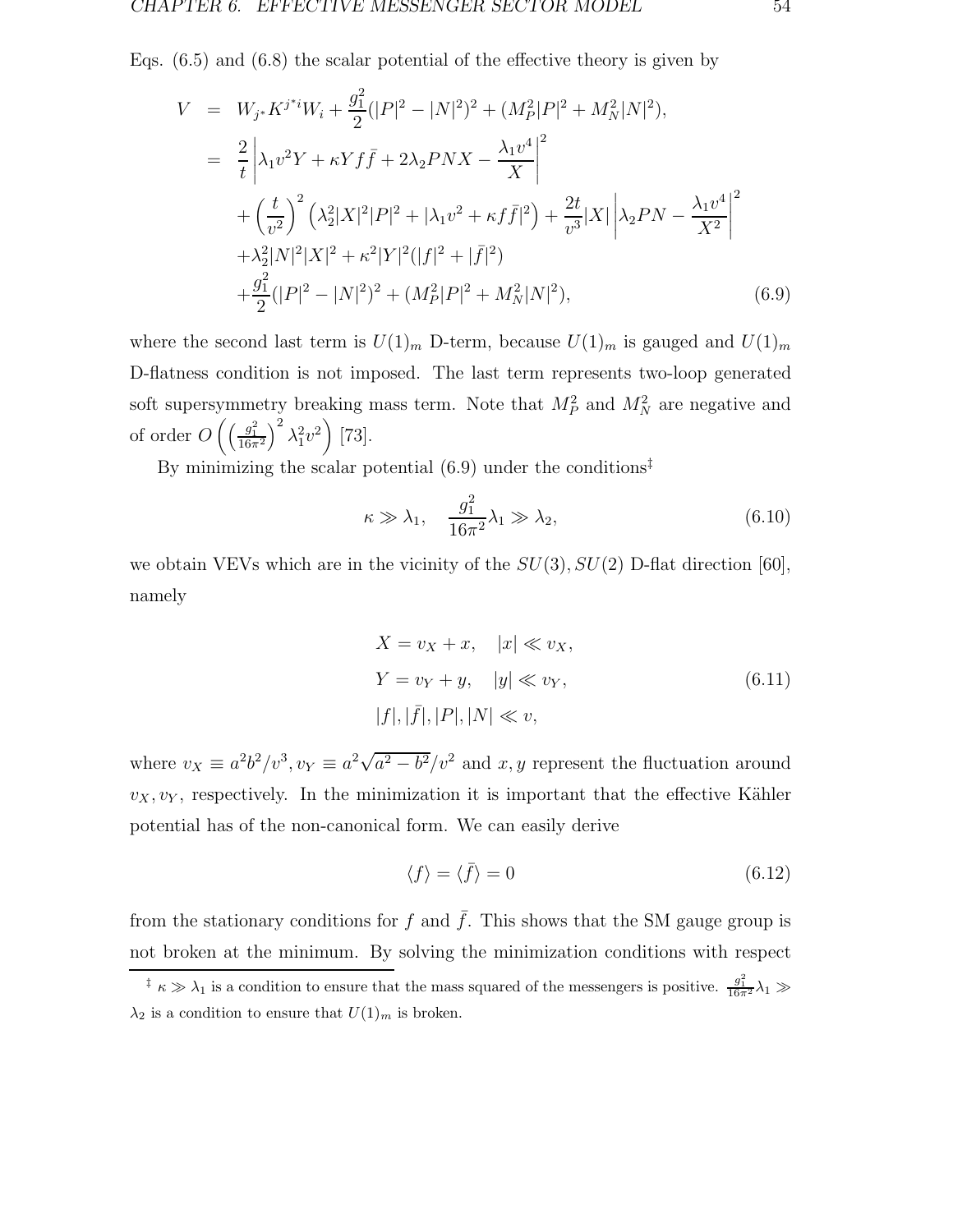Eqs. (6.5) and (6.8) the scalar potential of the effective theory is given by

$$
\begin{aligned}
V &= W_{j^*} K^{j^* i} W_i + \frac{g_1^2}{2}(|P|^2 - |N|^2)^2 + (M_P^2 |P|^2 + M_N^2 |N|^2), \\
&= \frac{2}{t}\left| \lambda_1 v^2 Y + \kappa Y f \bar{f} + 2\lambda_2 P N X - \frac{\lambda_1 v^4}{X} \right|^2 \\
&\quad + \left(\frac{t}{v^2}\right)^2 \left( \lambda_2^2 |X|^2 |P|^2 + |\lambda_1 v^2 + \kappa f \bar{f}|^2 \right) + \frac{2t}{v^3}|X| \left| \lambda_2 P N - \frac{\lambda_1 v^4}{X^2} \right|^2 \\
&\quad + \lambda_2^2 |N|^2 |X|^2 + \kappa^2 |Y|^2 (|f|^2 + |\bar{f}|^2) \\
&\quad + \frac{g_1^2}{2}(|P|^2 - |N|^2)^2 + (M_P^2 |P|^2 + M_N^2 |N|^2),
\end{aligned}
\tag{6.9}
$$

where the second last term is $U(1)_m$ D-term, because $U(1)_m$ is gauged and $U(1)_m$ D-flatness condition is not imposed. The last term represents two-loop generated soft supersymmetry breaking mass term. Note that $M_P^2$ and $M_N^2$ are negative and of order $O\left(\left(\frac{g_1^2}{16\pi^2}\right)^2 \lambda_1^2 v^2\right)$ [73].

By minimizing the scalar potential (6.9) under the conditions[‡]

$$
\kappa \gg \lambda_1, \quad \frac{g_1^2}{16\pi^2}\lambda_1 \gg \lambda_2,
\tag{6.10}
$$

we obtain VEVs which are in the vicinity of the $SU(3), SU(2)$ D-flat direction [60], namely

$$
\begin{aligned}
&X = v_X + x, \quad |x| \ll v_X, \\
&Y = v_Y + y, \quad |y| \ll v_Y, \\
&|f|, |\bar{f}|, |P|, |N| \ll v,
\end{aligned}
\tag{6.11}
$$

where $v_X \equiv a^2 b^2 / v^3, v_Y \equiv a^2 \sqrt{a^2 - b^2}/v^2$ and $x, y$ represent the fluctuation around $v_X, v_Y$, respectively. In the minimization it is important that the effective Kähler potential has of the non-canonical form. We can easily derive

$$
\langle f \rangle = \langle \bar{f} \rangle = 0
\tag{6.12}
$$

from the stationary conditions for $f$ and $\bar{f}$. This shows that the SM gauge group is not broken at the minimum. By solving the minimization conditions with respect

[‡] $\kappa \gg \lambda_1$ is a condition to ensure that the mass squared of the messengers is positive. $\frac{g_1^2}{16\pi^2}\lambda_1 \gg \lambda_2$ is a condition to ensure that $U(1)_m$ is broken.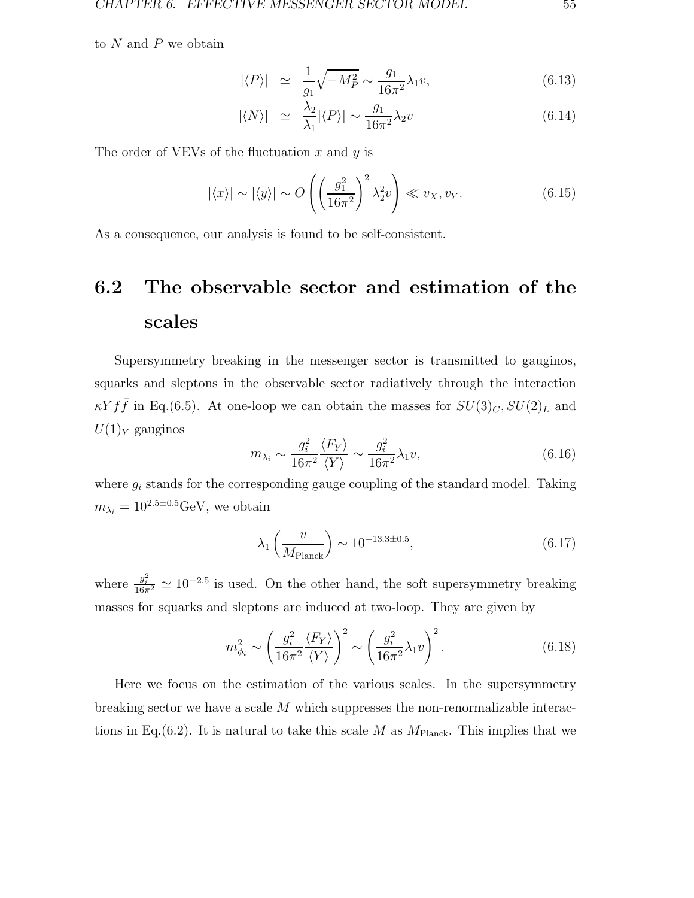to $N$ and $P$ we obtain

$$|\langle P\rangle| \;\simeq\; \frac{1}{g_1}\sqrt{-M_P^2} \sim \frac{g_1}{16\pi^2}\lambda_1 v, \tag{6.13}$$

$$|\langle N\rangle| \;\simeq\; \frac{\lambda_2}{\lambda_1}|\langle P\rangle| \sim \frac{g_1}{16\pi^2}\lambda_2 v \tag{6.14}$$

The order of VEVs of the fluctuation $x$ and $y$ is

$$|\langle x\rangle| \sim |\langle y\rangle| \sim O\left(\left(\frac{g_1^2}{16\pi^2}\right)^2 \lambda_2^2 v\right) \ll v_X, v_Y. \tag{6.15}$$

As a consequence, our analysis is found to be self-consistent.

## 6.2 The observable sector and estimation of the scales

Supersymmetry breaking in the messenger sector is transmitted to gauginos, squarks and sleptons in the observable sector radiatively through the interaction $\kappa Y f\bar{f}$ in Eq.(6.5). At one-loop we can obtain the masses for $SU(3)_C, SU(2)_L$ and $U(1)_Y$ gauginos

$$m_{\lambda_i} \sim \frac{g_i^2}{16\pi^2}\frac{\langle F_Y\rangle}{\langle Y\rangle} \sim \frac{g_i^2}{16\pi^2}\lambda_1 v, \tag{6.16}$$

where $g_i$ stands for the corresponding gauge coupling of the standard model. Taking $m_{\lambda_i} = 10^{2.5\pm 0.5}$GeV, we obtain

$$\lambda_1\left(\frac{v}{M_{\text{Planck}}}\right) \sim 10^{-13.3\pm 0.5}, \tag{6.17}$$

where $\frac{g_i^2}{16\pi^2} \simeq 10^{-2.5}$ is used. On the other hand, the soft supersymmetry breaking masses for squarks and sleptons are induced at two-loop. They are given by

$$m_{\phi_i}^2 \sim \left(\frac{g_i^2}{16\pi^2}\frac{\langle F_Y\rangle}{\langle Y\rangle}\right)^2 \sim \left(\frac{g_i^2}{16\pi^2}\lambda_1 v\right)^2. \tag{6.18}$$

Here we focus on the estimation of the various scales. In the supersymmetry breaking sector we have a scale $M$ which suppresses the non-renormalizable interactions in Eq.(6.2). It is natural to take this scale $M$ as $M_{\text{Planck}}$. This implies that we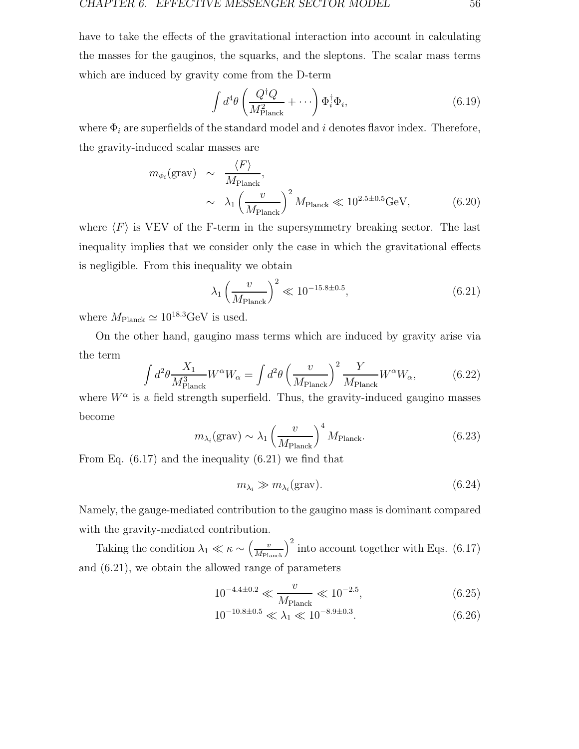have to take the effects of the gravitational interaction into account in calculating the masses for the gauginos, the squarks, and the sleptons. The scalar mass terms which are induced by gravity come from the D-term

$$\int d^4\theta \left( \frac{Q^\dagger Q}{M_{\rm Planck}^2} + \cdots \right) \Phi_i^\dagger \Phi_i, \tag{6.19}$$

where $\Phi_i$ are superfields of the standard model and $i$ denotes flavor index. Therefore, the gravity-induced scalar masses are

$$\begin{aligned} m_{\phi_i}(\text{grav}) &\sim \frac{\langle F \rangle}{M_{\rm Planck}}, \\ &\sim \lambda_1 \left( \frac{v}{M_{\rm Planck}} \right)^2 M_{\rm Planck} \ll 10^{2.5 \pm 0.5}\text{GeV}, \end{aligned} \tag{6.20}$$

where $\langle F \rangle$ is VEV of the F-term in the supersymmetry breaking sector. The last inequality implies that we consider only the case in which the gravitational effects is negligible. From this inequality we obtain

$$\lambda_1 \left( \frac{v}{M_{\rm Planck}} \right)^2 \ll 10^{-15.8 \pm 0.5}, \tag{6.21}$$

where $M_{\rm Planck} \simeq 10^{18.3}$GeV is used.

On the other hand, gaugino mass terms which are induced by gravity arise via the term

$$\int d^2\theta \frac{X_1}{M_{\rm Planck}^3} W^\alpha W_\alpha = \int d^2\theta \left( \frac{v}{M_{\rm Planck}} \right)^2 \frac{Y}{M_{\rm Planck}} W^\alpha W_\alpha, \tag{6.22}$$

where $W^\alpha$ is a field strength superfield. Thus, the gravity-induced gaugino masses become

$$m_{\lambda_i}(\text{grav}) \sim \lambda_1 \left( \frac{v}{M_{\rm Planck}} \right)^4 M_{\rm Planck}. \tag{6.23}$$

From Eq. (6.17) and the inequality (6.21) we find that

$$m_{\lambda_i} \gg m_{\lambda_i}(\text{grav}). \tag{6.24}$$

Namely, the gauge-mediated contribution to the gaugino mass is dominant compared with the gravity-mediated contribution.

Taking the condition $\lambda_1 \ll \kappa \sim \left( \frac{v}{M_{\rm Planck}} \right)^2$ into account together with Eqs. (6.17) and (6.21), we obtain the allowed range of parameters

$$10^{-4.4 \pm 0.2} \ll \frac{v}{M_{\rm Planck}} \ll 10^{-2.5}, \tag{6.25}$$

$$10^{-10.8 \pm 0.5} \ll \lambda_1 \ll 10^{-8.9 \pm 0.3}. \tag{6.26}$$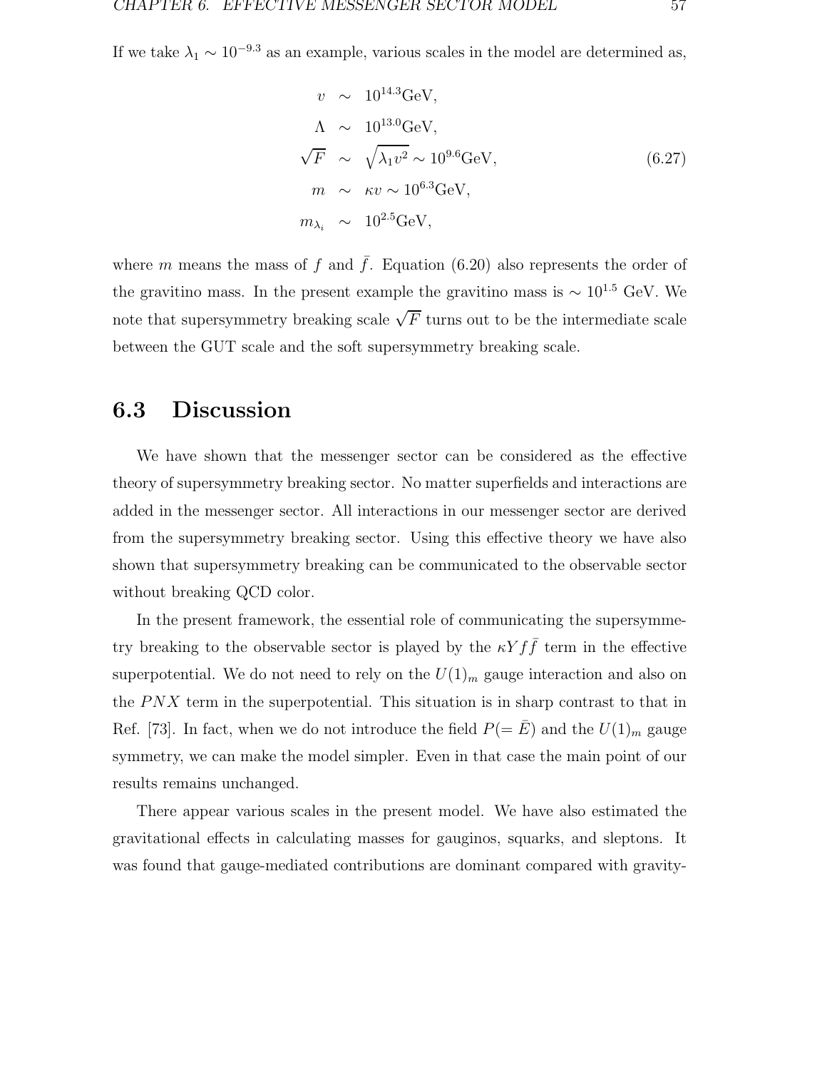If we take $\lambda_1 \sim 10^{-9.3}$ as an example, various scales in the model are determined as,

$$
\begin{aligned}
v &\sim 10^{14.3}\text{GeV}, \\
\Lambda &\sim 10^{13.0}\text{GeV}, \\
\sqrt{F} &\sim \sqrt{\lambda_1 v^2} \sim 10^{9.6}\text{GeV}, \\
m &\sim \kappa v \sim 10^{6.3}\text{GeV}, \\
m_{\lambda_i} &\sim 10^{2.5}\text{GeV},
\end{aligned}
\tag{6.27}
$$

where $m$ means the mass of $f$ and $\bar{f}$. Equation (6.20) also represents the order of the gravitino mass. In the present example the gravitino mass is $\sim 10^{1.5}$ GeV. We note that supersymmetry breaking scale $\sqrt{F}$ turns out to be the intermediate scale between the GUT scale and the soft supersymmetry breaking scale.

## 6.3 Discussion

We have shown that the messenger sector can be considered as the effective theory of supersymmetry breaking sector. No matter superfields and interactions are added in the messenger sector. All interactions in our messenger sector are derived from the supersymmetry breaking sector. Using this effective theory we have also shown that supersymmetry breaking can be communicated to the observable sector without breaking QCD color.

In the present framework, the essential role of communicating the supersymmetry breaking to the observable sector is played by the $\kappa Y f \bar{f}$ term in the effective superpotential. We do not need to rely on the $U(1)_m$ gauge interaction and also on the $PNX$ term in the superpotential. This situation is in sharp contrast to that in Ref. [73]. In fact, when we do not introduce the field $P(=\bar{E})$ and the $U(1)_m$ gauge symmetry, we can make the model simpler. Even in that case the main point of our results remains unchanged.

There appear various scales in the present model. We have also estimated the gravitational effects in calculating masses for gauginos, squarks, and sleptons. It was found that gauge-mediated contributions are dominant compared with gravity-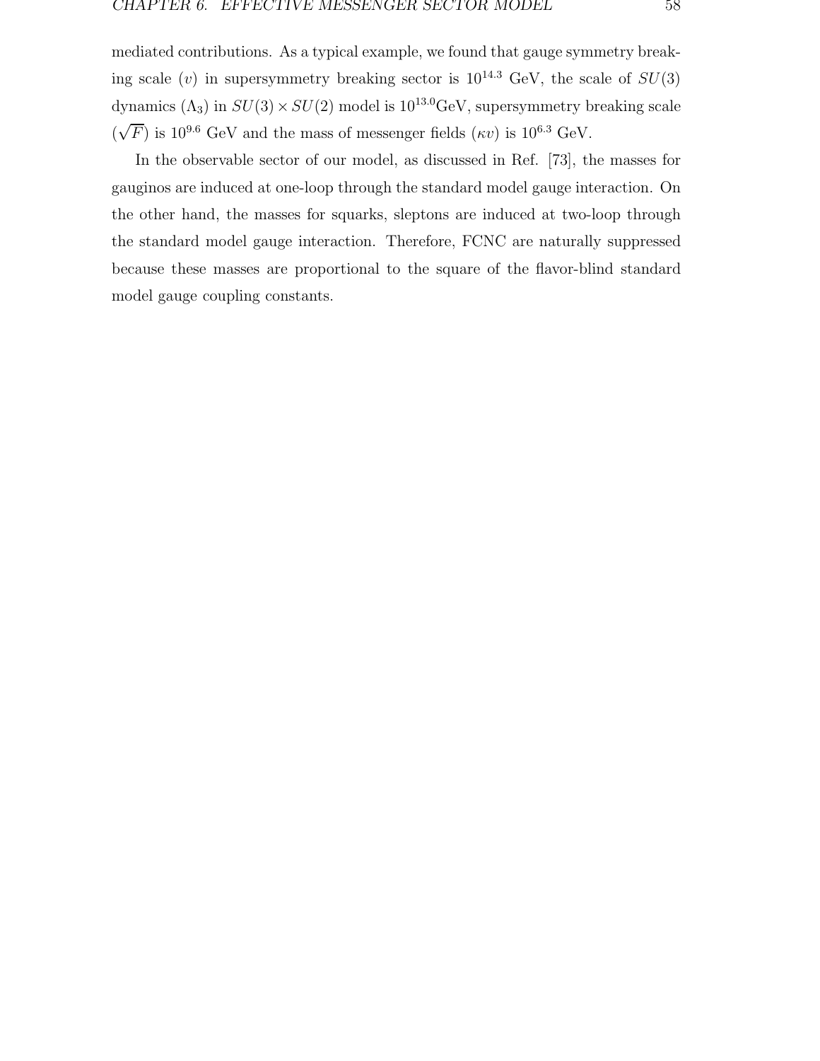mediated contributions. As a typical example, we found that gauge symmetry breaking scale ($v$) in supersymmetry breaking sector is $10^{14.3}$ GeV, the scale of $SU(3)$ dynamics ($\Lambda_3$) in $SU(3) \times SU(2)$ model is $10^{13.0}$GeV, supersymmetry breaking scale ($\sqrt{F}$) is $10^{9.6}$ GeV and the mass of messenger fields ($\kappa v$) is $10^{6.3}$ GeV.

In the observable sector of our model, as discussed in Ref. [73], the masses for gauginos are induced at one-loop through the standard model gauge interaction. On the other hand, the masses for squarks, sleptons are induced at two-loop through the standard model gauge interaction. Therefore, FCNC are naturally suppressed because these masses are proportional to the square of the flavor-blind standard model gauge coupling constants.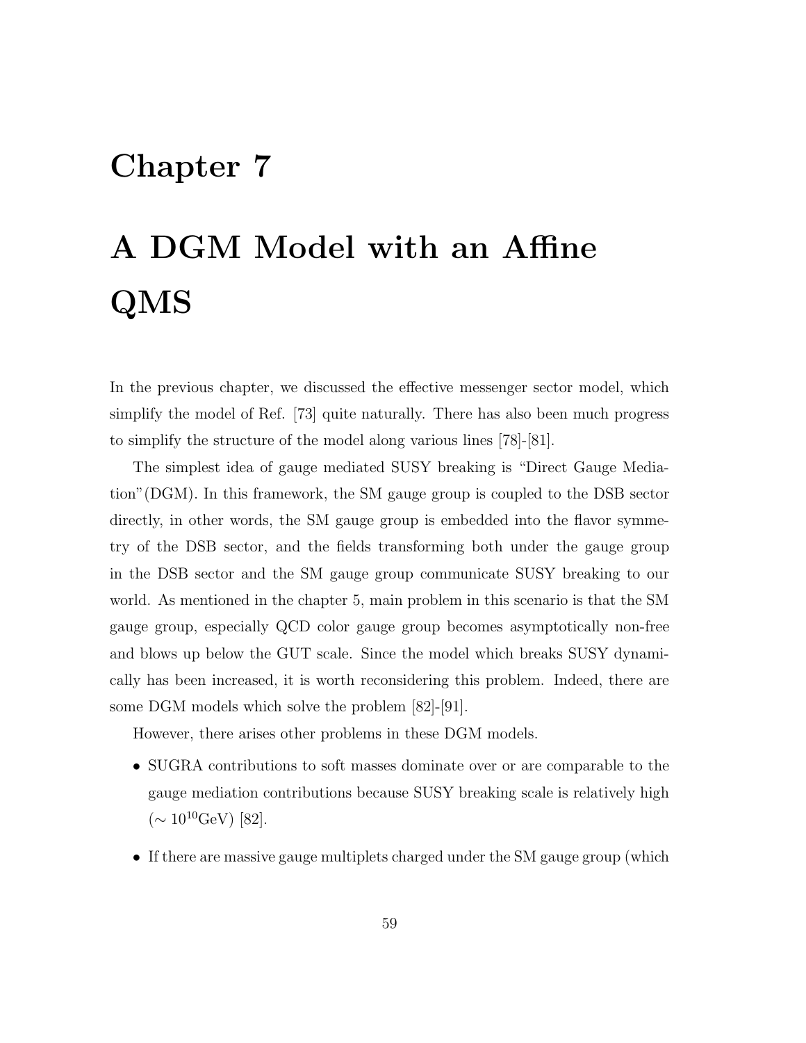# Chapter 7

# A DGM Model with an Affine QMS

In the previous chapter, we discussed the effective messenger sector model, which simplify the model of Ref. [73] quite naturally. There has also been much progress to simplify the structure of the model along various lines [78]-[81].

The simplest idea of gauge mediated SUSY breaking is "Direct Gauge Mediation"(DGM). In this framework, the SM gauge group is coupled to the DSB sector directly, in other words, the SM gauge group is embedded into the flavor symmetry of the DSB sector, and the fields transforming both under the gauge group in the DSB sector and the SM gauge group communicate SUSY breaking to our world. As mentioned in the chapter 5, main problem in this scenario is that the SM gauge group, especially QCD color gauge group becomes asymptotically non-free and blows up below the GUT scale. Since the model which breaks SUSY dynamically has been increased, it is worth reconsidering this problem. Indeed, there are some DGM models which solve the problem [82]-[91].

However, there arises other problems in these DGM models.

- SUGRA contributions to soft masses dominate over or are comparable to the gauge mediation contributions because SUSY breaking scale is relatively high ($\sim 10^{10}$GeV) [82].
- If there are massive gauge multiplets charged under the SM gauge group (which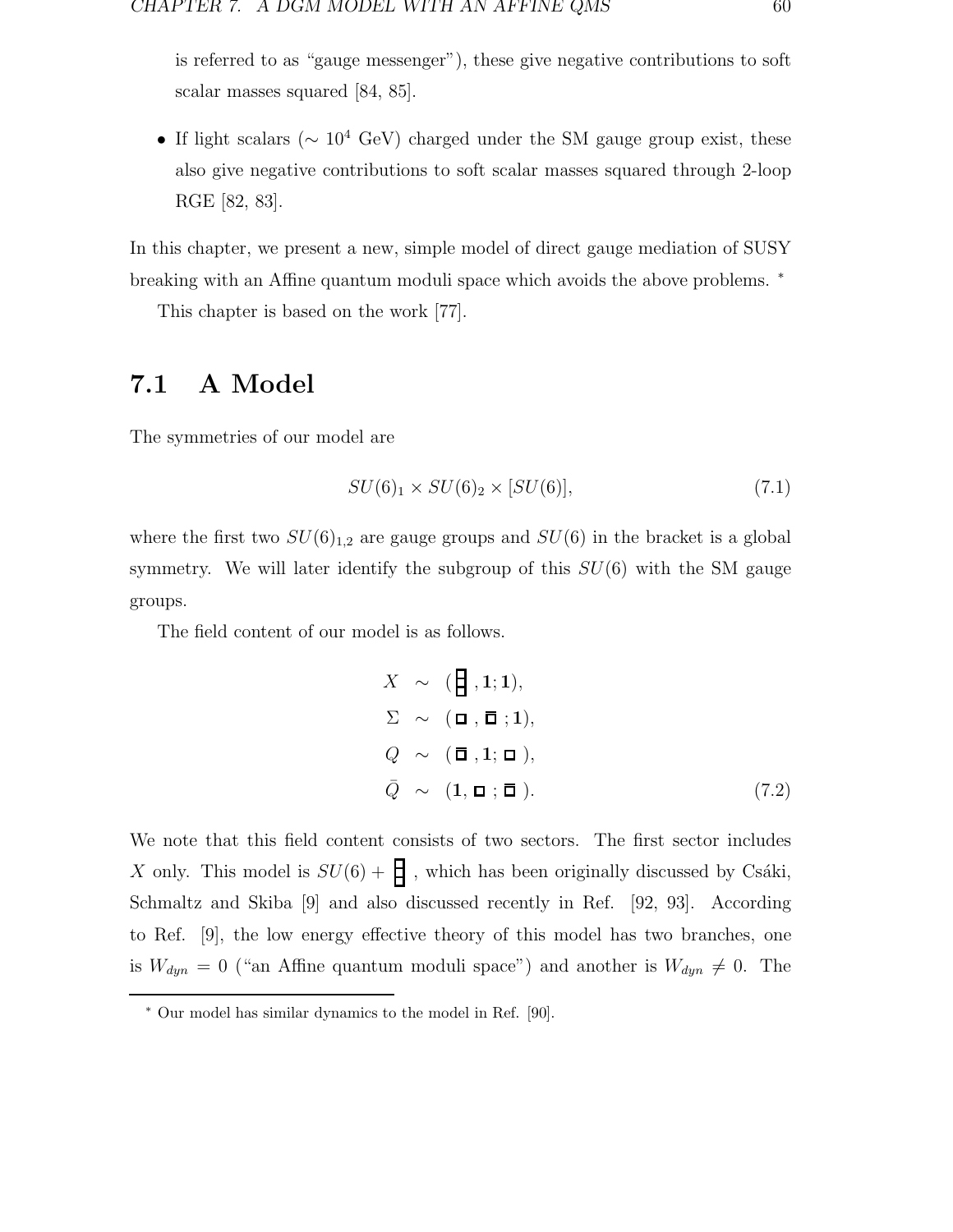is referred to as "gauge messenger"), these give negative contributions to soft scalar masses squared [84, 85].

- If light scalars ($\sim 10^4$ GeV) charged under the SM gauge group exist, these also give negative contributions to soft scalar masses squared through 2-loop RGE [82, 83].

In this chapter, we present a new, simple model of direct gauge mediation of SUSY breaking with an Affine quantum moduli space which avoids the above problems. *

This chapter is based on the work [77].

## 7.1 A Model

The symmetries of our model are

$$SU(6)_1 \times SU(6)_2 \times [SU(6)], \tag{7.1}$$

where the first two $SU(6)_{1,2}$ are gauge groups and $SU(6)$ in the bracket is a global symmetry. We will later identify the subgroup of this $SU(6)$ with the SM gauge groups.

The field content of our model is as follows.

$$\begin{aligned}
X &\sim (\,\Box\!\!\Box_{\text{antisym}}, \mathbf{1}; \mathbf{1}), \\
\Sigma &\sim (\,\Box\,, \bar{\Box}\,; \mathbf{1}), \\
Q &\sim (\,\bar{\Box}\,, \mathbf{1}; \Box\,), \\
\bar{Q} &\sim (\mathbf{1}, \Box\,; \bar{\Box}\,).
\end{aligned} \tag{7.2}$$

We note that this field content consists of two sectors. The first sector includes $X$ only. This model is $SU(6) + \Box\!\!\Box_{\text{antisym}}$, which has been originally discussed by Csáki, Schmaltz and Skiba [9] and also discussed recently in Ref. [92, 93]. According to Ref. [9], the low energy effective theory of this model has two branches, one is $W_{dyn} = 0$ ("an Affine quantum moduli space") and another is $W_{dyn} \neq 0$. The

* Our model has similar dynamics to the model in Ref. [90].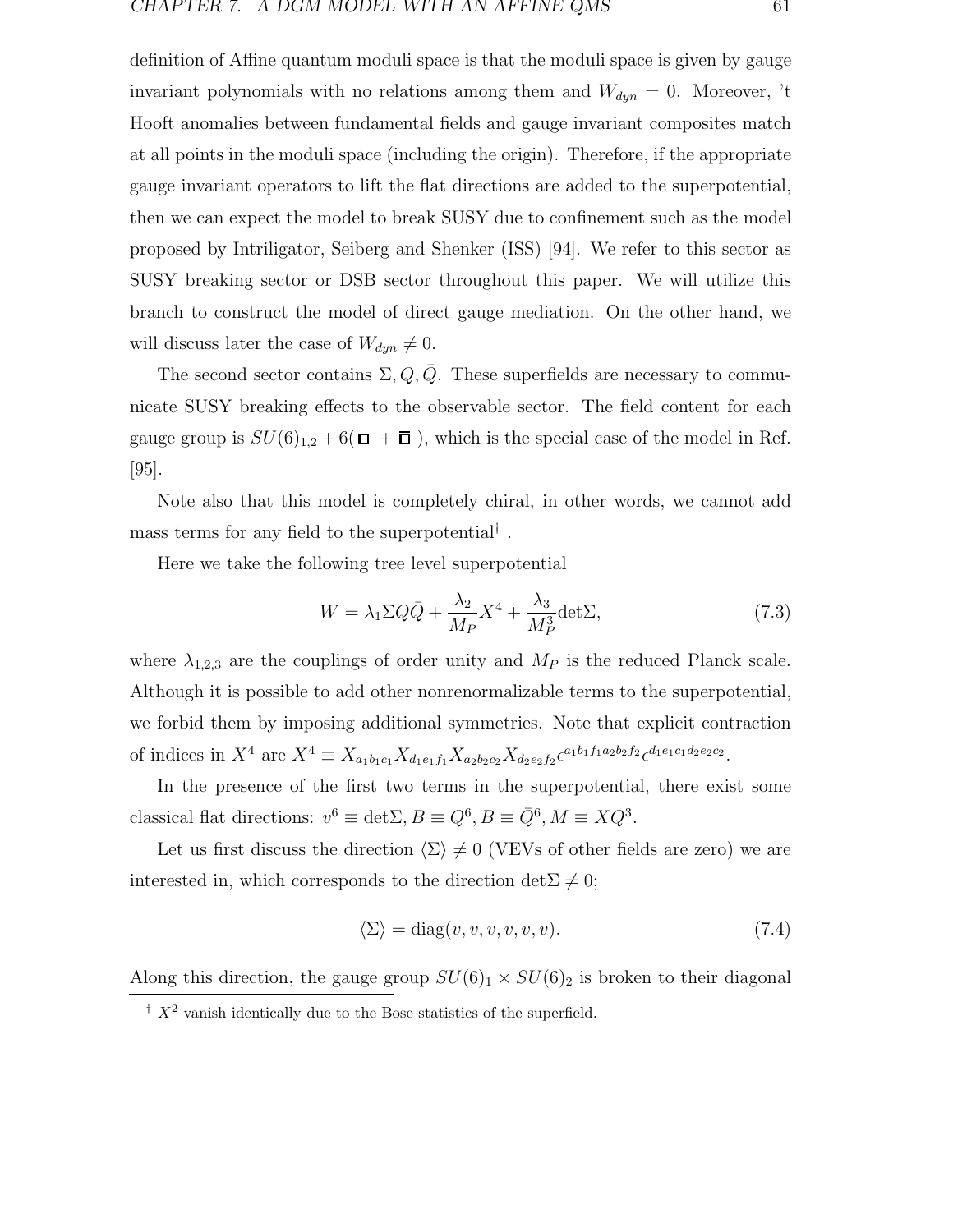definition of Affine quantum moduli space is that the moduli space is given by gauge invariant polynomials with no relations among them and $W_{dyn} = 0$. Moreover, 't Hooft anomalies between fundamental fields and gauge invariant composites match at all points in the moduli space (including the origin). Therefore, if the appropriate gauge invariant operators to lift the flat directions are added to the superpotential, then we can expect the model to break SUSY due to confinement such as the model proposed by Intriligator, Seiberg and Shenker (ISS) [94]. We refer to this sector as SUSY breaking sector or DSB sector throughout this paper. We will utilize this branch to construct the model of direct gauge mediation. On the other hand, we will discuss later the case of $W_{dyn} \neq 0$.

The second sector contains $\Sigma, Q, \bar{Q}$. These superfields are necessary to communicate SUSY breaking effects to the observable sector. The field content for each gauge group is $SU(6)_{1,2} + 6(\square + \bar{\square})$, which is the special case of the model in Ref. [95].

Note also that this model is completely chiral, in other words, we cannot add mass terms for any field to the superpotential[†].

Here we take the following tree level superpotential

$$W = \lambda_1 \Sigma Q \bar{Q} + \frac{\lambda_2}{M_P} X^4 + \frac{\lambda_3}{M_P^3} \det\Sigma, \tag{7.3}$$

where $\lambda_{1,2,3}$ are the couplings of order unity and $M_P$ is the reduced Planck scale. Although it is possible to add other nonrenormalizable terms to the superpotential, we forbid them by imposing additional symmetries. Note that explicit contraction of indices in $X^4$ are $X^4 \equiv X_{a_1 b_1 c_1} X_{d_1 e_1 f_1} X_{a_2 b_2 c_2} X_{d_2 e_2 f_2} \epsilon^{a_1 b_1 f_1 a_2 b_2 f_2} \epsilon^{d_1 e_1 c_1 d_2 e_2 c_2}$.

In the presence of the first two terms in the superpotential, there exist some classical flat directions: $v^6 \equiv \det\Sigma, B \equiv Q^6, B \equiv \bar{Q}^6, M \equiv XQ^3$.

Let us first discuss the direction $\langle\Sigma\rangle \neq 0$ (VEVs of other fields are zero) we are interested in, which corresponds to the direction $\det\Sigma \neq 0$;

$$\langle\Sigma\rangle = \mathrm{diag}(v, v, v, v, v, v). \tag{7.4}$$

Along this direction, the gauge group $SU(6)_1 \times SU(6)_2$ is broken to their diagonal

[†] $X^2$ vanish identically due to the Bose statistics of the superfield.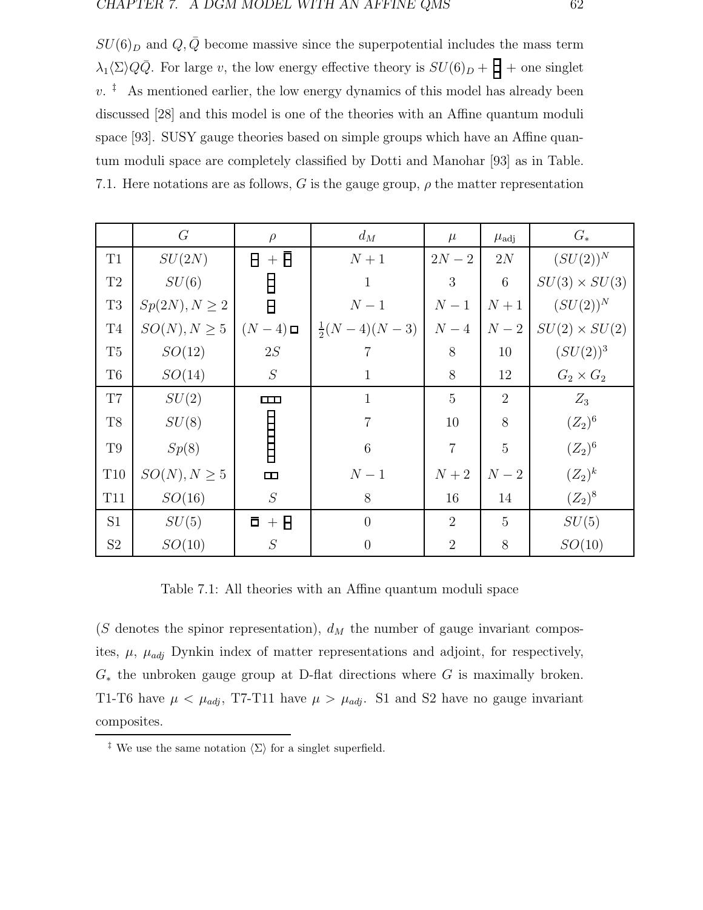$SU(6)_D$ and $Q, \bar{Q}$ become massive since the superpotential includes the mass term $\lambda_1 \langle \Sigma \rangle Q\bar{Q}$. For large $v$, the low energy effective theory is $SU(6)_D$ + $\boxminus$ + one singlet $v$. [‡] As mentioned earlier, the low energy dynamics of this model has already been discussed [28] and this model is one of the theories with an Affine quantum moduli space [93]. SUSY gauge theories based on simple groups which have an Affine quantum moduli space are completely classified by Dotti and Manohar [93] as in Table. 7.1. Here notations are as follows, $G$ is the gauge group, $\rho$ the matter representation

| | $G$ | $\rho$ | $d_M$ | $\mu$ | $\mu_{\rm adj}$ | $G_*$ |
|---|---|---|---|---|---|---|
| T1 | $SU(2N)$ | $\boxminus$ + $\bar{\boxminus}$ | $N+1$ | $2N-2$ | $2N$ | $(SU(2))^N$ |
| T2 | $SU(6)$ | three-box antisymmetric (vertical column of 3 boxes) | 1 | 3 | 6 | $SU(3)\times SU(3)$ |
| T3 | $Sp(2N), N\geq 2$ | $\boxminus$ | $N-1$ | $N-1$ | $N+1$ | $(SU(2))^N$ |
| T4 | $SO(N), N\geq 5$ | $(N-4)\,\square$ | $\frac{1}{2}(N-4)(N-3)$ | $N-4$ | $N-2$ | $SU(2)\times SU(2)$ |
| T5 | $SO(12)$ | $2S$ | 7 | 8 | 10 | $(SU(2))^3$ |
| T6 | $SO(14)$ | $S$ | 1 | 8 | 12 | $G_2\times G_2$ |
| T7 | $SU(2)$ | $\square\square\square$ | 1 | 5 | 2 | $Z_3$ |
| T8 | $SU(8)$ | four-box antisymmetric (vertical column of 4 boxes) | 7 | 10 | 8 | $(Z_2)^6$ |
| T9 | $Sp(8)$ | four-box antisymmetric (vertical column of 4 boxes) | 6 | 7 | 5 | $(Z_2)^6$ |
| T10 | $SO(N), N\geq 5$ | $\square\square$ | $N-1$ | $N+2$ | $N-2$ | $(Z_2)^k$ |
| T11 | $SO(16)$ | $S$ | 8 | 16 | 14 | $(Z_2)^8$ |
| S1 | $SU(5)$ | $\bar{\square}$ + $\boxminus$ | 0 | 2 | 5 | $SU(5)$ |
| S2 | $SO(10)$ | $S$ | 0 | 2 | 8 | $SO(10)$ |

Table 7.1: All theories with an Affine quantum moduli space

($S$ denotes the spinor representation), $d_M$ the number of gauge invariant composites, $\mu$, $\mu_{adj}$ Dynkin index of matter representations and adjoint, for respectively, $G_*$ the unbroken gauge group at D-flat directions where $G$ is maximally broken. T1-T6 have $\mu < \mu_{adj}$, T7-T11 have $\mu > \mu_{adj}$. S1 and S2 have no gauge invariant composites.

[‡] We use the same notation $\langle \Sigma \rangle$ for a singlet superfield.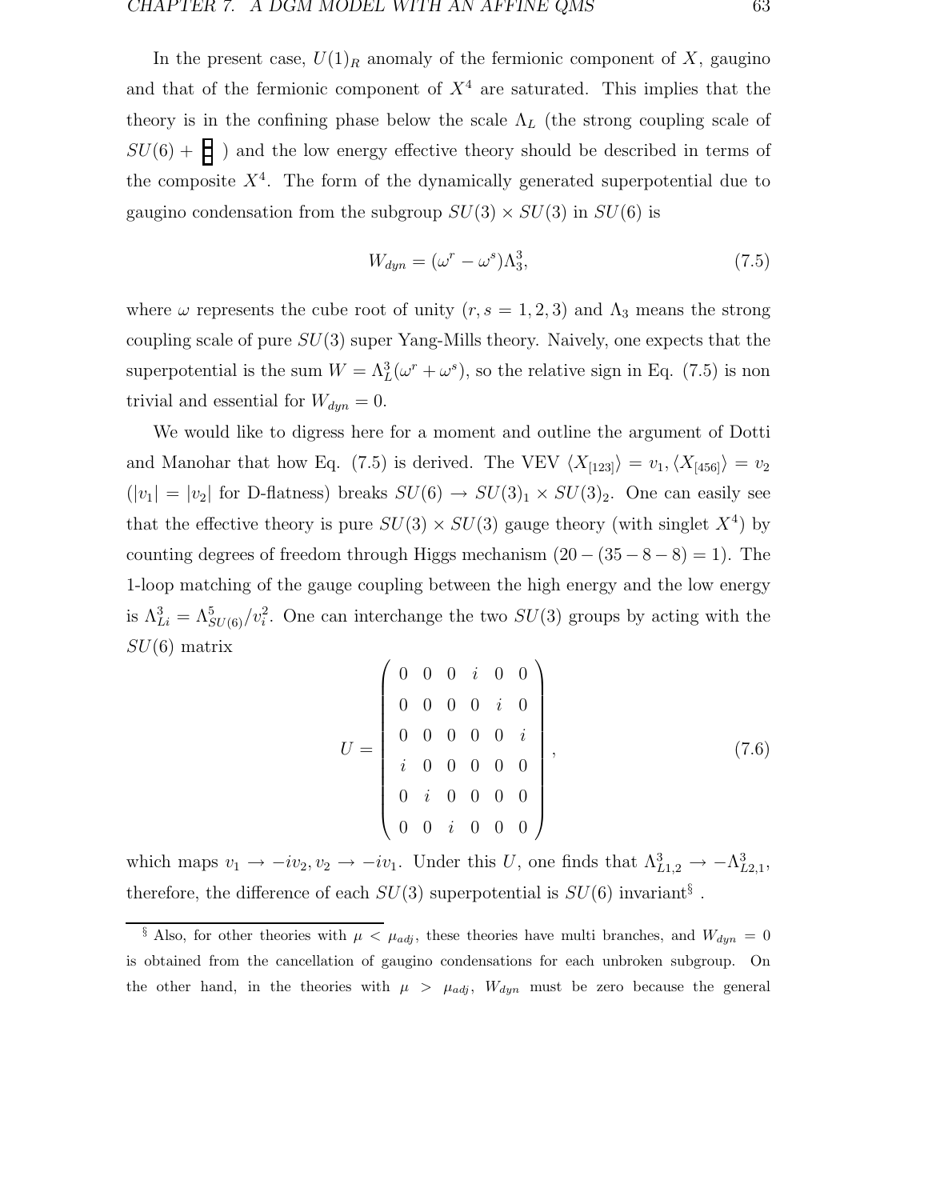In the present case, $U(1)_R$ anomaly of the fermionic component of $X$, gaugino and that of the fermionic component of $X^4$ are saturated. This implies that the theory is in the confining phase below the scale $\Lambda_L$ (the strong coupling scale of $SU(6) + \boxminus$ ) and the low energy effective theory should be described in terms of the composite $X^4$. The form of the dynamically generated superpotential due to gaugino condensation from the subgroup $SU(3) \times SU(3)$ in $SU(6)$ is

$$W_{dyn} = (\omega^r - \omega^s)\Lambda_3^3, \tag{7.5}$$

where $\omega$ represents the cube root of unity ($r, s = 1, 2, 3$) and $\Lambda_3$ means the strong coupling scale of pure $SU(3)$ super Yang-Mills theory. Naively, one expects that the superpotential is the sum $W = \Lambda_L^3(\omega^r + \omega^s)$, so the relative sign in Eq. (7.5) is non trivial and essential for $W_{dyn} = 0$.

We would like to digress here for a moment and outline the argument of Dotti and Manohar that how Eq. (7.5) is derived. The VEV $\langle X_{[123]}\rangle = v_1, \langle X_{[456]}\rangle = v_2$ ($|v_1| = |v_2|$ for D-flatness) breaks $SU(6) \to SU(3)_1 \times SU(3)_2$. One can easily see that the effective theory is pure $SU(3) \times SU(3)$ gauge theory (with singlet $X^4$) by counting degrees of freedom through Higgs mechanism $(20 - (35 - 8 - 8) = 1)$. The 1-loop matching of the gauge coupling between the high energy and the low energy is $\Lambda_{Li}^3 = \Lambda_{SU(6)}^5 / v_i^2$. One can interchange the two $SU(3)$ groups by acting with the $SU(6)$ matrix

$$U = \begin{pmatrix} 0 & 0 & 0 & i & 0 & 0 \\ 0 & 0 & 0 & 0 & i & 0 \\ 0 & 0 & 0 & 0 & 0 & i \\ i & 0 & 0 & 0 & 0 & 0 \\ 0 & i & 0 & 0 & 0 & 0 \\ 0 & 0 & i & 0 & 0 & 0 \end{pmatrix}, \tag{7.6}$$

which maps $v_1 \to -iv_2, v_2 \to -iv_1$. Under this $U$, one finds that $\Lambda_{L1,2}^3 \to -\Lambda_{L2,1}^3$, therefore, the difference of each $SU(3)$ superpotential is $SU(6)$ invariant[§] .

[§] Also, for other theories with $\mu < \mu_{adj}$, these theories have multi branches, and $W_{dyn} = 0$ is obtained from the cancellation of gaugino condensations for each unbroken subgroup. On the other hand, in the theories with $\mu > \mu_{adj}$, $W_{dyn}$ must be zero because the general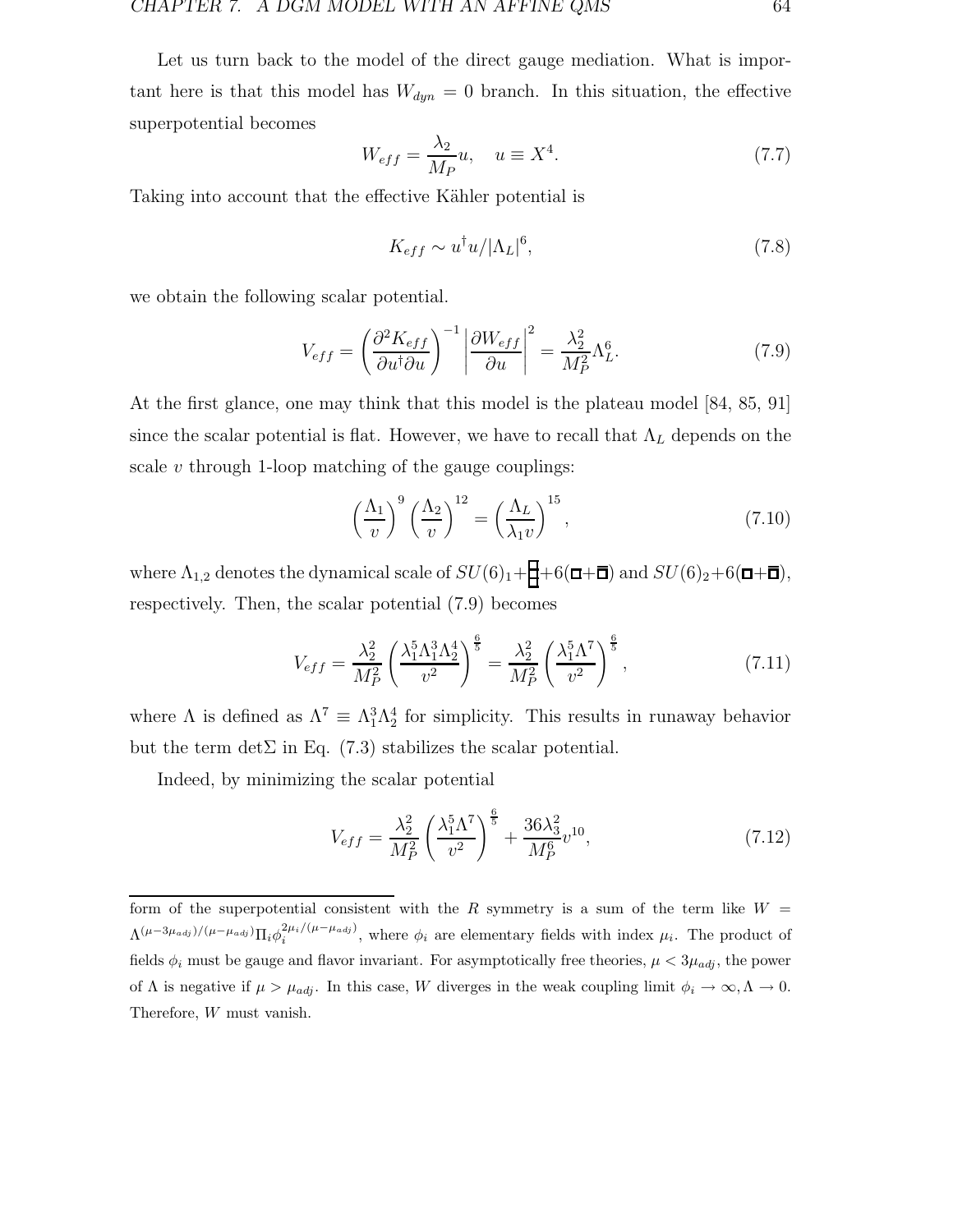Let us turn back to the model of the direct gauge mediation. What is important here is that this model has $W_{dyn} = 0$ branch. In this situation, the effective superpotential becomes

$$W_{eff} = \frac{\lambda_2}{M_P} u, \quad u \equiv X^4. \tag{7.7}$$

Taking into account that the effective Kähler potential is

$$K_{eff} \sim u^\dagger u / |\Lambda_L|^6, \tag{7.8}$$

we obtain the following scalar potential.

$$V_{eff} = \left( \frac{\partial^2 K_{eff}}{\partial u^\dagger \partial u} \right)^{-1} \left| \frac{\partial W_{eff}}{\partial u} \right|^2 = \frac{\lambda_2^2}{M_P^2} \Lambda_L^6. \tag{7.9}$$

At the first glance, one may think that this model is the plateau model [84, 85, 91] since the scalar potential is flat. However, we have to recall that $\Lambda_L$ depends on the scale $v$ through 1-loop matching of the gauge couplings:

$$\left( \frac{\Lambda_1}{v} \right)^9 \left( \frac{\Lambda_2}{v} \right)^{12} = \left( \frac{\Lambda_L}{\lambda_1 v} \right)^{15}, \tag{7.10}$$

where $\Lambda_{1,2}$ denotes the dynamical scale of $SU(6)_1 + \text{Asym} + 6(\square + \bar{\square})$ and $SU(6)_2 + 6(\square + \bar{\square})$, respectively. Then, the scalar potential (7.9) becomes

$$V_{eff} = \frac{\lambda_2^2}{M_P^2} \left( \frac{\lambda_1^5 \Lambda_1^3 \Lambda_2^4}{v^2} \right)^{\frac{6}{5}} = \frac{\lambda_2^2}{M_P^2} \left( \frac{\lambda_1^5 \Lambda^7}{v^2} \right)^{\frac{6}{5}}, \tag{7.11}$$

where $\Lambda$ is defined as $\Lambda^7 \equiv \Lambda_1^3 \Lambda_2^4$ for simplicity. This results in runaway behavior but the term $\det\Sigma$ in Eq. (7.3) stabilizes the scalar potential.

Indeed, by minimizing the scalar potential

$$V_{eff} = \frac{\lambda_2^2}{M_P^2} \left( \frac{\lambda_1^5 \Lambda^7}{v^2} \right)^{\frac{6}{5}} + \frac{36 \lambda_3^2}{M_P^6} v^{10}, \tag{7.12}$$

---

form of the superpotential consistent with the $R$ symmetry is a sum of the term like $W = \Lambda^{(\mu - 3\mu_{adj})/(\mu - \mu_{adj})} \Pi_i \phi_i^{2\mu_i/(\mu - \mu_{adj})}$, where $\phi_i$ are elementary fields with index $\mu_i$. The product of fields $\phi_i$ must be gauge and flavor invariant. For asymptotically free theories, $\mu < 3\mu_{adj}$, the power of $\Lambda$ is negative if $\mu > \mu_{adj}$. In this case, $W$ diverges in the weak coupling limit $\phi_i \to \infty, \Lambda \to 0$. Therefore, $W$ must vanish.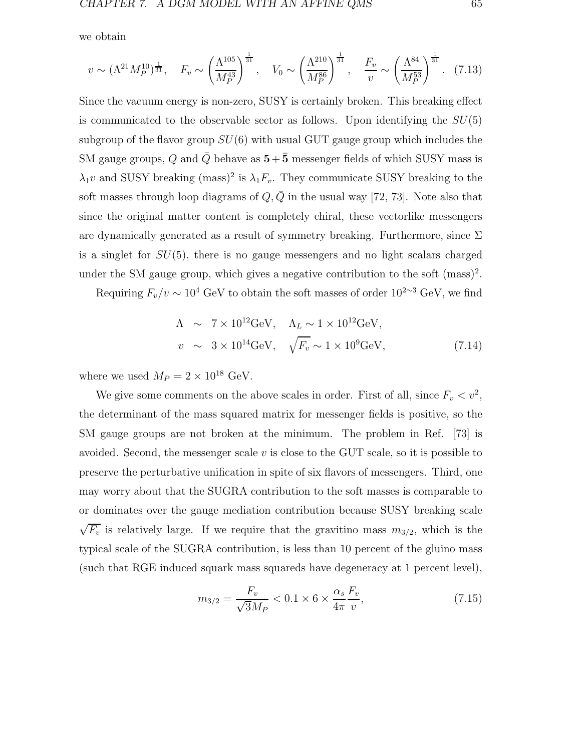we obtain

$$v \sim (\Lambda^{21} M_P^{10})^{\frac{1}{31}}, \quad F_v \sim \left(\frac{\Lambda^{105}}{M_P^{43}}\right)^{\frac{1}{31}}, \quad V_0 \sim \left(\frac{\Lambda^{210}}{M_P^{86}}\right)^{\frac{1}{31}}, \quad \frac{F_v}{v} \sim \left(\frac{\Lambda^{84}}{M_P^{53}}\right)^{\frac{1}{31}}. \quad (7.13)$$

Since the vacuum energy is non-zero, SUSY is certainly broken. This breaking effect is communicated to the observable sector as follows. Upon identifying the $SU(5)$ subgroup of the flavor group $SU(6)$ with usual GUT gauge group which includes the SM gauge groups, $Q$ and $\bar{Q}$ behave as $\mathbf{5} + \bar{\mathbf{5}}$ messenger fields of which SUSY mass is $\lambda_1 v$ and SUSY breaking (mass)$^2$ is $\lambda_1 F_v$. They communicate SUSY breaking to the soft masses through loop diagrams of $Q, \bar{Q}$ in the usual way [72, 73]. Note also that since the original matter content is completely chiral, these vectorlike messengers are dynamically generated as a result of symmetry breaking. Furthermore, since $\Sigma$ is a singlet for $SU(5)$, there is no gauge messengers and no light scalars charged under the SM gauge group, which gives a negative contribution to the soft (mass)$^2$.

Requiring $F_v/v \sim 10^4$ GeV to obtain the soft masses of order $10^{2\sim 3}$ GeV, we find

$$\begin{aligned}
\Lambda &\sim 7 \times 10^{12}\text{GeV}, \quad \Lambda_L \sim 1 \times 10^{12}\text{GeV}, \\
v &\sim 3 \times 10^{14}\text{GeV}, \quad \sqrt{F_v} \sim 1 \times 10^{9}\text{GeV},
\end{aligned} \quad (7.14)$$

where we used $M_P = 2 \times 10^{18}$ GeV.

We give some comments on the above scales in order. First of all, since $F_v < v^2$, the determinant of the mass squared matrix for messenger fields is positive, so the SM gauge groups are not broken at the minimum. The problem in Ref. [73] is avoided. Second, the messenger scale $v$ is close to the GUT scale, so it is possible to preserve the perturbative unification in spite of six flavors of messengers. Third, one may worry about that the SUGRA contribution to the soft masses is comparable to or dominates over the gauge mediation contribution because SUSY breaking scale $\sqrt{F_v}$ is relatively large. If we require that the gravitino mass $m_{3/2}$, which is the typical scale of the SUGRA contribution, is less than 10 percent of the gluino mass (such that RGE induced squark mass squareds have degeneracy at 1 percent level),

$$m_{3/2} = \frac{F_v}{\sqrt{3} M_P} < 0.1 \times 6 \times \frac{\alpha_s}{4\pi} \frac{F_v}{v}, \quad (7.15)$$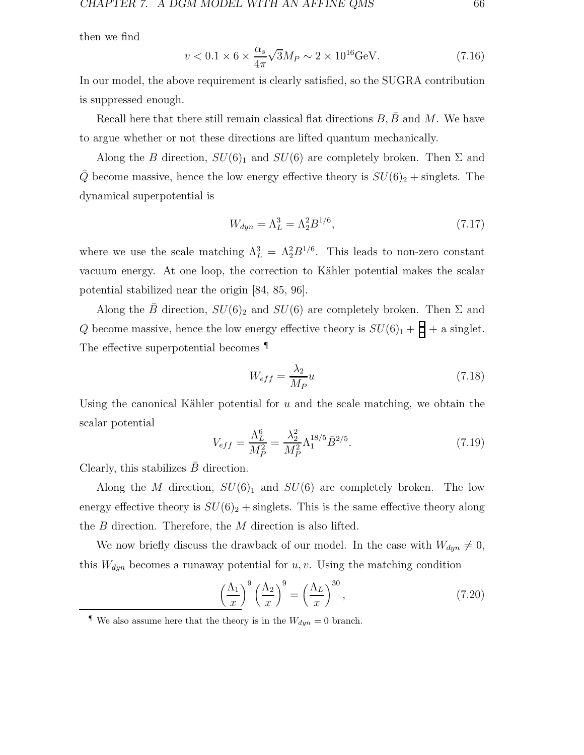then we find

$$v < 0.1 \times 6 \times \frac{\alpha_s}{4\pi}\sqrt{3}M_P \sim 2 \times 10^{16}\text{GeV}. \tag{7.16}$$

In our model, the above requirement is clearly satisfied, so the SUGRA contribution is suppressed enough.

Recall here that there still remain classical flat directions $B, \bar{B}$ and $M$. We have to argue whether or not these directions are lifted quantum mechanically.

Along the $B$ direction, $SU(6)_1$ and $SU(6)$ are completely broken. Then $\Sigma$ and $\bar{Q}$ become massive, hence the low energy effective theory is $SU(6)_2 +$ singlets. The dynamical superpotential is

$$W_{dyn} = \Lambda_L^3 = \Lambda_2^2 B^{1/6}, \tag{7.17}$$

where we use the scale matching $\Lambda_L^3 = \Lambda_2^2 B^{1/6}$. This leads to non-zero constant vacuum energy. At one loop, the correction to Kähler potential makes the scalar potential stabilized near the origin [84, 85, 96].

Along the $\bar{B}$ direction, $SU(6)_2$ and $SU(6)$ are completely broken. Then $\Sigma$ and $Q$ become massive, hence the low energy effective theory is $SU(6)_1 + \boxminus +$ a singlet. The effective superpotential becomes [¶]

$$W_{eff} = \frac{\lambda_2}{M_P} u \tag{7.18}$$

Using the canonical Kähler potential for $u$ and the scale matching, we obtain the scalar potential

$$V_{eff} = \frac{\Lambda_L^6}{M_P^2} = \frac{\lambda_2^2}{M_P^2}\Lambda_1^{18/5}\bar{B}^{2/5}. \tag{7.19}$$

Clearly, this stabilizes $\bar{B}$ direction.

Along the $M$ direction, $SU(6)_1$ and $SU(6)$ are completely broken. The low energy effective theory is $SU(6)_2 +$ singlets. This is the same effective theory along the $B$ direction. Therefore, the $M$ direction is also lifted.

We now briefly discuss the drawback of our model. In the case with $W_{dyn} \neq 0$, this $W_{dyn}$ becomes a runaway potential for $u, v$. Using the matching condition

$$\left(\frac{\Lambda_1}{x}\right)^9 \left(\frac{\Lambda_2}{x}\right)^9 = \left(\frac{\Lambda_L}{x}\right)^{30}, \tag{7.20}$$

[¶] We also assume here that the theory is in the $W_{dyn} = 0$ branch.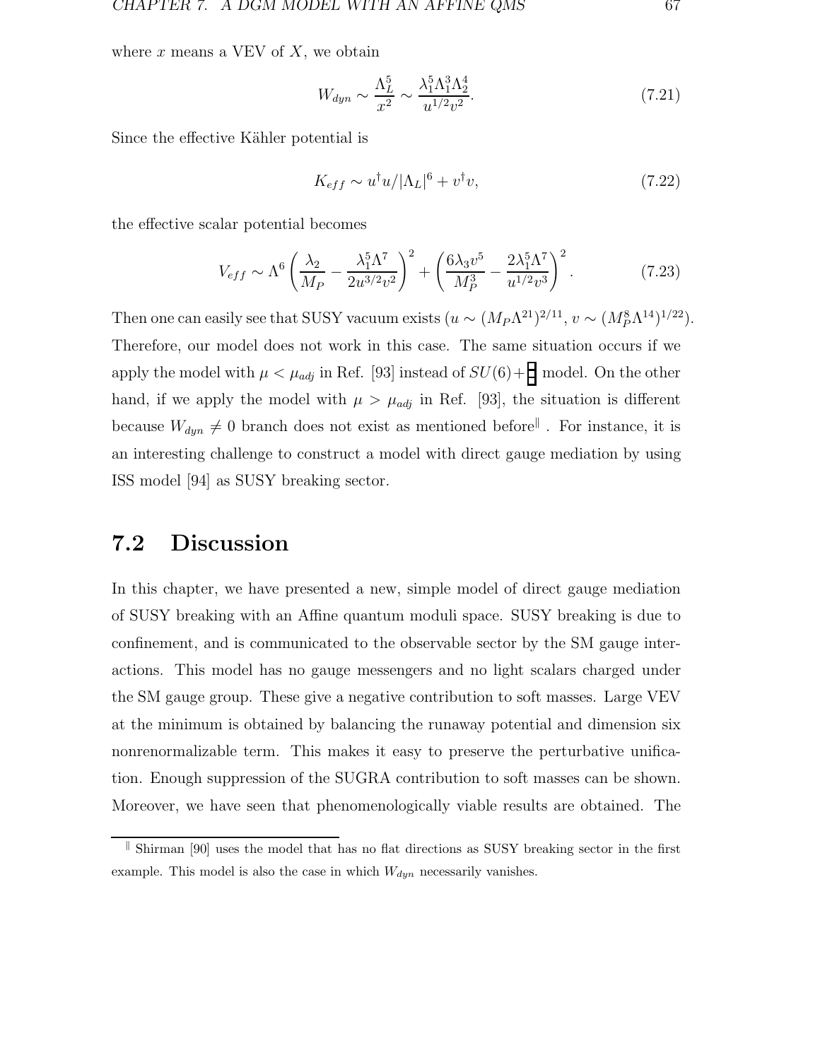where $x$ means a VEV of $X$, we obtain

$$W_{dyn} \sim \frac{\Lambda_L^5}{x^2} \sim \frac{\lambda_1^5 \Lambda_1^3 \Lambda_2^4}{u^{1/2} v^2}. \tag{7.21}$$

Since the effective Kähler potential is

$$K_{eff} \sim u^\dagger u / |\Lambda_L|^6 + v^\dagger v, \tag{7.22}$$

the effective scalar potential becomes

$$V_{eff} \sim \Lambda^6 \left( \frac{\lambda_2}{M_P} - \frac{\lambda_1^5 \Lambda^7}{2u^{3/2} v^2} \right)^2 + \left( \frac{6\lambda_3 v^5}{M_P^3} - \frac{2\lambda_1^5 \Lambda^7}{u^{1/2} v^3} \right)^2. \tag{7.23}$$

Then one can easily see that SUSY vacuum exists ($u \sim (M_P \Lambda^{21})^{2/11}$, $v \sim (M_P^8 \Lambda^{14})^{1/22}$). Therefore, our model does not work in this case. The same situation occurs if we apply the model with $\mu < \mu_{adj}$ in Ref. [93] instead of $SU(6)+\boxminus$ model. On the other hand, if we apply the model with $\mu > \mu_{adj}$ in Ref. [93], the situation is different because $W_{dyn} \neq 0$ branch does not exist as mentioned before[‖]. For instance, it is an interesting challenge to construct a model with direct gauge mediation by using ISS model [94] as SUSY breaking sector.

## 7.2 Discussion

In this chapter, we have presented a new, simple model of direct gauge mediation of SUSY breaking with an Affine quantum moduli space. SUSY breaking is due to confinement, and is communicated to the observable sector by the SM gauge interactions. This model has no gauge messengers and no light scalars charged under the SM gauge group. These give a negative contribution to soft masses. Large VEV at the minimum is obtained by balancing the runaway potential and dimension six nonrenormalizable term. This makes it easy to preserve the perturbative unification. Enough suppression of the SUGRA contribution to soft masses can be shown. Moreover, we have seen that phenomenologically viable results are obtained. The

---

[‖] Shirman [90] uses the model that has no flat directions as SUSY breaking sector in the first example. This model is also the case in which $W_{dyn}$ necessarily vanishes.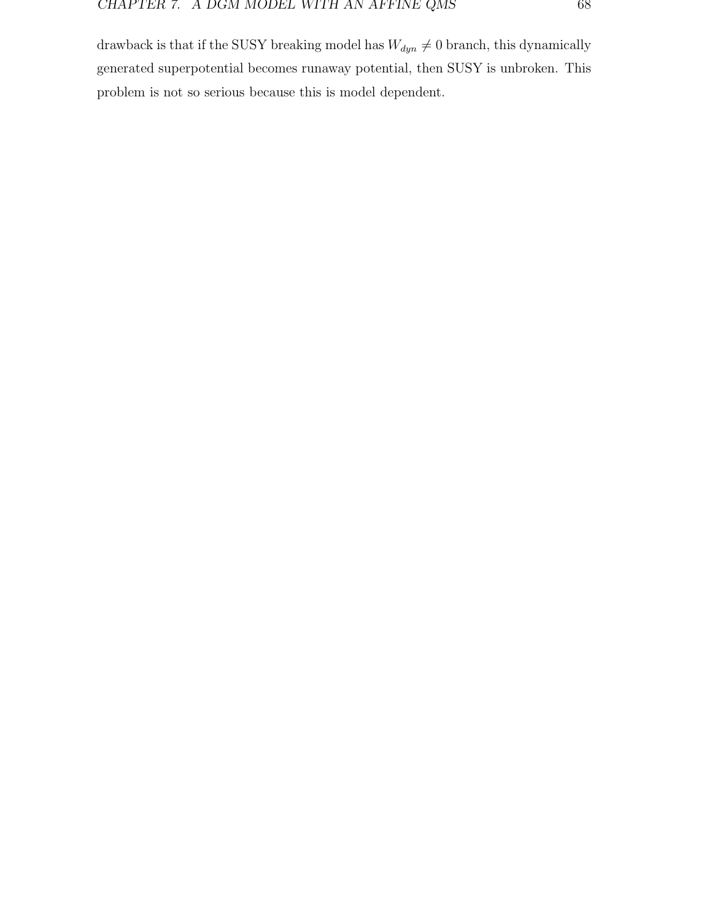drawback is that if the SUSY breaking model has $W_{dyn} \neq 0$ branch, this dynamically generated superpotential becomes runaway potential, then SUSY is unbroken. This problem is not so serious because this is model dependent.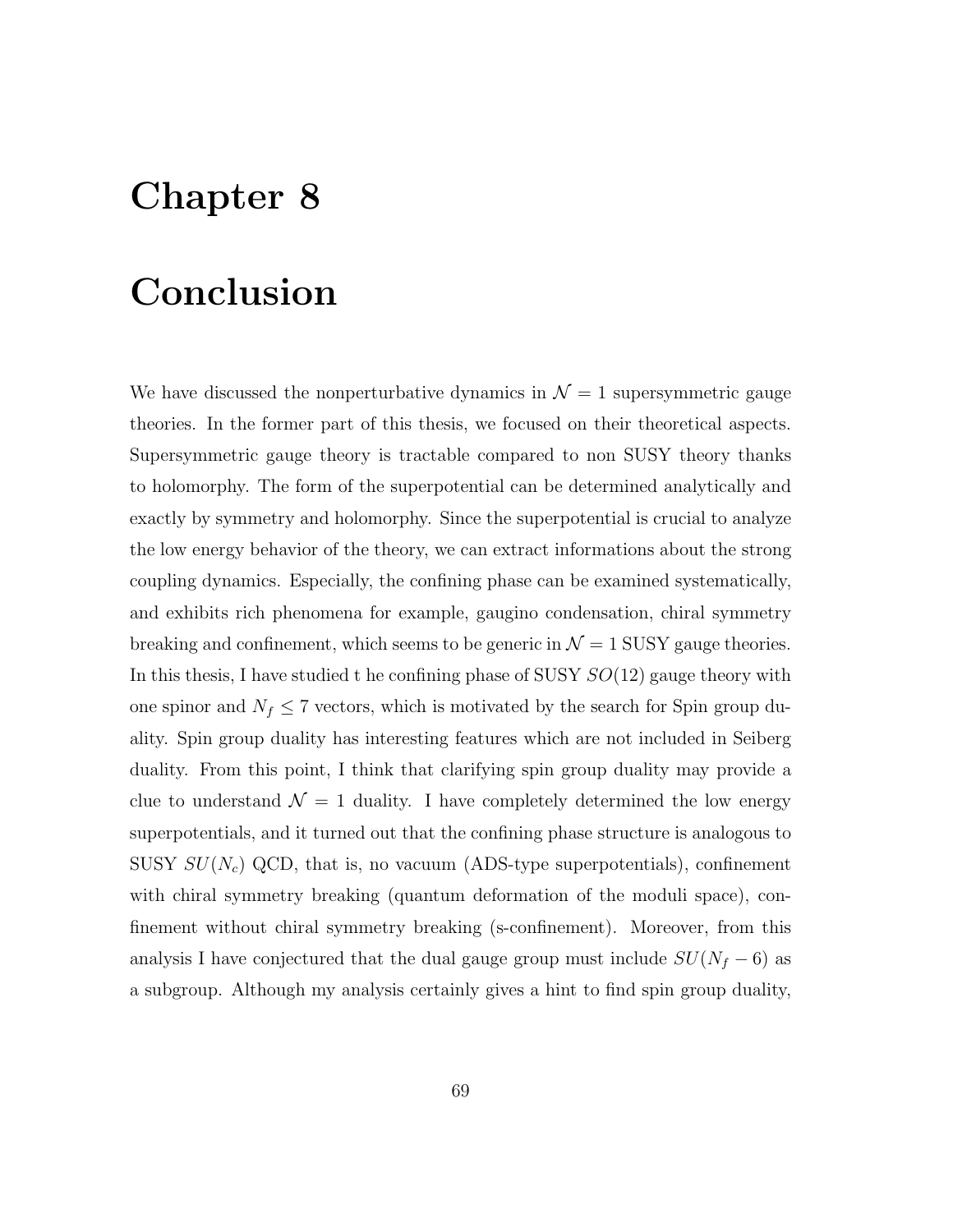# Chapter 8

# Conclusion

We have discussed the nonperturbative dynamics in $\mathcal{N} = 1$ supersymmetric gauge theories. In the former part of this thesis, we focused on their theoretical aspects. Supersymmetric gauge theory is tractable compared to non SUSY theory thanks to holomorphy. The form of the superpotential can be determined analytically and exactly by symmetry and holomorphy. Since the superpotential is crucial to analyze the low energy behavior of the theory, we can extract informations about the strong coupling dynamics. Especially, the confining phase can be examined systematically, and exhibits rich phenomena for example, gaugino condensation, chiral symmetry breaking and confinement, which seems to be generic in $\mathcal{N} = 1$ SUSY gauge theories. In this thesis, I have studied t he confining phase of SUSY $SO(12)$ gauge theory with one spinor and $N_f \leq 7$ vectors, which is motivated by the search for Spin group duality. Spin group duality has interesting features which are not included in Seiberg duality. From this point, I think that clarifying spin group duality may provide a clue to understand $\mathcal{N} = 1$ duality. I have completely determined the low energy superpotentials, and it turned out that the confining phase structure is analogous to SUSY $SU(N_c)$ QCD, that is, no vacuum (ADS-type superpotentials), confinement with chiral symmetry breaking (quantum deformation of the moduli space), confinement without chiral symmetry breaking (s-confinement). Moreover, from this analysis I have conjectured that the dual gauge group must include $SU(N_f - 6)$ as a subgroup. Although my analysis certainly gives a hint to find spin group duality,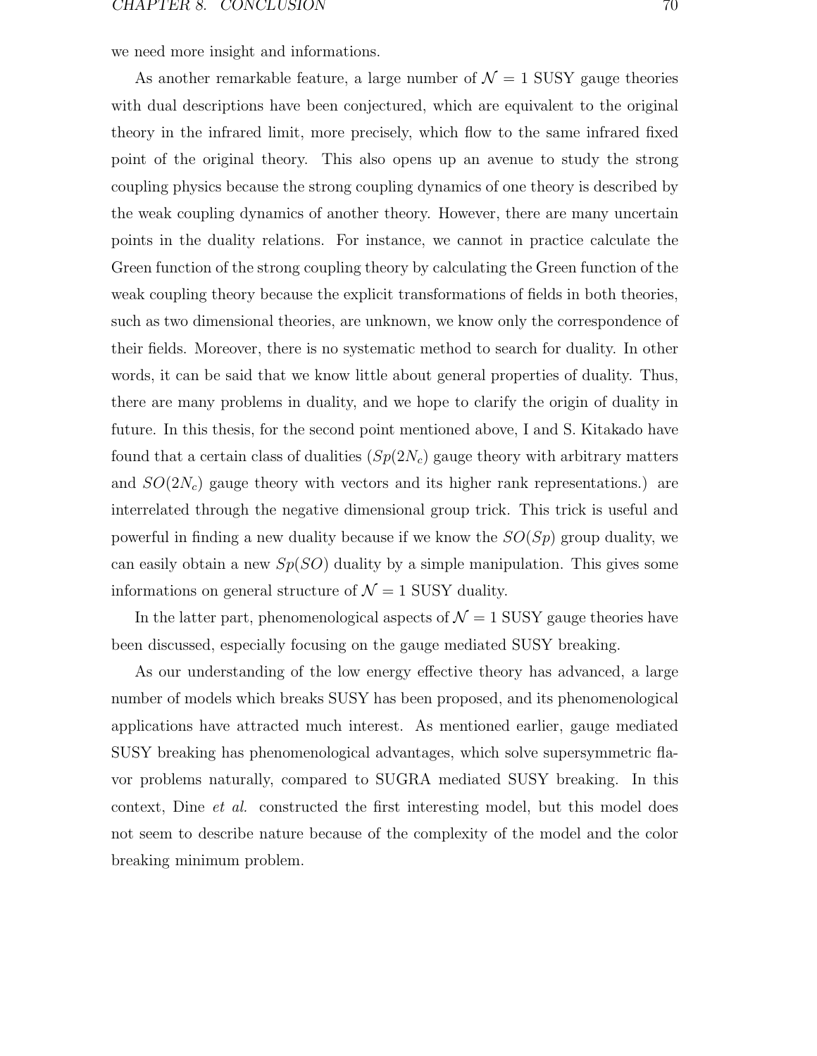we need more insight and informations.

As another remarkable feature, a large number of $\mathcal{N} = 1$ SUSY gauge theories with dual descriptions have been conjectured, which are equivalent to the original theory in the infrared limit, more precisely, which flow to the same infrared fixed point of the original theory. This also opens up an avenue to study the strong coupling physics because the strong coupling dynamics of one theory is described by the weak coupling dynamics of another theory. However, there are many uncertain points in the duality relations. For instance, we cannot in practice calculate the Green function of the strong coupling theory by calculating the Green function of the weak coupling theory because the explicit transformations of fields in both theories, such as two dimensional theories, are unknown, we know only the correspondence of their fields. Moreover, there is no systematic method to search for duality. In other words, it can be said that we know little about general properties of duality. Thus, there are many problems in duality, and we hope to clarify the origin of duality in future. In this thesis, for the second point mentioned above, I and S. Kitakado have found that a certain class of dualities ($Sp(2N_c)$ gauge theory with arbitrary matters and $SO(2N_c)$ gauge theory with vectors and its higher rank representations.) are interrelated through the negative dimensional group trick. This trick is useful and powerful in finding a new duality because if we know the $SO(Sp)$ group duality, we can easily obtain a new $Sp(SO)$ duality by a simple manipulation. This gives some informations on general structure of $\mathcal{N} = 1$ SUSY duality.

In the latter part, phenomenological aspects of $\mathcal{N} = 1$ SUSY gauge theories have been discussed, especially focusing on the gauge mediated SUSY breaking.

As our understanding of the low energy effective theory has advanced, a large number of models which breaks SUSY has been proposed, and its phenomenological applications have attracted much interest. As mentioned earlier, gauge mediated SUSY breaking has phenomenological advantages, which solve supersymmetric flavor problems naturally, compared to SUGRA mediated SUSY breaking. In this context, Dine *et al.* constructed the first interesting model, but this model does not seem to describe nature because of the complexity of the model and the color breaking minimum problem.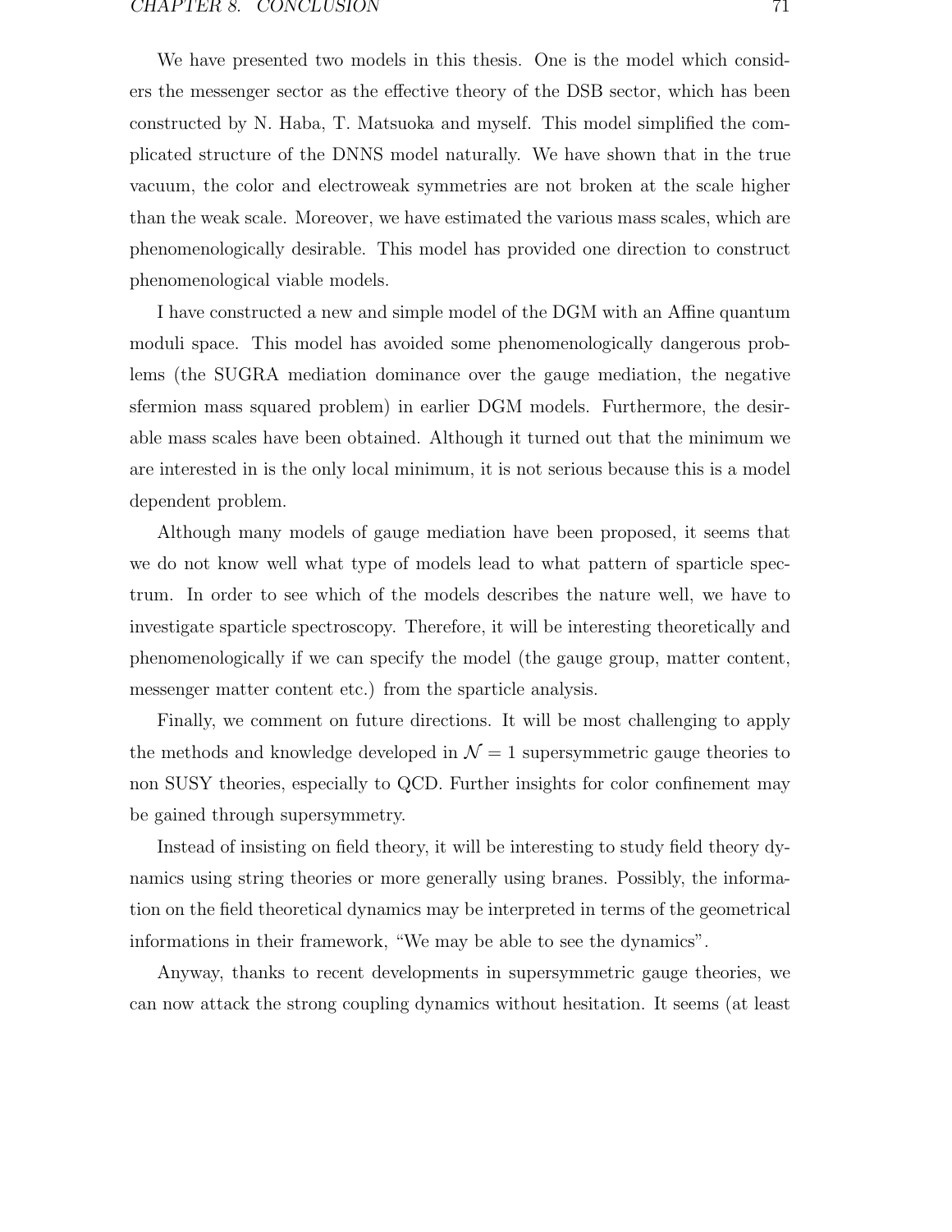We have presented two models in this thesis. One is the model which considers the messenger sector as the effective theory of the DSB sector, which has been constructed by N. Haba, T. Matsuoka and myself. This model simplified the complicated structure of the DNNS model naturally. We have shown that in the true vacuum, the color and electroweak symmetries are not broken at the scale higher than the weak scale. Moreover, we have estimated the various mass scales, which are phenomenologically desirable. This model has provided one direction to construct phenomenological viable models.

I have constructed a new and simple model of the DGM with an Affine quantum moduli space. This model has avoided some phenomenologically dangerous problems (the SUGRA mediation dominance over the gauge mediation, the negative sfermion mass squared problem) in earlier DGM models. Furthermore, the desirable mass scales have been obtained. Although it turned out that the minimum we are interested in is the only local minimum, it is not serious because this is a model dependent problem.

Although many models of gauge mediation have been proposed, it seems that we do not know well what type of models lead to what pattern of sparticle spectrum. In order to see which of the models describes the nature well, we have to investigate sparticle spectroscopy. Therefore, it will be interesting theoretically and phenomenologically if we can specify the model (the gauge group, matter content, messenger matter content etc.) from the sparticle analysis.

Finally, we comment on future directions. It will be most challenging to apply the methods and knowledge developed in $\mathcal{N} = 1$ supersymmetric gauge theories to non SUSY theories, especially to QCD. Further insights for color confinement may be gained through supersymmetry.

Instead of insisting on field theory, it will be interesting to study field theory dynamics using string theories or more generally using branes. Possibly, the information on the field theoretical dynamics may be interpreted in terms of the geometrical informations in their framework, "We may be able to see the dynamics".

Anyway, thanks to recent developments in supersymmetric gauge theories, we can now attack the strong coupling dynamics without hesitation. It seems (at least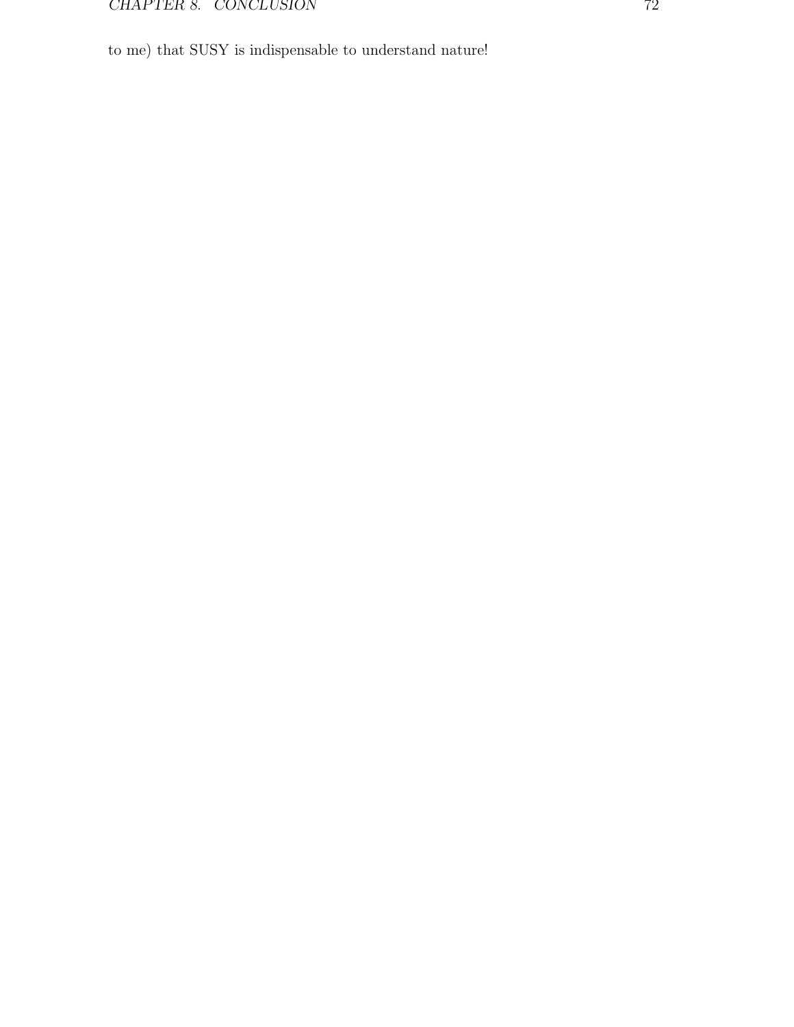to me) that SUSY is indispensable to understand nature!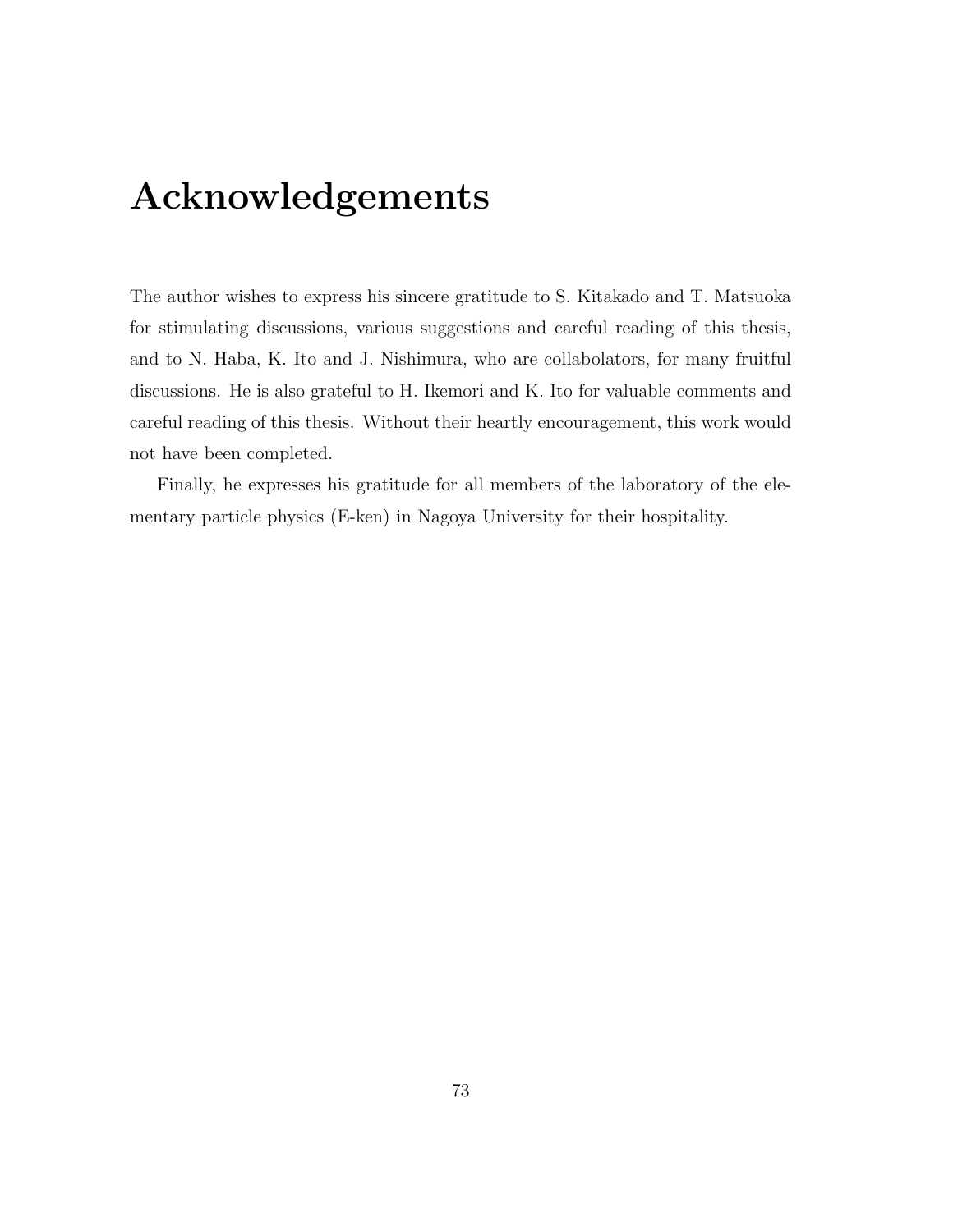# Acknowledgements

The author wishes to express his sincere gratitude to S. Kitakado and T. Matsuoka for stimulating discussions, various suggestions and careful reading of this thesis, and to N. Haba, K. Ito and J. Nishimura, who are collaborators, for many fruitful discussions. He is also grateful to H. Ikemori and K. Ito for valuable comments and careful reading of this thesis. Without their heartly encouragement, this work would not have been completed.

Finally, he expresses his gratitude for all members of the laboratory of the elementary particle physics (E-ken) in Nagoya University for their hospitality.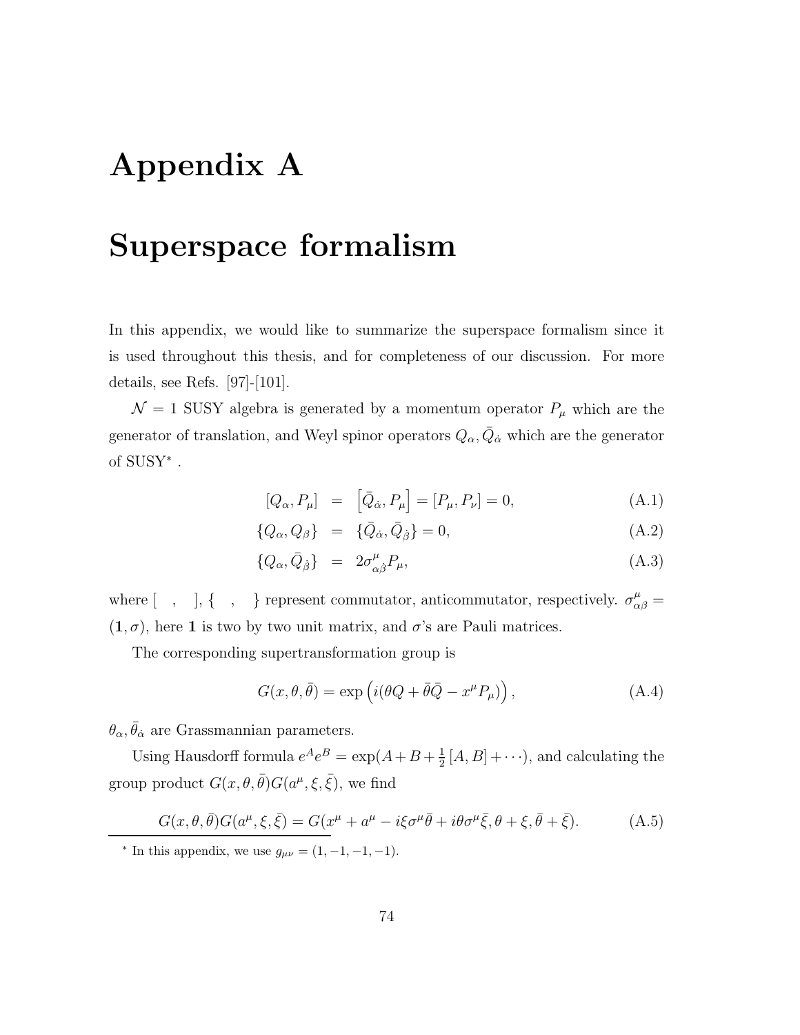# Appendix A

# Superspace formalism

In this appendix, we would like to summarize the superspace formalism since it is used throughout this thesis, and for completeness of our discussion. For more details, see Refs. [97]-[101].

$\mathcal{N}=1$ SUSY algebra is generated by a momentum operator $P_\mu$ which are the generator of translation, and Weyl spinor operators $Q_\alpha, \bar{Q}_{\dot{\alpha}}$ which are the generator of SUSY* .

$$
\begin{aligned}
[Q_\alpha, P_\mu] &= \left[\bar{Q}_{\dot{\alpha}}, P_\mu\right] = [P_\mu, P_\nu] = 0, && \text{(A.1)}\\
\{Q_\alpha, Q_\beta\} &= \{\bar{Q}_{\dot{\alpha}}, \bar{Q}_{\dot{\beta}}\} = 0, && \text{(A.2)}\\
\{Q_\alpha, \bar{Q}_{\dot{\beta}}\} &= 2\sigma^\mu_{\alpha\dot{\beta}} P_\mu, && \text{(A.3)}
\end{aligned}
$$

where $[\quad,\quad], \{\quad,\quad\}$ represent commutator, anticommutator, respectively. $\sigma^\mu_{\alpha\beta} = (\mathbf{1}, \sigma)$, here $\mathbf{1}$ is two by two unit matrix, and $\sigma$'s are Pauli matrices.

The corresponding supertransformation group is

$$
G(x, \theta, \bar{\theta}) = \exp\left(i(\theta Q + \bar{\theta}\bar{Q} - x^\mu P_\mu)\right), \tag{A.4}
$$

$\theta_\alpha, \bar{\theta}_{\dot{\alpha}}$ are Grassmannian parameters.

Using Hausdorff formula $e^A e^B = \exp(A + B + \frac{1}{2}[A, B] + \cdots)$, and calculating the group product $G(x, \theta, \bar{\theta})G(a^\mu, \xi, \bar{\xi})$, we find

$$
G(x, \theta, \bar{\theta})G(a^\mu, \xi, \bar{\xi}) = G(x^\mu + a^\mu - i\xi\sigma^\mu\bar{\theta} + i\theta\sigma^\mu\bar{\xi}, \theta + \xi, \bar{\theta} + \bar{\xi}). \tag{A.5}
$$

* In this appendix, we use $g_{\mu\nu} = (1, -1, -1, -1)$.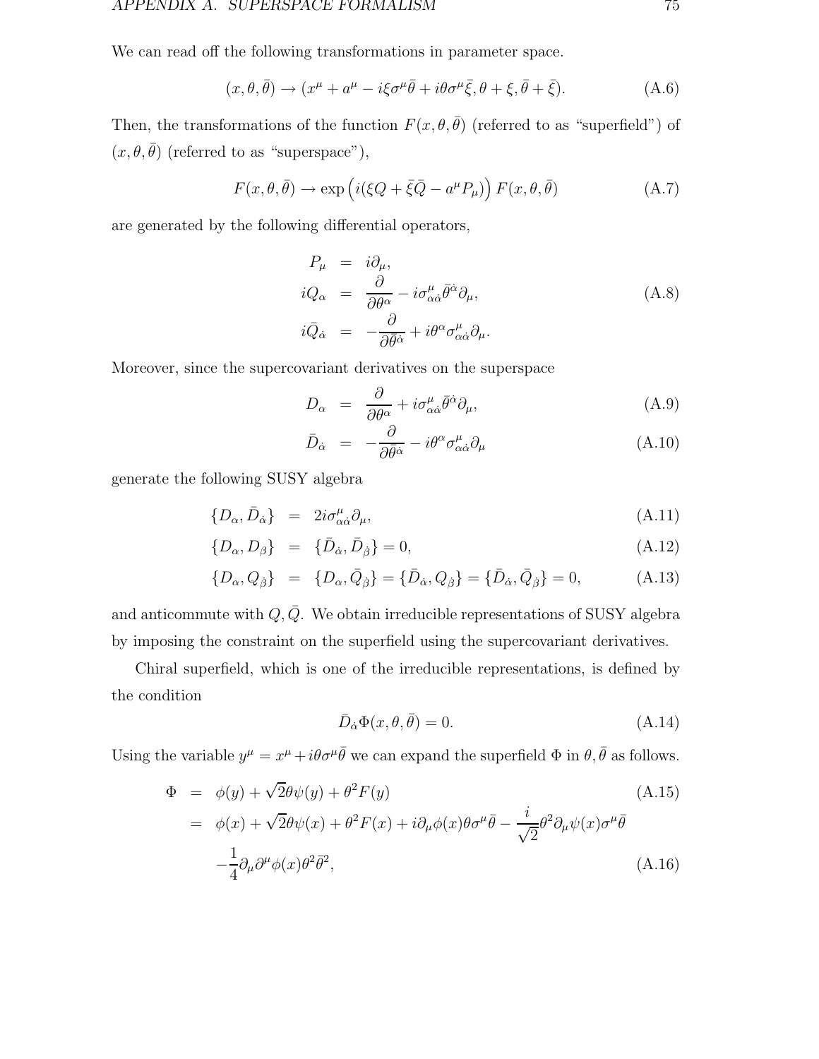We can read off the following transformations in parameter space.

$$(x, \theta, \bar{\theta}) \to (x^\mu + a^\mu - i\xi\sigma^\mu\bar{\theta} + i\theta\sigma^\mu\bar{\xi}, \theta + \xi, \bar{\theta} + \bar{\xi}). \tag{A.6}$$

Then, the transformations of the function $F(x, \theta, \bar{\theta})$ (referred to as "superfield") of $(x, \theta, \bar{\theta})$ (referred to as "superspace"),

$$F(x, \theta, \bar{\theta}) \to \exp\left(i(\xi Q + \bar{\xi}\bar{Q} - a^\mu P_\mu)\right) F(x, \theta, \bar{\theta}) \tag{A.7}$$

are generated by the following differential operators,

$$\begin{aligned} P_\mu &= i\partial_\mu, \\ iQ_\alpha &= \frac{\partial}{\partial\theta^\alpha} - i\sigma^\mu_{\alpha\dot{\alpha}}\bar{\theta}^{\dot{\alpha}}\partial_\mu, \\ i\bar{Q}_{\dot{\alpha}} &= -\frac{\partial}{\partial\bar{\theta}^{\dot{\alpha}}} + i\theta^\alpha\sigma^\mu_{\alpha\dot{\alpha}}\partial_\mu. \end{aligned} \tag{A.8}$$

Moreover, since the supercovariant derivatives on the superspace

$$D_\alpha = \frac{\partial}{\partial\theta^\alpha} + i\sigma^\mu_{\alpha\dot{\alpha}}\bar{\theta}^{\dot{\alpha}}\partial_\mu, \tag{A.9}$$

$$\bar{D}_{\dot{\alpha}} = -\frac{\partial}{\partial\bar{\theta}^{\dot{\alpha}}} - i\theta^\alpha\sigma^\mu_{\alpha\dot{\alpha}}\partial_\mu \tag{A.10}$$

generate the following SUSY algebra

$$\{D_\alpha, \bar{D}_{\dot{\alpha}}\} = 2i\sigma^\mu_{\alpha\dot{\alpha}}\partial_\mu, \tag{A.11}$$

$$\{D_\alpha, D_\beta\} = \{\bar{D}_{\dot{\alpha}}, \bar{D}_{\dot{\beta}}\} = 0, \tag{A.12}$$

$$\{D_\alpha, Q_{\dot{\beta}}\} = \{D_\alpha, \bar{Q}_{\dot{\beta}}\} = \{\bar{D}_{\dot{\alpha}}, Q_{\dot{\beta}}\} = \{\bar{D}_{\dot{\alpha}}, \bar{Q}_{\dot{\beta}}\} = 0, \tag{A.13}$$

and anticommute with $Q, \bar{Q}$. We obtain irreducible representations of SUSY algebra by imposing the constraint on the superfield using the supercovariant derivatives.

Chiral superfield, which is one of the irreducible representations, is defined by the condition

$$\bar{D}_{\dot{\alpha}}\Phi(x, \theta, \bar{\theta}) = 0. \tag{A.14}$$

Using the variable $y^\mu = x^\mu + i\theta\sigma^\mu\bar{\theta}$ we can expand the superfield $\Phi$ in $\theta, \bar{\theta}$ as follows.

$$\begin{aligned} \Phi &= \phi(y) + \sqrt{2}\theta\psi(y) + \theta^2 F(y) && \text{(A.15)} \\ &= \phi(x) + \sqrt{2}\theta\psi(x) + \theta^2 F(x) + i\partial_\mu\phi(x)\theta\sigma^\mu\bar{\theta} - \frac{i}{\sqrt{2}}\theta^2\partial_\mu\psi(x)\sigma^\mu\bar{\theta} \\ &\quad -\frac{1}{4}\partial_\mu\partial^\mu\phi(x)\theta^2\bar{\theta}^2, && \text{(A.16)} \end{aligned}$$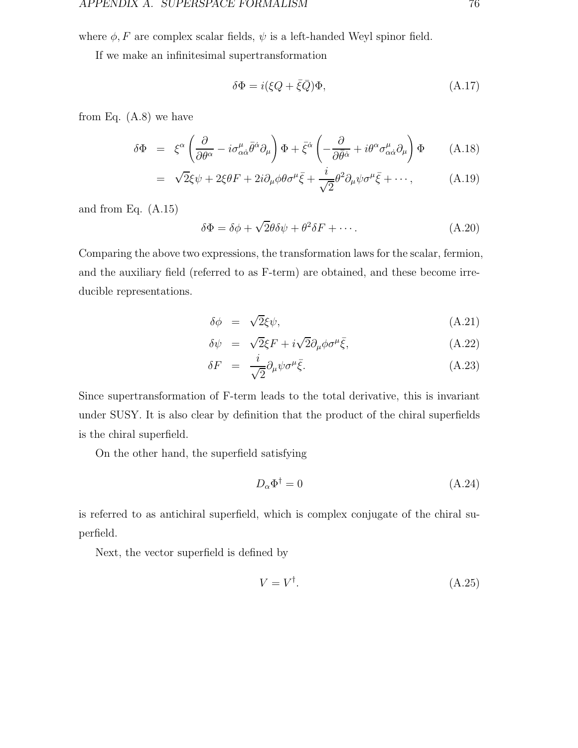where $\phi, F$ are complex scalar fields, $\psi$ is a left-handed Weyl spinor field.

If we make an infinitesimal supertransformation

$$\delta\Phi = i(\xi Q + \bar{\xi}\bar{Q})\Phi, \tag{A.17}$$

from Eq. (A.8) we have

$$\begin{aligned}
\delta\Phi &= \xi^\alpha \left( \frac{\partial}{\partial\theta^\alpha} - i\sigma^\mu_{\alpha\dot{\alpha}}\bar{\theta}^{\dot{\alpha}}\partial_\mu \right)\Phi + \bar{\xi}^{\dot{\alpha}} \left( -\frac{\partial}{\partial\bar{\theta}^{\dot{\alpha}}} + i\theta^\alpha\sigma^\mu_{\alpha\dot{\alpha}}\partial_\mu \right)\Phi \qquad (A.18)\\
&= \sqrt{2}\xi\psi + 2\xi\theta F + 2i\partial_\mu\phi\theta\sigma^\mu\bar{\xi} + \frac{i}{\sqrt{2}}\theta^2\partial_\mu\psi\sigma^\mu\bar{\xi} + \cdots, \qquad (A.19)
\end{aligned}$$

and from Eq. (A.15)

$$\delta\Phi = \delta\phi + \sqrt{2}\theta\delta\psi + \theta^2\delta F + \cdots. \tag{A.20}$$

Comparing the above two expressions, the transformation laws for the scalar, fermion, and the auxiliary field (referred to as F-term) are obtained, and these become irreducible representations.

$$\begin{aligned}
\delta\phi &= \sqrt{2}\xi\psi, \qquad (A.21)\\
\delta\psi &= \sqrt{2}\xi F + i\sqrt{2}\partial_\mu\phi\sigma^\mu\bar{\xi}, \qquad (A.22)\\
\delta F &= \frac{i}{\sqrt{2}}\partial_\mu\psi\sigma^\mu\bar{\xi}. \qquad (A.23)
\end{aligned}$$

Since supertransformation of F-term leads to the total derivative, this is invariant under SUSY. It is also clear by definition that the product of the chiral superfields is the chiral superfield.

On the other hand, the superfield satisfying

$$D_\alpha\Phi^\dagger = 0 \tag{A.24}$$

is referred to as antichiral superfield, which is complex conjugate of the chiral superfield.

Next, the vector superfield is defined by

$$V = V^\dagger. \tag{A.25}$$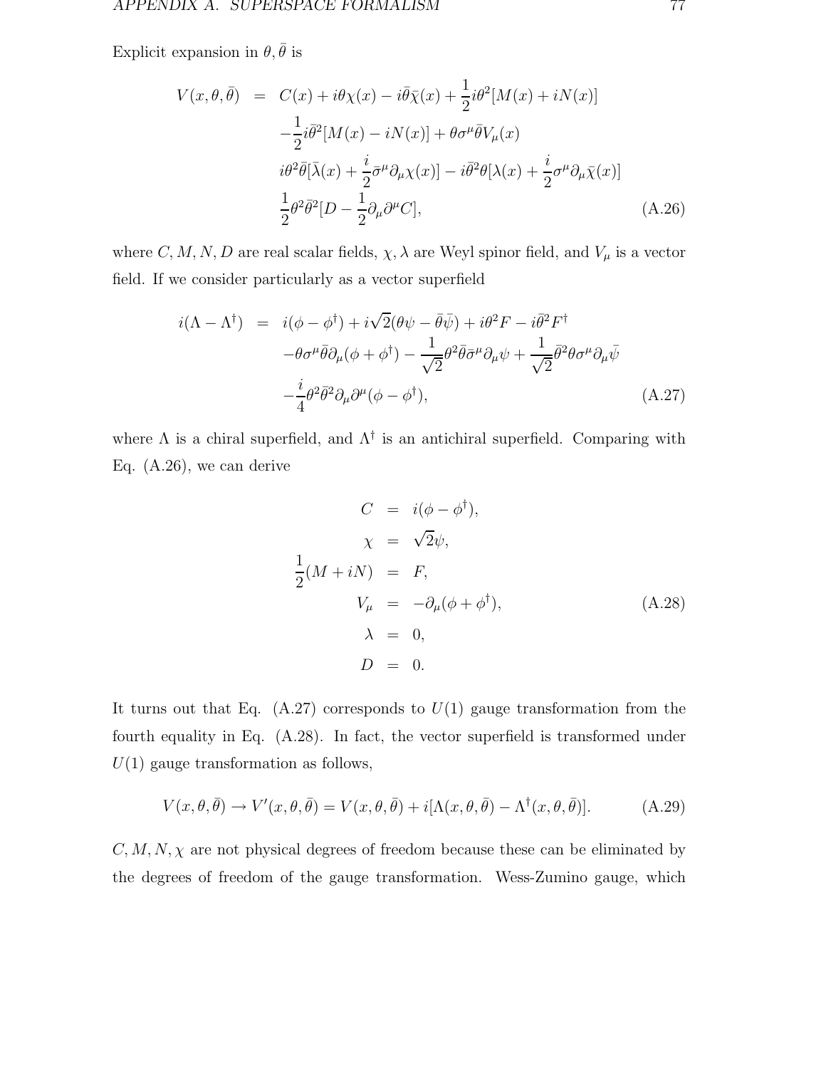Explicit expansion in $\theta, \bar{\theta}$ is

$$
\begin{aligned}
V(x,\theta,\bar{\theta}) &= C(x) + i\theta\chi(x) - i\bar{\theta}\bar{\chi}(x) + \frac{1}{2}i\theta^2[M(x) + iN(x)] \\
&\quad -\frac{1}{2}i\bar{\theta}^2[M(x) - iN(x)] + \theta\sigma^\mu\bar{\theta}V_\mu(x) \\
&\quad i\theta^2\bar{\theta}[\bar{\lambda}(x) + \frac{i}{2}\bar{\sigma}^\mu\partial_\mu\chi(x)] - i\bar{\theta}^2\theta[\lambda(x) + \frac{i}{2}\sigma^\mu\partial_\mu\bar{\chi}(x)] \\
&\quad \frac{1}{2}\theta^2\bar{\theta}^2[D - \frac{1}{2}\partial_\mu\partial^\mu C], \qquad \text{(A.26)}
\end{aligned}
$$

where $C, M, N, D$ are real scalar fields, $\chi, \lambda$ are Weyl spinor field, and $V_\mu$ is a vector field. If we consider particularly as a vector superfield

$$
\begin{aligned}
i(\Lambda - \Lambda^\dagger) &= i(\phi - \phi^\dagger) + i\sqrt{2}(\theta\psi - \bar{\theta}\bar{\psi}) + i\theta^2 F - i\bar{\theta}^2 F^\dagger \\
&\quad -\theta\sigma^\mu\bar{\theta}\partial_\mu(\phi + \phi^\dagger) - \frac{1}{\sqrt{2}}\theta^2\bar{\theta}\bar{\sigma}^\mu\partial_\mu\psi + \frac{1}{\sqrt{2}}\bar{\theta}^2\theta\sigma^\mu\partial_\mu\bar{\psi} \\
&\quad -\frac{i}{4}\theta^2\bar{\theta}^2\partial_\mu\partial^\mu(\phi - \phi^\dagger), \qquad \text{(A.27)}
\end{aligned}
$$

where $\Lambda$ is a chiral superfield, and $\Lambda^\dagger$ is an antichiral superfield. Comparing with Eq. (A.26), we can derive

$$
\begin{aligned}
C &= i(\phi - \phi^\dagger), \\
\chi &= \sqrt{2}\psi, \\
\frac{1}{2}(M + iN) &= F, \\
V_\mu &= -\partial_\mu(\phi + \phi^\dagger), \qquad \text{(A.28)} \\
\lambda &= 0, \\
D &= 0.
\end{aligned}
$$

It turns out that Eq. (A.27) corresponds to $U(1)$ gauge transformation from the fourth equality in Eq. (A.28). In fact, the vector superfield is transformed under $U(1)$ gauge transformation as follows,

$$
V(x,\theta,\bar{\theta}) \to V'(x,\theta,\bar{\theta}) = V(x,\theta,\bar{\theta}) + i[\Lambda(x,\theta,\bar{\theta}) - \Lambda^\dagger(x,\theta,\bar{\theta})]. \qquad \text{(A.29)}
$$

$C, M, N, \chi$ are not physical degrees of freedom because these can be eliminated by the degrees of freedom of the gauge transformation. Wess-Zumino gauge, which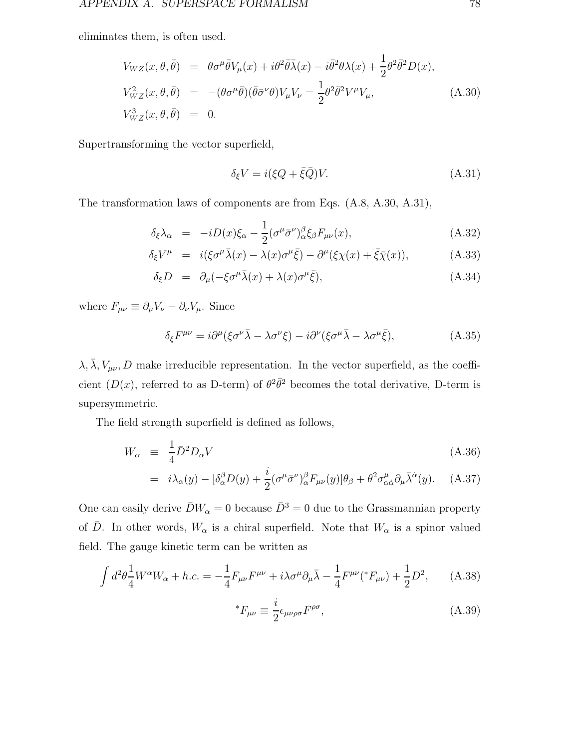eliminates them, is often used.

$$
\begin{aligned}
V_{WZ}(x,\theta,\bar{\theta}) &= \theta\sigma^\mu\bar{\theta}V_\mu(x) + i\theta^2\bar{\theta}\bar{\lambda}(x) - i\bar{\theta}^2\theta\lambda(x) + \frac{1}{2}\theta^2\bar{\theta}^2 D(x), \\
V_{WZ}^2(x,\theta,\bar{\theta}) &= -(\theta\sigma^\mu\bar{\theta})(\bar{\theta}\bar{\sigma}^\nu\theta)V_\mu V_\nu = \frac{1}{2}\theta^2\bar{\theta}^2 V^\mu V_\mu, \\
V_{WZ}^3(x,\theta,\bar{\theta}) &= 0.
\end{aligned} \tag{A.30}
$$

Supertransforming the vector superfield,

$$
\delta_\xi V = i(\xi Q + \bar{\xi}\bar{Q})V. \tag{A.31}
$$

The transformation laws of components are from Eqs. (A.8, A.30, A.31),

$$
\delta_\xi \lambda_\alpha = -iD(x)\xi_\alpha - \frac{1}{2}(\sigma^\mu\bar{\sigma}^\nu)_\alpha^\beta \xi_\beta F_{\mu\nu}(x), \tag{A.32}
$$

$$
\delta_\xi V^\mu = i(\xi\sigma^\mu\bar{\lambda}(x) - \lambda(x)\sigma^\mu\bar{\xi}) - \partial^\mu(\xi\chi(x) + \bar{\xi}\bar{\chi}(x)), \tag{A.33}
$$

$$
\delta_\xi D = \partial_\mu(-\xi\sigma^\mu\bar{\lambda}(x) + \lambda(x)\sigma^\mu\bar{\xi}), \tag{A.34}
$$

where $F_{\mu\nu} \equiv \partial_\mu V_\nu - \partial_\nu V_\mu$. Since

$$
\delta_\xi F^{\mu\nu} = i\partial^\mu(\xi\sigma^\nu\bar{\lambda} - \lambda\sigma^\nu\xi) - i\partial^\nu(\xi\sigma^\mu\bar{\lambda} - \lambda\sigma^\mu\bar{\xi}), \tag{A.35}
$$

$\lambda, \bar{\lambda}, V_{\mu\nu}, D$ make irreducible representation. In the vector superfield, as the coefficient ($D(x)$, referred to as D-term) of $\theta^2\bar{\theta}^2$ becomes the total derivative, D-term is supersymmetric.

The field strength superfield is defined as follows,

$$
\begin{aligned}
W_\alpha &\equiv \frac{1}{4}\bar{D}^2 D_\alpha V & \text{(A.36)} \\
&= i\lambda_\alpha(y) - [\delta_\alpha^\beta D(y) + \frac{i}{2}(\sigma^\mu\bar{\sigma}^\nu)_\alpha^\beta F_{\mu\nu}(y)]\theta_\beta + \theta^2\sigma^\mu_{\alpha\dot{\alpha}}\partial_\mu\bar{\lambda}^{\dot{\alpha}}(y). & \text{(A.37)}
\end{aligned}
$$

One can easily derive $\bar{D}W_\alpha = 0$ because $\bar{D}^3 = 0$ due to the Grassmannian property of $\bar{D}$. In other words, $W_\alpha$ is a chiral superfield. Note that $W_\alpha$ is a spinor valued field. The gauge kinetic term can be written as

$$
\int d^2\theta \frac{1}{4}W^\alpha W_\alpha + h.c. = -\frac{1}{4}F_{\mu\nu}F^{\mu\nu} + i\lambda\sigma^\mu\partial_\mu\bar{\lambda} - \frac{1}{4}F^{\mu\nu}({}^*F_{\mu\nu}) + \frac{1}{2}D^2, \tag{A.38}
$$

$$
{}^*F_{\mu\nu} \equiv \frac{i}{2}\epsilon_{\mu\nu\rho\sigma}F^{\rho\sigma}, \tag{A.39}
$$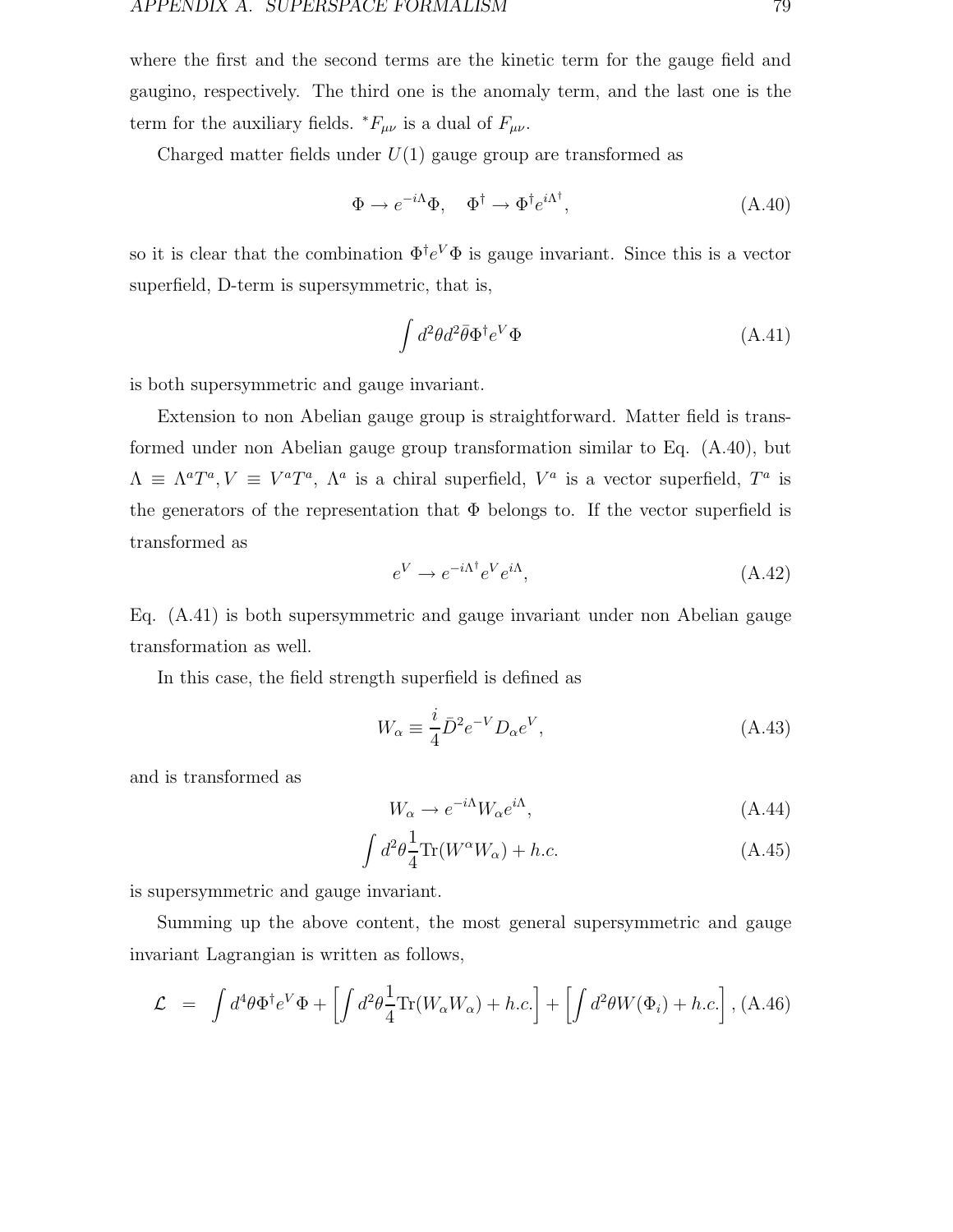where the first and the second terms are the kinetic term for the gauge field and gaugino, respectively. The third one is the anomaly term, and the last one is the term for the auxiliary fields. ${}^*F_{\mu\nu}$ is a dual of $F_{\mu\nu}$.

Charged matter fields under $U(1)$ gauge group are transformed as

$$\Phi \to e^{-i\Lambda}\Phi, \quad \Phi^\dagger \to \Phi^\dagger e^{i\Lambda^\dagger}, \tag{A.40}$$

so it is clear that the combination $\Phi^\dagger e^V \Phi$ is gauge invariant. Since this is a vector superfield, D-term is supersymmetric, that is,

$$\int d^2\theta d^2\bar{\theta} \Phi^\dagger e^V \Phi \tag{A.41}$$

is both supersymmetric and gauge invariant.

Extension to non Abelian gauge group is straightforward. Matter field is transformed under non Abelian gauge group transformation similar to Eq. (A.40), but $\Lambda \equiv \Lambda^a T^a, V \equiv V^a T^a$, $\Lambda^a$ is a chiral superfield, $V^a$ is a vector superfield, $T^a$ is the generators of the representation that $\Phi$ belongs to. If the vector superfield is transformed as

$$e^V \to e^{-i\Lambda^\dagger} e^V e^{i\Lambda}, \tag{A.42}$$

Eq. (A.41) is both supersymmetric and gauge invariant under non Abelian gauge transformation as well.

In this case, the field strength superfield is defined as

$$W_\alpha \equiv \frac{i}{4}\bar{D}^2 e^{-V} D_\alpha e^V, \tag{A.43}$$

and is transformed as

$$W_\alpha \to e^{-i\Lambda} W_\alpha e^{i\Lambda}, \tag{A.44}$$

$$\int d^2\theta \frac{1}{4}\mathrm{Tr}(W^\alpha W_\alpha) + h.c. \tag{A.45}$$

is supersymmetric and gauge invariant.

Summing up the above content, the most general supersymmetric and gauge invariant Lagrangian is written as follows,

$$\mathcal{L} = \int d^4\theta \Phi^\dagger e^V \Phi + \left[\int d^2\theta \frac{1}{4}\mathrm{Tr}(W_\alpha W_\alpha) + h.c.\right] + \left[\int d^2\theta W(\Phi_i) + h.c.\right], \tag{A.46}$$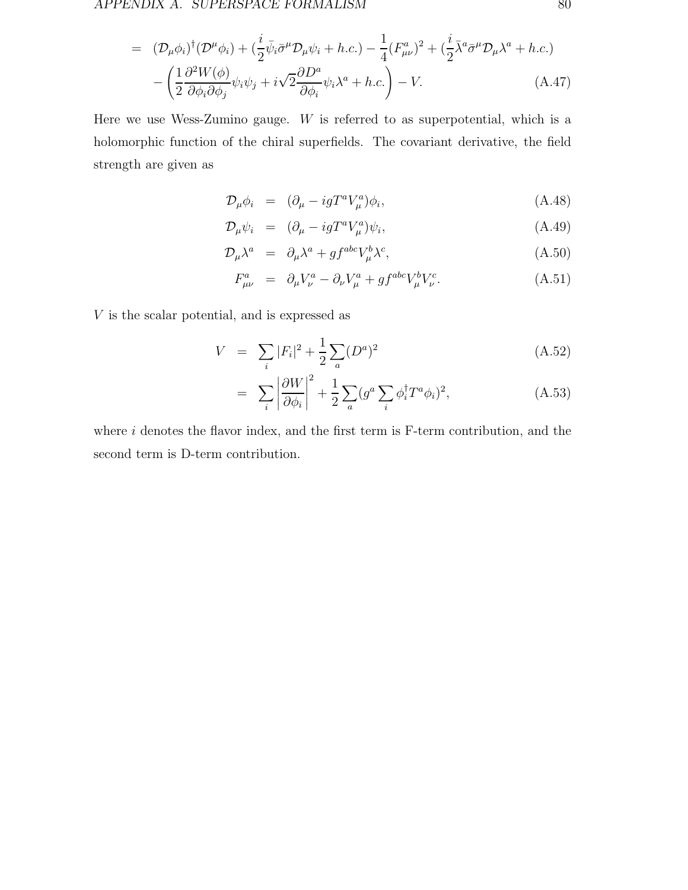$$
\begin{aligned}
&= (\mathcal{D}_\mu \phi_i)^\dagger (\mathcal{D}^\mu \phi_i) + (\frac{i}{2}\bar{\psi}_i \bar{\sigma}^\mu \mathcal{D}_\mu \psi_i + h.c.) - \frac{1}{4}(F^a_{\mu\nu})^2 + (\frac{i}{2}\bar{\lambda}^a \bar{\sigma}^\mu \mathcal{D}_\mu \lambda^a + h.c.) \\
&\quad - \left( \frac{1}{2}\frac{\partial^2 W(\phi)}{\partial \phi_i \partial \phi_j}\psi_i \psi_j + i\sqrt{2}\frac{\partial D^a}{\partial \phi_i}\psi_i \lambda^a + h.c. \right) - V. \qquad \text{(A.47)}
\end{aligned}
$$

Here we use Wess-Zumino gauge. $W$ is referred to as superpotential, which is a holomorphic function of the chiral superfields. The covariant derivative, the field strength are given as

$$
\mathcal{D}_\mu \phi_i = (\partial_\mu - igT^a V^a_\mu)\phi_i, \qquad \text{(A.48)}
$$

$$
\mathcal{D}_\mu \psi_i = (\partial_\mu - igT^a V^a_\mu)\psi_i, \qquad \text{(A.49)}
$$

$$
\mathcal{D}_\mu \lambda^a = \partial_\mu \lambda^a + gf^{abc}V^b_\mu \lambda^c, \qquad \text{(A.50)}
$$

$$
F^a_{\mu\nu} = \partial_\mu V^a_\nu - \partial_\nu V^a_\mu + gf^{abc}V^b_\mu V^c_\nu. \qquad \text{(A.51)}
$$

$V$ is the scalar potential, and is expressed as

$$
V = \sum_i |F_i|^2 + \frac{1}{2}\sum_a (D^a)^2 \qquad \text{(A.52)}
$$

$$
= \sum_i \left| \frac{\partial W}{\partial \phi_i} \right|^2 + \frac{1}{2}\sum_a (g^a \sum_i \phi_i^\dagger T^a \phi_i)^2, \qquad \text{(A.53)}
$$

where $i$ denotes the flavor index, and the first term is F-term contribution, and the second term is D-term contribution.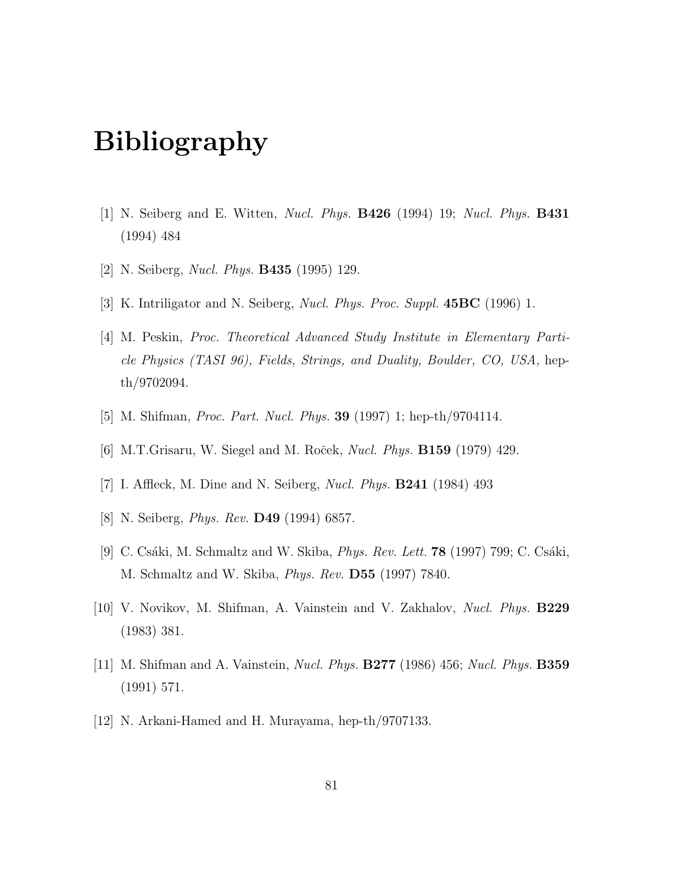# Bibliography

[1] N. Seiberg and E. Witten, *Nucl. Phys.* **B426** (1994) 19; *Nucl. Phys.* **B431** (1994) 484

[2] N. Seiberg, *Nucl. Phys.* **B435** (1995) 129.

[3] K. Intriligator and N. Seiberg, *Nucl. Phys. Proc. Suppl.* **45BC** (1996) 1.

[4] M. Peskin, *Proc. Theoretical Advanced Study Institute in Elementary Particle Physics (TASI 96), Fields, Strings, and Duality, Boulder, CO, USA,* hep-th/9702094.

[5] M. Shifman, *Proc. Part. Nucl. Phys.* **39** (1997) 1; hep-th/9704114.

[6] M.T.Grisaru, W. Siegel and M. Roček, *Nucl. Phys.* **B159** (1979) 429.

[7] I. Affleck, M. Dine and N. Seiberg, *Nucl. Phys.* **B241** (1984) 493

[8] N. Seiberg, *Phys. Rev.* **D49** (1994) 6857.

[9] C. Csáki, M. Schmaltz and W. Skiba, *Phys. Rev. Lett.* **78** (1997) 799; C. Csáki, M. Schmaltz and W. Skiba, *Phys. Rev.* **D55** (1997) 7840.

[10] V. Novikov, M. Shifman, A. Vainstein and V. Zakhalov, *Nucl. Phys.* **B229** (1983) 381.

[11] M. Shifman and A. Vainstein, *Nucl. Phys.* **B277** (1986) 456; *Nucl. Phys.* **B359** (1991) 571.

[12] N. Arkani-Hamed and H. Murayama, hep-th/9707133.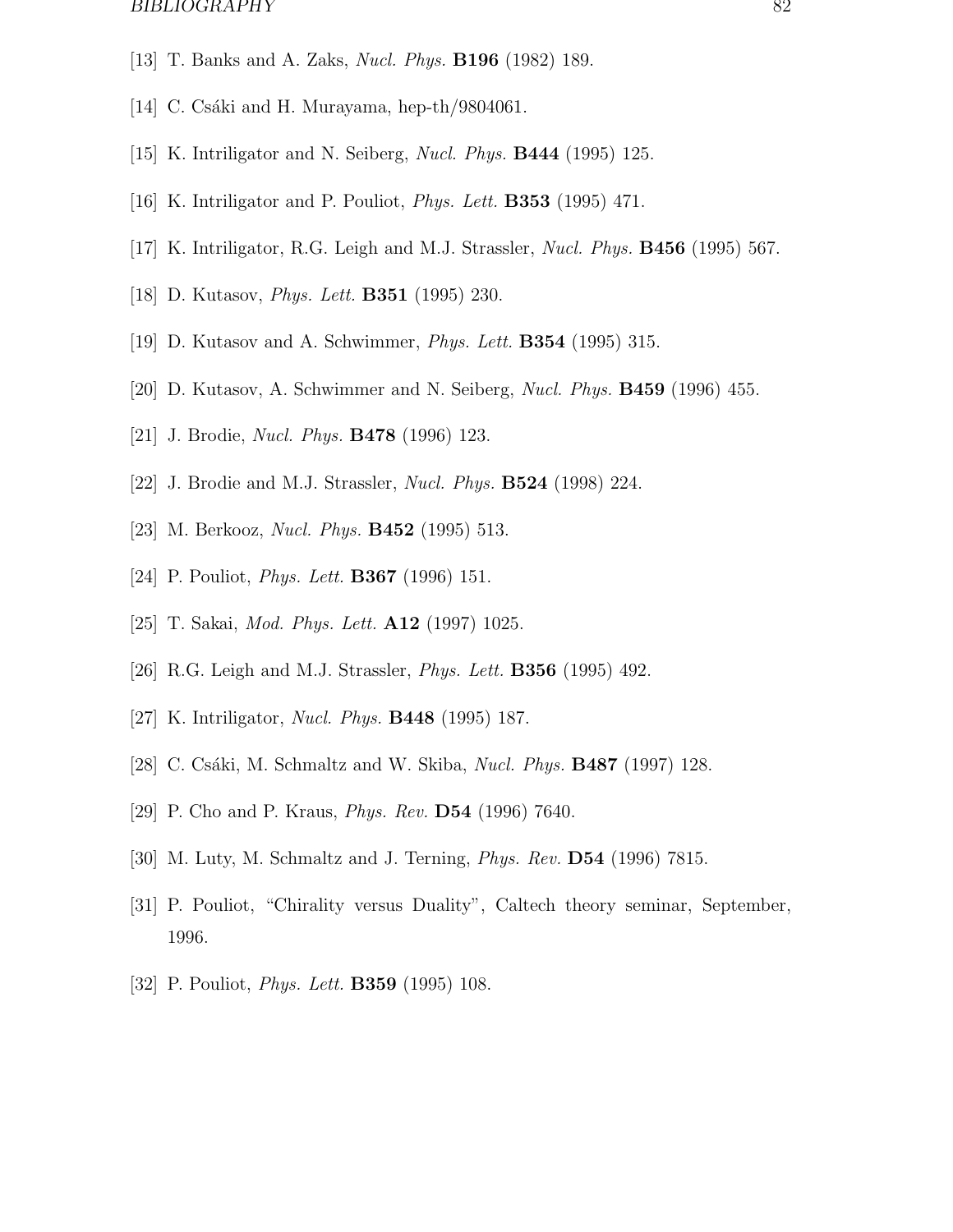[13] T. Banks and A. Zaks, *Nucl. Phys.* **B196** (1982) 189.

[14] C. Csáki and H. Murayama, hep-th/9804061.

[15] K. Intriligator and N. Seiberg, *Nucl. Phys.* **B444** (1995) 125.

[16] K. Intriligator and P. Pouliot, *Phys. Lett.* **B353** (1995) 471.

[17] K. Intriligator, R.G. Leigh and M.J. Strassler, *Nucl. Phys.* **B456** (1995) 567.

[18] D. Kutasov, *Phys. Lett.* **B351** (1995) 230.

[19] D. Kutasov and A. Schwimmer, *Phys. Lett.* **B354** (1995) 315.

[20] D. Kutasov, A. Schwimmer and N. Seiberg, *Nucl. Phys.* **B459** (1996) 455.

[21] J. Brodie, *Nucl. Phys.* **B478** (1996) 123.

[22] J. Brodie and M.J. Strassler, *Nucl. Phys.* **B524** (1998) 224.

[23] M. Berkooz, *Nucl. Phys.* **B452** (1995) 513.

[24] P. Pouliot, *Phys. Lett.* **B367** (1996) 151.

[25] T. Sakai, *Mod. Phys. Lett.* **A12** (1997) 1025.

[26] R.G. Leigh and M.J. Strassler, *Phys. Lett.* **B356** (1995) 492.

[27] K. Intriligator, *Nucl. Phys.* **B448** (1995) 187.

[28] C. Csáki, M. Schmaltz and W. Skiba, *Nucl. Phys.* **B487** (1997) 128.

[29] P. Cho and P. Kraus, *Phys. Rev.* **D54** (1996) 7640.

[30] M. Luty, M. Schmaltz and J. Terning, *Phys. Rev.* **D54** (1996) 7815.

[31] P. Pouliot, "Chirality versus Duality", Caltech theory seminar, September, 1996.

[32] P. Pouliot, *Phys. Lett.* **B359** (1995) 108.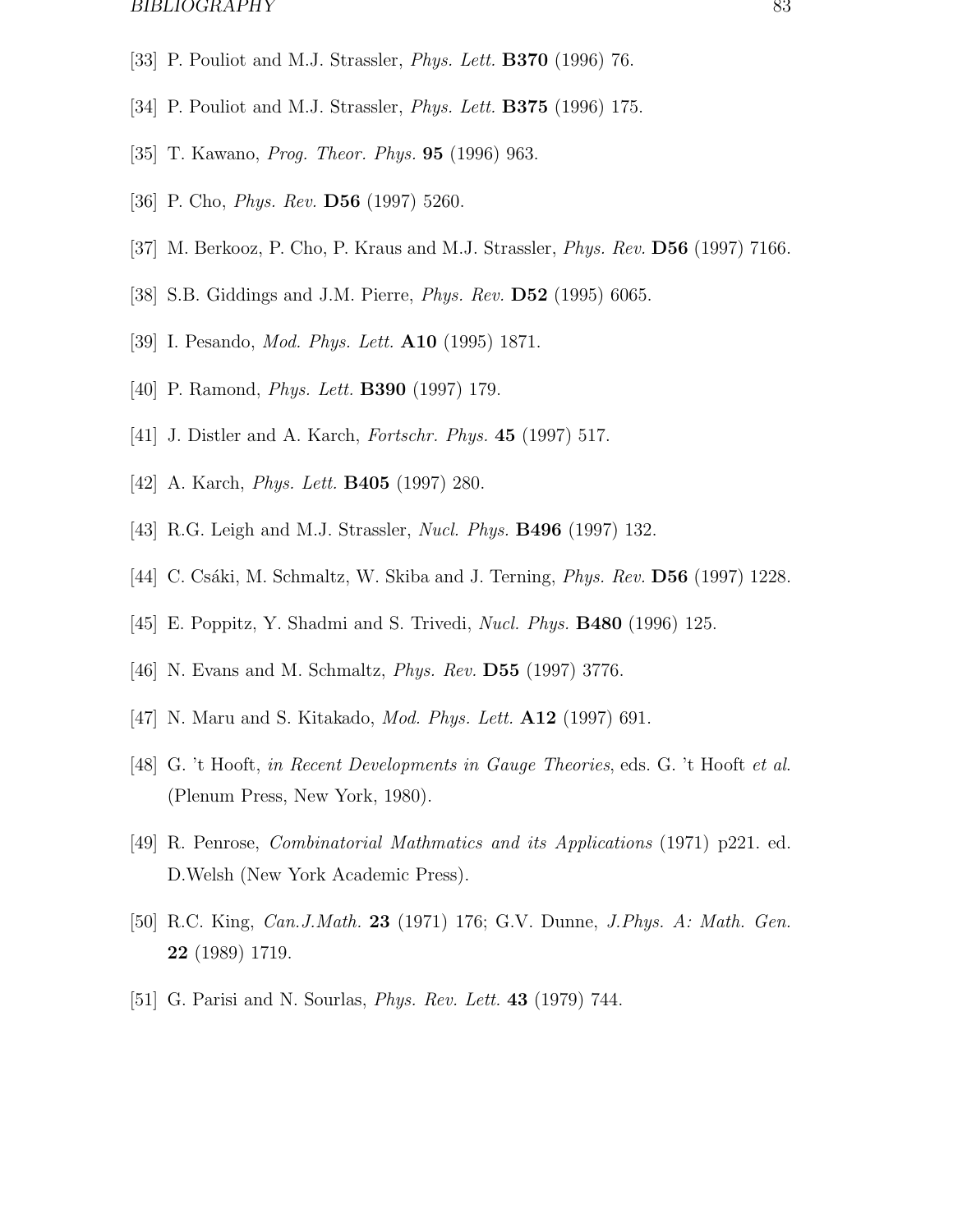[33] P. Pouliot and M.J. Strassler, *Phys. Lett.* **B370** (1996) 76.

[34] P. Pouliot and M.J. Strassler, *Phys. Lett.* **B375** (1996) 175.

[35] T. Kawano, *Prog. Theor. Phys.* **95** (1996) 963.

[36] P. Cho, *Phys. Rev.* **D56** (1997) 5260.

[37] M. Berkooz, P. Cho, P. Kraus and M.J. Strassler, *Phys. Rev.* **D56** (1997) 7166.

[38] S.B. Giddings and J.M. Pierre, *Phys. Rev.* **D52** (1995) 6065.

[39] I. Pesando, *Mod. Phys. Lett.* **A10** (1995) 1871.

[40] P. Ramond, *Phys. Lett.* **B390** (1997) 179.

[41] J. Distler and A. Karch, *Fortschr. Phys.* **45** (1997) 517.

[42] A. Karch, *Phys. Lett.* **B405** (1997) 280.

[43] R.G. Leigh and M.J. Strassler, *Nucl. Phys.* **B496** (1997) 132.

[44] C. Csáki, M. Schmaltz, W. Skiba and J. Terning, *Phys. Rev.* **D56** (1997) 1228.

[45] E. Poppitz, Y. Shadmi and S. Trivedi, *Nucl. Phys.* **B480** (1996) 125.

[46] N. Evans and M. Schmaltz, *Phys. Rev.* **D55** (1997) 3776.

[47] N. Maru and S. Kitakado, *Mod. Phys. Lett.* **A12** (1997) 691.

[48] G. 't Hooft, *in Recent Developments in Gauge Theories*, eds. G. 't Hooft *et al.* (Plenum Press, New York, 1980).

[49] R. Penrose, *Combinatorial Mathmatics and its Applications* (1971) p221. ed. D.Welsh (New York Academic Press).

[50] R.C. King, *Can.J.Math.* **23** (1971) 176; G.V. Dunne, *J.Phys. A: Math. Gen.* **22** (1989) 1719.

[51] G. Parisi and N. Sourlas, *Phys. Rev. Lett.* **43** (1979) 744.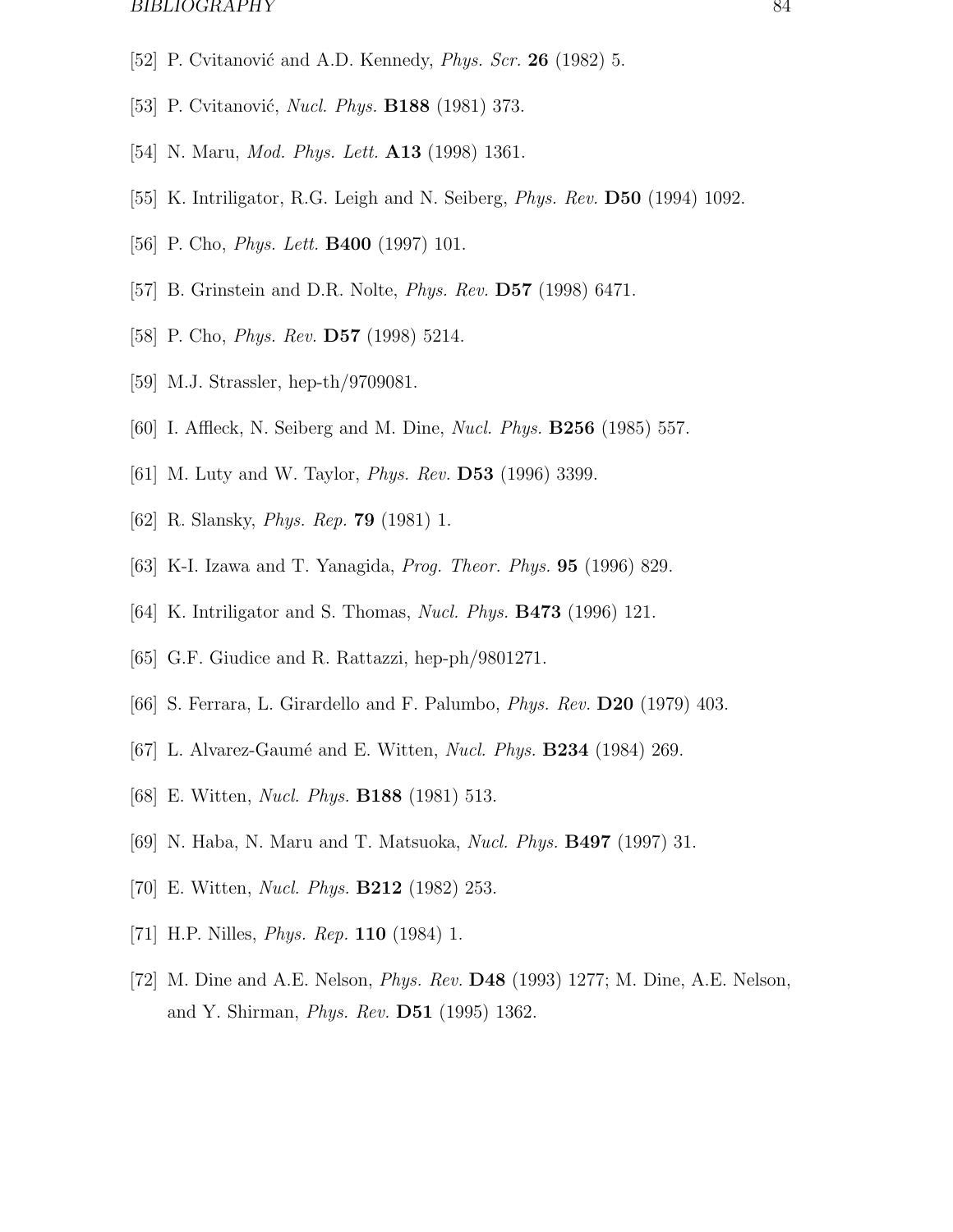[52] P. Cvitanović and A.D. Kennedy, *Phys. Scr.* **26** (1982) 5.

[53] P. Cvitanović, *Nucl. Phys.* **B188** (1981) 373.

[54] N. Maru, *Mod. Phys. Lett.* **A13** (1998) 1361.

[55] K. Intriligator, R.G. Leigh and N. Seiberg, *Phys. Rev.* **D50** (1994) 1092.

[56] P. Cho, *Phys. Lett.* **B400** (1997) 101.

[57] B. Grinstein and D.R. Nolte, *Phys. Rev.* **D57** (1998) 6471.

[58] P. Cho, *Phys. Rev.* **D57** (1998) 5214.

[59] M.J. Strassler, hep-th/9709081.

[60] I. Affleck, N. Seiberg and M. Dine, *Nucl. Phys.* **B256** (1985) 557.

[61] M. Luty and W. Taylor, *Phys. Rev.* **D53** (1996) 3399.

[62] R. Slansky, *Phys. Rep.* **79** (1981) 1.

[63] K-I. Izawa and T. Yanagida, *Prog. Theor. Phys.* **95** (1996) 829.

[64] K. Intriligator and S. Thomas, *Nucl. Phys.* **B473** (1996) 121.

[65] G.F. Giudice and R. Rattazzi, hep-ph/9801271.

[66] S. Ferrara, L. Girardello and F. Palumbo, *Phys. Rev.* **D20** (1979) 403.

[67] L. Alvarez-Gaumé and E. Witten, *Nucl. Phys.* **B234** (1984) 269.

[68] E. Witten, *Nucl. Phys.* **B188** (1981) 513.

[69] N. Haba, N. Maru and T. Matsuoka, *Nucl. Phys.* **B497** (1997) 31.

[70] E. Witten, *Nucl. Phys.* **B212** (1982) 253.

[71] H.P. Nilles, *Phys. Rep.* **110** (1984) 1.

[72] M. Dine and A.E. Nelson, *Phys. Rev.* **D48** (1993) 1277; M. Dine, A.E. Nelson, and Y. Shirman, *Phys. Rev.* **D51** (1995) 1362.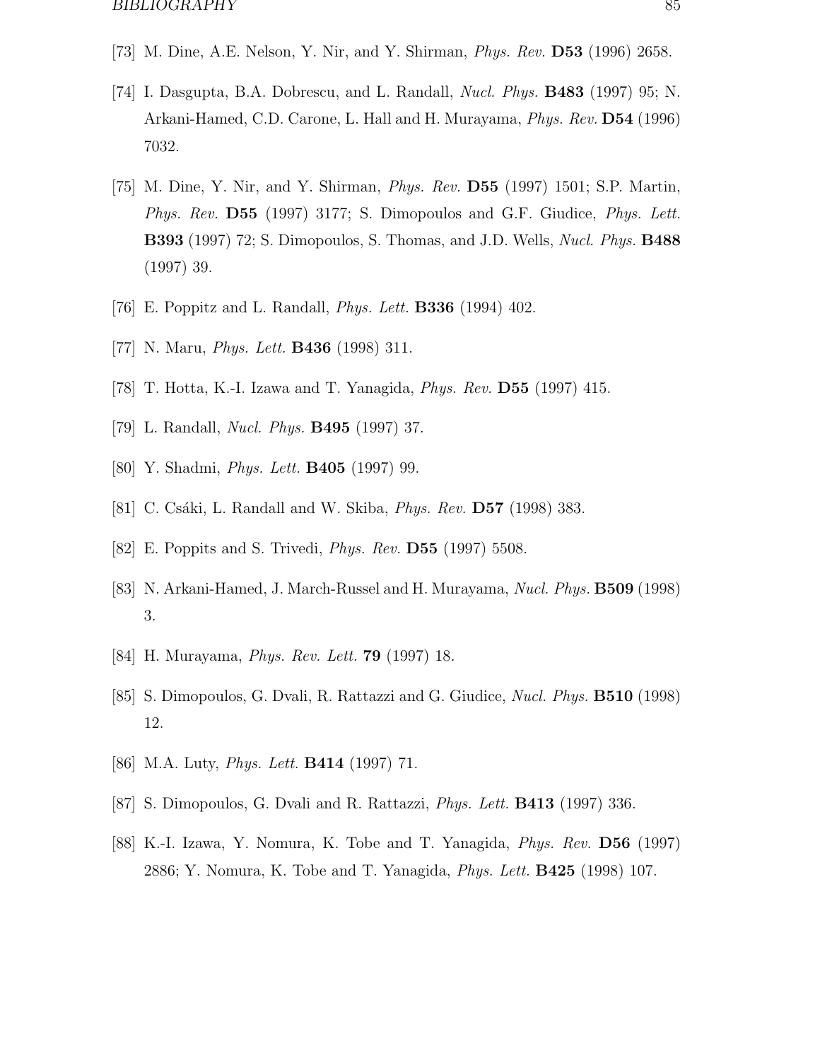[73] M. Dine, A.E. Nelson, Y. Nir, and Y. Shirman, *Phys. Rev.* **D53** (1996) 2658.

[74] I. Dasgupta, B.A. Dobrescu, and L. Randall, *Nucl. Phys.* **B483** (1997) 95; N. Arkani-Hamed, C.D. Carone, L. Hall and H. Murayama, *Phys. Rev.* **D54** (1996) 7032.

[75] M. Dine, Y. Nir, and Y. Shirman, *Phys. Rev.* **D55** (1997) 1501; S.P. Martin, *Phys. Rev.* **D55** (1997) 3177; S. Dimopoulos and G.F. Giudice, *Phys. Lett.* **B393** (1997) 72; S. Dimopoulos, S. Thomas, and J.D. Wells, *Nucl. Phys.* **B488** (1997) 39.

[76] E. Poppitz and L. Randall, *Phys. Lett.* **B336** (1994) 402.

[77] N. Maru, *Phys. Lett.* **B436** (1998) 311.

[78] T. Hotta, K.-I. Izawa and T. Yanagida, *Phys. Rev.* **D55** (1997) 415.

[79] L. Randall, *Nucl. Phys.* **B495** (1997) 37.

[80] Y. Shadmi, *Phys. Lett.* **B405** (1997) 99.

[81] C. Csáki, L. Randall and W. Skiba, *Phys. Rev.* **D57** (1998) 383.

[82] E. Poppits and S. Trivedi, *Phys. Rev.* **D55** (1997) 5508.

[83] N. Arkani-Hamed, J. March-Russel and H. Murayama, *Nucl. Phys.* **B509** (1998) 3.

[84] H. Murayama, *Phys. Rev. Lett.* **79** (1997) 18.

[85] S. Dimopoulos, G. Dvali, R. Rattazzi and G. Giudice, *Nucl. Phys.* **B510** (1998) 12.

[86] M.A. Luty, *Phys. Lett.* **B414** (1997) 71.

[87] S. Dimopoulos, G. Dvali and R. Rattazzi, *Phys. Lett.* **B413** (1997) 336.

[88] K.-I. Izawa, Y. Nomura, K. Tobe and T. Yanagida, *Phys. Rev.* **D56** (1997) 2886; Y. Nomura, K. Tobe and T. Yanagida, *Phys. Lett.* **B425** (1998) 107.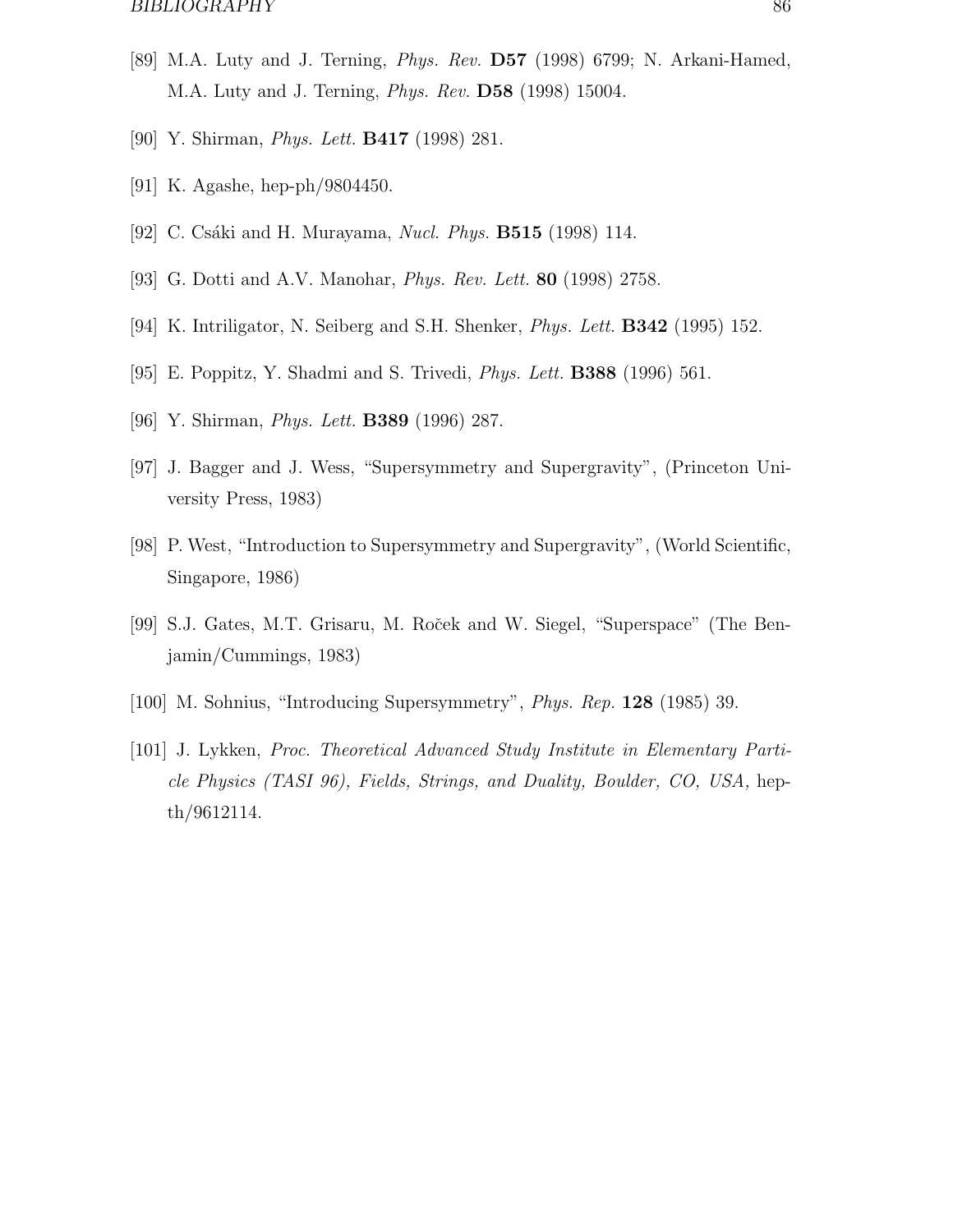[89] M.A. Luty and J. Terning, *Phys. Rev.* **D57** (1998) 6799; N. Arkani-Hamed, M.A. Luty and J. Terning, *Phys. Rev.* **D58** (1998) 15004.

[90] Y. Shirman, *Phys. Lett.* **B417** (1998) 281.

[91] K. Agashe, hep-ph/9804450.

[92] C. Csáki and H. Murayama, *Nucl. Phys.* **B515** (1998) 114.

[93] G. Dotti and A.V. Manohar, *Phys. Rev. Lett.* **80** (1998) 2758.

[94] K. Intriligator, N. Seiberg and S.H. Shenker, *Phys. Lett.* **B342** (1995) 152.

[95] E. Poppitz, Y. Shadmi and S. Trivedi, *Phys. Lett.* **B388** (1996) 561.

[96] Y. Shirman, *Phys. Lett.* **B389** (1996) 287.

[97] J. Bagger and J. Wess, "Supersymmetry and Supergravity", (Princeton University Press, 1983)

[98] P. West, "Introduction to Supersymmetry and Supergravity", (World Scientific, Singapore, 1986)

[99] S.J. Gates, M.T. Grisaru, M. Roček and W. Siegel, "Superspace" (The Benjamin/Cummings, 1983)

[100] M. Sohnius, "Introducing Supersymmetry", *Phys. Rep.* **128** (1985) 39.

[101] J. Lykken, *Proc. Theoretical Advanced Study Institute in Elementary Particle Physics (TASI 96), Fields, Strings, and Duality, Boulder, CO, USA,* hep-th/9612114.